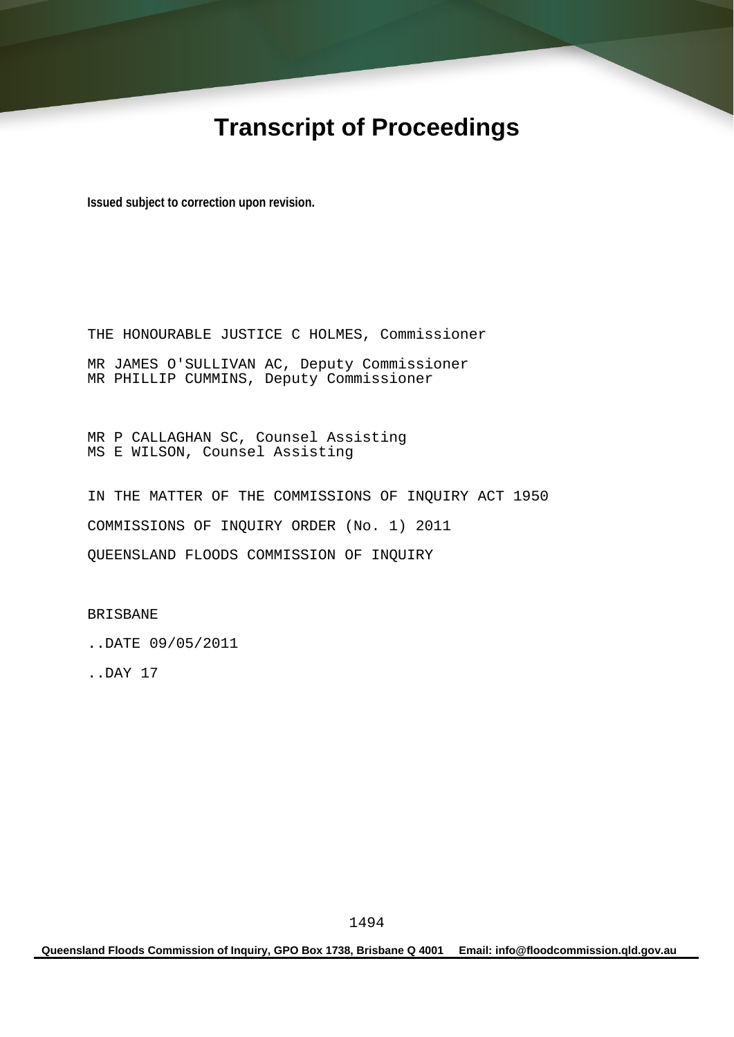# Transcript of Proceedings

**Issued subject to correction upon revision.**

THE HONOURABLE JUSTICE C HOLMES, Commissioner

MR JAMES O'SULLIVAN AC, Deputy Commissioner
MR PHILLIP CUMMINS, Deputy Commissioner

MR P CALLAGHAN SC, Counsel Assisting
MS E WILSON, Counsel Assisting

IN THE MATTER OF THE COMMISSIONS OF INQUIRY ACT 1950

COMMISSIONS OF INQUIRY ORDER (No. 1) 2011

QUEENSLAND FLOODS COMMISSION OF INQUIRY

BRISBANE

..DATE 09/05/2011

..DAY 17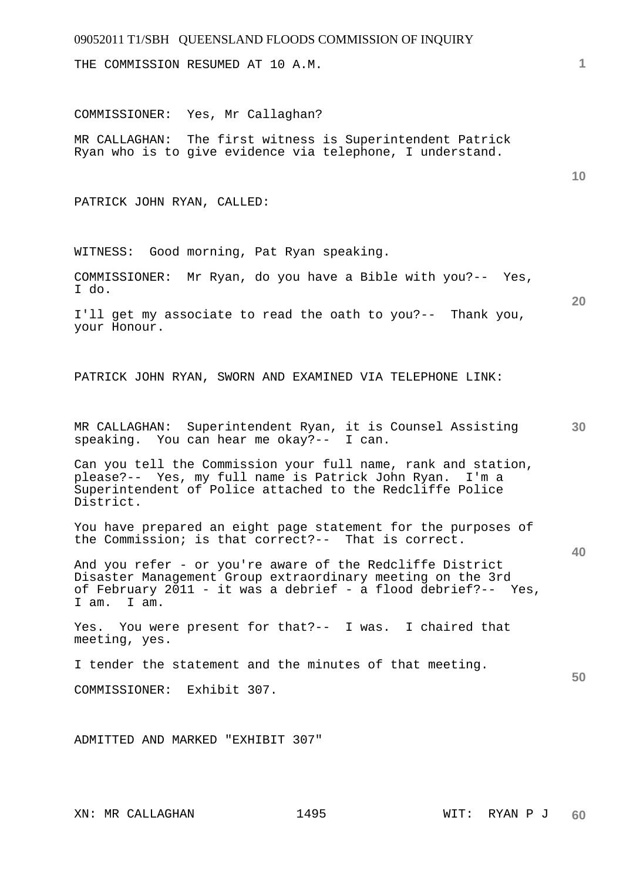THE COMMISSION RESUMED AT 10 A.M.

COMMISSIONER: Yes, Mr Callaghan?

MR CALLAGHAN: The first witness is Superintendent Patrick Ryan who is to give evidence via telephone, I understand.

PATRICK JOHN RYAN, CALLED:

WITNESS: Good morning, Pat Ryan speaking.

COMMISSIONER: Mr Ryan, do you have a Bible with you?-- Yes, I do.

I'll get my associate to read the oath to you?-- Thank you, your Honour.

PATRICK JOHN RYAN, SWORN AND EXAMINED VIA TELEPHONE LINK:

MR CALLAGHAN: Superintendent Ryan, it is Counsel Assisting speaking. You can hear me okay?-- I can.

Can you tell the Commission your full name, rank and station, please?-- Yes, my full name is Patrick John Ryan. I'm a Superintendent of Police attached to the Redcliffe Police District.

You have prepared an eight page statement for the purposes of the Commission; is that correct?-- That is correct.

And you refer - or you're aware of the Redcliffe District Disaster Management Group extraordinary meeting on the 3rd of February 2011 - it was a debrief - a flood debrief?-- Yes, I am. I am.

Yes. You were present for that?-- I was. I chaired that meeting, yes.

I tender the statement and the minutes of that meeting.

COMMISSIONER: Exhibit 307.

ADMITTED AND MARKED "EXHIBIT 307"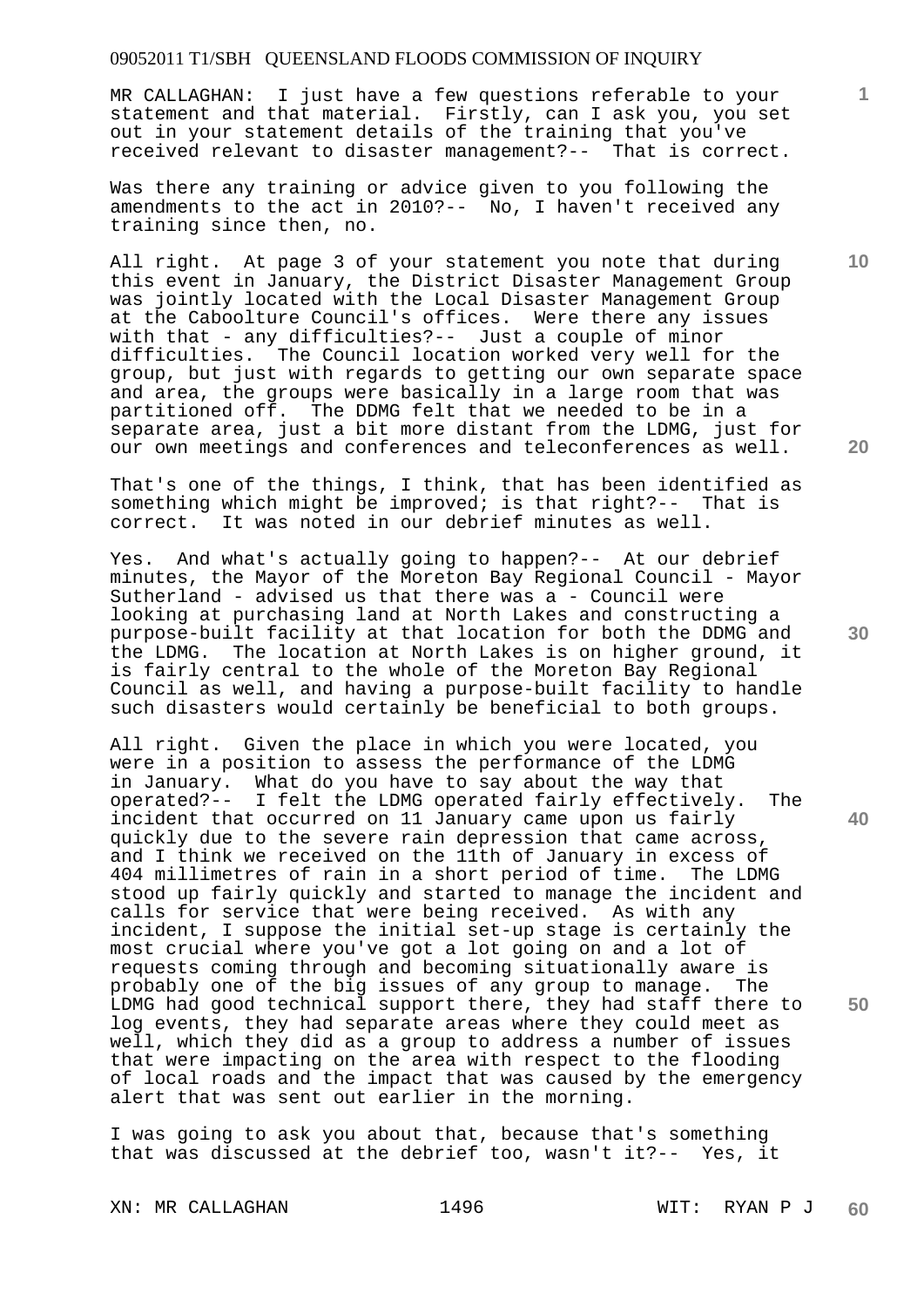MR CALLAGHAN: I just have a few questions referable to your statement and that material. Firstly, can I ask you, you set out in your statement details of the training that you've received relevant to disaster management?-- That is correct.

Was there any training or advice given to you following the amendments to the act in 2010?-- No, I haven't received any training since then, no.

All right. At page 3 of your statement you note that during this event in January, the District Disaster Management Group was jointly located with the Local Disaster Management Group at the Caboolture Council's offices. Were there any issues with that - any difficulties?-- Just a couple of minor difficulties. The Council location worked very well for the group, but just with regards to getting our own separate space and area, the groups were basically in a large room that was partitioned off. The DDMG felt that we needed to be in a separate area, just a bit more distant from the LDMG, just for our own meetings and conferences and teleconferences as well.

That's one of the things, I think, that has been identified as something which might be improved; is that right?-- That is correct. It was noted in our debrief minutes as well.

Yes. And what's actually going to happen?-- At our debrief minutes, the Mayor of the Moreton Bay Regional Council - Mayor Sutherland - advised us that there was a - Council were looking at purchasing land at North Lakes and constructing a purpose-built facility at that location for both the DDMG and the LDMG. The location at North Lakes is on higher ground, it is fairly central to the whole of the Moreton Bay Regional Council as well, and having a purpose-built facility to handle such disasters would certainly be beneficial to both groups.

All right. Given the place in which you were located, you were in a position to assess the performance of the LDMG in January. What do you have to say about the way that operated?-- I felt the LDMG operated fairly effectively. The incident that occurred on 11 January came upon us fairly quickly due to the severe rain depression that came across, and I think we received on the 11th of January in excess of 404 millimetres of rain in a short period of time. The LDMG stood up fairly quickly and started to manage the incident and calls for service that were being received. As with any incident, I suppose the initial set-up stage is certainly the most crucial where you've got a lot going on and a lot of requests coming through and becoming situationally aware is probably one of the big issues of any group to manage. The LDMG had good technical support there, they had staff there to log events, they had separate areas where they could meet as well, which they did as a group to address a number of issues that were impacting on the area with respect to the flooding of local roads and the impact that was caused by the emergency alert that was sent out earlier in the morning.

I was going to ask you about that, because that's something that was discussed at the debrief too, wasn't it?-- Yes, it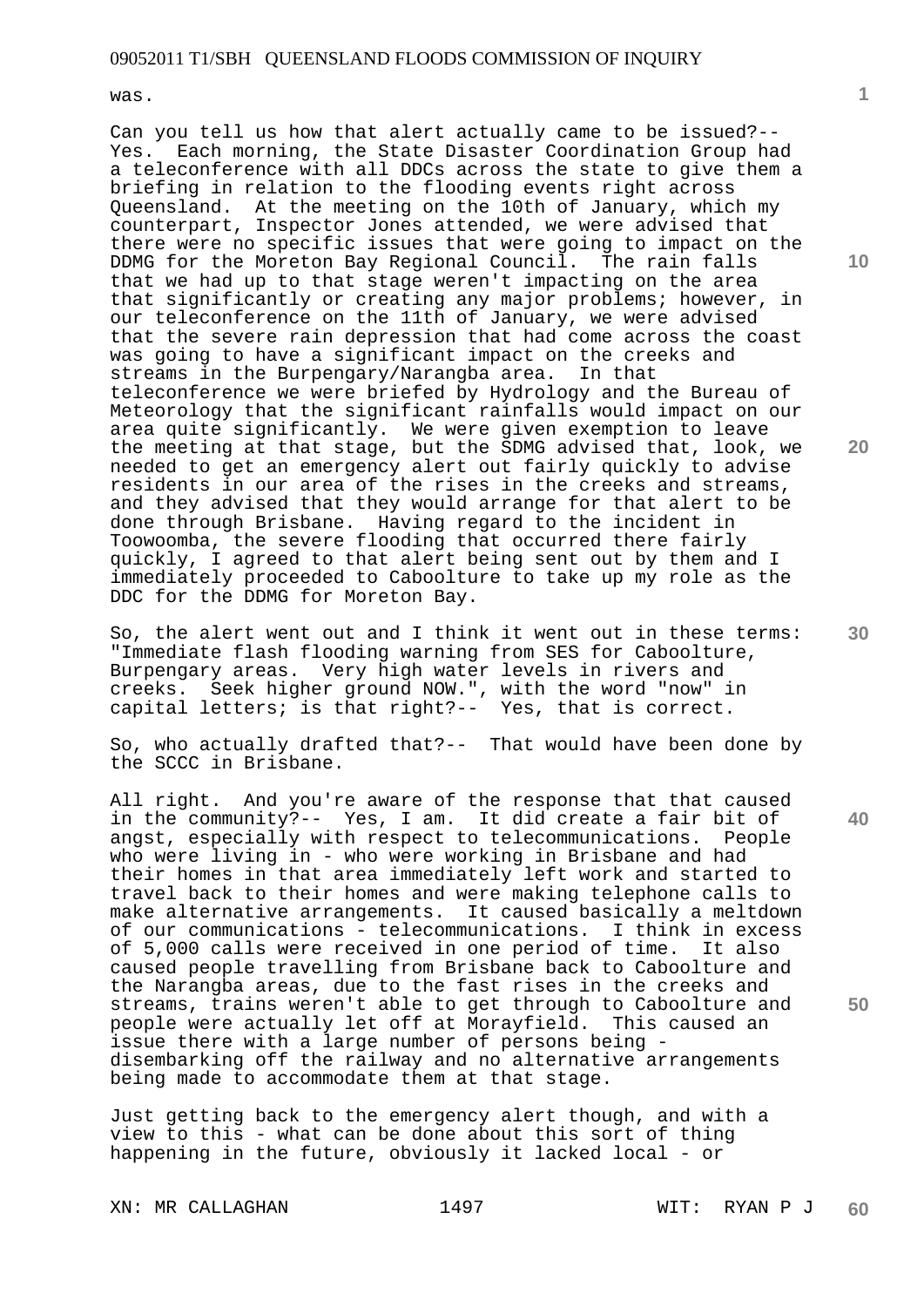was.

Can you tell us how that alert actually came to be issued?-- Yes. Each morning, the State Disaster Coordination Group had a teleconference with all DDCs across the state to give them a briefing in relation to the flooding events right across Queensland. At the meeting on the 10th of January, which my counterpart, Inspector Jones attended, we were advised that there were no specific issues that were going to impact on the DDMG for the Moreton Bay Regional Council. The rain falls that we had up to that stage weren't impacting on the area that significantly or creating any major problems; however, in our teleconference on the 11th of January, we were advised that the severe rain depression that had come across the coast was going to have a significant impact on the creeks and streams in the Burpengary/Narangba area. In that teleconference we were briefed by Hydrology and the Bureau of Meteorology that the significant rainfalls would impact on our area quite significantly. We were given exemption to leave the meeting at that stage, but the SDMG advised that, look, we needed to get an emergency alert out fairly quickly to advise residents in our area of the rises in the creeks and streams, and they advised that they would arrange for that alert to be done through Brisbane. Having regard to the incident in Toowoomba, the severe flooding that occurred there fairly quickly, I agreed to that alert being sent out by them and I immediately proceeded to Caboolture to take up my role as the DDC for the DDMG for Moreton Bay.

So, the alert went out and I think it went out in these terms: "Immediate flash flooding warning from SES for Caboolture, Burpengary areas. Very high water levels in rivers and creeks. Seek higher ground NOW.", with the word "now" in capital letters; is that right?-- Yes, that is correct.

So, who actually drafted that?-- That would have been done by the SCCC in Brisbane.

All right. And you're aware of the response that that caused in the community?-- Yes, I am. It did create a fair bit of angst, especially with respect to telecommunications. People who were living in - who were working in Brisbane and had their homes in that area immediately left work and started to travel back to their homes and were making telephone calls to make alternative arrangements. It caused basically a meltdown of our communications - telecommunications. I think in excess of 5,000 calls were received in one period of time. It also caused people travelling from Brisbane back to Caboolture and the Narangba areas, due to the fast rises in the creeks and streams, trains weren't able to get through to Caboolture and people were actually let off at Morayfield. This caused an issue there with a large number of persons being - disembarking off the railway and no alternative arrangements being made to accommodate them at that stage.

Just getting back to the emergency alert though, and with a view to this - what can be done about this sort of thing happening in the future, obviously it lacked local - or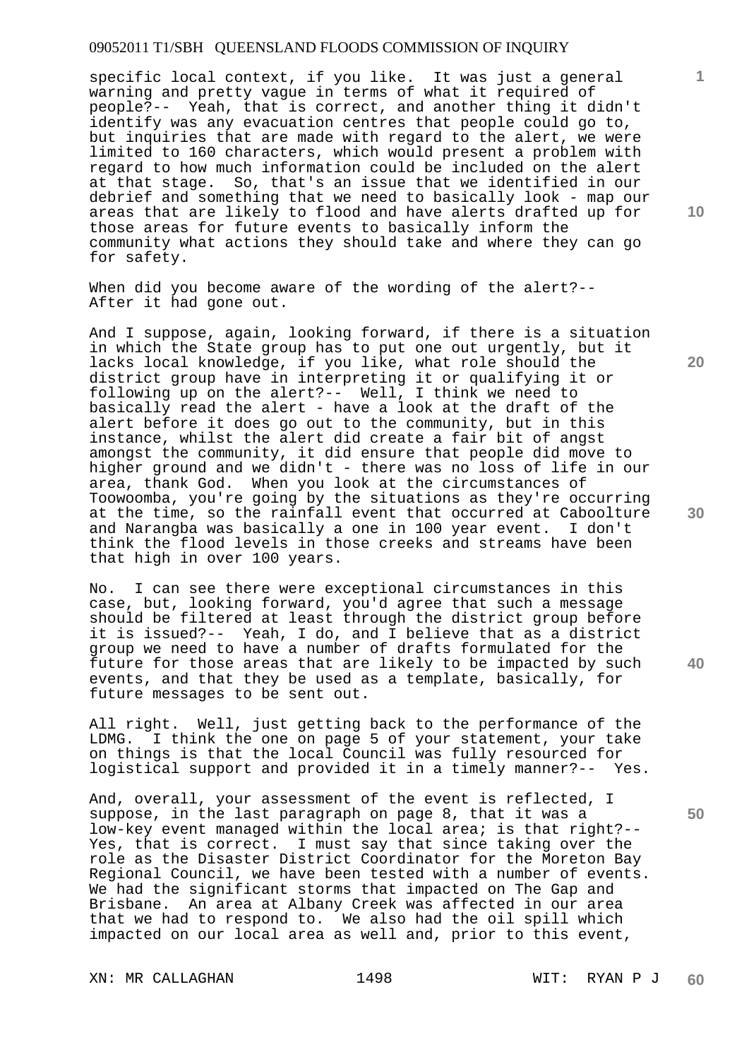specific local context, if you like. It was just a general warning and pretty vague in terms of what it required of people?-- Yeah, that is correct, and another thing it didn't identify was any evacuation centres that people could go to, but inquiries that are made with regard to the alert, we were limited to 160 characters, which would present a problem with regard to how much information could be included on the alert at that stage. So, that's an issue that we identified in our debrief and something that we need to basically look - map our areas that are likely to flood and have alerts drafted up for those areas for future events to basically inform the community what actions they should take and where they can go for safety.

When did you become aware of the wording of the alert?-- After it had gone out.

And I suppose, again, looking forward, if there is a situation in which the State group has to put one out urgently, but it lacks local knowledge, if you like, what role should the district group have in interpreting it or qualifying it or following up on the alert?-- Well, I think we need to basically read the alert - have a look at the draft of the alert before it does go out to the community, but in this instance, whilst the alert did create a fair bit of angst amongst the community, it did ensure that people did move to higher ground and we didn't - there was no loss of life in our area, thank God. When you look at the circumstances of Toowoomba, you're going by the situations as they're occurring at the time, so the rainfall event that occurred at Caboolture and Narangba was basically a one in 100 year event. I don't think the flood levels in those creeks and streams have been that high in over 100 years.

No. I can see there were exceptional circumstances in this case, but, looking forward, you'd agree that such a message should be filtered at least through the district group before it is issued?-- Yeah, I do, and I believe that as a district group we need to have a number of drafts formulated for the future for those areas that are likely to be impacted by such events, and that they be used as a template, basically, for future messages to be sent out.

All right. Well, just getting back to the performance of the LDMG. I think the one on page 5 of your statement, your take on things is that the local Council was fully resourced for logistical support and provided it in a timely manner?-- Yes.

And, overall, your assessment of the event is reflected, I suppose, in the last paragraph on page 8, that it was a low-key event managed within the local area; is that right?-- Yes, that is correct. I must say that since taking over the role as the Disaster District Coordinator for the Moreton Bay Regional Council, we have been tested with a number of events. We had the significant storms that impacted on The Gap and Brisbane. An area at Albany Creek was affected in our area that we had to respond to. We also had the oil spill which impacted on our local area as well and, prior to this event,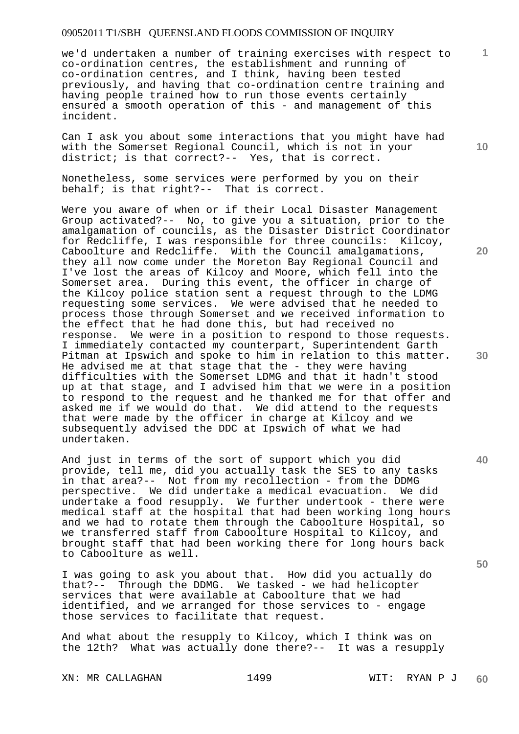we'd undertaken a number of training exercises with respect to co-ordination centres, the establishment and running of co-ordination centres, and I think, having been tested previously, and having that co-ordination centre training and having people trained how to run those events certainly ensured a smooth operation of this - and management of this incident.

Can I ask you about some interactions that you might have had with the Somerset Regional Council, which is not in your district; is that correct?-- Yes, that is correct.

Nonetheless, some services were performed by you on their behalf; is that right?-- That is correct.

Were you aware of when or if their Local Disaster Management Group activated?-- No, to give you a situation, prior to the amalgamation of councils, as the Disaster District Coordinator for Redcliffe, I was responsible for three councils: Kilcoy, Caboolture and Redcliffe. With the Council amalgamations, they all now come under the Moreton Bay Regional Council and I've lost the areas of Kilcoy and Moore, which fell into the Somerset area. During this event, the officer in charge of the Kilcoy police station sent a request through to the LDMG requesting some services. We were advised that he needed to process those through Somerset and we received information to the effect that he had done this, but had received no response. We were in a position to respond to those requests. I immediately contacted my counterpart, Superintendent Garth Pitman at Ipswich and spoke to him in relation to this matter. He advised me at that stage that the - they were having difficulties with the Somerset LDMG and that it hadn't stood up at that stage, and I advised him that we were in a position to respond to the request and he thanked me for that offer and asked me if we would do that. We did attend to the requests that were made by the officer in charge at Kilcoy and we subsequently advised the DDC at Ipswich of what we had undertaken.

And just in terms of the sort of support which you did provide, tell me, did you actually task the SES to any tasks in that area?-- Not from my recollection - from the DDMG perspective. We did undertake a medical evacuation. We did undertake a food resupply. We further undertook - there were medical staff at the hospital that had been working long hours and we had to rotate them through the Caboolture Hospital, so we transferred staff from Caboolture Hospital to Kilcoy, and brought staff that had been working there for long hours back to Caboolture as well.

I was going to ask you about that. How did you actually do that?-- Through the DDMG. We tasked - we had helicopter services that were available at Caboolture that we had identified, and we arranged for those services to - engage those services to facilitate that request.

And what about the resupply to Kilcoy, which I think was on the 12th? What was actually done there?-- It was a resupply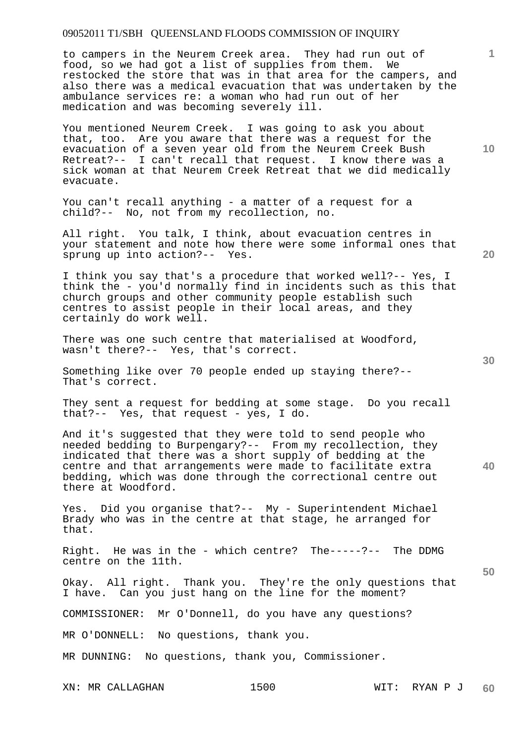to campers in the Neurem Creek area. They had run out of food, so we had got a list of supplies from them. We restocked the store that was in that area for the campers, and also there was a medical evacuation that was undertaken by the ambulance services re: a woman who had run out of her medication and was becoming severely ill.

You mentioned Neurem Creek. I was going to ask you about that, too. Are you aware that there was a request for the evacuation of a seven year old from the Neurem Creek Bush Retreat?-- I can't recall that request. I know there was a sick woman at that Neurem Creek Retreat that we did medically evacuate.

You can't recall anything - a matter of a request for a child?-- No, not from my recollection, no.

All right. You talk, I think, about evacuation centres in your statement and note how there were some informal ones that sprung up into action?-- Yes.

I think you say that's a procedure that worked well?-- Yes, I think the - you'd normally find in incidents such as this that church groups and other community people establish such centres to assist people in their local areas, and they certainly do work well.

There was one such centre that materialised at Woodford, wasn't there?-- Yes, that's correct.

Something like over 70 people ended up staying there?-- That's correct.

They sent a request for bedding at some stage. Do you recall that?-- Yes, that request - yes, I do.

And it's suggested that they were told to send people who needed bedding to Burpengary?-- From my recollection, they indicated that there was a short supply of bedding at the centre and that arrangements were made to facilitate extra bedding, which was done through the correctional centre out there at Woodford.

Yes. Did you organise that?-- My - Superintendent Michael Brady who was in the centre at that stage, he arranged for that.

Right. He was in the - which centre? The-----?-- The DDMG centre on the 11th.

Okay. All right. Thank you. They're the only questions that I have. Can you just hang on the line for the moment?

COMMISSIONER: Mr O'Donnell, do you have any questions?

MR O'DONNELL: No questions, thank you.

MR DUNNING: No questions, thank you, Commissioner.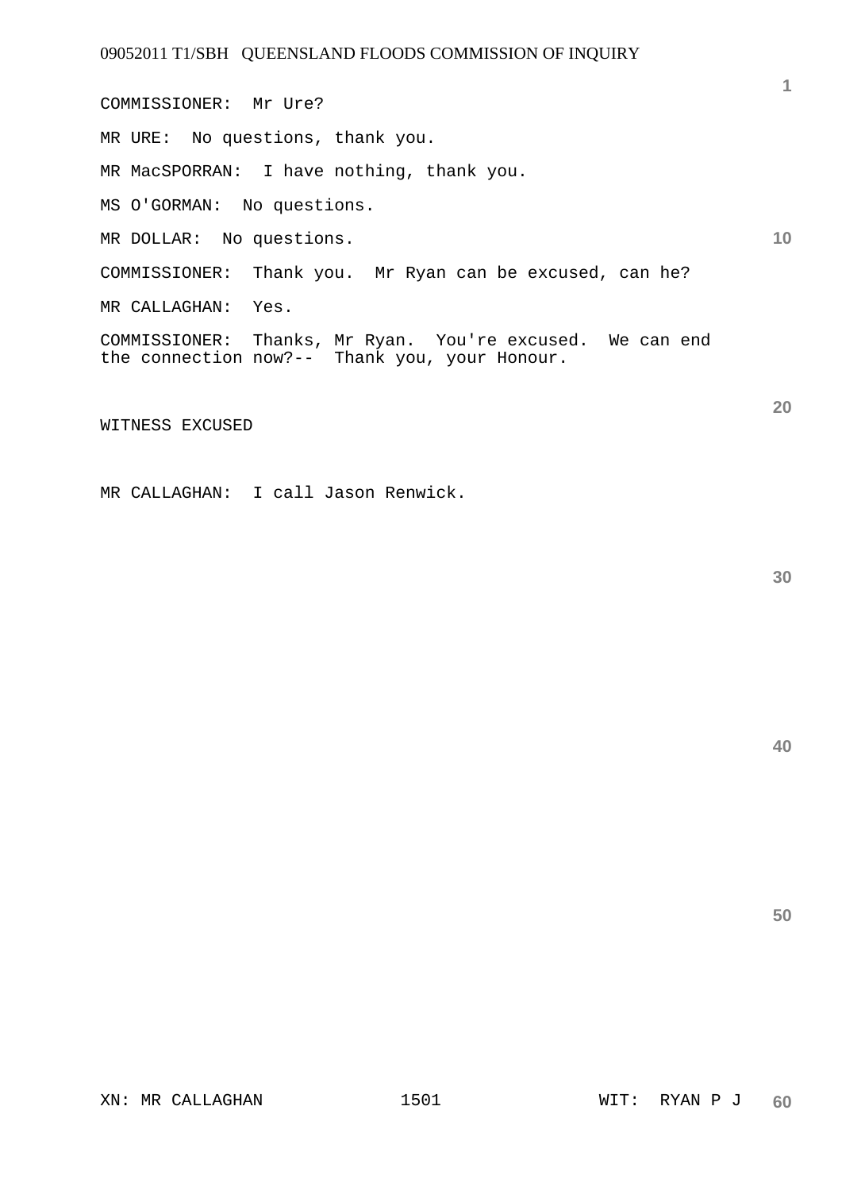COMMISSIONER: Mr Ure?

MR URE: No questions, thank you.

MR MacSPORRAN: I have nothing, thank you.

MS O'GORMAN: No questions.

MR DOLLAR: No questions.

COMMISSIONER: Thank you. Mr Ryan can be excused, can he?

MR CALLAGHAN: Yes.

COMMISSIONER: Thanks, Mr Ryan. You're excused. We can end the connection now?-- Thank you, your Honour.

WITNESS EXCUSED

MR CALLAGHAN: I call Jason Renwick.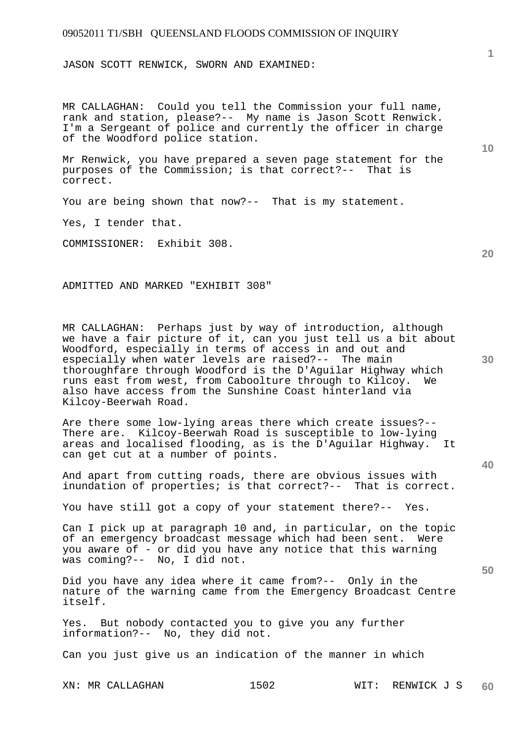JASON SCOTT RENWICK, SWORN AND EXAMINED:

MR CALLAGHAN: Could you tell the Commission your full name, rank and station, please?-- My name is Jason Scott Renwick. I'm a Sergeant of police and currently the officer in charge of the Woodford police station.

Mr Renwick, you have prepared a seven page statement for the purposes of the Commission; is that correct?-- That is correct.

You are being shown that now?-- That is my statement.

Yes, I tender that.

COMMISSIONER: Exhibit 308.

ADMITTED AND MARKED "EXHIBIT 308"

MR CALLAGHAN: Perhaps just by way of introduction, although we have a fair picture of it, can you just tell us a bit about Woodford, especially in terms of access in and out and especially when water levels are raised?-- The main thoroughfare through Woodford is the D'Aguilar Highway which runs east from west, from Caboolture through to Kilcoy. We also have access from the Sunshine Coast hinterland via Kilcoy-Beerwah Road.

Are there some low-lying areas there which create issues?-- There are. Kilcoy-Beerwah Road is susceptible to low-lying areas and localised flooding, as is the D'Aguilar Highway. It can get cut at a number of points.

And apart from cutting roads, there are obvious issues with inundation of properties; is that correct?-- That is correct.

You have still got a copy of your statement there?-- Yes.

Can I pick up at paragraph 10 and, in particular, on the topic of an emergency broadcast message which had been sent. Were you aware of - or did you have any notice that this warning was coming?-- No, I did not.

Did you have any idea where it came from?-- Only in the nature of the warning came from the Emergency Broadcast Centre itself.

Yes. But nobody contacted you to give you any further information?-- No, they did not.

Can you just give us an indication of the manner in which

XN: MR CALLAGHAN WIT: RENWICK J S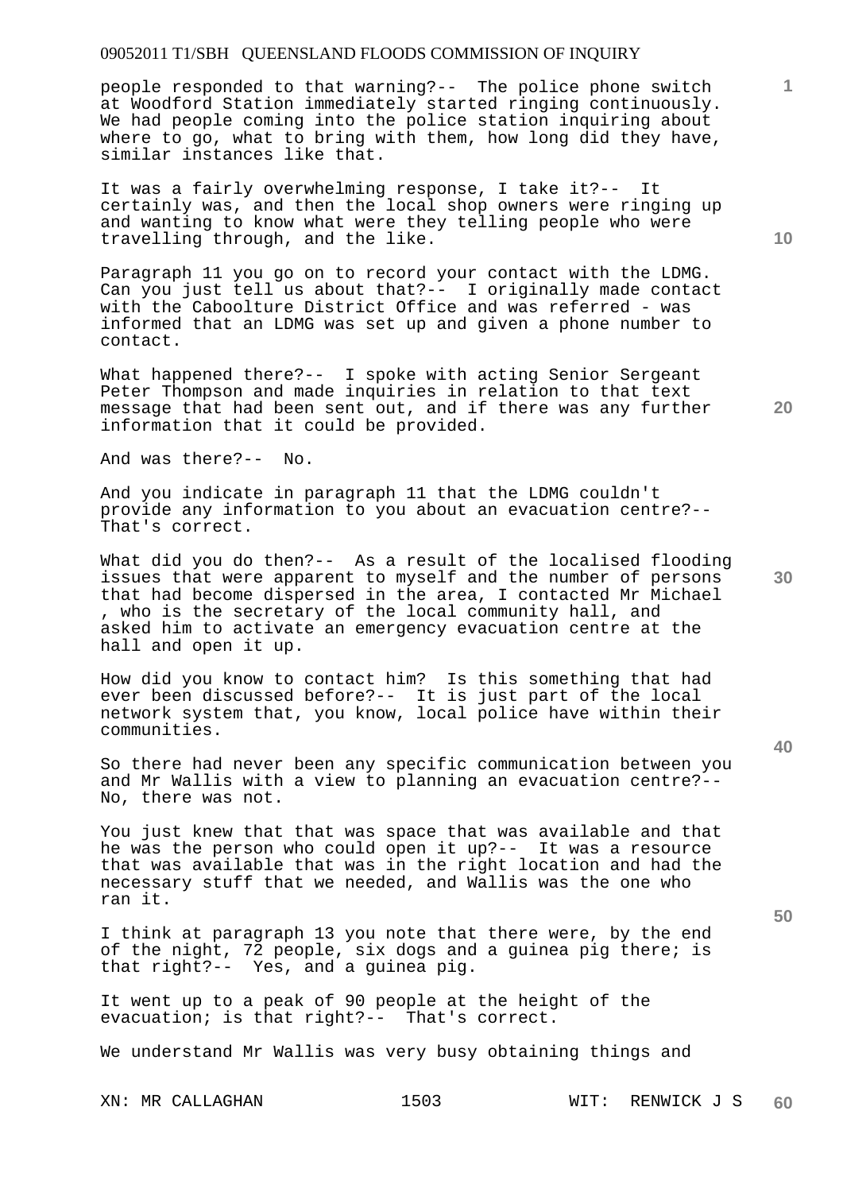people responded to that warning?-- The police phone switch at Woodford Station immediately started ringing continuously. We had people coming into the police station inquiring about where to go, what to bring with them, how long did they have, similar instances like that.

It was a fairly overwhelming response, I take it?-- It certainly was, and then the local shop owners were ringing up and wanting to know what were they telling people who were travelling through, and the like.

Paragraph 11 you go on to record your contact with the LDMG. Can you just tell us about that?-- I originally made contact with the Caboolture District Office and was referred - was informed that an LDMG was set up and given a phone number to contact.

What happened there?-- I spoke with acting Senior Sergeant Peter Thompson and made inquiries in relation to that text message that had been sent out, and if there was any further information that it could be provided.

And was there?-- No.

And you indicate in paragraph 11 that the LDMG couldn't provide any information to you about an evacuation centre?-- That's correct.

What did you do then?-- As a result of the localised flooding issues that were apparent to myself and the number of persons that had become dispersed in the area, I contacted Mr Michael , who is the secretary of the local community hall, and asked him to activate an emergency evacuation centre at the hall and open it up.

How did you know to contact him? Is this something that had ever been discussed before?-- It is just part of the local network system that, you know, local police have within their communities.

So there had never been any specific communication between you and Mr Wallis with a view to planning an evacuation centre?-- No, there was not.

You just knew that that was space that was available and that he was the person who could open it up?-- It was a resource that was available that was in the right location and had the necessary stuff that we needed, and Wallis was the one who ran it.

I think at paragraph 13 you note that there were, by the end of the night, 72 people, six dogs and a guinea pig there; is that right?-- Yes, and a guinea pig.

It went up to a peak of 90 people at the height of the evacuation; is that right?-- That's correct.

We understand Mr Wallis was very busy obtaining things and

XN: MR CALLAGHAN WIT: RENWICK J S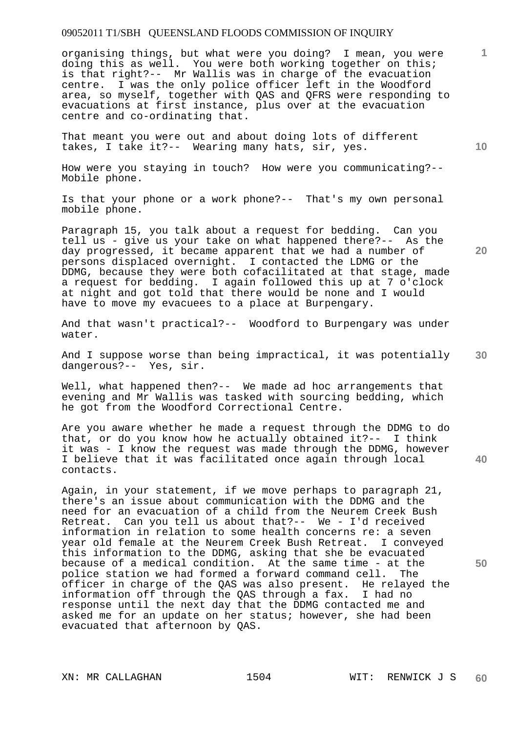organising things, but what were you doing? I mean, you were doing this as well. You were both working together on this; is that right?-- Mr Wallis was in charge of the evacuation centre. I was the only police officer left in the Woodford area, so myself, together with QAS and QFRS were responding to evacuations at first instance, plus over at the evacuation centre and co-ordinating that.

That meant you were out and about doing lots of different takes, I take it?-- Wearing many hats, sir, yes.

How were you staying in touch? How were you communicating?-- Mobile phone.

Is that your phone or a work phone?-- That's my own personal mobile phone.

Paragraph 15, you talk about a request for bedding. Can you tell us - give us your take on what happened there?-- As the day progressed, it became apparent that we had a number of persons displaced overnight. I contacted the LDMG or the DDMG, because they were both cofacilitated at that stage, made a request for bedding. I again followed this up at 7 o'clock at night and got told that there would be none and I would have to move my evacuees to a place at Burpengary.

And that wasn't practical?-- Woodford to Burpengary was under water.

And I suppose worse than being impractical, it was potentially dangerous?-- Yes, sir.

Well, what happened then?-- We made ad hoc arrangements that evening and Mr Wallis was tasked with sourcing bedding, which he got from the Woodford Correctional Centre.

Are you aware whether he made a request through the DDMG to do that, or do you know how he actually obtained it?-- I think it was - I know the request was made through the DDMG, however I believe that it was facilitated once again through local contacts.

Again, in your statement, if we move perhaps to paragraph 21, there's an issue about communication with the DDMG and the need for an evacuation of a child from the Neurem Creek Bush Retreat. Can you tell us about that?-- We - I'd received information in relation to some health concerns re: a seven year old female at the Neurem Creek Bush Retreat. I conveyed this information to the DDMG, asking that she be evacuated because of a medical condition. At the same time - at the police station we had formed a forward command cell. The officer in charge of the QAS was also present. He relayed the information off through the QAS through a fax. I had no response until the next day that the DDMG contacted me and asked me for an update on her status; however, she had been evacuated that afternoon by QAS.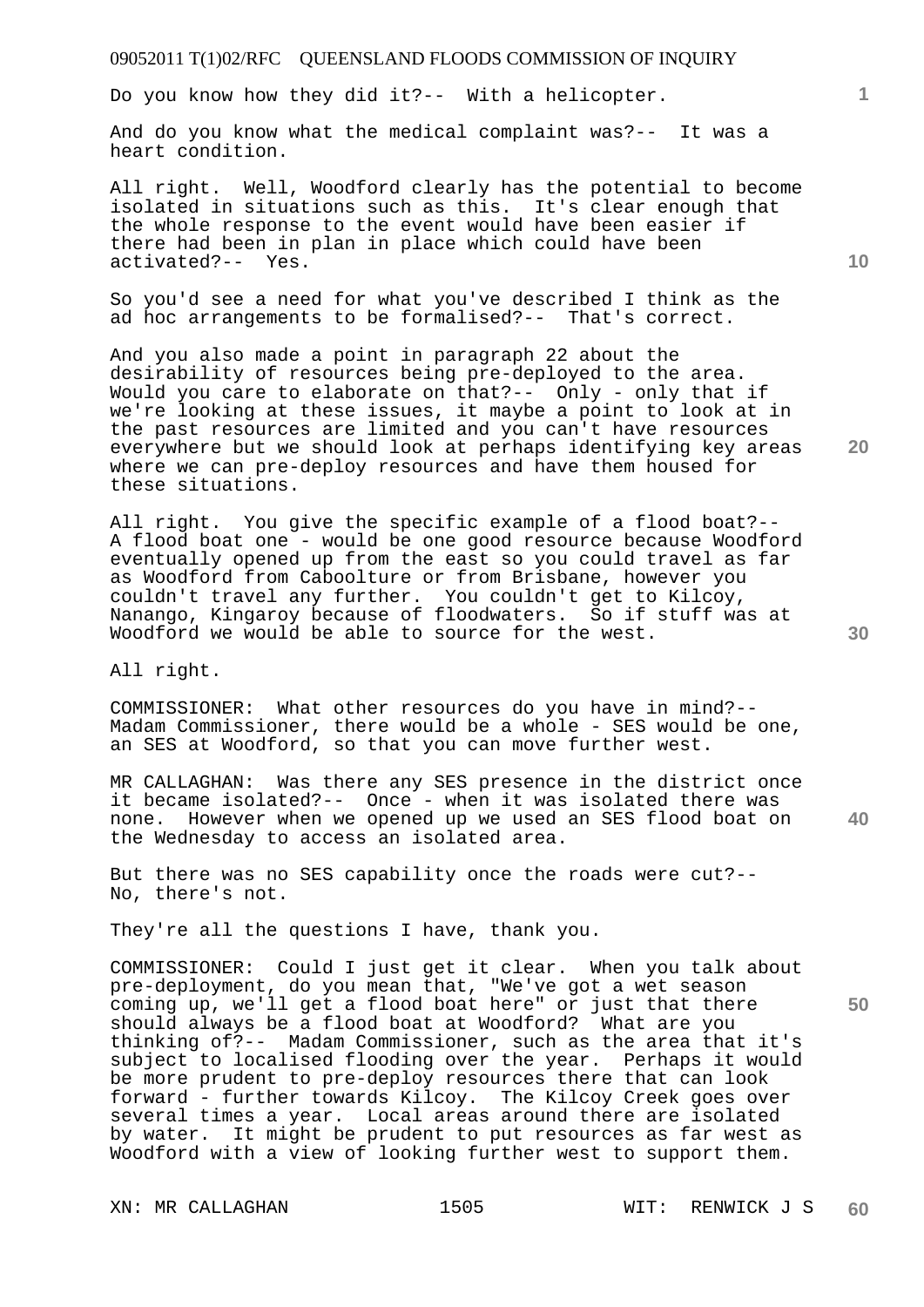Do you know how they did it?-- With a helicopter.

And do you know what the medical complaint was?-- It was a heart condition.

All right. Well, Woodford clearly has the potential to become isolated in situations such as this. It's clear enough that the whole response to the event would have been easier if there had been in plan in place which could have been activated?-- Yes.

So you'd see a need for what you've described I think as the ad hoc arrangements to be formalised?-- That's correct.

And you also made a point in paragraph 22 about the desirability of resources being pre-deployed to the area. Would you care to elaborate on that?-- Only - only that if we're looking at these issues, it maybe a point to look at in the past resources are limited and you can't have resources everywhere but we should look at perhaps identifying key areas where we can pre-deploy resources and have them housed for these situations.

All right. You give the specific example of a flood boat?-- A flood boat one - would be one good resource because Woodford eventually opened up from the east so you could travel as far as Woodford from Caboolture or from Brisbane, however you couldn't travel any further. You couldn't get to Kilcoy, Nanango, Kingaroy because of floodwaters. So if stuff was at Woodford we would be able to source for the west.

All right.

COMMISSIONER: What other resources do you have in mind?-- Madam Commissioner, there would be a whole - SES would be one, an SES at Woodford, so that you can move further west.

MR CALLAGHAN: Was there any SES presence in the district once it became isolated?-- Once - when it was isolated there was none. However when we opened up we used an SES flood boat on the Wednesday to access an isolated area.

But there was no SES capability once the roads were cut?-- No, there's not.

They're all the questions I have, thank you.

COMMISSIONER: Could I just get it clear. When you talk about pre-deployment, do you mean that, "We've got a wet season coming up, we'll get a flood boat here" or just that there should always be a flood boat at Woodford? What are you thinking of?-- Madam Commissioner, such as the area that it's subject to localised flooding over the year. Perhaps it would be more prudent to pre-deploy resources there that can look forward - further towards Kilcoy. The Kilcoy Creek goes over several times a year. Local areas around there are isolated by water. It might be prudent to put resources as far west as Woodford with a view of looking further west to support them.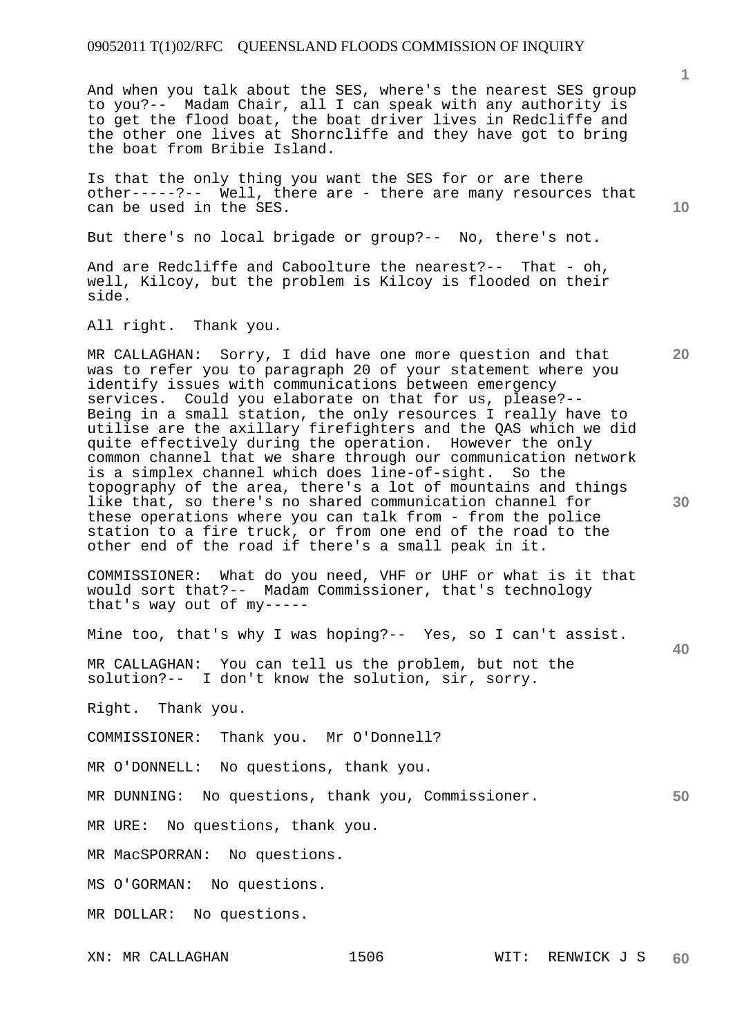And when you talk about the SES, where's the nearest SES group to you?-- Madam Chair, all I can speak with any authority is to get the flood boat, the boat driver lives in Redcliffe and the other one lives at Shorncliffe and they have got to bring the boat from Bribie Island.

Is that the only thing you want the SES for or are there other-----?-- Well, there are - there are many resources that can be used in the SES.

But there's no local brigade or group?-- No, there's not.

And are Redcliffe and Caboolture the nearest?-- That - oh, well, Kilcoy, but the problem is Kilcoy is flooded on their side.

All right. Thank you.

MR CALLAGHAN: Sorry, I did have one more question and that was to refer you to paragraph 20 of your statement where you identify issues with communications between emergency services. Could you elaborate on that for us, please?-- Being in a small station, the only resources I really have to utilise are the axillary firefighters and the QAS which we did quite effectively during the operation. However the only common channel that we share through our communication network is a simplex channel which does line-of-sight. So the topography of the area, there's a lot of mountains and things like that, so there's no shared communication channel for these operations where you can talk from - from the police station to a fire truck, or from one end of the road to the other end of the road if there's a small peak in it.

COMMISSIONER: What do you need, VHF or UHF or what is it that would sort that?-- Madam Commissioner, that's technology that's way out of my-----

Mine too, that's why I was hoping?-- Yes, so I can't assist.

MR CALLAGHAN: You can tell us the problem, but not the solution?-- I don't know the solution, sir, sorry.

Right. Thank you.

COMMISSIONER: Thank you. Mr O'Donnell?

MR O'DONNELL: No questions, thank you.

MR DUNNING: No questions, thank you, Commissioner.

MR URE: No questions, thank you.

MR MacSPORRAN: No questions.

MS O'GORMAN: No questions.

MR DOLLAR: No questions.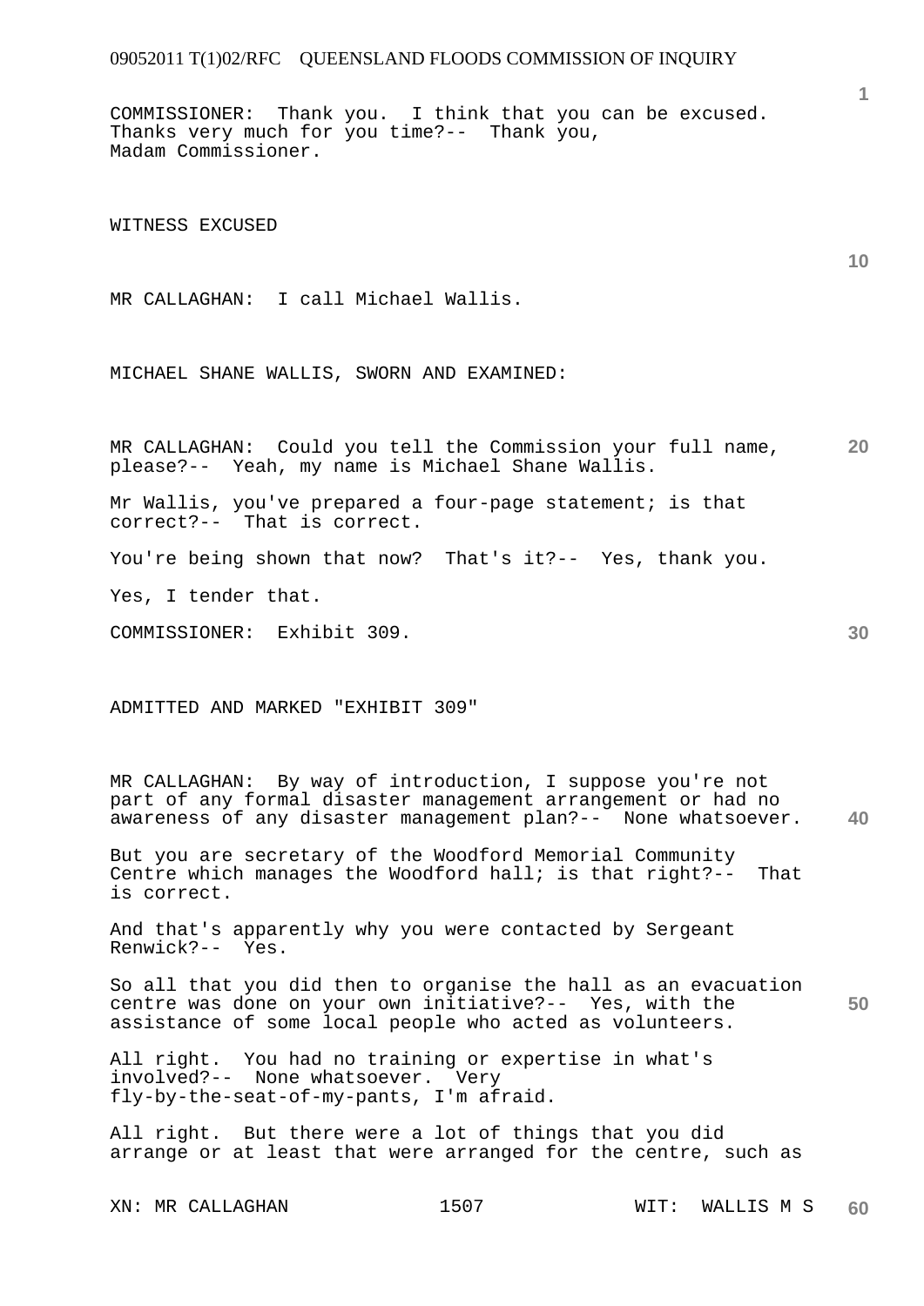COMMISSIONER: Thank you. I think that you can be excused. Thanks very much for you time?-- Thank you, Madam Commissioner.

WITNESS EXCUSED

MR CALLAGHAN: I call Michael Wallis.

MICHAEL SHANE WALLIS, SWORN AND EXAMINED:

MR CALLAGHAN: Could you tell the Commission your full name, please?-- Yeah, my name is Michael Shane Wallis.

Mr Wallis, you've prepared a four-page statement; is that correct?-- That is correct.

You're being shown that now? That's it?-- Yes, thank you.

Yes, I tender that.

COMMISSIONER: Exhibit 309.

ADMITTED AND MARKED "EXHIBIT 309"

MR CALLAGHAN: By way of introduction, I suppose you're not part of any formal disaster management arrangement or had no awareness of any disaster management plan?-- None whatsoever.

But you are secretary of the Woodford Memorial Community Centre which manages the Woodford hall; is that right?-- That is correct.

And that's apparently why you were contacted by Sergeant Renwick?-- Yes.

So all that you did then to organise the hall as an evacuation centre was done on your own initiative?-- Yes, with the assistance of some local people who acted as volunteers.

All right. You had no training or expertise in what's involved?-- None whatsoever. Very fly-by-the-seat-of-my-pants, I'm afraid.

All right. But there were a lot of things that you did arrange or at least that were arranged for the centre, such as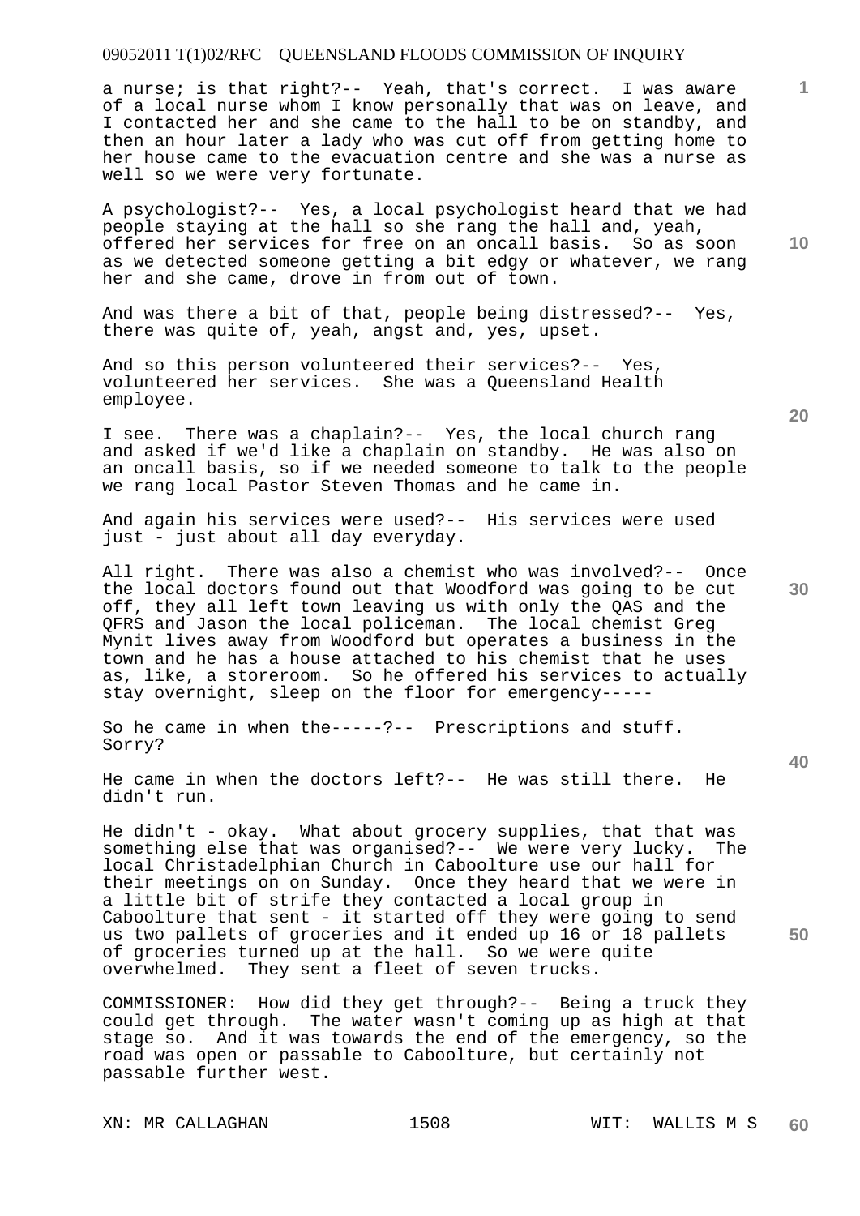a nurse; is that right?-- Yeah, that's correct. I was aware of a local nurse whom I know personally that was on leave, and I contacted her and she came to the hall to be on standby, and then an hour later a lady who was cut off from getting home to her house came to the evacuation centre and she was a nurse as well so we were very fortunate.

A psychologist?-- Yes, a local psychologist heard that we had people staying at the hall so she rang the hall and, yeah, offered her services for free on an oncall basis. So as soon as we detected someone getting a bit edgy or whatever, we rang her and she came, drove in from out of town.

And was there a bit of that, people being distressed?-- Yes, there was quite of, yeah, angst and, yes, upset.

And so this person volunteered their services?-- Yes, volunteered her services. She was a Queensland Health employee.

I see. There was a chaplain?-- Yes, the local church rang and asked if we'd like a chaplain on standby. He was also on an oncall basis, so if we needed someone to talk to the people we rang local Pastor Steven Thomas and he came in.

And again his services were used?-- His services were used just - just about all day everyday.

All right. There was also a chemist who was involved?-- Once the local doctors found out that Woodford was going to be cut off, they all left town leaving us with only the QAS and the QFRS and Jason the local policeman. The local chemist Greg Mynit lives away from Woodford but operates a business in the town and he has a house attached to his chemist that he uses as, like, a storeroom. So he offered his services to actually stay overnight, sleep on the floor for emergency-----

So he came in when the-----?-- Prescriptions and stuff. Sorry?

He came in when the doctors left?-- He was still there. He didn't run.

He didn't - okay. What about grocery supplies, that that was something else that was organised?-- We were very lucky. The local Christadelphian Church in Caboolture use our hall for their meetings on on Sunday. Once they heard that we were in a little bit of strife they contacted a local group in Caboolture that sent - it started off they were going to send us two pallets of groceries and it ended up 16 or 18 pallets of groceries turned up at the hall. So we were quite overwhelmed. They sent a fleet of seven trucks.

COMMISSIONER: How did they get through?-- Being a truck they could get through. The water wasn't coming up as high at that stage so. And it was towards the end of the emergency, so the road was open or passable to Caboolture, but certainly not passable further west.

XN: MR CALLAGHAN WIT: WALLIS M S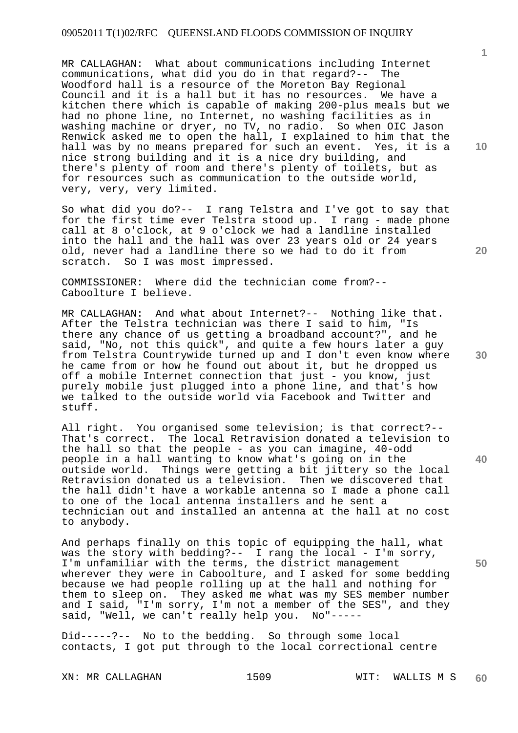MR CALLAGHAN: What about communications including Internet communications, what did you do in that regard?-- The Woodford hall is a resource of the Moreton Bay Regional Council and it is a hall but it has no resources. We have a kitchen there which is capable of making 200-plus meals but we had no phone line, no Internet, no washing facilities as in washing machine or dryer, no TV, no radio. So when OIC Jason Renwick asked me to open the hall, I explained to him that the hall was by no means prepared for such an event. Yes, it is a nice strong building and it is a nice dry building, and there's plenty of room and there's plenty of toilets, but as for resources such as communication to the outside world, very, very, very limited.

So what did you do?-- I rang Telstra and I've got to say that for the first time ever Telstra stood up. I rang - made phone call at 8 o'clock, at 9 o'clock we had a landline installed into the hall and the hall was over 23 years old or 24 years old, never had a landline there so we had to do it from scratch. So I was most impressed.

COMMISSIONER: Where did the technician come from?-- Caboolture I believe.

MR CALLAGHAN: And what about Internet?-- Nothing like that. After the Telstra technician was there I said to him, "Is there any chance of us getting a broadband account?", and he said, "No, not this quick", and quite a few hours later a guy from Telstra Countrywide turned up and I don't even know where he came from or how he found out about it, but he dropped us off a mobile Internet connection that just - you know, just purely mobile just plugged into a phone line, and that's how we talked to the outside world via Facebook and Twitter and stuff.

All right. You organised some television; is that correct?-- That's correct. The local Retravision donated a television to the hall so that the people - as you can imagine, 40-odd people in a hall wanting to know what's going on in the outside world. Things were getting a bit jittery so the local Retravision donated us a television. Then we discovered that the hall didn't have a workable antenna so I made a phone call to one of the local antenna installers and he sent a technician out and installed an antenna at the hall at no cost to anybody.

And perhaps finally on this topic of equipping the hall, what was the story with bedding?-- I rang the local - I'm sorry, I'm unfamiliar with the terms, the district management wherever they were in Caboolture, and I asked for some bedding because we had people rolling up at the hall and nothing for them to sleep on. They asked me what was my SES member number and I said, "I'm sorry, I'm not a member of the SES", and they said, "Well, we can't really help you. No"-----

Did-----?-- No to the bedding. So through some local contacts, I got put through to the local correctional centre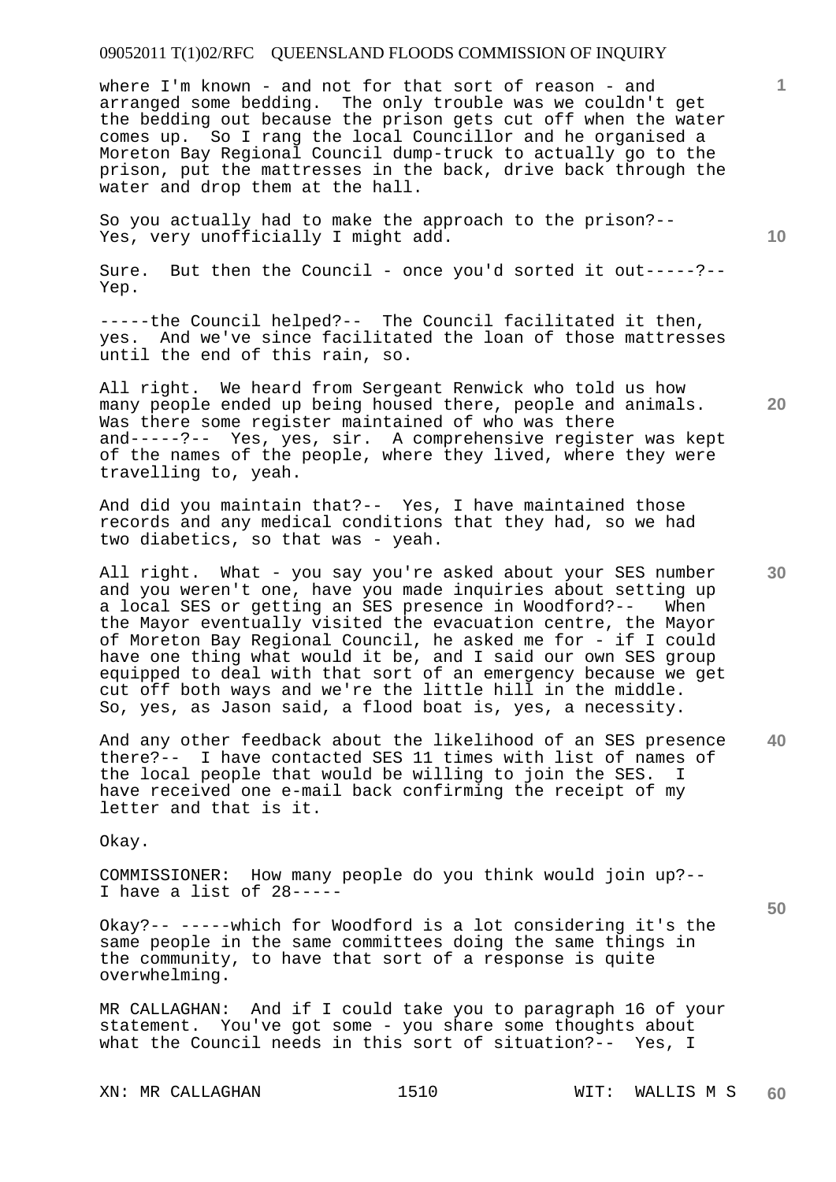where I'm known - and not for that sort of reason - and arranged some bedding. The only trouble was we couldn't get the bedding out because the prison gets cut off when the water comes up. So I rang the local Councillor and he organised a Moreton Bay Regional Council dump-truck to actually go to the prison, put the mattresses in the back, drive back through the water and drop them at the hall.

So you actually had to make the approach to the prison?-- Yes, very unofficially I might add.

Sure. But then the Council - once you'd sorted it out-----?-- Yep.

-----the Council helped?-- The Council facilitated it then, yes. And we've since facilitated the loan of those mattresses until the end of this rain, so.

All right. We heard from Sergeant Renwick who told us how many people ended up being housed there, people and animals. Was there some register maintained of who was there and-----?-- Yes, yes, sir. A comprehensive register was kept of the names of the people, where they lived, where they were travelling to, yeah.

And did you maintain that?-- Yes, I have maintained those records and any medical conditions that they had, so we had two diabetics, so that was - yeah.

All right. What - you say you're asked about your SES number and you weren't one, have you made inquiries about setting up a local SES or getting an SES presence in Woodford?-- When the Mayor eventually visited the evacuation centre, the Mayor of Moreton Bay Regional Council, he asked me for - if I could have one thing what would it be, and I said our own SES group equipped to deal with that sort of an emergency because we get cut off both ways and we're the little hill in the middle. So, yes, as Jason said, a flood boat is, yes, a necessity.

And any other feedback about the likelihood of an SES presence there?-- I have contacted SES 11 times with list of names of the local people that would be willing to join the SES. I have received one e-mail back confirming the receipt of my letter and that is it.

Okay.

COMMISSIONER: How many people do you think would join up?-- I have a list of 28-----

Okay?-- -----which for Woodford is a lot considering it's the same people in the same committees doing the same things in the community, to have that sort of a response is quite overwhelming.

MR CALLAGHAN: And if I could take you to paragraph 16 of your statement. You've got some - you share some thoughts about what the Council needs in this sort of situation?-- Yes, I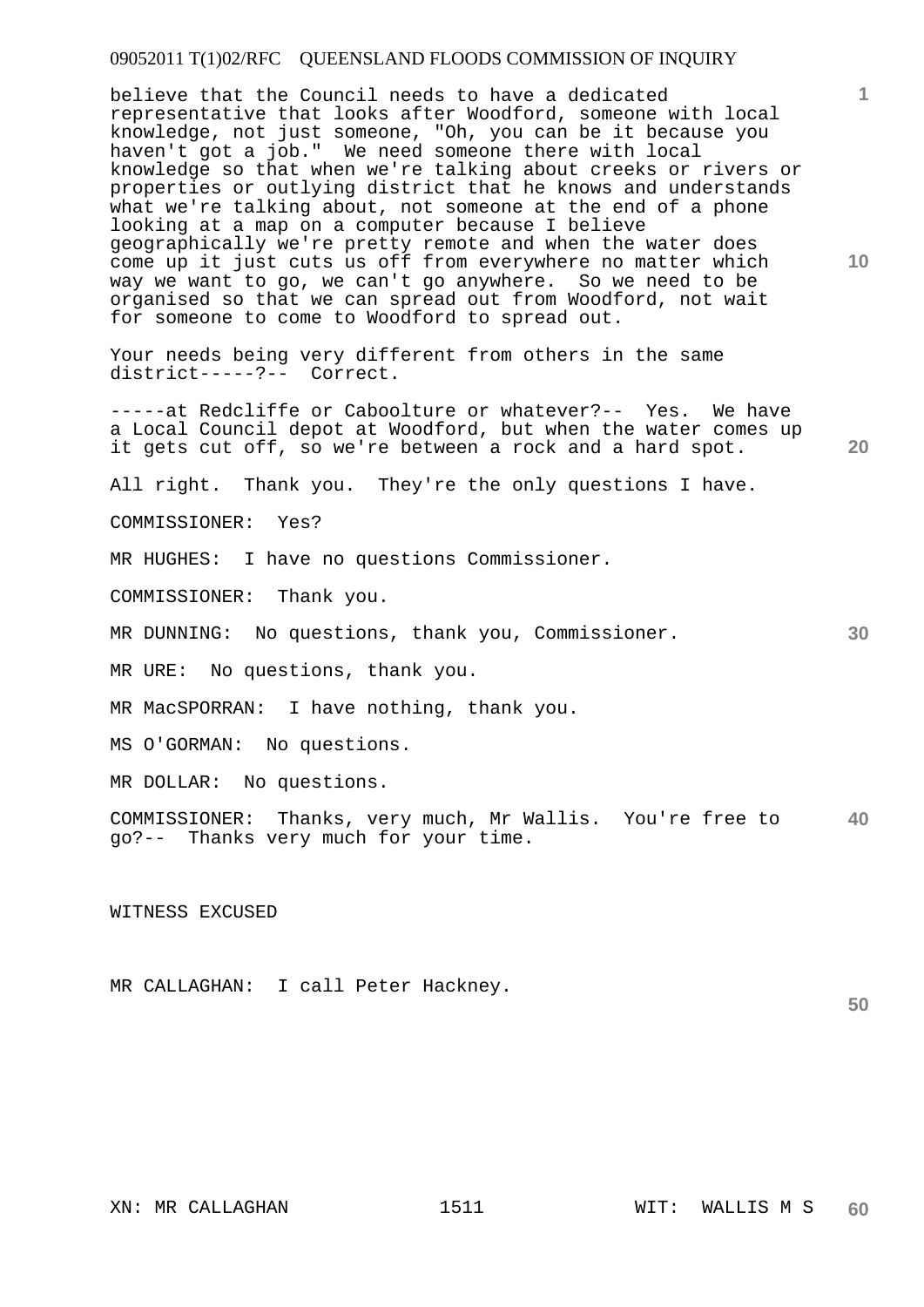believe that the Council needs to have a dedicated representative that looks after Woodford, someone with local knowledge, not just someone, "Oh, you can be it because you haven't got a job." We need someone there with local knowledge so that when we're talking about creeks or rivers or properties or outlying district that he knows and understands what we're talking about, not someone at the end of a phone looking at a map on a computer because I believe geographically we're pretty remote and when the water does come up it just cuts us off from everywhere no matter which way we want to go, we can't go anywhere. So we need to be organised so that we can spread out from Woodford, not wait for someone to come to Woodford to spread out.

Your needs being very different from others in the same district-----?-- Correct.

-----at Redcliffe or Caboolture or whatever?-- Yes. We have a Local Council depot at Woodford, but when the water comes up it gets cut off, so we're between a rock and a hard spot.

All right. Thank you. They're the only questions I have.

COMMISSIONER: Yes?

MR HUGHES: I have no questions Commissioner.

COMMISSIONER: Thank you.

MR DUNNING: No questions, thank you, Commissioner.

MR URE: No questions, thank you.

MR MacSPORRAN: I have nothing, thank you.

MS O'GORMAN: No questions.

MR DOLLAR: No questions.

COMMISSIONER: Thanks, very much, Mr Wallis. You're free to go?-- Thanks very much for your time.

WITNESS EXCUSED

MR CALLAGHAN: I call Peter Hackney.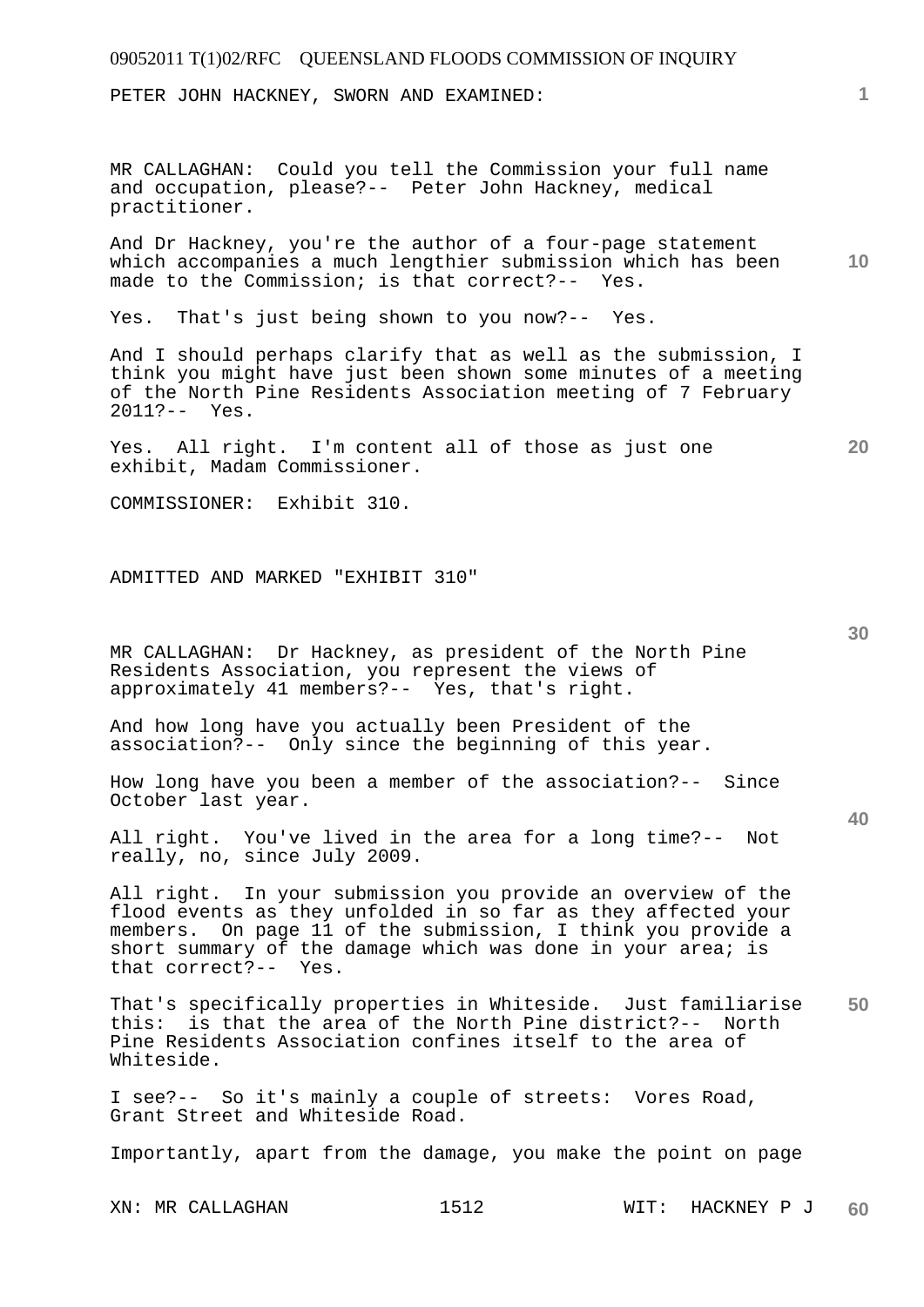PETER JOHN HACKNEY, SWORN AND EXAMINED:

MR CALLAGHAN: Could you tell the Commission your full name and occupation, please?-- Peter John Hackney, medical practitioner.

And Dr Hackney, you're the author of a four-page statement which accompanies a much lengthier submission which has been made to the Commission; is that correct?-- Yes.

Yes. That's just being shown to you now?-- Yes.

And I should perhaps clarify that as well as the submission, I think you might have just been shown some minutes of a meeting of the North Pine Residents Association meeting of 7 February 2011?-- Yes.

Yes. All right. I'm content all of those as just one exhibit, Madam Commissioner.

COMMISSIONER: Exhibit 310.

ADMITTED AND MARKED "EXHIBIT 310"

MR CALLAGHAN: Dr Hackney, as president of the North Pine Residents Association, you represent the views of approximately 41 members?-- Yes, that's right.

And how long have you actually been President of the association?-- Only since the beginning of this year.

How long have you been a member of the association?-- Since October last year.

All right. You've lived in the area for a long time?-- Not really, no, since July 2009.

All right. In your submission you provide an overview of the flood events as they unfolded in so far as they affected your members. On page 11 of the submission, I think you provide a short summary of the damage which was done in your area; is that correct?-- Yes.

That's specifically properties in Whiteside. Just familiarise this: is that the area of the North Pine district?-- North Pine Residents Association confines itself to the area of Whiteside.

I see?-- So it's mainly a couple of streets: Vores Road, Grant Street and Whiteside Road.

Importantly, apart from the damage, you make the point on page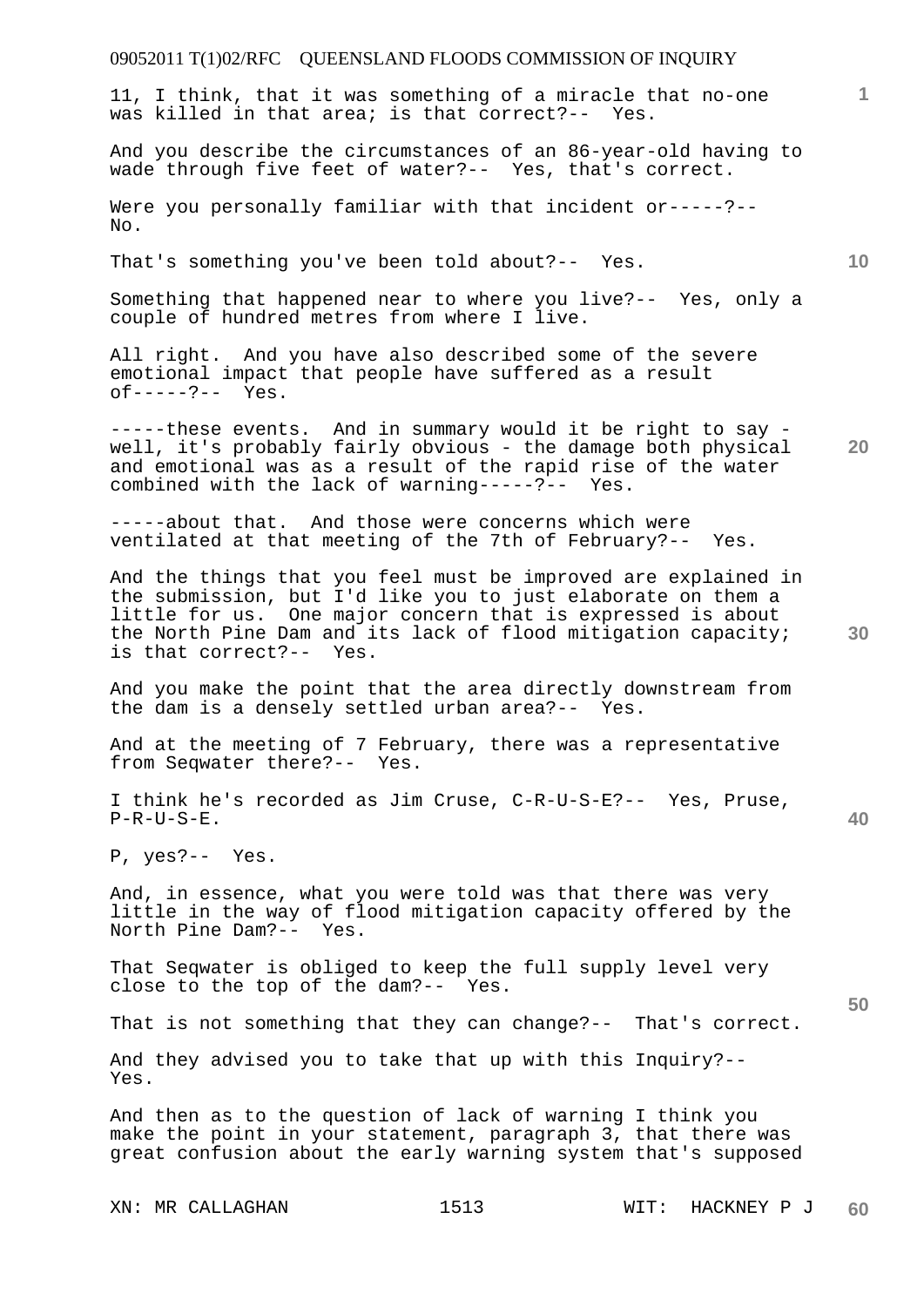11, I think, that it was something of a miracle that no-one was killed in that area; is that correct?-- Yes.

And you describe the circumstances of an 86-year-old having to wade through five feet of water?-- Yes, that's correct.

Were you personally familiar with that incident or-----?-- No.

That's something you've been told about?-- Yes.

Something that happened near to where you live?-- Yes, only a couple of hundred metres from where I live.

All right. And you have also described some of the severe emotional impact that people have suffered as a result of-----?-- Yes.

-----these events. And in summary would it be right to say - well, it's probably fairly obvious - the damage both physical and emotional was as a result of the rapid rise of the water combined with the lack of warning-----?-- Yes.

-----about that. And those were concerns which were ventilated at that meeting of the 7th of February?-- Yes.

And the things that you feel must be improved are explained in the submission, but I'd like you to just elaborate on them a little for us. One major concern that is expressed is about the North Pine Dam and its lack of flood mitigation capacity; is that correct?-- Yes.

And you make the point that the area directly downstream from the dam is a densely settled urban area?-- Yes.

And at the meeting of 7 February, there was a representative from Seqwater there?-- Yes.

I think he's recorded as Jim Cruse, C-R-U-S-E?-- Yes, Pruse, P-R-U-S-E.

P, yes?-- Yes.

And, in essence, what you were told was that there was very little in the way of flood mitigation capacity offered by the North Pine Dam?-- Yes.

That Seqwater is obliged to keep the full supply level very close to the top of the dam?-- Yes.

That is not something that they can change?-- That's correct.

And they advised you to take that up with this Inquiry?-- Yes.

And then as to the question of lack of warning I think you make the point in your statement, paragraph 3, that there was great confusion about the early warning system that's supposed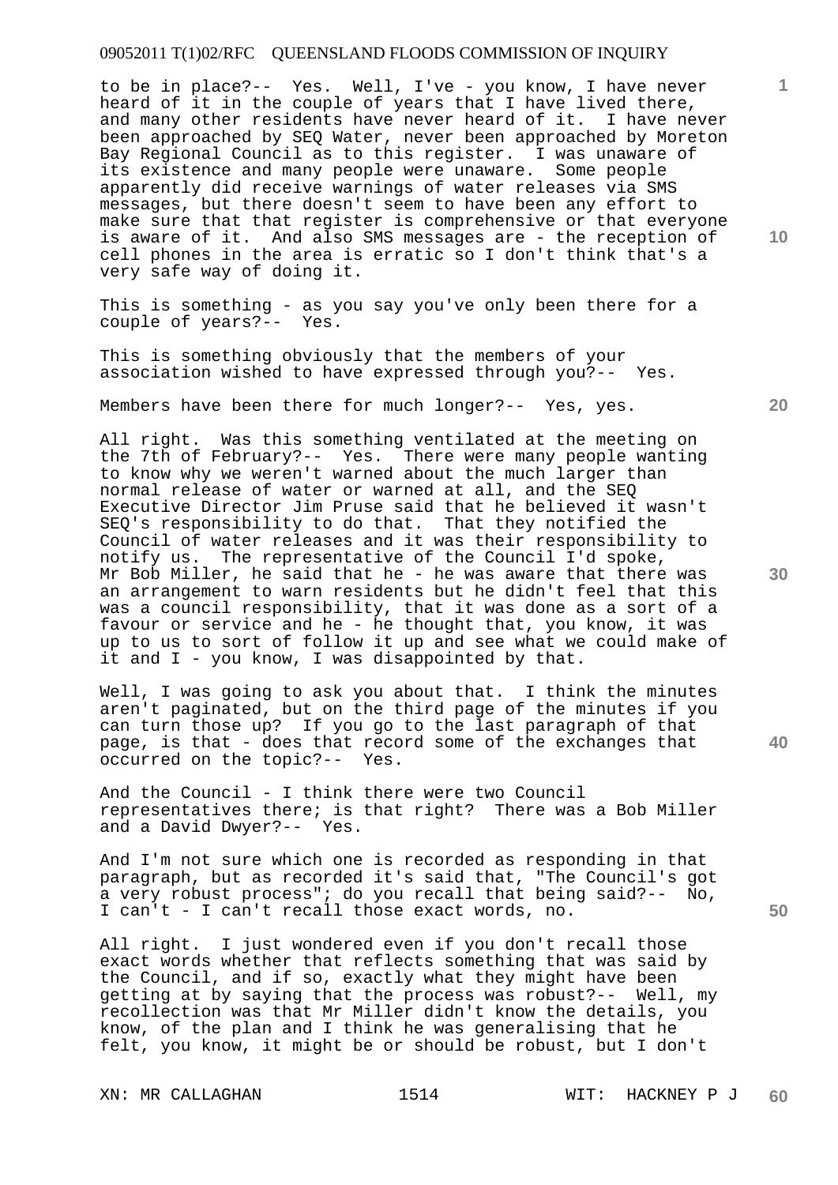to be in place?-- Yes. Well, I've - you know, I have never heard of it in the couple of years that I have lived there, and many other residents have never heard of it. I have never been approached by SEQ Water, never been approached by Moreton Bay Regional Council as to this register. I was unaware of its existence and many people were unaware. Some people apparently did receive warnings of water releases via SMS messages, but there doesn't seem to have been any effort to make sure that that register is comprehensive or that everyone is aware of it. And also SMS messages are - the reception of cell phones in the area is erratic so I don't think that's a very safe way of doing it.

This is something - as you say you've only been there for a couple of years?-- Yes.

This is something obviously that the members of your association wished to have expressed through you?-- Yes.

Members have been there for much longer?-- Yes, yes.

All right. Was this something ventilated at the meeting on the 7th of February?-- Yes. There were many people wanting to know why we weren't warned about the much larger than normal release of water or warned at all, and the SEQ Executive Director Jim Pruse said that he believed it wasn't SEQ's responsibility to do that. That they notified the Council of water releases and it was their responsibility to notify us. The representative of the Council I'd spoke, Mr Bob Miller, he said that he - he was aware that there was an arrangement to warn residents but he didn't feel that this was a council responsibility, that it was done as a sort of a favour or service and he - he thought that, you know, it was up to us to sort of follow it up and see what we could make of it and I - you know, I was disappointed by that.

Well, I was going to ask you about that. I think the minutes aren't paginated, but on the third page of the minutes if you can turn those up? If you go to the last paragraph of that page, is that - does that record some of the exchanges that occurred on the topic?-- Yes.

And the Council - I think there were two Council representatives there; is that right? There was a Bob Miller and a David Dwyer?-- Yes.

And I'm not sure which one is recorded as responding in that paragraph, but as recorded it's said that, "The Council's got a very robust process"; do you recall that being said?-- No, I can't - I can't recall those exact words, no.

All right. I just wondered even if you don't recall those exact words whether that reflects something that was said by the Council, and if so, exactly what they might have been getting at by saying that the process was robust?-- Well, my recollection was that Mr Miller didn't know the details, you know, of the plan and I think he was generalising that he felt, you know, it might be or should be robust, but I don't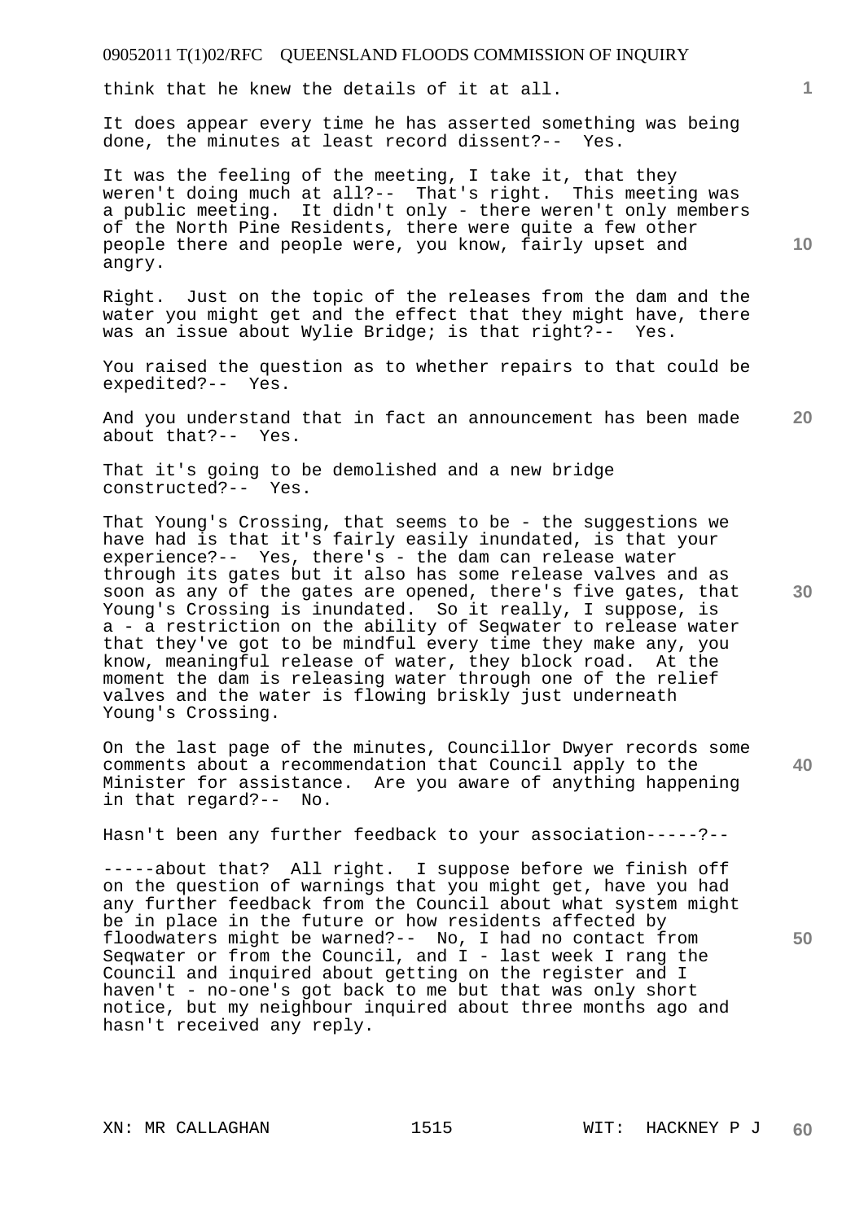think that he knew the details of it at all.

It does appear every time he has asserted something was being done, the minutes at least record dissent?-- Yes.

It was the feeling of the meeting, I take it, that they weren't doing much at all?-- That's right. This meeting was a public meeting. It didn't only - there weren't only members of the North Pine Residents, there were quite a few other people there and people were, you know, fairly upset and angry.

Right. Just on the topic of the releases from the dam and the water you might get and the effect that they might have, there was an issue about Wylie Bridge; is that right?-- Yes.

You raised the question as to whether repairs to that could be expedited?-- Yes.

And you understand that in fact an announcement has been made about that?-- Yes.

That it's going to be demolished and a new bridge constructed?-- Yes.

That Young's Crossing, that seems to be - the suggestions we have had is that it's fairly easily inundated, is that your experience?-- Yes, there's - the dam can release water through its gates but it also has some release valves and as soon as any of the gates are opened, there's five gates, that Young's Crossing is inundated. So it really, I suppose, is a - a restriction on the ability of Seqwater to release water that they've got to be mindful every time they make any, you know, meaningful release of water, they block road. At the moment the dam is releasing water through one of the relief valves and the water is flowing briskly just underneath Young's Crossing.

On the last page of the minutes, Councillor Dwyer records some comments about a recommendation that Council apply to the Minister for assistance. Are you aware of anything happening in that regard?-- No.

Hasn't been any further feedback to your association-----?--

-----about that? All right. I suppose before we finish off on the question of warnings that you might get, have you had any further feedback from the Council about what system might be in place in the future or how residents affected by floodwaters might be warned?-- No, I had no contact from Seqwater or from the Council, and I - last week I rang the Council and inquired about getting on the register and I haven't - no-one's got back to me but that was only short notice, but my neighbour inquired about three months ago and hasn't received any reply.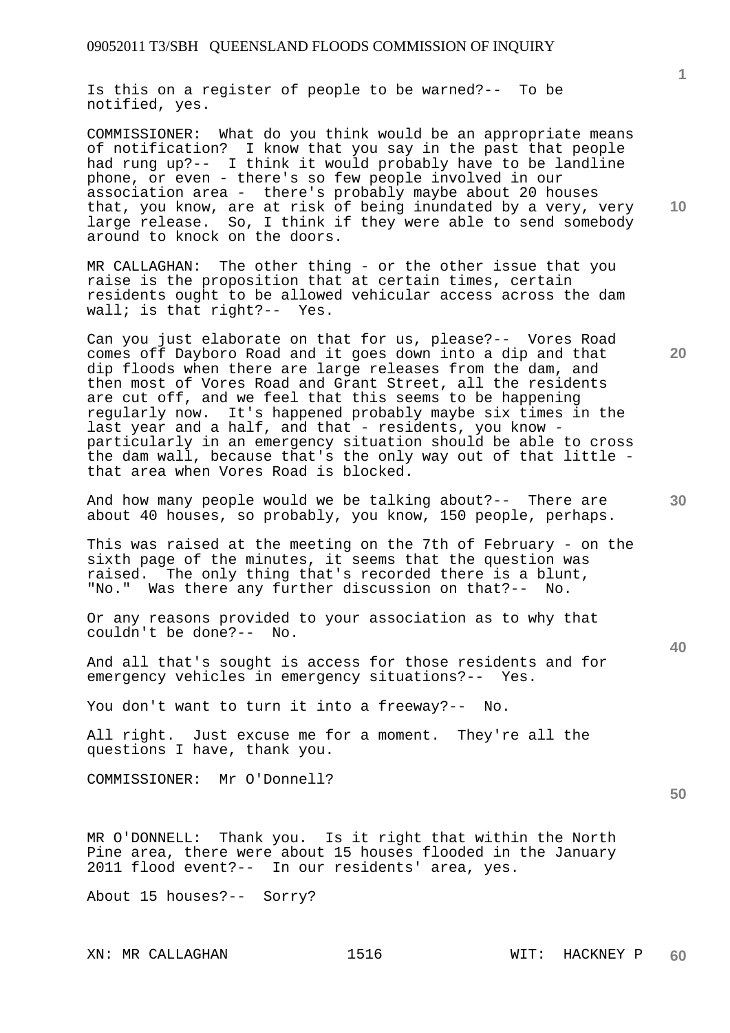Is this on a register of people to be warned?-- To be notified, yes.

COMMISSIONER: What do you think would be an appropriate means of notification? I know that you say in the past that people had rung up?-- I think it would probably have to be landline phone, or even - there's so few people involved in our association area - there's probably maybe about 20 houses that, you know, are at risk of being inundated by a very, very large release. So, I think if they were able to send somebody around to knock on the doors.

MR CALLAGHAN: The other thing - or the other issue that you raise is the proposition that at certain times, certain residents ought to be allowed vehicular access across the dam wall; is that right?-- Yes.

Can you just elaborate on that for us, please?-- Vores Road comes off Dayboro Road and it goes down into a dip and that dip floods when there are large releases from the dam, and then most of Vores Road and Grant Street, all the residents are cut off, and we feel that this seems to be happening regularly now. It's happened probably maybe six times in the last year and a half, and that - residents, you know - particularly in an emergency situation should be able to cross the dam wall, because that's the only way out of that little - that area when Vores Road is blocked.

And how many people would we be talking about?-- There are about 40 houses, so probably, you know, 150 people, perhaps.

This was raised at the meeting on the 7th of February - on the sixth page of the minutes, it seems that the question was raised. The only thing that's recorded there is a blunt, "No." Was there any further discussion on that?-- No.

Or any reasons provided to your association as to why that couldn't be done?-- No.

And all that's sought is access for those residents and for emergency vehicles in emergency situations?-- Yes.

You don't want to turn it into a freeway?-- No.

All right. Just excuse me for a moment. They're all the questions I have, thank you.

COMMISSIONER: Mr O'Donnell?

MR O'DONNELL: Thank you. Is it right that within the North Pine area, there were about 15 houses flooded in the January 2011 flood event?-- In our residents' area, yes.

About 15 houses?-- Sorry?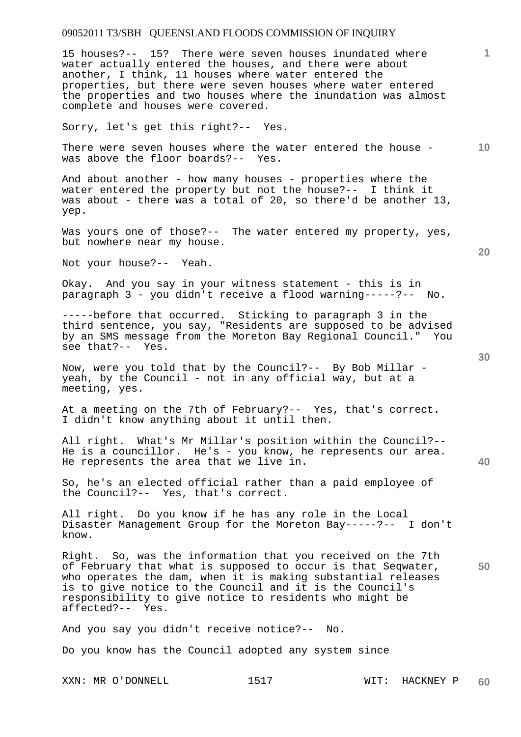15 houses?-- 15? There were seven houses inundated where water actually entered the houses, and there were about another, I think, 11 houses where water entered the properties, but there were seven houses where water entered the properties and two houses where the inundation was almost complete and houses were covered.

Sorry, let's get this right?-- Yes.

There were seven houses where the water entered the house - was above the floor boards?-- Yes.

And about another - how many houses - properties where the water entered the property but not the house?-- I think it was about - there was a total of 20, so there'd be another 13, yep.

Was yours one of those?-- The water entered my property, yes, but nowhere near my house.

Not your house?-- Yeah.

Okay. And you say in your witness statement - this is in paragraph 3 - you didn't receive a flood warning-----?-- No.

-----before that occurred. Sticking to paragraph 3 in the third sentence, you say, "Residents are supposed to be advised by an SMS message from the Moreton Bay Regional Council." You see that?-- Yes.

Now, were you told that by the Council?-- By Bob Millar - yeah, by the Council - not in any official way, but at a meeting, yes.

At a meeting on the 7th of February?-- Yes, that's correct. I didn't know anything about it until then.

All right. What's Mr Millar's position within the Council?-- He is a councillor. He's - you know, he represents our area. He represents the area that we live in.

So, he's an elected official rather than a paid employee of the Council?-- Yes, that's correct.

All right. Do you know if he has any role in the Local Disaster Management Group for the Moreton Bay-----?-- I don't know.

Right. So, was the information that you received on the 7th of February that what is supposed to occur is that Seqwater, who operates the dam, when it is making substantial releases is to give notice to the Council and it is the Council's responsibility to give notice to residents who might be affected?-- Yes.

And you say you didn't receive notice?-- No.

Do you know has the Council adopted any system since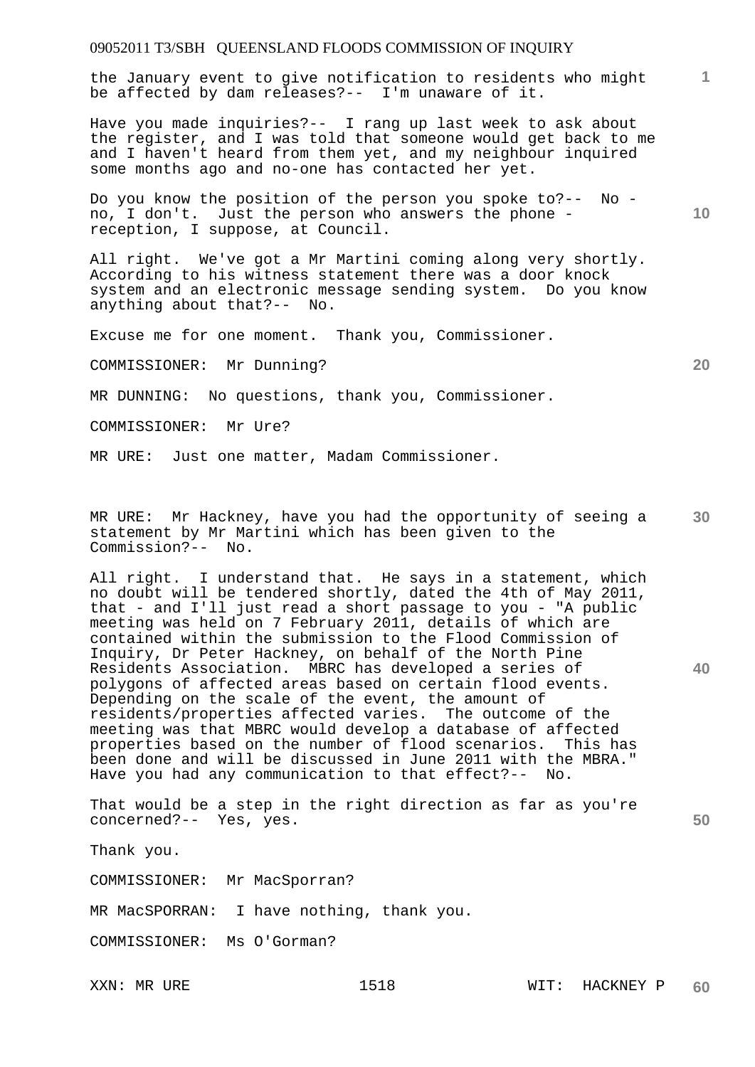the January event to give notification to residents who might be affected by dam releases?-- I'm unaware of it.

Have you made inquiries?-- I rang up last week to ask about the register, and I was told that someone would get back to me and I haven't heard from them yet, and my neighbour inquired some months ago and no-one has contacted her yet.

Do you know the position of the person you spoke to?-- No - no, I don't. Just the person who answers the phone - reception, I suppose, at Council.

All right. We've got a Mr Martini coming along very shortly. According to his witness statement there was a door knock system and an electronic message sending system. Do you know anything about that?-- No.

Excuse me for one moment. Thank you, Commissioner.

COMMISSIONER: Mr Dunning?

MR DUNNING: No questions, thank you, Commissioner.

COMMISSIONER: Mr Ure?

MR URE: Just one matter, Madam Commissioner.

MR URE: Mr Hackney, have you had the opportunity of seeing a statement by Mr Martini which has been given to the Commission?-- No.

All right. I understand that. He says in a statement, which no doubt will be tendered shortly, dated the 4th of May 2011, that - and I'll just read a short passage to you - "A public meeting was held on 7 February 2011, details of which are contained within the submission to the Flood Commission of Inquiry, Dr Peter Hackney, on behalf of the North Pine Residents Association. MBRC has developed a series of polygons of affected areas based on certain flood events. Depending on the scale of the event, the amount of residents/properties affected varies. The outcome of the meeting was that MBRC would develop a database of affected properties based on the number of flood scenarios. This has been done and will be discussed in June 2011 with the MBRA." Have you had any communication to that effect?-- No.

That would be a step in the right direction as far as you're concerned?-- Yes, yes.

Thank you.

COMMISSIONER: Mr MacSporran?

MR MacSPORRAN: I have nothing, thank you.

COMMISSIONER: Ms O'Gorman?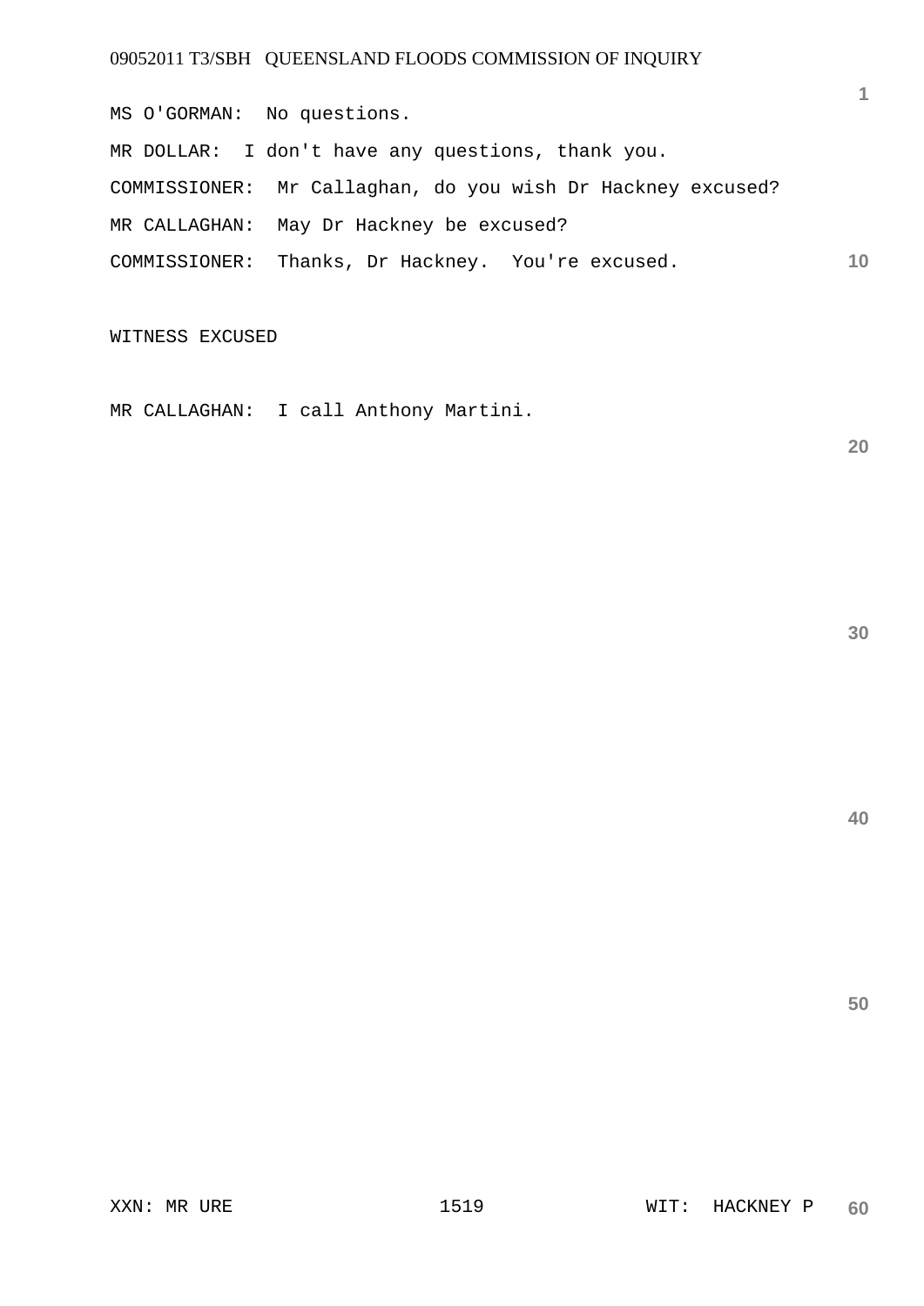MS O'GORMAN:  No questions.

MR DOLLAR:  I don't have any questions, thank you.

COMMISSIONER:  Mr Callaghan, do you wish Dr Hackney excused?

MR CALLAGHAN:  May Dr Hackney be excused?

COMMISSIONER:  Thanks, Dr Hackney.  You're excused.

WITNESS EXCUSED

MR CALLAGHAN:  I call Anthony Martini.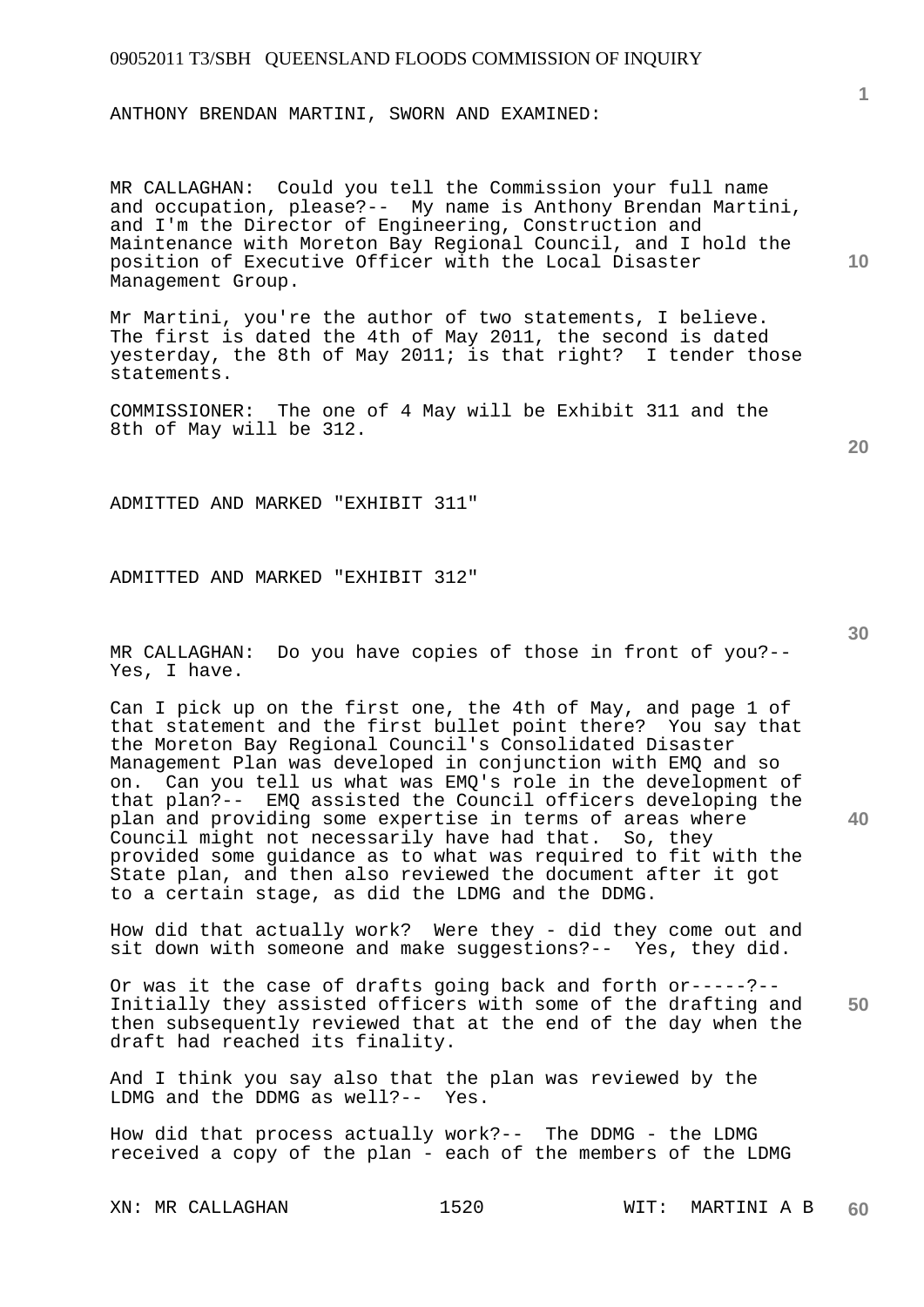ANTHONY BRENDAN MARTINI, SWORN AND EXAMINED:

MR CALLAGHAN: Could you tell the Commission your full name and occupation, please?-- My name is Anthony Brendan Martini, and I'm the Director of Engineering, Construction and Maintenance with Moreton Bay Regional Council, and I hold the position of Executive Officer with the Local Disaster Management Group.

Mr Martini, you're the author of two statements, I believe. The first is dated the 4th of May 2011, the second is dated yesterday, the 8th of May 2011; is that right? I tender those statements.

COMMISSIONER: The one of 4 May will be Exhibit 311 and the 8th of May will be 312.

ADMITTED AND MARKED "EXHIBIT 311"

ADMITTED AND MARKED "EXHIBIT 312"

MR CALLAGHAN: Do you have copies of those in front of you?-- Yes, I have.

Can I pick up on the first one, the 4th of May, and page 1 of that statement and the first bullet point there? You say that the Moreton Bay Regional Council's Consolidated Disaster Management Plan was developed in conjunction with EMQ and so on. Can you tell us what was EMQ's role in the development of that plan?-- EMQ assisted the Council officers developing the plan and providing some expertise in terms of areas where Council might not necessarily have had that. So, they provided some guidance as to what was required to fit with the State plan, and then also reviewed the document after it got to a certain stage, as did the LDMG and the DDMG.

How did that actually work? Were they - did they come out and sit down with someone and make suggestions?-- Yes, they did.

Or was it the case of drafts going back and forth or-----?-- Initially they assisted officers with some of the drafting and then subsequently reviewed that at the end of the day when the draft had reached its finality.

And I think you say also that the plan was reviewed by the LDMG and the DDMG as well?-- Yes.

How did that process actually work?-- The DDMG - the LDMG received a copy of the plan - each of the members of the LDMG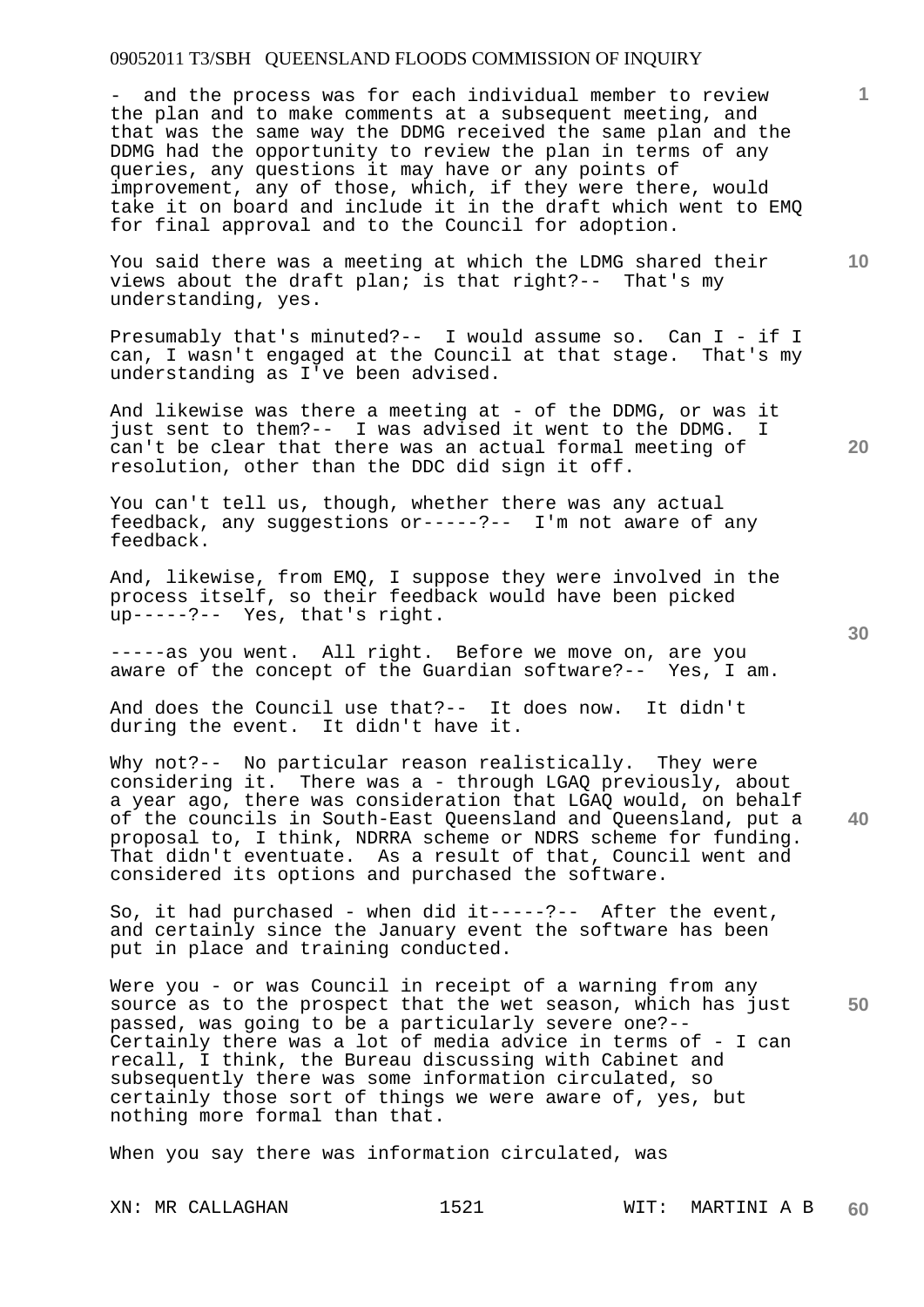- and the process was for each individual member to review the plan and to make comments at a subsequent meeting, and that was the same way the DDMG received the same plan and the DDMG had the opportunity to review the plan in terms of any queries, any questions it may have or any points of improvement, any of those, which, if they were there, would take it on board and include it in the draft which went to EMQ for final approval and to the Council for adoption.

You said there was a meeting at which the LDMG shared their views about the draft plan; is that right?-- That's my understanding, yes.

Presumably that's minuted?-- I would assume so. Can I - if I can, I wasn't engaged at the Council at that stage. That's my understanding as I've been advised.

And likewise was there a meeting at - of the DDMG, or was it just sent to them?-- I was advised it went to the DDMG. I can't be clear that there was an actual formal meeting of resolution, other than the DDC did sign it off.

You can't tell us, though, whether there was any actual feedback, any suggestions or-----?-- I'm not aware of any feedback.

And, likewise, from EMQ, I suppose they were involved in the process itself, so their feedback would have been picked up-----?-- Yes, that's right.

-----as you went. All right. Before we move on, are you aware of the concept of the Guardian software?-- Yes, I am.

And does the Council use that?-- It does now. It didn't during the event. It didn't have it.

Why not?-- No particular reason realistically. They were considering it. There was a - through LGAQ previously, about a year ago, there was consideration that LGAQ would, on behalf of the councils in South-East Queensland and Queensland, put a proposal to, I think, NDRRA scheme or NDRS scheme for funding. That didn't eventuate. As a result of that, Council went and considered its options and purchased the software.

So, it had purchased - when did it-----?-- After the event, and certainly since the January event the software has been put in place and training conducted.

Were you - or was Council in receipt of a warning from any source as to the prospect that the wet season, which has just passed, was going to be a particularly severe one?-- Certainly there was a lot of media advice in terms of - I can recall, I think, the Bureau discussing with Cabinet and subsequently there was some information circulated, so certainly those sort of things we were aware of, yes, but nothing more formal than that.

When you say there was information circulated, was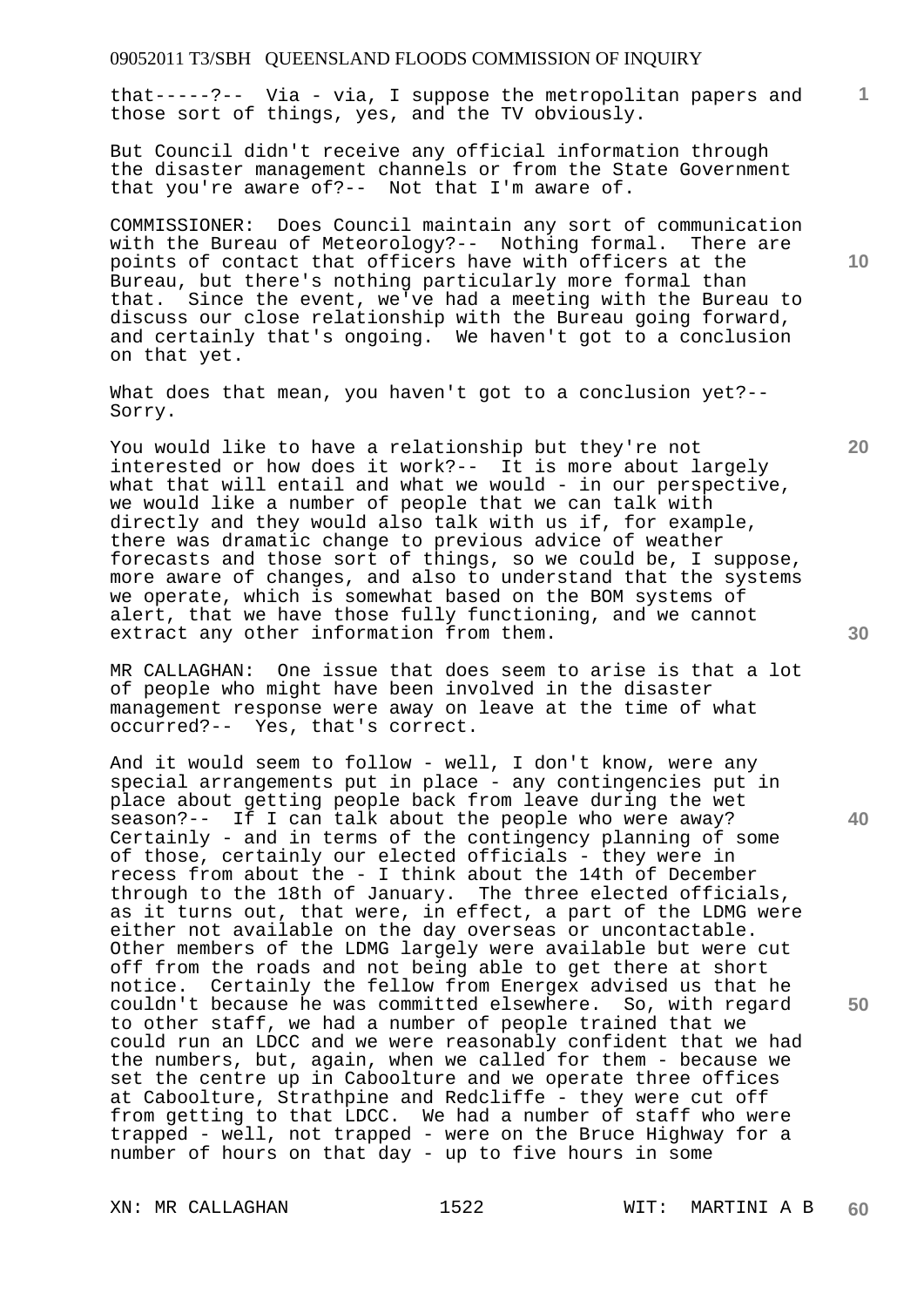that-----?-- Via - via, I suppose the metropolitan papers and those sort of things, yes, and the TV obviously.

But Council didn't receive any official information through the disaster management channels or from the State Government that you're aware of?-- Not that I'm aware of.

COMMISSIONER: Does Council maintain any sort of communication with the Bureau of Meteorology?-- Nothing formal. There are points of contact that officers have with officers at the Bureau, but there's nothing particularly more formal than that. Since the event, we've had a meeting with the Bureau to discuss our close relationship with the Bureau going forward, and certainly that's ongoing. We haven't got to a conclusion on that yet.

What does that mean, you haven't got to a conclusion yet?-- Sorry.

You would like to have a relationship but they're not interested or how does it work?-- It is more about largely what that will entail and what we would - in our perspective, we would like a number of people that we can talk with directly and they would also talk with us if, for example, there was dramatic change to previous advice of weather forecasts and those sort of things, so we could be, I suppose, more aware of changes, and also to understand that the systems we operate, which is somewhat based on the BOM systems of alert, that we have those fully functioning, and we cannot extract any other information from them.

MR CALLAGHAN: One issue that does seem to arise is that a lot of people who might have been involved in the disaster management response were away on leave at the time of what occurred?-- Yes, that's correct.

And it would seem to follow - well, I don't know, were any special arrangements put in place - any contingencies put in place about getting people back from leave during the wet season?-- If I can talk about the people who were away? Certainly - and in terms of the contingency planning of some of those, certainly our elected officials - they were in recess from about the - I think about the 14th of December through to the 18th of January. The three elected officials, as it turns out, that were, in effect, a part of the LDMG were either not available on the day overseas or uncontactable. Other members of the LDMG largely were available but were cut off from the roads and not being able to get there at short notice. Certainly the fellow from Energex advised us that he couldn't because he was committed elsewhere. So, with regard to other staff, we had a number of people trained that we could run an LDCC and we were reasonably confident that we had the numbers, but, again, when we called for them - because we set the centre up in Caboolture and we operate three offices at Caboolture, Strathpine and Redcliffe - they were cut off from getting to that LDCC. We had a number of staff who were trapped - well, not trapped - were on the Bruce Highway for a number of hours on that day - up to five hours in some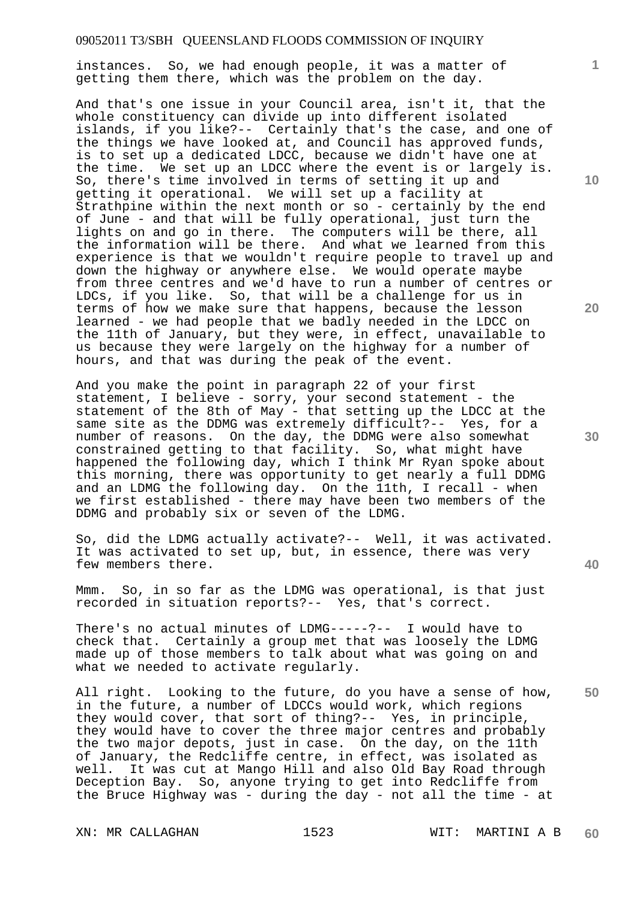instances. So, we had enough people, it was a matter of getting them there, which was the problem on the day.

And that's one issue in your Council area, isn't it, that the whole constituency can divide up into different isolated islands, if you like?-- Certainly that's the case, and one of the things we have looked at, and Council has approved funds, is to set up a dedicated LDCC, because we didn't have one at the time. We set up an LDCC where the event is or largely is. So, there's time involved in terms of setting it up and getting it operational. We will set up a facility at Strathpine within the next month or so - certainly by the end of June - and that will be fully operational, just turn the lights on and go in there. The computers will be there, all the information will be there. And what we learned from this experience is that we wouldn't require people to travel up and down the highway or anywhere else. We would operate maybe from three centres and we'd have to run a number of centres or LDCs, if you like. So, that will be a challenge for us in terms of how we make sure that happens, because the lesson learned - we had people that we badly needed in the LDCC on the 11th of January, but they were, in effect, unavailable to us because they were largely on the highway for a number of hours, and that was during the peak of the event.

And you make the point in paragraph 22 of your first statement, I believe - sorry, your second statement - the statement of the 8th of May - that setting up the LDCC at the same site as the DDMG was extremely difficult?-- Yes, for a number of reasons. On the day, the DDMG were also somewhat constrained getting to that facility. So, what might have happened the following day, which I think Mr Ryan spoke about this morning, there was opportunity to get nearly a full DDMG and an LDMG the following day. On the 11th, I recall - when we first established - there may have been two members of the DDMG and probably six or seven of the LDMG.

So, did the LDMG actually activate?-- Well, it was activated. It was activated to set up, but, in essence, there was very few members there.

Mmm. So, in so far as the LDMG was operational, is that just recorded in situation reports?-- Yes, that's correct.

There's no actual minutes of LDMG-----?-- I would have to check that. Certainly a group met that was loosely the LDMG made up of those members to talk about what was going on and what we needed to activate regularly.

All right. Looking to the future, do you have a sense of how, in the future, a number of LDCCs would work, which regions they would cover, that sort of thing?-- Yes, in principle, they would have to cover the three major centres and probably the two major depots, just in case. On the day, on the 11th of January, the Redcliffe centre, in effect, was isolated as well. It was cut at Mango Hill and also Old Bay Road through Deception Bay. So, anyone trying to get into Redcliffe from the Bruce Highway was - during the day - not all the time - at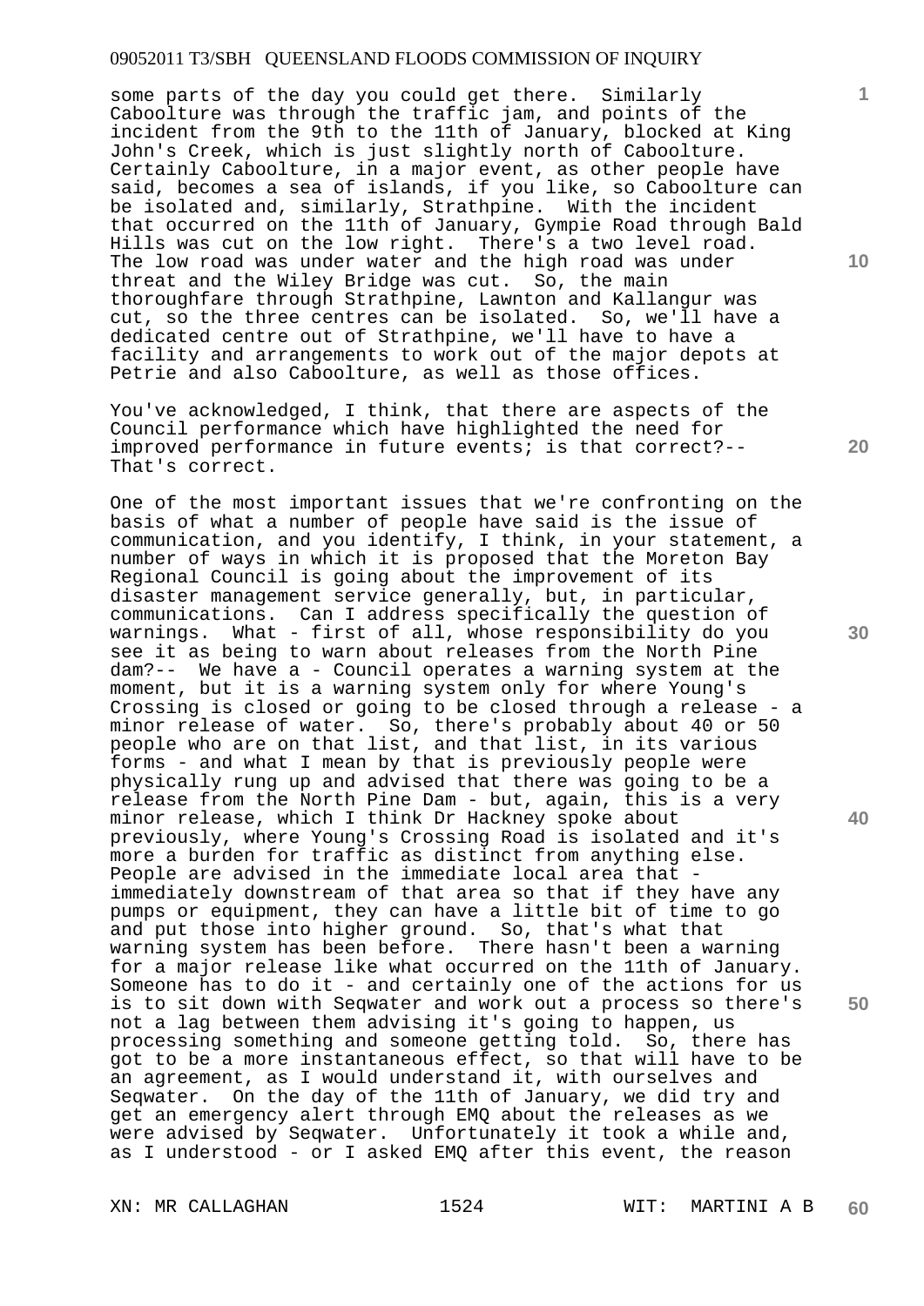some parts of the day you could get there. Similarly Caboolture was through the traffic jam, and points of the incident from the 9th to the 11th of January, blocked at King John's Creek, which is just slightly north of Caboolture. Certainly Caboolture, in a major event, as other people have said, becomes a sea of islands, if you like, so Caboolture can be isolated and, similarly, Strathpine. With the incident that occurred on the 11th of January, Gympie Road through Bald Hills was cut on the low right. There's a two level road. The low road was under water and the high road was under threat and the Wiley Bridge was cut. So, the main thoroughfare through Strathpine, Lawnton and Kallangur was cut, so the three centres can be isolated. So, we'll have a dedicated centre out of Strathpine, we'll have to have a facility and arrangements to work out of the major depots at Petrie and also Caboolture, as well as those offices.

You've acknowledged, I think, that there are aspects of the Council performance which have highlighted the need for improved performance in future events; is that correct?-- That's correct.

One of the most important issues that we're confronting on the basis of what a number of people have said is the issue of communication, and you identify, I think, in your statement, a number of ways in which it is proposed that the Moreton Bay Regional Council is going about the improvement of its disaster management service generally, but, in particular, communications. Can I address specifically the question of warnings. What - first of all, whose responsibility do you see it as being to warn about releases from the North Pine dam?-- We have a - Council operates a warning system at the moment, but it is a warning system only for where Young's Crossing is closed or going to be closed through a release - a minor release of water. So, there's probably about 40 or 50 people who are on that list, and that list, in its various forms - and what I mean by that is previously people were physically rung up and advised that there was going to be a release from the North Pine Dam - but, again, this is a very minor release, which I think Dr Hackney spoke about previously, where Young's Crossing Road is isolated and it's more a burden for traffic as distinct from anything else. People are advised in the immediate local area that - immediately downstream of that area so that if they have any pumps or equipment, they can have a little bit of time to go and put those into higher ground. So, that's what that warning system has been before. There hasn't been a warning for a major release like what occurred on the 11th of January. Someone has to do it - and certainly one of the actions for us is to sit down with Seqwater and work out a process so there's not a lag between them advising it's going to happen, us processing something and someone getting told. So, there has got to be a more instantaneous effect, so that will have to be an agreement, as I would understand it, with ourselves and Seqwater. On the day of the 11th of January, we did try and get an emergency alert through EMQ about the releases as we were advised by Seqwater. Unfortunately it took a while and, as I understood - or I asked EMQ after this event, the reason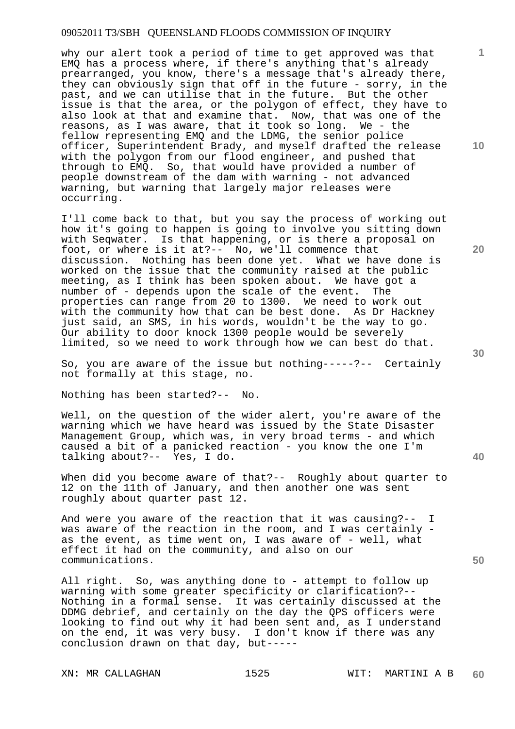why our alert took a period of time to get approved was that EMQ has a process where, if there's anything that's already prearranged, you know, there's a message that's already there, they can obviously sign that off in the future - sorry, in the past, and we can utilise that in the future. But the other issue is that the area, or the polygon of effect, they have to also look at that and examine that. Now, that was one of the reasons, as I was aware, that it took so long. We - the fellow representing EMQ and the LDMG, the senior police officer, Superintendent Brady, and myself drafted the release with the polygon from our flood engineer, and pushed that through to EMQ. So, that would have provided a number of people downstream of the dam with warning - not advanced warning, but warning that largely major releases were occurring.

I'll come back to that, but you say the process of working out how it's going to happen is going to involve you sitting down with Seqwater. Is that happening, or is there a proposal on foot, or where is it at?-- No, we'll commence that discussion. Nothing has been done yet. What we have done is worked on the issue that the community raised at the public meeting, as I think has been spoken about. We have got a number of - depends upon the scale of the event. The properties can range from 20 to 1300. We need to work out with the community how that can be best done. As Dr Hackney just said, an SMS, in his words, wouldn't be the way to go. Our ability to door knock 1300 people would be severely limited, so we need to work through how we can best do that.

So, you are aware of the issue but nothing-----?-- Certainly not formally at this stage, no.

Nothing has been started?-- No.

Well, on the question of the wider alert, you're aware of the warning which we have heard was issued by the State Disaster Management Group, which was, in very broad terms - and which caused a bit of a panicked reaction - you know the one I'm talking about?-- Yes, I do.

When did you become aware of that?-- Roughly about quarter to 12 on the 11th of January, and then another one was sent roughly about quarter past 12.

And were you aware of the reaction that it was causing?-- I was aware of the reaction in the room, and I was certainly - as the event, as time went on, I was aware of - well, what effect it had on the community, and also on our communications.

All right. So, was anything done to - attempt to follow up warning with some greater specificity or clarification?-- Nothing in a formal sense. It was certainly discussed at the DDMG debrief, and certainly on the day the QPS officers were looking to find out why it had been sent and, as I understand on the end, it was very busy. I don't know if there was any conclusion drawn on that day, but-----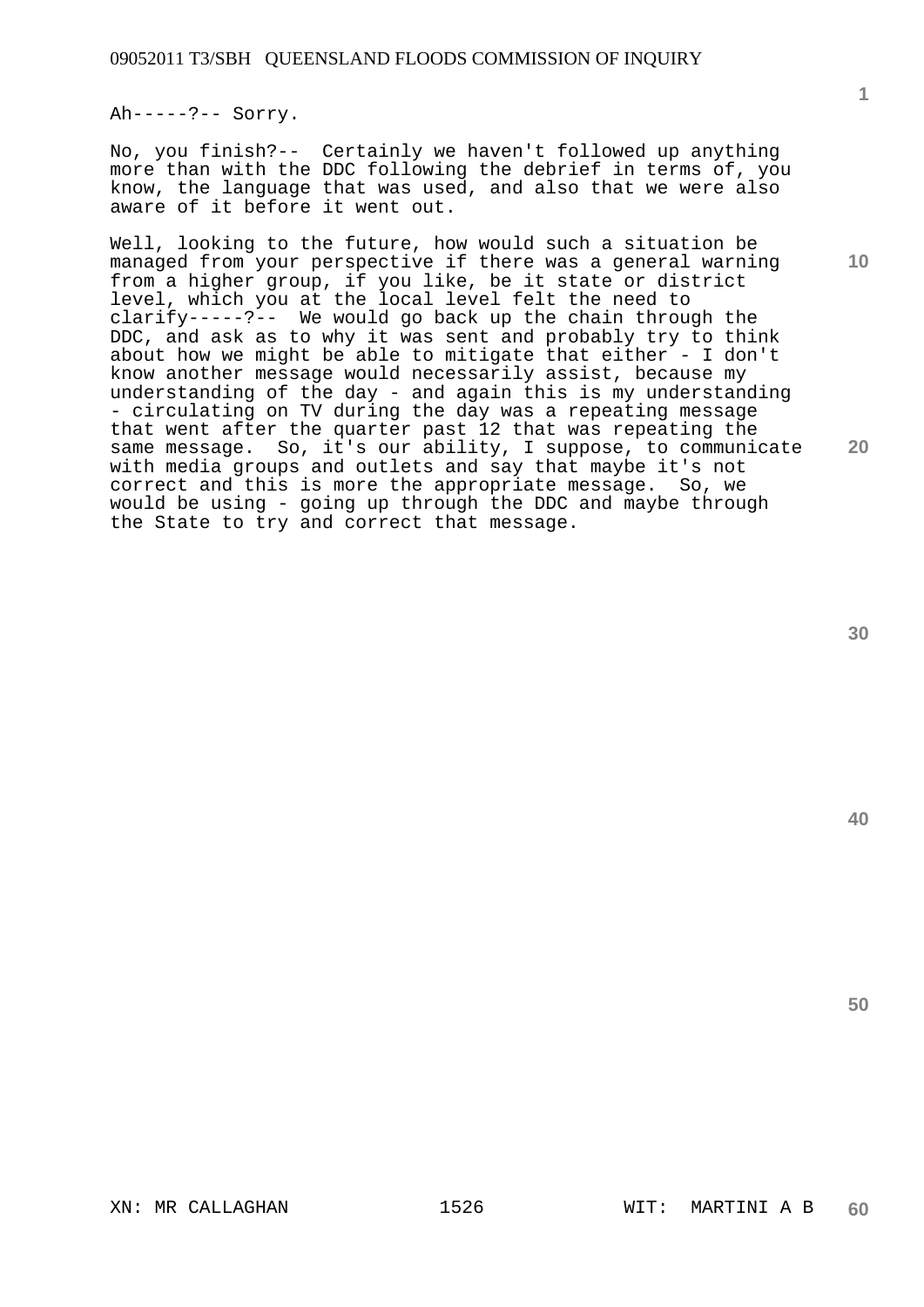Ah-----?-- Sorry.

No, you finish?-- Certainly we haven't followed up anything more than with the DDC following the debrief in terms of, you know, the language that was used, and also that we were also aware of it before it went out.

Well, looking to the future, how would such a situation be managed from your perspective if there was a general warning from a higher group, if you like, be it state or district level, which you at the local level felt the need to clarify-----?-- We would go back up the chain through the DDC, and ask as to why it was sent and probably try to think about how we might be able to mitigate that either - I don't know another message would necessarily assist, because my understanding of the day - and again this is my understanding - circulating on TV during the day was a repeating message that went after the quarter past 12 that was repeating the same message. So, it's our ability, I suppose, to communicate with media groups and outlets and say that maybe it's not correct and this is more the appropriate message. So, we would be using - going up through the DDC and maybe through the State to try and correct that message.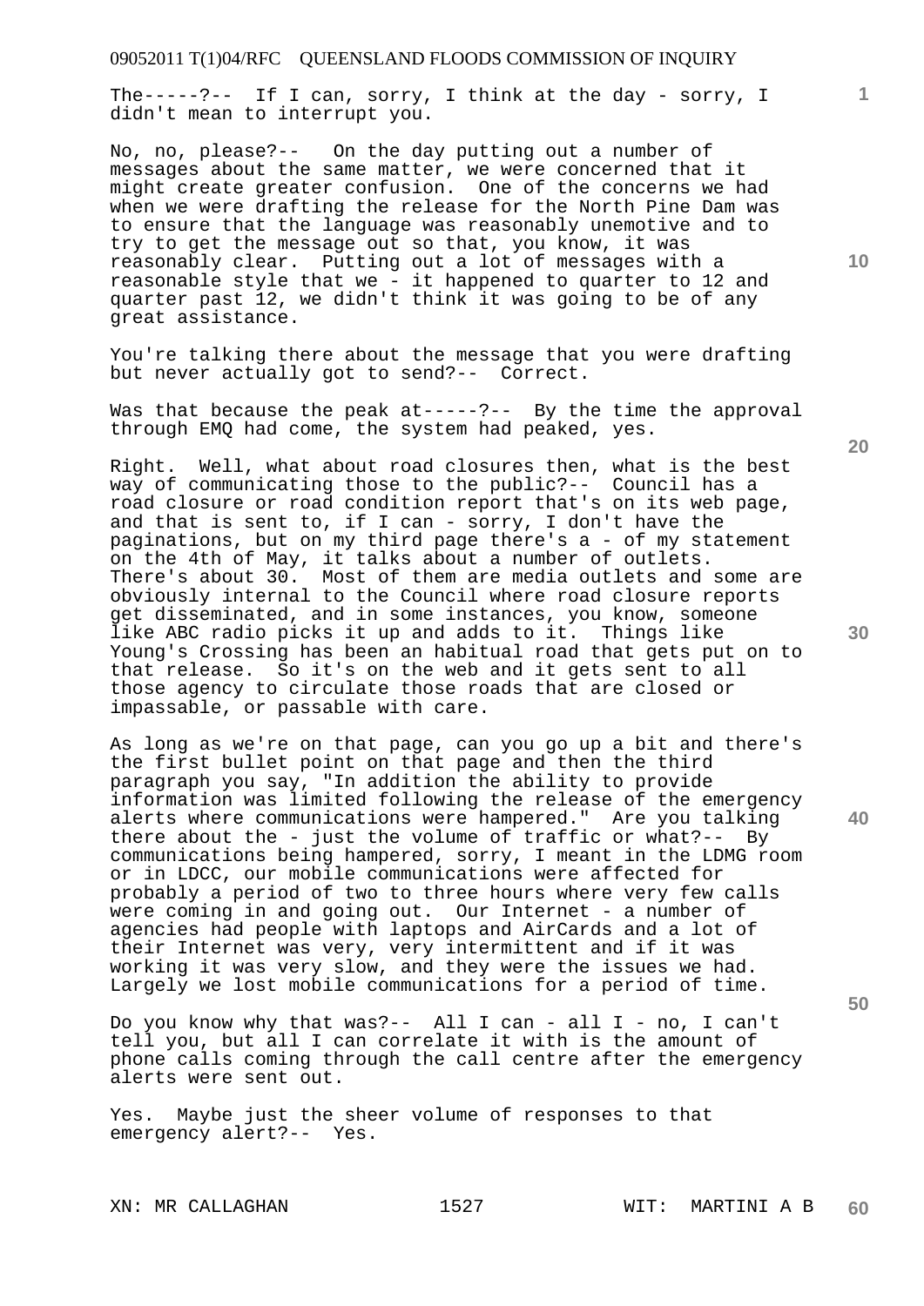The-----?-- If I can, sorry, I think at the day - sorry, I didn't mean to interrupt you.

No, no, please?-- On the day putting out a number of messages about the same matter, we were concerned that it might create greater confusion. One of the concerns we had when we were drafting the release for the North Pine Dam was to ensure that the language was reasonably unemotive and to try to get the message out so that, you know, it was reasonably clear. Putting out a lot of messages with a reasonable style that we - it happened to quarter to 12 and quarter past 12, we didn't think it was going to be of any great assistance.

You're talking there about the message that you were drafting but never actually got to send?-- Correct.

Was that because the peak at-----?-- By the time the approval through EMQ had come, the system had peaked, yes.

Right. Well, what about road closures then, what is the best way of communicating those to the public?-- Council has a road closure or road condition report that's on its web page, and that is sent to, if I can - sorry, I don't have the paginations, but on my third page there's a - of my statement on the 4th of May, it talks about a number of outlets. There's about 30. Most of them are media outlets and some are obviously internal to the Council where road closure reports get disseminated, and in some instances, you know, someone like ABC radio picks it up and adds to it. Things like Young's Crossing has been an habitual road that gets put on to that release. So it's on the web and it gets sent to all those agency to circulate those roads that are closed or impassable, or passable with care.

As long as we're on that page, can you go up a bit and there's the first bullet point on that page and then the third paragraph you say, "In addition the ability to provide information was limited following the release of the emergency alerts where communications were hampered." Are you talking there about the - just the volume of traffic or what?-- By communications being hampered, sorry, I meant in the LDMG room or in LDCC, our mobile communications were affected for probably a period of two to three hours where very few calls were coming in and going out. Our Internet - a number of agencies had people with laptops and AirCards and a lot of their Internet was very, very intermittent and if it was working it was very slow, and they were the issues we had. Largely we lost mobile communications for a period of time.

Do you know why that was?-- All I can - all I - no, I can't tell you, but all I can correlate it with is the amount of phone calls coming through the call centre after the emergency alerts were sent out.

Yes. Maybe just the sheer volume of responses to that emergency alert?-- Yes.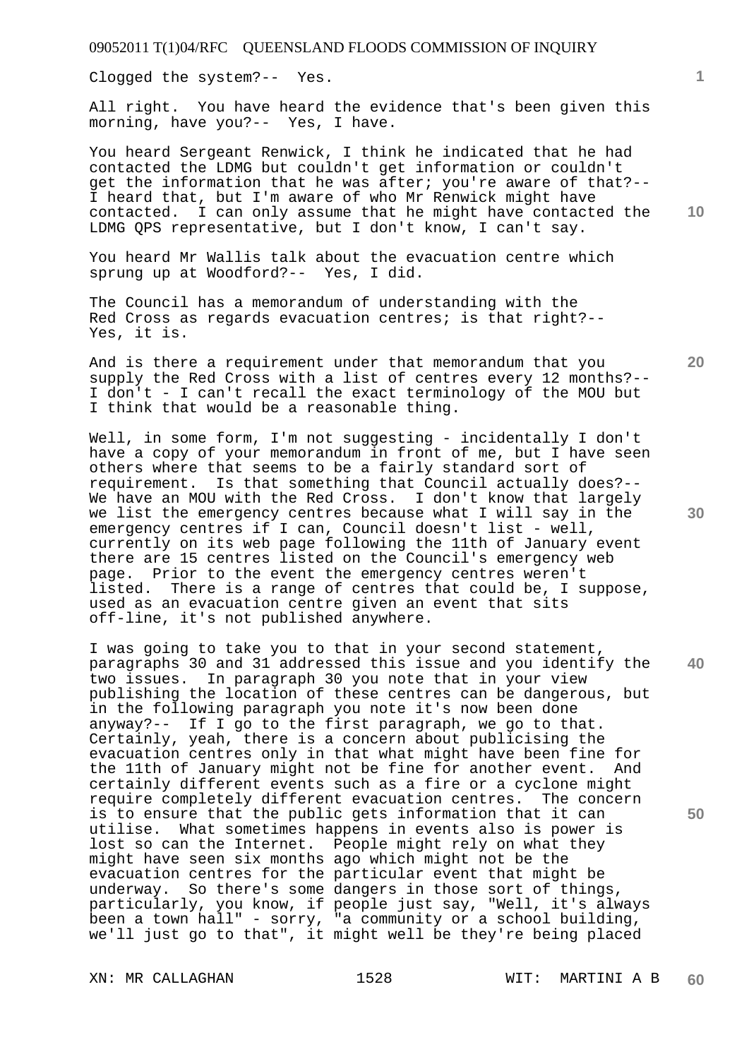Clogged the system?-- Yes.

All right. You have heard the evidence that's been given this morning, have you?-- Yes, I have.

You heard Sergeant Renwick, I think he indicated that he had contacted the LDMG but couldn't get information or couldn't get the information that he was after; you're aware of that?-- I heard that, but I'm aware of who Mr Renwick might have contacted. I can only assume that he might have contacted the LDMG QPS representative, but I don't know, I can't say.

You heard Mr Wallis talk about the evacuation centre which sprung up at Woodford?-- Yes, I did.

The Council has a memorandum of understanding with the Red Cross as regards evacuation centres; is that right?-- Yes, it is.

And is there a requirement under that memorandum that you supply the Red Cross with a list of centres every 12 months?-- I don't - I can't recall the exact terminology of the MOU but I think that would be a reasonable thing.

Well, in some form, I'm not suggesting - incidentally I don't have a copy of your memorandum in front of me, but I have seen others where that seems to be a fairly standard sort of requirement. Is that something that Council actually does?-- We have an MOU with the Red Cross. I don't know that largely we list the emergency centres because what I will say in the emergency centres if I can, Council doesn't list - well, currently on its web page following the 11th of January event there are 15 centres listed on the Council's emergency web page. Prior to the event the emergency centres weren't listed. There is a range of centres that could be, I suppose, used as an evacuation centre given an event that sits off-line, it's not published anywhere.

I was going to take you to that in your second statement, paragraphs 30 and 31 addressed this issue and you identify the two issues. In paragraph 30 you note that in your view publishing the location of these centres can be dangerous, but in the following paragraph you note it's now been done anyway?-- If I go to the first paragraph, we go to that. Certainly, yeah, there is a concern about publicising the evacuation centres only in that what might have been fine for the 11th of January might not be fine for another event. And certainly different events such as a fire or a cyclone might require completely different evacuation centres. The concern is to ensure that the public gets information that it can utilise. What sometimes happens in events also is power is lost so can the Internet. People might rely on what they might have seen six months ago which might not be the evacuation centres for the particular event that might be underway. So there's some dangers in those sort of things, particularly, you know, if people just say, "Well, it's always been a town hall" - sorry, "a community or a school building, we'll just go to that", it might well be they're being placed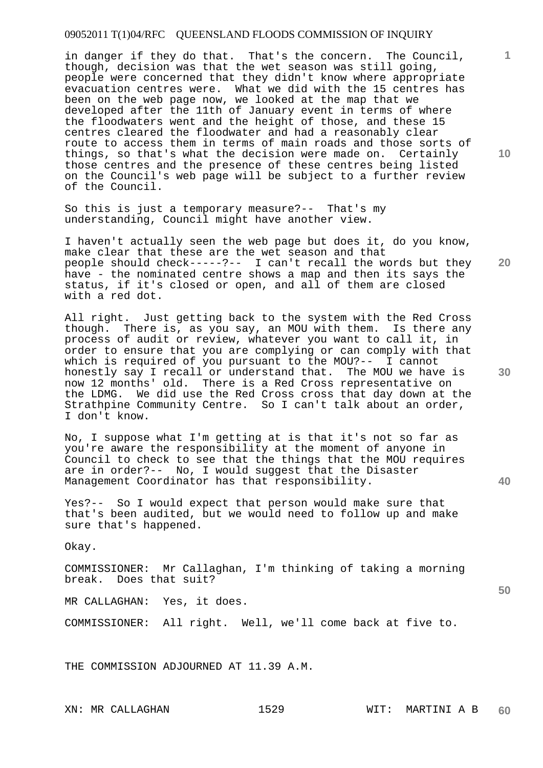in danger if they do that. That's the concern. The Council, though, decision was that the wet season was still going, people were concerned that they didn't know where appropriate evacuation centres were. What we did with the 15 centres has been on the web page now, we looked at the map that we developed after the 11th of January event in terms of where the floodwaters went and the height of those, and these 15 centres cleared the floodwater and had a reasonably clear route to access them in terms of main roads and those sorts of things, so that's what the decision were made on. Certainly those centres and the presence of these centres being listed on the Council's web page will be subject to a further review of the Council.

So this is just a temporary measure?-- That's my understanding, Council might have another view.

I haven't actually seen the web page but does it, do you know, make clear that these are the wet season and that people should check-----?-- I can't recall the words but they have - the nominated centre shows a map and then its says the status, if it's closed or open, and all of them are closed with a red dot.

All right. Just getting back to the system with the Red Cross though. There is, as you say, an MOU with them. Is there any process of audit or review, whatever you want to call it, in order to ensure that you are complying or can comply with that which is required of you pursuant to the MOU?-- I cannot honestly say I recall or understand that. The MOU we have is now 12 months' old. There is a Red Cross representative on the LDMG. We did use the Red Cross cross that day down at the Strathpine Community Centre. So I can't talk about an order, I don't know.

No, I suppose what I'm getting at is that it's not so far as you're aware the responsibility at the moment of anyone in Council to check to see that the things that the MOU requires are in order?-- No, I would suggest that the Disaster Management Coordinator has that responsibility.

Yes?-- So I would expect that person would make sure that that's been audited, but we would need to follow up and make sure that's happened.

Okay.

COMMISSIONER: Mr Callaghan, I'm thinking of taking a morning break. Does that suit?

MR CALLAGHAN: Yes, it does.

COMMISSIONER: All right. Well, we'll come back at five to.

THE COMMISSION ADJOURNED AT 11.39 A.M.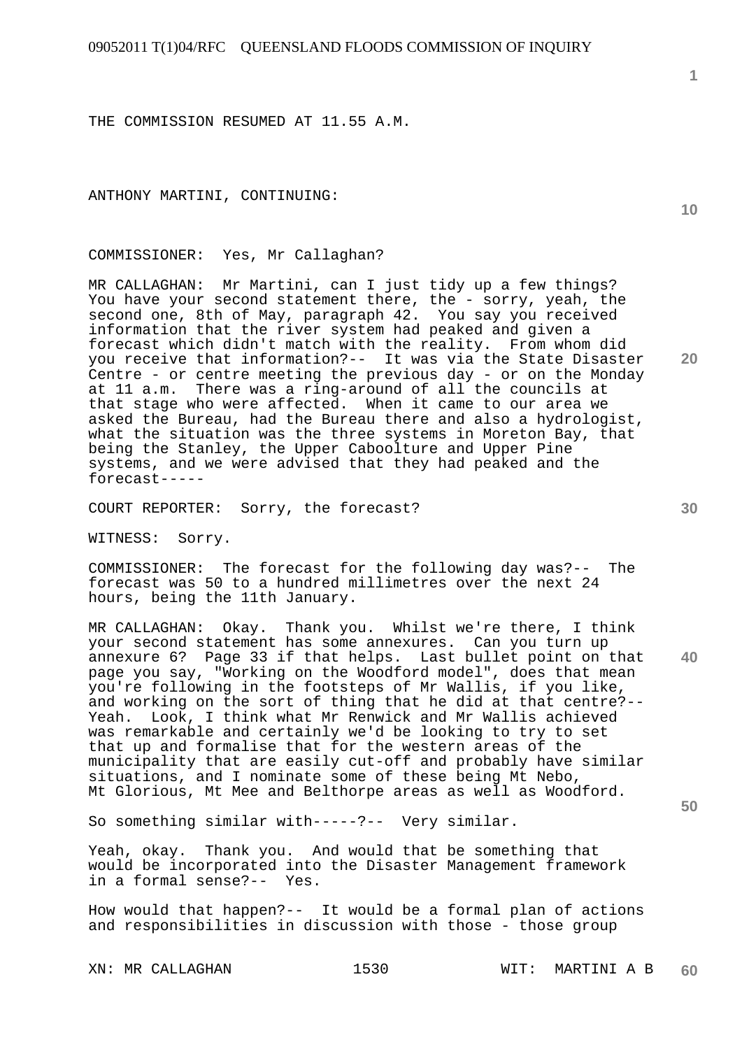THE COMMISSION RESUMED AT 11.55 A.M.

ANTHONY MARTINI, CONTINUING:

COMMISSIONER: Yes, Mr Callaghan?

MR CALLAGHAN: Mr Martini, can I just tidy up a few things? You have your second statement there, the - sorry, yeah, the second one, 8th of May, paragraph 42. You say you received information that the river system had peaked and given a forecast which didn't match with the reality. From whom did you receive that information?-- It was via the State Disaster Centre - or centre meeting the previous day - or on the Monday at 11 a.m. There was a ring-around of all the councils at that stage who were affected. When it came to our area we asked the Bureau, had the Bureau there and also a hydrologist, what the situation was the three systems in Moreton Bay, that being the Stanley, the Upper Caboolture and Upper Pine systems, and we were advised that they had peaked and the forecast-----

COURT REPORTER: Sorry, the forecast?

WITNESS: Sorry.

COMMISSIONER: The forecast for the following day was?-- The forecast was 50 to a hundred millimetres over the next 24 hours, being the 11th January.

MR CALLAGHAN: Okay. Thank you. Whilst we're there, I think your second statement has some annexures. Can you turn up annexure 6? Page 33 if that helps. Last bullet point on that page you say, "Working on the Woodford model", does that mean you're following in the footsteps of Mr Wallis, if you like, and working on the sort of thing that he did at that centre?-- Yeah. Look, I think what Mr Renwick and Mr Wallis achieved was remarkable and certainly we'd be looking to try to set that up and formalise that for the western areas of the municipality that are easily cut-off and probably have similar situations, and I nominate some of these being Mt Nebo, Mt Glorious, Mt Mee and Belthorpe areas as well as Woodford.

So something similar with-----?-- Very similar.

Yeah, okay. Thank you. And would that be something that would be incorporated into the Disaster Management framework in a formal sense?-- Yes.

How would that happen?-- It would be a formal plan of actions and responsibilities in discussion with those - those group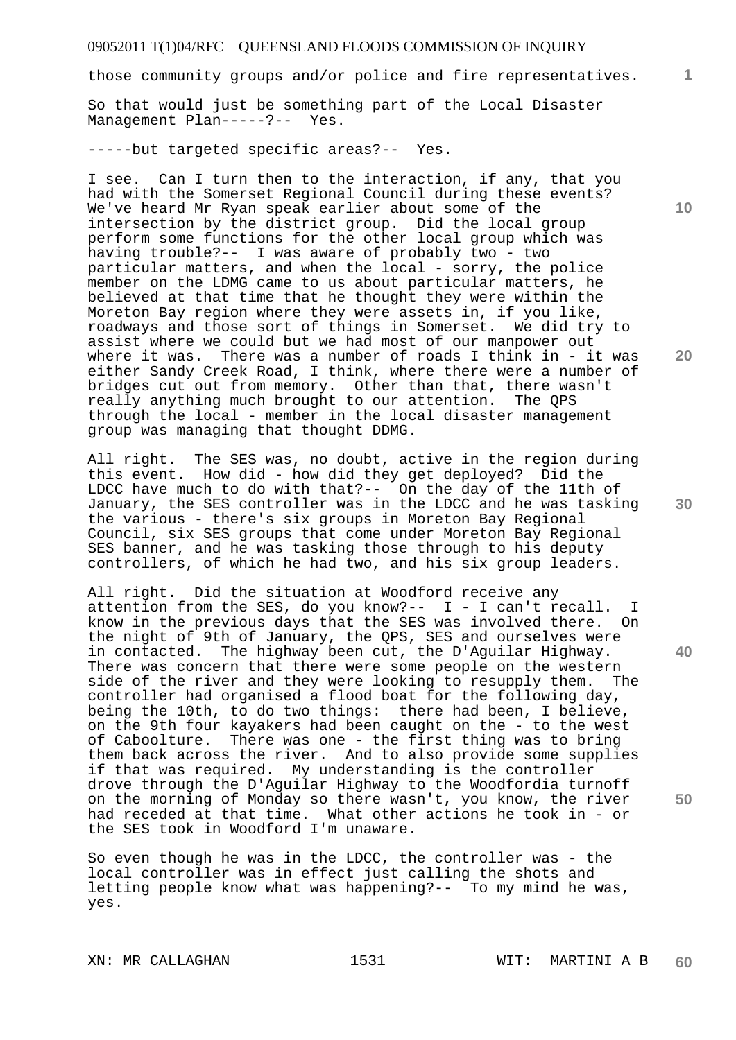those community groups and/or police and fire representatives.

So that would just be something part of the Local Disaster Management Plan-----?-- Yes.

-----but targeted specific areas?-- Yes.

I see. Can I turn then to the interaction, if any, that you had with the Somerset Regional Council during these events? We've heard Mr Ryan speak earlier about some of the intersection by the district group. Did the local group perform some functions for the other local group which was having trouble?-- I was aware of probably two - two particular matters, and when the local - sorry, the police member on the LDMG came to us about particular matters, he believed at that time that he thought they were within the Moreton Bay region where they were assets in, if you like, roadways and those sort of things in Somerset. We did try to assist where we could but we had most of our manpower out where it was. There was a number of roads I think in - it was either Sandy Creek Road, I think, where there were a number of bridges cut out from memory. Other than that, there wasn't really anything much brought to our attention. The QPS through the local - member in the local disaster management group was managing that thought DDMG.

All right. The SES was, no doubt, active in the region during this event. How did - how did they get deployed? Did the LDCC have much to do with that?-- On the day of the 11th of January, the SES controller was in the LDCC and he was tasking the various - there's six groups in Moreton Bay Regional Council, six SES groups that come under Moreton Bay Regional SES banner, and he was tasking those through to his deputy controllers, of which he had two, and his six group leaders.

All right. Did the situation at Woodford receive any attention from the SES, do you know?-- I - I can't recall. I know in the previous days that the SES was involved there. On the night of 9th of January, the QPS, SES and ourselves were in contacted. The highway been cut, the D'Aguilar Highway. There was concern that there were some people on the western side of the river and they were looking to resupply them. The controller had organised a flood boat for the following day, being the 10th, to do two things: there had been, I believe, on the 9th four kayakers had been caught on the - to the west of Caboolture. There was one - the first thing was to bring them back across the river. And to also provide some supplies if that was required. My understanding is the controller drove through the D'Aguilar Highway to the Woodfordia turnoff on the morning of Monday so there wasn't, you know, the river had receded at that time. What other actions he took in - or the SES took in Woodford I'm unaware.

So even though he was in the LDCC, the controller was - the local controller was in effect just calling the shots and letting people know what was happening?-- To my mind he was, yes.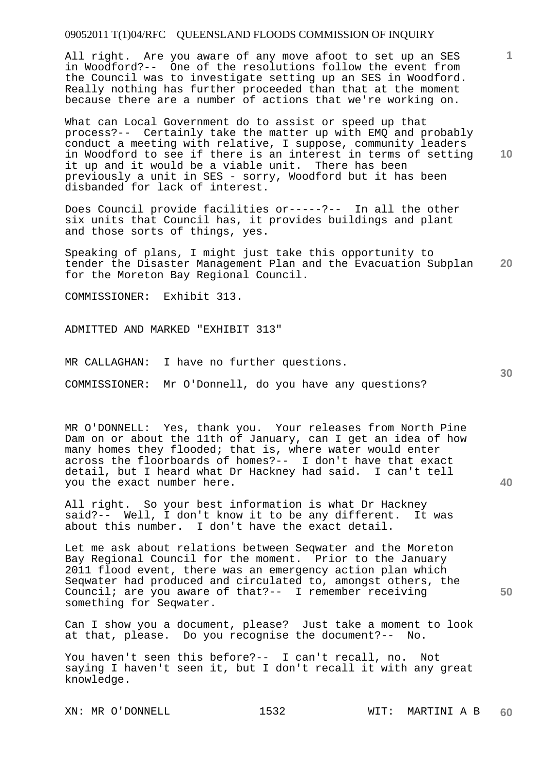All right. Are you aware of any move afoot to set up an SES in Woodford?-- One of the resolutions follow the event from the Council was to investigate setting up an SES in Woodford. Really nothing has further proceeded than that at the moment because there are a number of actions that we're working on.

What can Local Government do to assist or speed up that process?-- Certainly take the matter up with EMQ and probably conduct a meeting with relative, I suppose, community leaders in Woodford to see if there is an interest in terms of setting it up and it would be a viable unit. There has been previously a unit in SES - sorry, Woodford but it has been disbanded for lack of interest.

Does Council provide facilities or-----?-- In all the other six units that Council has, it provides buildings and plant and those sorts of things, yes.

Speaking of plans, I might just take this opportunity to tender the Disaster Management Plan and the Evacuation Subplan for the Moreton Bay Regional Council.

COMMISSIONER: Exhibit 313.

ADMITTED AND MARKED "EXHIBIT 313"

MR CALLAGHAN: I have no further questions.

COMMISSIONER: Mr O'Donnell, do you have any questions?

MR O'DONNELL: Yes, thank you. Your releases from North Pine Dam on or about the 11th of January, can I get an idea of how many homes they flooded; that is, where water would enter across the floorboards of homes?-- I don't have that exact detail, but I heard what Dr Hackney had said. I can't tell you the exact number here.

All right. So your best information is what Dr Hackney said?-- Well, I don't know it to be any different. It was about this number. I don't have the exact detail.

Let me ask about relations between Seqwater and the Moreton Bay Regional Council for the moment. Prior to the January 2011 flood event, there was an emergency action plan which Seqwater had produced and circulated to, amongst others, the Council; are you aware of that?-- I remember receiving something for Seqwater.

Can I show you a document, please? Just take a moment to look at that, please. Do you recognise the document?-- No.

You haven't seen this before?-- I can't recall, no. Not saying I haven't seen it, but I don't recall it with any great knowledge.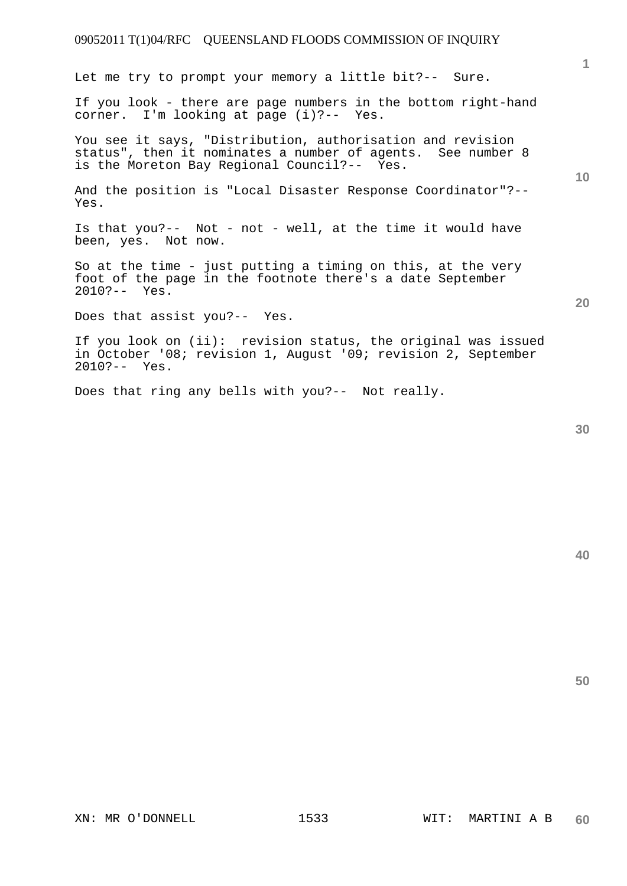Let me try to prompt your memory a little bit?-- Sure.

If you look - there are page numbers in the bottom right-hand corner. I'm looking at page (i)?-- Yes.

You see it says, "Distribution, authorisation and revision status", then it nominates a number of agents. See number 8 is the Moreton Bay Regional Council?-- Yes.

And the position is "Local Disaster Response Coordinator"?-- Yes.

Is that you?-- Not - not - well, at the time it would have been, yes. Not now.

So at the time - just putting a timing on this, at the very foot of the page in the footnote there's a date September 2010?-- Yes.

Does that assist you?-- Yes.

If you look on (ii): revision status, the original was issued in October '08; revision 1, August '09; revision 2, September 2010?-- Yes.

Does that ring any bells with you?-- Not really.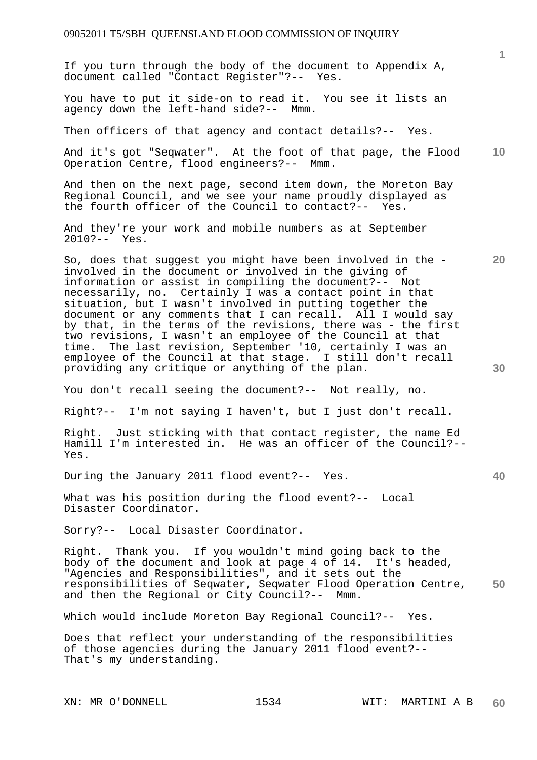If you turn through the body of the document to Appendix A, document called "Contact Register"?-- Yes.

You have to put it side-on to read it. You see it lists an agency down the left-hand side?-- Mmm.

Then officers of that agency and contact details?-- Yes.

And it's got "Seqwater". At the foot of that page, the Flood Operation Centre, flood engineers?-- Mmm.

And then on the next page, second item down, the Moreton Bay Regional Council, and we see your name proudly displayed as the fourth officer of the Council to contact?-- Yes.

And they're your work and mobile numbers as at September 2010?-- Yes.

So, does that suggest you might have been involved in the - involved in the document or involved in the giving of information or assist in compiling the document?-- Not necessarily, no. Certainly I was a contact point in that situation, but I wasn't involved in putting together the document or any comments that I can recall. All I would say by that, in the terms of the revisions, there was - the first two revisions, I wasn't an employee of the Council at that time. The last revision, September '10, certainly I was an employee of the Council at that stage. I still don't recall providing any critique or anything of the plan.

You don't recall seeing the document?-- Not really, no.

Right?-- I'm not saying I haven't, but I just don't recall.

Right. Just sticking with that contact register, the name Ed Hamill I'm interested in. He was an officer of the Council?-- Yes.

During the January 2011 flood event?-- Yes.

What was his position during the flood event?-- Local Disaster Coordinator.

Sorry?-- Local Disaster Coordinator.

Right. Thank you. If you wouldn't mind going back to the body of the document and look at page 4 of 14. It's headed, "Agencies and Responsibilities", and it sets out the responsibilities of Seqwater, Seqwater Flood Operation Centre, and then the Regional or City Council?-- Mmm.

Which would include Moreton Bay Regional Council?-- Yes.

Does that reflect your understanding of the responsibilities of those agencies during the January 2011 flood event?-- That's my understanding.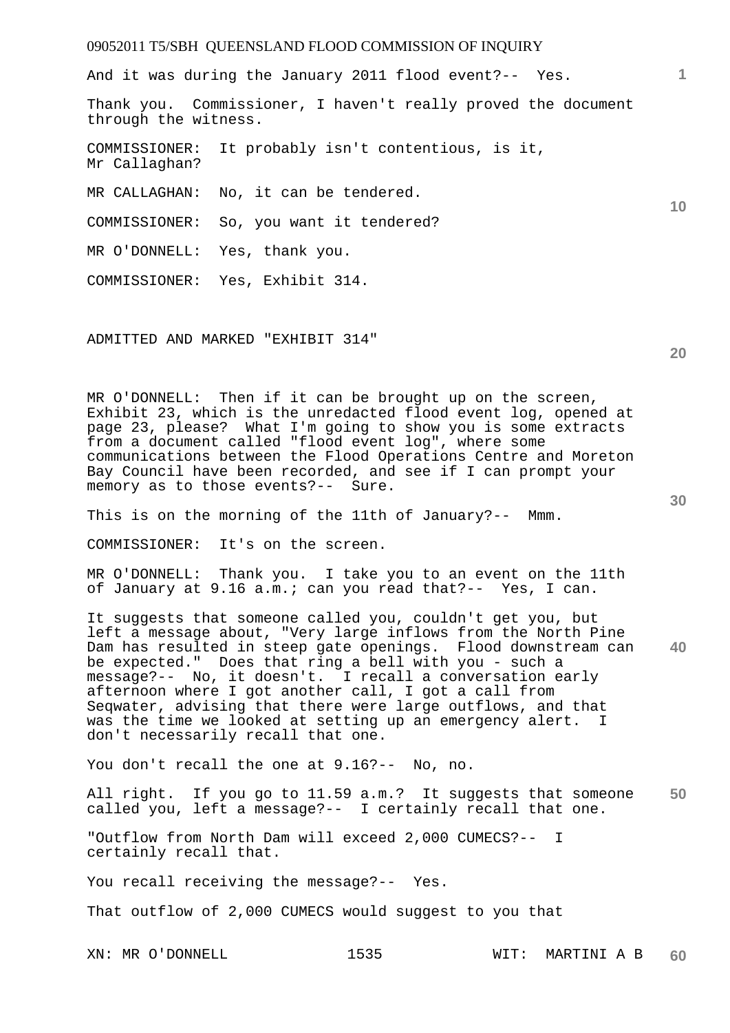And it was during the January 2011 flood event?-- Yes.

Thank you. Commissioner, I haven't really proved the document through the witness.

COMMISSIONER: It probably isn't contentious, is it, Mr Callaghan?

MR CALLAGHAN: No, it can be tendered.

COMMISSIONER: So, you want it tendered?

MR O'DONNELL: Yes, thank you.

COMMISSIONER: Yes, Exhibit 314.

ADMITTED AND MARKED "EXHIBIT 314"

MR O'DONNELL: Then if it can be brought up on the screen, Exhibit 23, which is the unredacted flood event log, opened at page 23, please? What I'm going to show you is some extracts from a document called "flood event log", where some communications between the Flood Operations Centre and Moreton Bay Council have been recorded, and see if I can prompt your memory as to those events?-- Sure.

This is on the morning of the 11th of January?-- Mmm.

COMMISSIONER: It's on the screen.

MR O'DONNELL: Thank you. I take you to an event on the 11th of January at 9.16 a.m.; can you read that?-- Yes, I can.

It suggests that someone called you, couldn't get you, but left a message about, "Very large inflows from the North Pine Dam has resulted in steep gate openings. Flood downstream can be expected." Does that ring a bell with you - such a message?-- No, it doesn't. I recall a conversation early afternoon where I got another call, I got a call from Seqwater, advising that there were large outflows, and that was the time we looked at setting up an emergency alert. I don't necessarily recall that one.

You don't recall the one at 9.16?-- No, no.

All right. If you go to 11.59 a.m.? It suggests that someone called you, left a message?-- I certainly recall that one.

"Outflow from North Dam will exceed 2,000 CUMECS?-- I certainly recall that.

You recall receiving the message?-- Yes.

That outflow of 2,000 CUMECS would suggest to you that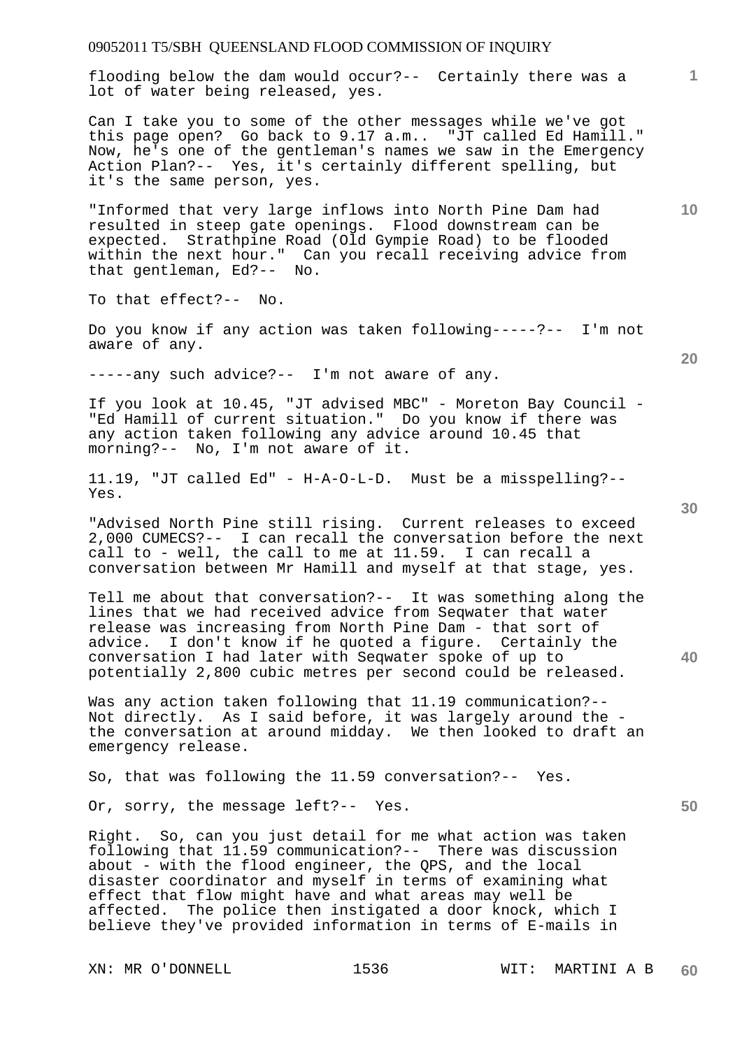flooding below the dam would occur?-- Certainly there was a lot of water being released, yes.

Can I take you to some of the other messages while we've got this page open? Go back to 9.17 a.m.. "JT called Ed Hamill." Now, he's one of the gentleman's names we saw in the Emergency Action Plan?-- Yes, it's certainly different spelling, but it's the same person, yes.

"Informed that very large inflows into North Pine Dam had resulted in steep gate openings. Flood downstream can be expected. Strathpine Road (Old Gympie Road) to be flooded within the next hour." Can you recall receiving advice from that gentleman, Ed?-- No.

To that effect?-- No.

Do you know if any action was taken following-----?-- I'm not aware of any.

-----any such advice?-- I'm not aware of any.

If you look at 10.45, "JT advised MBC" - Moreton Bay Council - "Ed Hamill of current situation." Do you know if there was any action taken following any advice around 10.45 that morning?-- No, I'm not aware of it.

11.19, "JT called Ed" - H-A-O-L-D. Must be a misspelling?-- Yes.

"Advised North Pine still rising. Current releases to exceed 2,000 CUMECS?-- I can recall the conversation before the next call to - well, the call to me at 11.59. I can recall a conversation between Mr Hamill and myself at that stage, yes.

Tell me about that conversation?-- It was something along the lines that we had received advice from Seqwater that water release was increasing from North Pine Dam - that sort of advice. I don't know if he quoted a figure. Certainly the conversation I had later with Seqwater spoke of up to potentially 2,800 cubic metres per second could be released.

Was any action taken following that 11.19 communication?-- Not directly. As I said before, it was largely around the - the conversation at around midday. We then looked to draft an emergency release.

So, that was following the 11.59 conversation?-- Yes.

Or, sorry, the message left?-- Yes.

Right. So, can you just detail for me what action was taken following that 11.59 communication?-- There was discussion about - with the flood engineer, the QPS, and the local disaster coordinator and myself in terms of examining what effect that flow might have and what areas may well be affected. The police then instigated a door knock, which I believe they've provided information in terms of E-mails in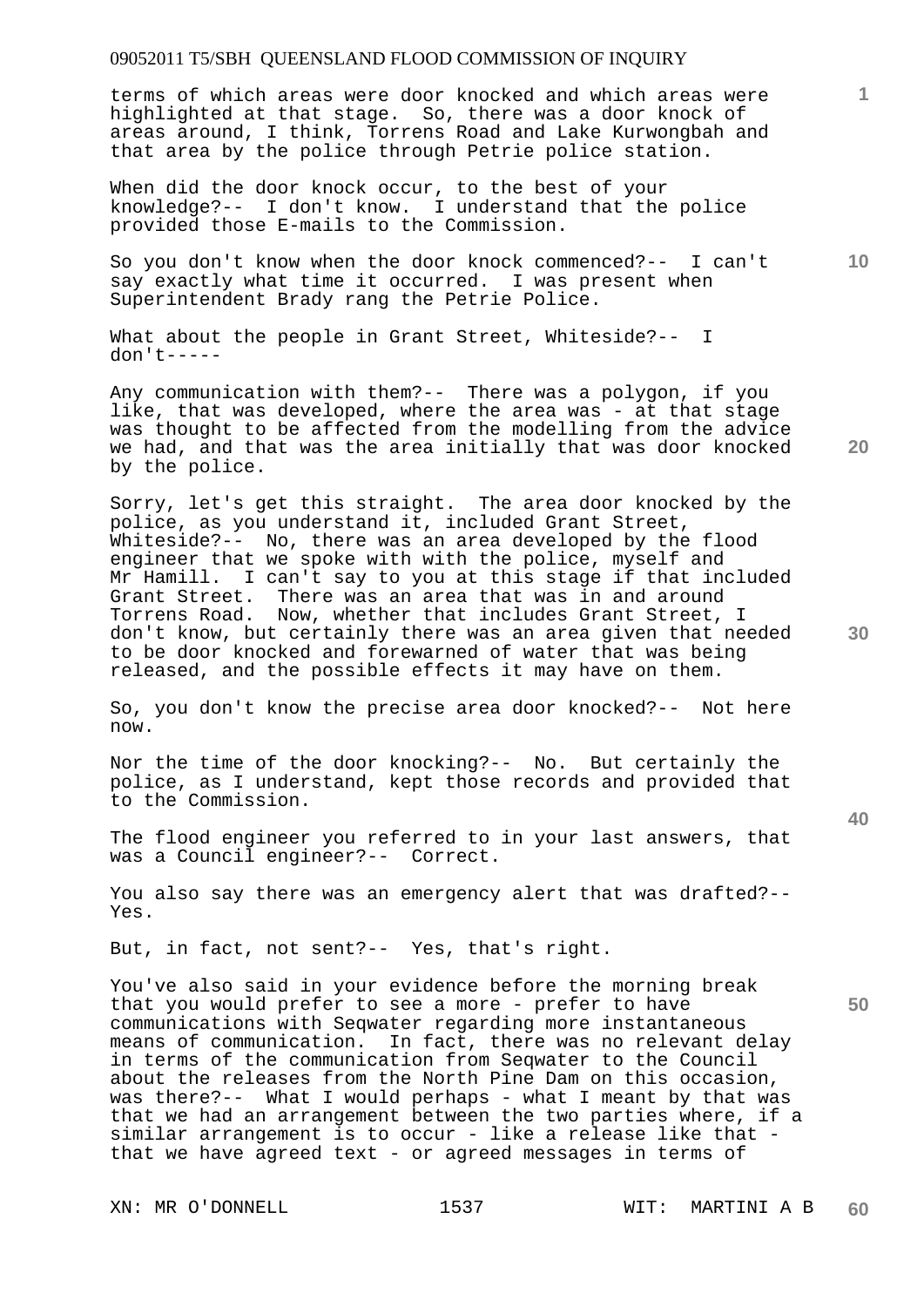terms of which areas were door knocked and which areas were highlighted at that stage. So, there was a door knock of areas around, I think, Torrens Road and Lake Kurwongbah and that area by the police through Petrie police station.

When did the door knock occur, to the best of your knowledge?-- I don't know. I understand that the police provided those E-mails to the Commission.

So you don't know when the door knock commenced?-- I can't say exactly what time it occurred. I was present when Superintendent Brady rang the Petrie Police.

What about the people in Grant Street, Whiteside?-- I don't-----

Any communication with them?-- There was a polygon, if you like, that was developed, where the area was - at that stage was thought to be affected from the modelling from the advice we had, and that was the area initially that was door knocked by the police.

Sorry, let's get this straight. The area door knocked by the police, as you understand it, included Grant Street, Whiteside?-- No, there was an area developed by the flood engineer that we spoke with with the police, myself and Mr Hamill. I can't say to you at this stage if that included Grant Street. There was an area that was in and around Torrens Road. Now, whether that includes Grant Street, I don't know, but certainly there was an area given that needed to be door knocked and forewarned of water that was being released, and the possible effects it may have on them.

So, you don't know the precise area door knocked?-- Not here now.

Nor the time of the door knocking?-- No. But certainly the police, as I understand, kept those records and provided that to the Commission.

The flood engineer you referred to in your last answers, that was a Council engineer?-- Correct.

You also say there was an emergency alert that was drafted?-- Yes.

But, in fact, not sent?-- Yes, that's right.

You've also said in your evidence before the morning break that you would prefer to see a more - prefer to have communications with Seqwater regarding more instantaneous means of communication. In fact, there was no relevant delay in terms of the communication from Seqwater to the Council about the releases from the North Pine Dam on this occasion, was there?-- What I would perhaps - what I meant by that was that we had an arrangement between the two parties where, if a similar arrangement is to occur - like a release like that - that we have agreed text - or agreed messages in terms of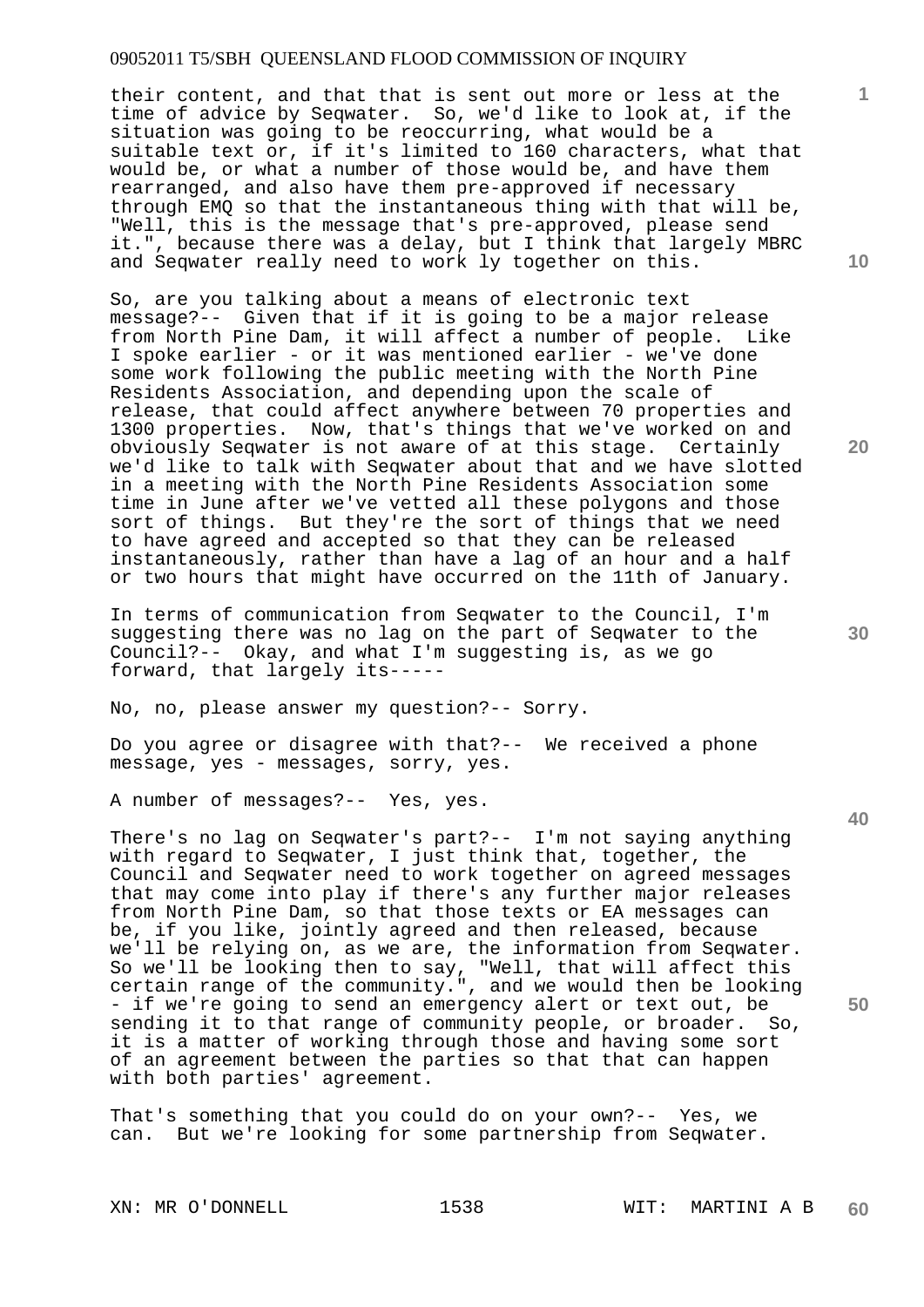their content, and that that is sent out more or less at the time of advice by Seqwater. So, we'd like to look at, if the situation was going to be reoccurring, what would be a suitable text or, if it's limited to 160 characters, what that would be, or what a number of those would be, and have them rearranged, and also have them pre-approved if necessary through EMQ so that the instantaneous thing with that will be, "Well, this is the message that's pre-approved, please send it.", because there was a delay, but I think that largely MBRC and Seqwater really need to work ly together on this.

So, are you talking about a means of electronic text message?-- Given that if it is going to be a major release from North Pine Dam, it will affect a number of people. Like I spoke earlier - or it was mentioned earlier - we've done some work following the public meeting with the North Pine Residents Association, and depending upon the scale of release, that could affect anywhere between 70 properties and 1300 properties. Now, that's things that we've worked on and obviously Seqwater is not aware of at this stage. Certainly we'd like to talk with Seqwater about that and we have slotted in a meeting with the North Pine Residents Association some time in June after we've vetted all these polygons and those sort of things. But they're the sort of things that we need to have agreed and accepted so that they can be released instantaneously, rather than have a lag of an hour and a half or two hours that might have occurred on the 11th of January.

In terms of communication from Seqwater to the Council, I'm suggesting there was no lag on the part of Seqwater to the Council?-- Okay, and what I'm suggesting is, as we go forward, that largely its-----

No, no, please answer my question?-- Sorry.

Do you agree or disagree with that?-- We received a phone message, yes - messages, sorry, yes.

A number of messages?-- Yes, yes.

There's no lag on Seqwater's part?-- I'm not saying anything with regard to Seqwater, I just think that, together, the Council and Seqwater need to work together on agreed messages that may come into play if there's any further major releases from North Pine Dam, so that those texts or EA messages can be, if you like, jointly agreed and then released, because we'll be relying on, as we are, the information from Seqwater. So we'll be looking then to say, "Well, that will affect this certain range of the community.", and we would then be looking - if we're going to send an emergency alert or text out, be sending it to that range of community people, or broader. So, it is a matter of working through those and having some sort of an agreement between the parties so that that can happen with both parties' agreement.

That's something that you could do on your own?-- Yes, we can. But we're looking for some partnership from Seqwater.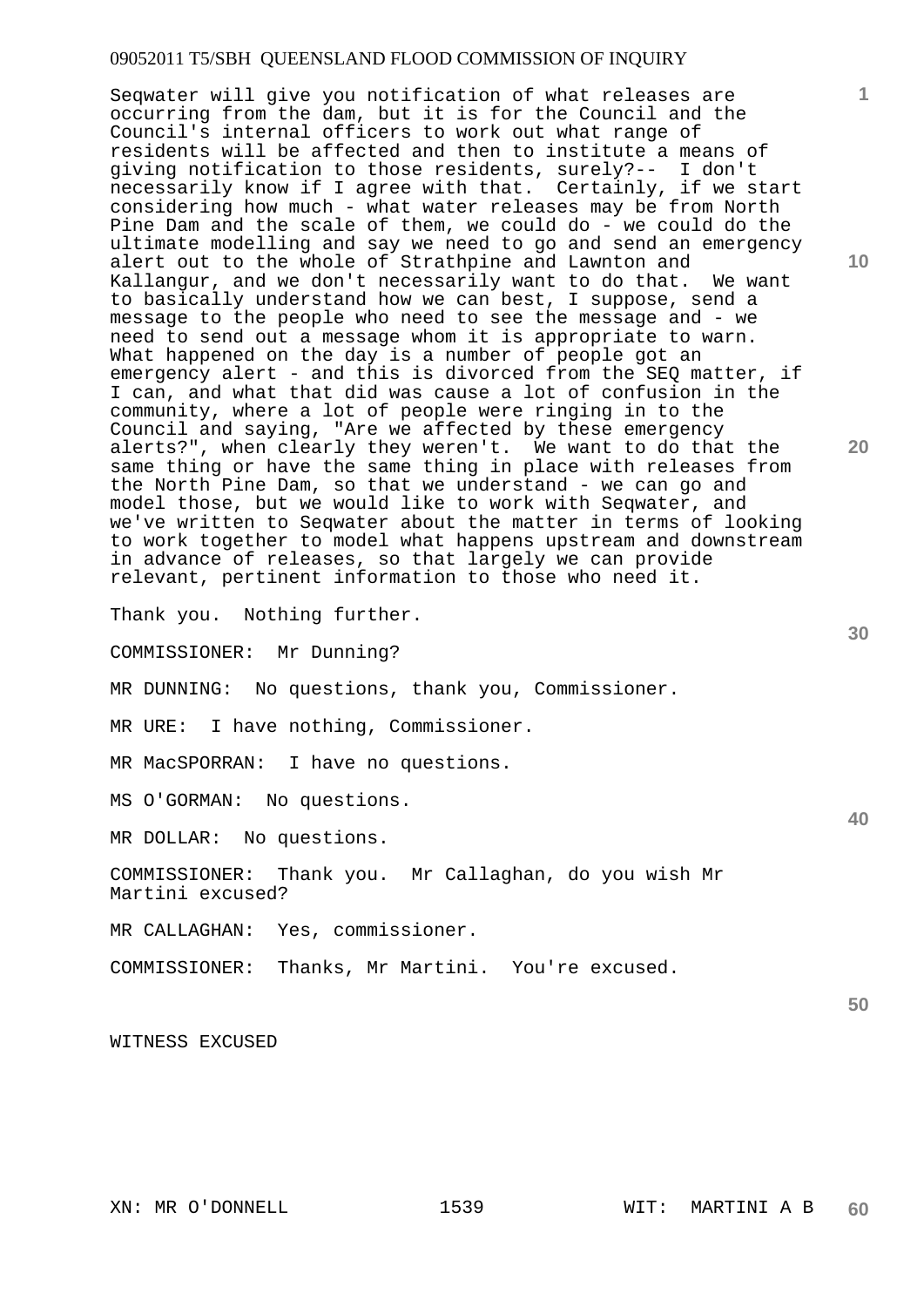Seqwater will give you notification of what releases are occurring from the dam, but it is for the Council and the Council's internal officers to work out what range of residents will be affected and then to institute a means of giving notification to those residents, surely?-- I don't necessarily know if I agree with that. Certainly, if we start considering how much - what water releases may be from North Pine Dam and the scale of them, we could do - we could do the ultimate modelling and say we need to go and send an emergency alert out to the whole of Strathpine and Lawnton and Kallangur, and we don't necessarily want to do that. We want to basically understand how we can best, I suppose, send a message to the people who need to see the message and - we need to send out a message whom it is appropriate to warn. What happened on the day is a number of people got an emergency alert - and this is divorced from the SEQ matter, if I can, and what that did was cause a lot of confusion in the community, where a lot of people were ringing in to the Council and saying, "Are we affected by these emergency alerts?", when clearly they weren't. We want to do that the same thing or have the same thing in place with releases from the North Pine Dam, so that we understand - we can go and model those, but we would like to work with Seqwater, and we've written to Seqwater about the matter in terms of looking to work together to model what happens upstream and downstream in advance of releases, so that largely we can provide relevant, pertinent information to those who need it.

Thank you. Nothing further.

COMMISSIONER: Mr Dunning?

MR DUNNING: No questions, thank you, Commissioner.

MR URE: I have nothing, Commissioner.

MR MacSPORRAN: I have no questions.

MS O'GORMAN: No questions.

MR DOLLAR: No questions.

COMMISSIONER: Thank you. Mr Callaghan, do you wish Mr Martini excused?

MR CALLAGHAN: Yes, commissioner.

COMMISSIONER: Thanks, Mr Martini. You're excused.

WITNESS EXCUSED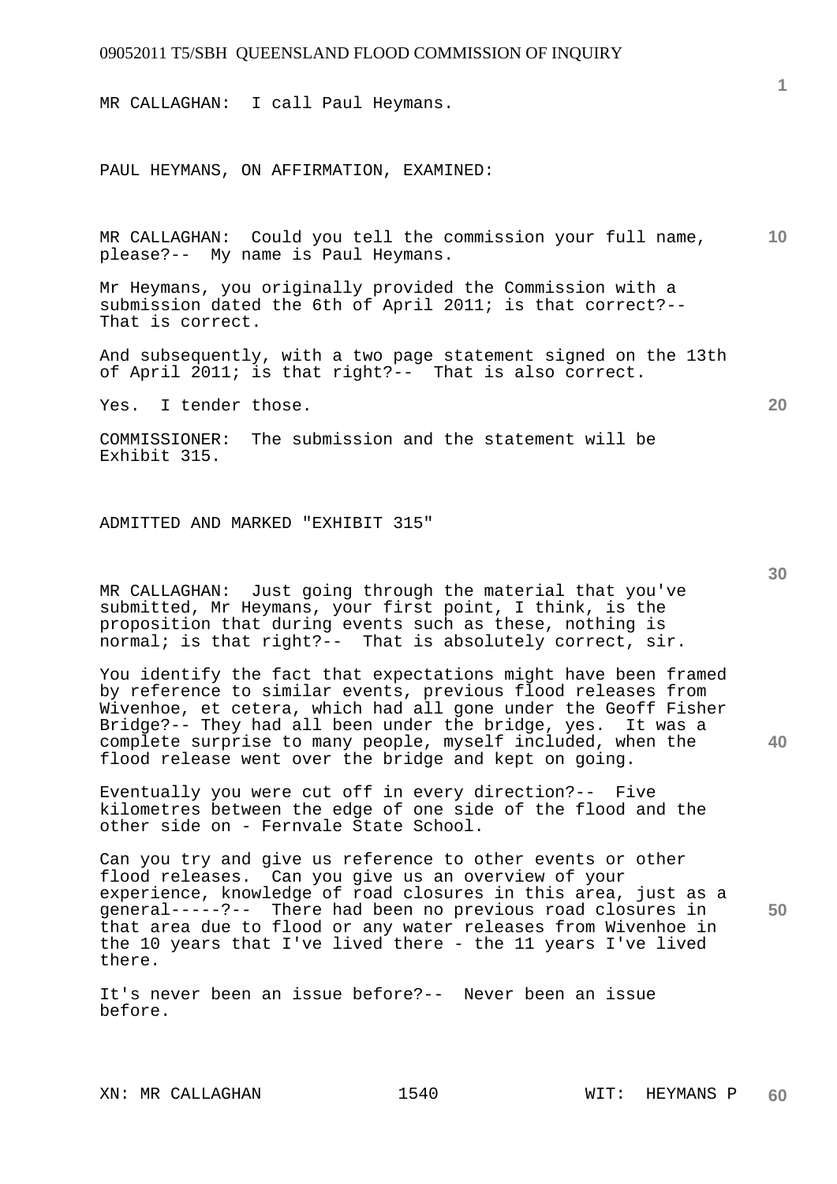MR CALLAGHAN: I call Paul Heymans.

PAUL HEYMANS, ON AFFIRMATION, EXAMINED:

MR CALLAGHAN: Could you tell the commission your full name, please?-- My name is Paul Heymans.

Mr Heymans, you originally provided the Commission with a submission dated the 6th of April 2011; is that correct?-- That is correct.

And subsequently, with a two page statement signed on the 13th of April 2011; is that right?-- That is also correct.

Yes. I tender those.

COMMISSIONER: The submission and the statement will be Exhibit 315.

ADMITTED AND MARKED "EXHIBIT 315"

MR CALLAGHAN: Just going through the material that you've submitted, Mr Heymans, your first point, I think, is the proposition that during events such as these, nothing is normal; is that right?-- That is absolutely correct, sir.

You identify the fact that expectations might have been framed by reference to similar events, previous flood releases from Wivenhoe, et cetera, which had all gone under the Geoff Fisher Bridge?-- They had all been under the bridge, yes. It was a complete surprise to many people, myself included, when the flood release went over the bridge and kept on going.

Eventually you were cut off in every direction?-- Five kilometres between the edge of one side of the flood and the other side on - Fernvale State School.

Can you try and give us reference to other events or other flood releases. Can you give us an overview of your experience, knowledge of road closures in this area, just as a general-----?-- There had been no previous road closures in that area due to flood or any water releases from Wivenhoe in the 10 years that I've lived there - the 11 years I've lived there.

It's never been an issue before?-- Never been an issue before.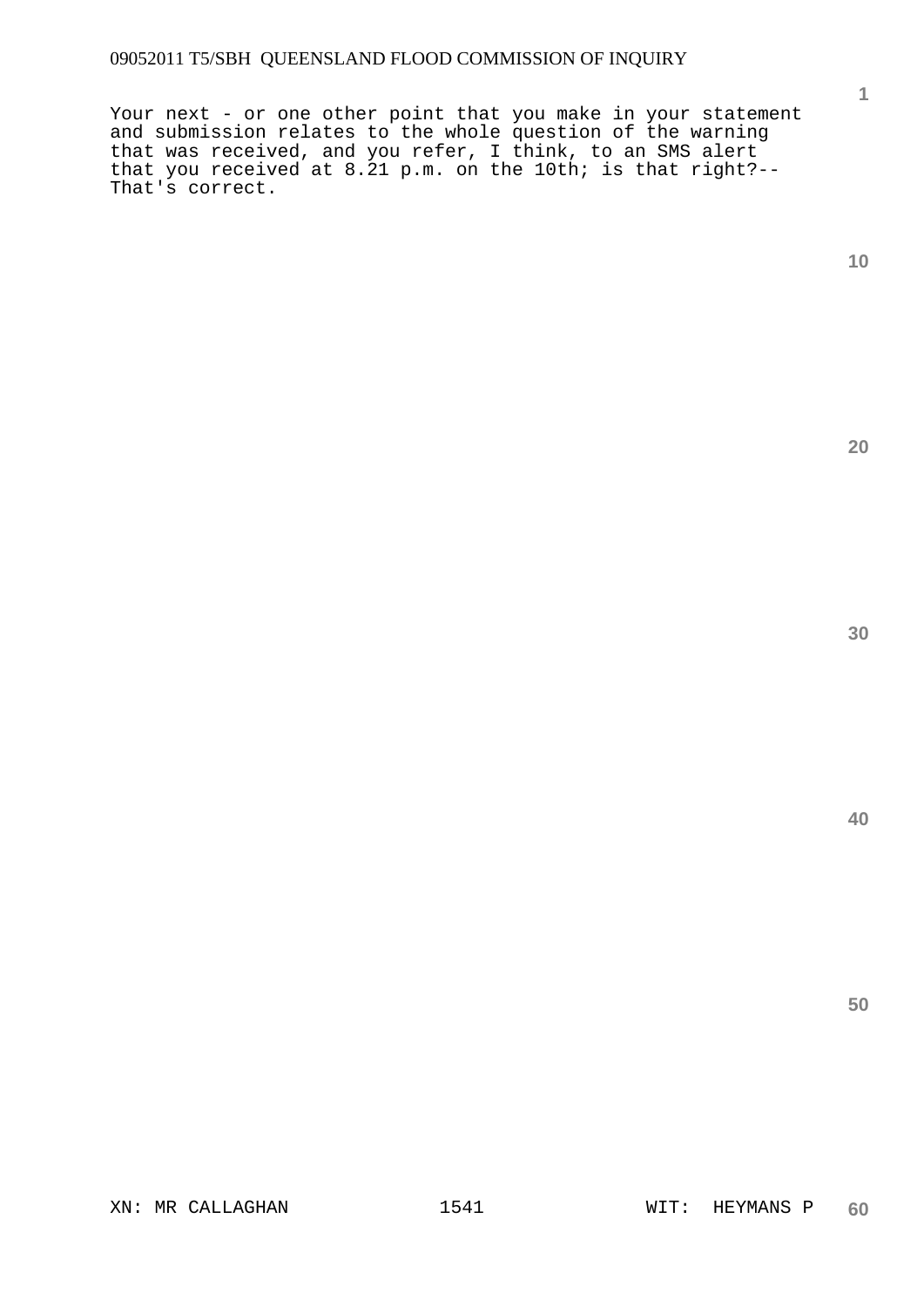Your next - or one other point that you make in your statement and submission relates to the whole question of the warning that was received, and you refer, I think, to an SMS alert that you received at 8.21 p.m. on the 10th; is that right?-- That's correct.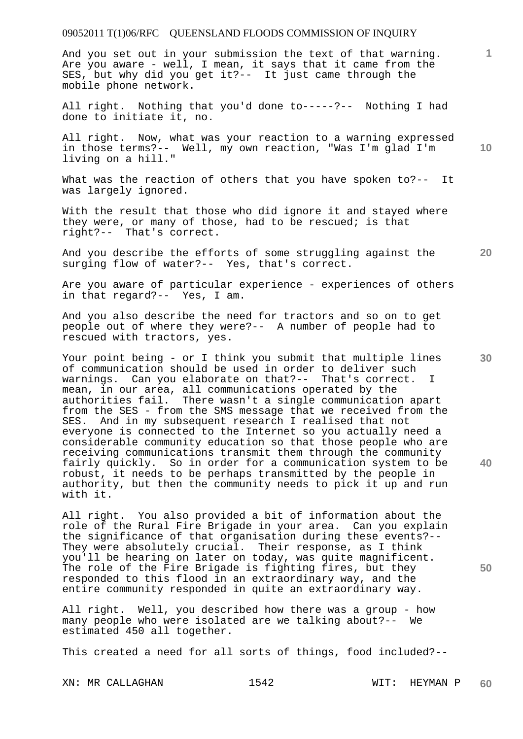And you set out in your submission the text of that warning. Are you aware - well, I mean, it says that it came from the SES, but why did you get it?-- It just came through the mobile phone network.

All right. Nothing that you'd done to-----?-- Nothing I had done to initiate it, no.

All right. Now, what was your reaction to a warning expressed in those terms?-- Well, my own reaction, "Was I'm glad I'm living on a hill."

What was the reaction of others that you have spoken to?-- It was largely ignored.

With the result that those who did ignore it and stayed where they were, or many of those, had to be rescued; is that right?-- That's correct.

And you describe the efforts of some struggling against the surging flow of water?-- Yes, that's correct.

Are you aware of particular experience - experiences of others in that regard?-- Yes, I am.

And you also describe the need for tractors and so on to get people out of where they were?-- A number of people had to rescued with tractors, yes.

Your point being - or I think you submit that multiple lines of communication should be used in order to deliver such warnings. Can you elaborate on that?-- That's correct. I mean, in our area, all communications operated by the authorities fail. There wasn't a single communication apart from the SES - from the SMS message that we received from the SES. And in my subsequent research I realised that not everyone is connected to the Internet so you actually need a considerable community education so that those people who are receiving communications transmit them through the community fairly quickly. So in order for a communication system to be robust, it needs to be perhaps transmitted by the people in authority, but then the community needs to pick it up and run with it.

All right. You also provided a bit of information about the role of the Rural Fire Brigade in your area. Can you explain the significance of that organisation during these events?-- They were absolutely crucial. Their response, as I think you'll be hearing on later on today, was quite magnificent. The role of the Fire Brigade is fighting fires, but they responded to this flood in an extraordinary way, and the entire community responded in quite an extraordinary way.

All right. Well, you described how there was a group - how many people who were isolated are we talking about?-- We estimated 450 all together.

This created a need for all sorts of things, food included?--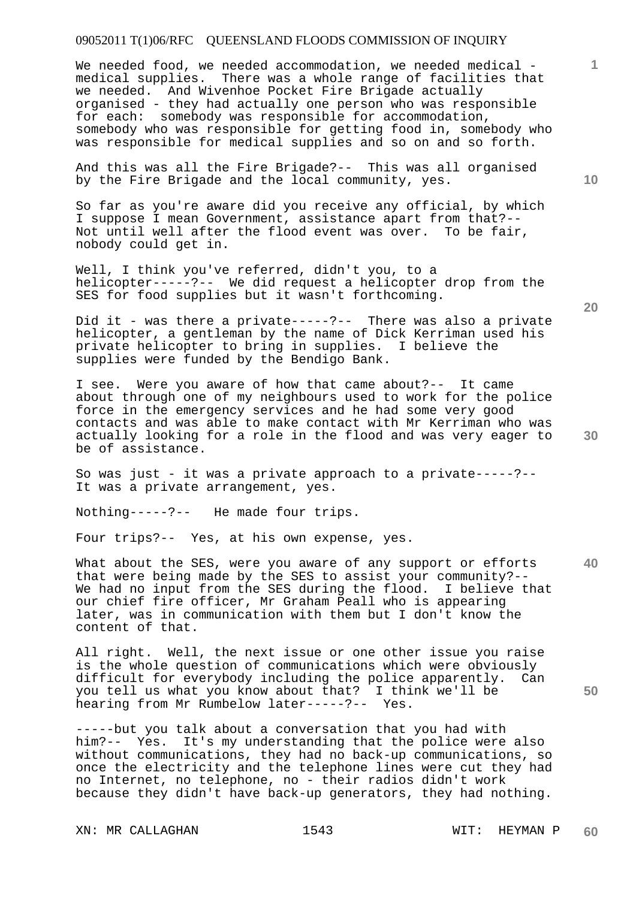We needed food, we needed accommodation, we needed medical - medical supplies. There was a whole range of facilities that we needed. And Wivenhoe Pocket Fire Brigade actually organised - they had actually one person who was responsible for each: somebody was responsible for accommodation, somebody who was responsible for getting food in, somebody who was responsible for medical supplies and so on and so forth.

And this was all the Fire Brigade?-- This was all organised by the Fire Brigade and the local community, yes.

So far as you're aware did you receive any official, by which I suppose I mean Government, assistance apart from that?-- Not until well after the flood event was over. To be fair, nobody could get in.

Well, I think you've referred, didn't you, to a helicopter-----?-- We did request a helicopter drop from the SES for food supplies but it wasn't forthcoming.

Did it - was there a private-----?-- There was also a private helicopter, a gentleman by the name of Dick Kerriman used his private helicopter to bring in supplies. I believe the supplies were funded by the Bendigo Bank.

I see. Were you aware of how that came about?-- It came about through one of my neighbours used to work for the police force in the emergency services and he had some very good contacts and was able to make contact with Mr Kerriman who was actually looking for a role in the flood and was very eager to be of assistance.

So was just - it was a private approach to a private-----?-- It was a private arrangement, yes.

Nothing-----?-- He made four trips.

Four trips?-- Yes, at his own expense, yes.

What about the SES, were you aware of any support or efforts that were being made by the SES to assist your community?-- We had no input from the SES during the flood. I believe that our chief fire officer, Mr Graham Peall who is appearing later, was in communication with them but I don't know the content of that.

All right. Well, the next issue or one other issue you raise is the whole question of communications which were obviously difficult for everybody including the police apparently. Can you tell us what you know about that? I think we'll be hearing from Mr Rumbelow later-----?-- Yes.

-----but you talk about a conversation that you had with him?-- Yes. It's my understanding that the police were also without communications, they had no back-up communications, so once the electricity and the telephone lines were cut they had no Internet, no telephone, no - their radios didn't work because they didn't have back-up generators, they had nothing.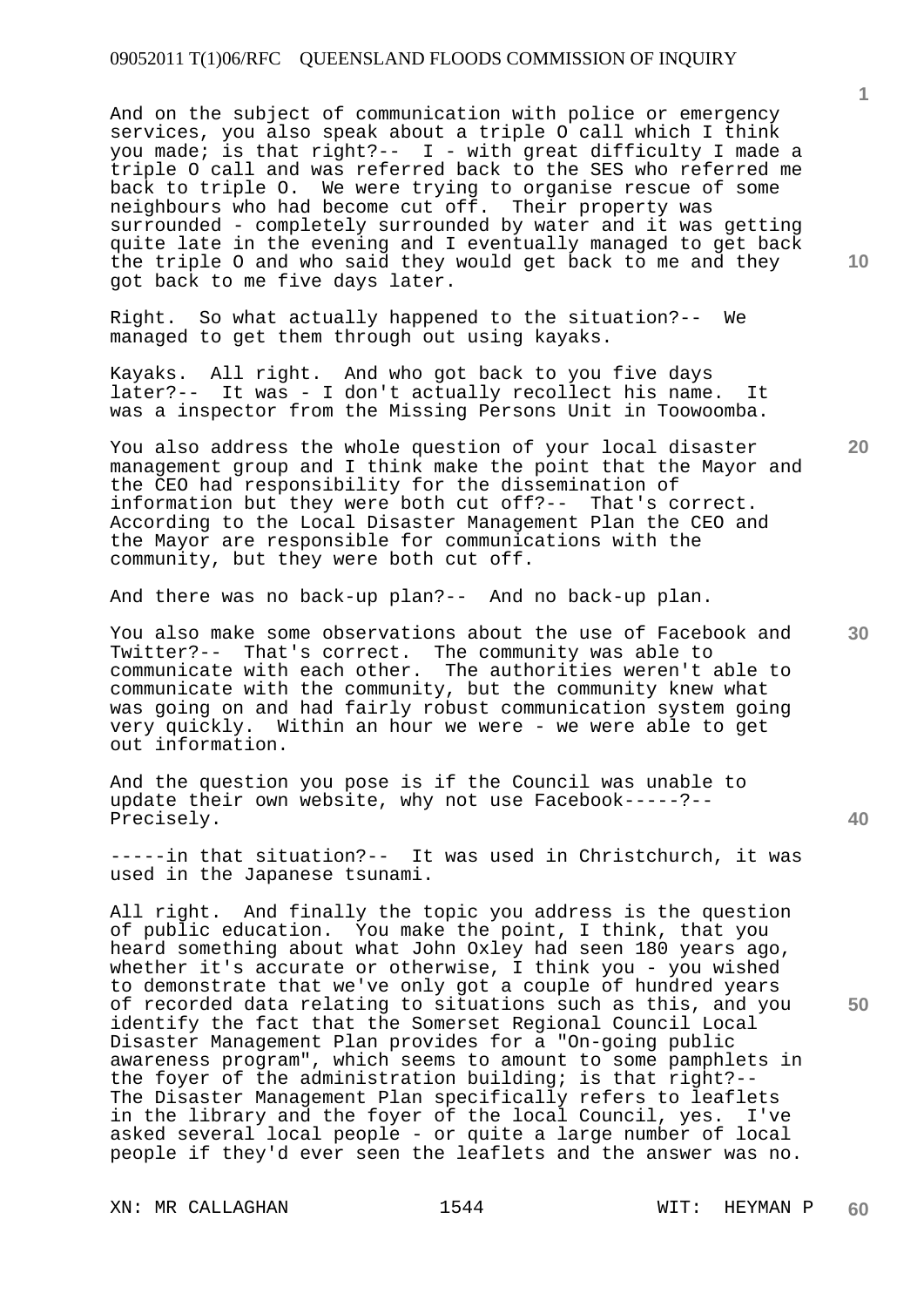And on the subject of communication with police or emergency services, you also speak about a triple O call which I think you made; is that right?-- I - with great difficulty I made a triple O call and was referred back to the SES who referred me back to triple O. We were trying to organise rescue of some neighbours who had become cut off. Their property was surrounded - completely surrounded by water and it was getting quite late in the evening and I eventually managed to get back the triple O and who said they would get back to me and they got back to me five days later.

Right. So what actually happened to the situation?-- We managed to get them through out using kayaks.

Kayaks. All right. And who got back to you five days later?-- It was - I don't actually recollect his name. It was a inspector from the Missing Persons Unit in Toowoomba.

You also address the whole question of your local disaster management group and I think make the point that the Mayor and the CEO had responsibility for the dissemination of information but they were both cut off?-- That's correct. According to the Local Disaster Management Plan the CEO and the Mayor are responsible for communications with the community, but they were both cut off.

And there was no back-up plan?-- And no back-up plan.

You also make some observations about the use of Facebook and Twitter?-- That's correct. The community was able to communicate with each other. The authorities weren't able to communicate with the community, but the community knew what was going on and had fairly robust communication system going very quickly. Within an hour we were - we were able to get out information.

And the question you pose is if the Council was unable to update their own website, why not use Facebook-----?-- Precisely.

-----in that situation?-- It was used in Christchurch, it was used in the Japanese tsunami.

All right. And finally the topic you address is the question of public education. You make the point, I think, that you heard something about what John Oxley had seen 180 years ago, whether it's accurate or otherwise, I think you - you wished to demonstrate that we've only got a couple of hundred years of recorded data relating to situations such as this, and you identify the fact that the Somerset Regional Council Local Disaster Management Plan provides for a "On-going public awareness program", which seems to amount to some pamphlets in the foyer of the administration building; is that right?-- The Disaster Management Plan specifically refers to leaflets in the library and the foyer of the local Council, yes. I've asked several local people - or quite a large number of local people if they'd ever seen the leaflets and the answer was no.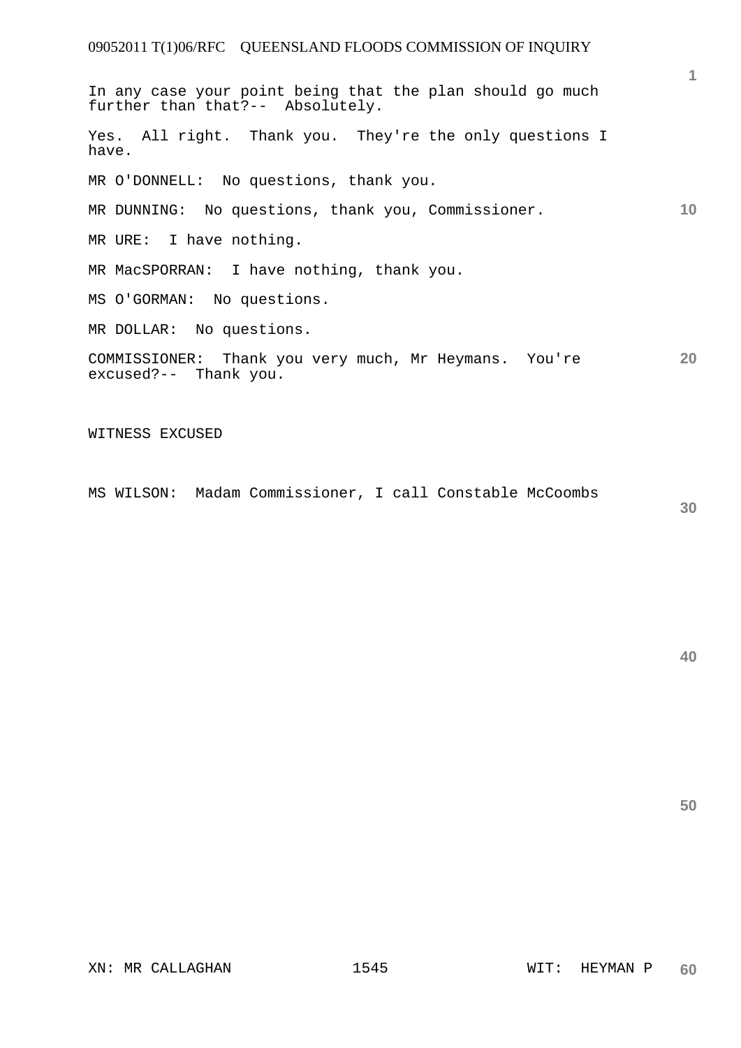In any case your point being that the plan should go much further than that?-- Absolutely.

Yes. All right. Thank you. They're the only questions I have.

MR O'DONNELL: No questions, thank you.

MR DUNNING: No questions, thank you, Commissioner.

MR URE: I have nothing.

MR MacSPORRAN: I have nothing, thank you.

MS O'GORMAN: No questions.

MR DOLLAR: No questions.

COMMISSIONER: Thank you very much, Mr Heymans. You're excused?-- Thank you.

WITNESS EXCUSED

MS WILSON: Madam Commissioner, I call Constable McCoombs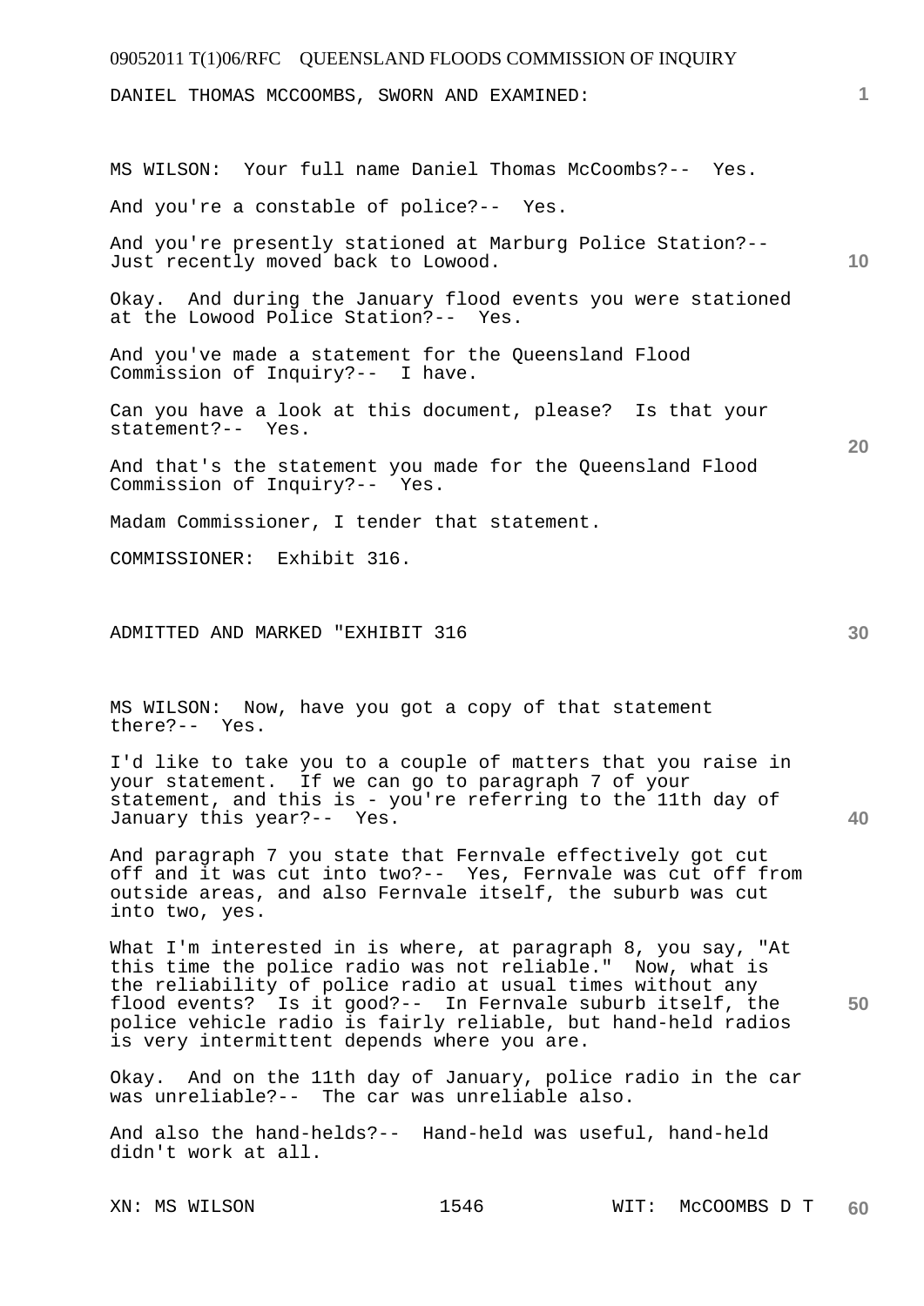DANIEL THOMAS MCCOOMBS, SWORN AND EXAMINED:

MS WILSON: Your full name Daniel Thomas McCoombs?-- Yes.

And you're a constable of police?-- Yes.

And you're presently stationed at Marburg Police Station?-- Just recently moved back to Lowood.

Okay. And during the January flood events you were stationed at the Lowood Police Station?-- Yes.

And you've made a statement for the Queensland Flood Commission of Inquiry?-- I have.

Can you have a look at this document, please? Is that your statement?-- Yes.

And that's the statement you made for the Queensland Flood Commission of Inquiry?-- Yes.

Madam Commissioner, I tender that statement.

COMMISSIONER: Exhibit 316.

ADMITTED AND MARKED "EXHIBIT 316

MS WILSON: Now, have you got a copy of that statement there?-- Yes.

I'd like to take you to a couple of matters that you raise in your statement. If we can go to paragraph 7 of your statement, and this is - you're referring to the 11th day of January this year?-- Yes.

And paragraph 7 you state that Fernvale effectively got cut off and it was cut into two?-- Yes, Fernvale was cut off from outside areas, and also Fernvale itself, the suburb was cut into two, yes.

What I'm interested in is where, at paragraph 8, you say, "At this time the police radio was not reliable." Now, what is the reliability of police radio at usual times without any flood events? Is it good?-- In Fernvale suburb itself, the police vehicle radio is fairly reliable, but hand-held radios is very intermittent depends where you are.

Okay. And on the 11th day of January, police radio in the car was unreliable?-- The car was unreliable also.

And also the hand-helds?-- Hand-held was useful, hand-held didn't work at all.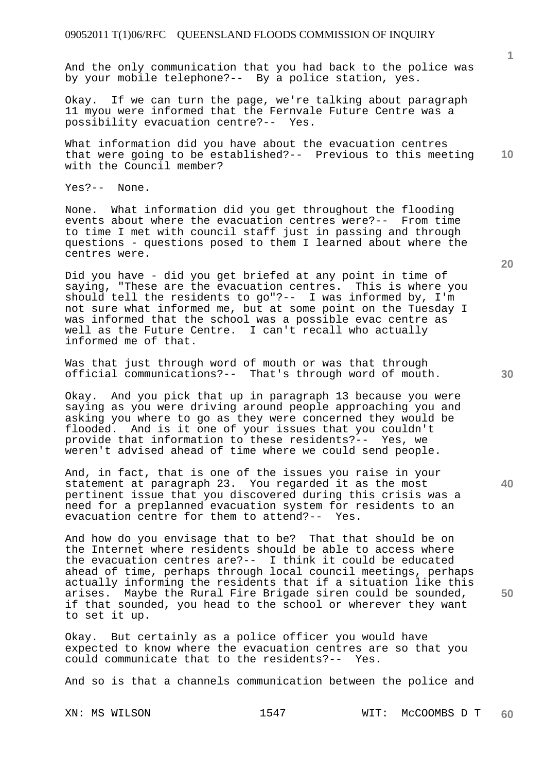And the only communication that you had back to the police was by your mobile telephone?-- By a police station, yes.

Okay. If we can turn the page, we're talking about paragraph 11 myou were informed that the Fernvale Future Centre was a possibility evacuation centre?-- Yes.

What information did you have about the evacuation centres that were going to be established?-- Previous to this meeting with the Council member?

Yes?-- None.

None. What information did you get throughout the flooding events about where the evacuation centres were?-- From time to time I met with council staff just in passing and through questions - questions posed to them I learned about where the centres were.

Did you have - did you get briefed at any point in time of saying, "These are the evacuation centres. This is where you should tell the residents to go"?-- I was informed by, I'm not sure what informed me, but at some point on the Tuesday I was informed that the school was a possible evac centre as well as the Future Centre. I can't recall who actually informed me of that.

Was that just through word of mouth or was that through official communications?-- That's through word of mouth.

Okay. And you pick that up in paragraph 13 because you were saying as you were driving around people approaching you and asking you where to go as they were concerned they would be flooded. And is it one of your issues that you couldn't provide that information to these residents?-- Yes, we weren't advised ahead of time where we could send people.

And, in fact, that is one of the issues you raise in your statement at paragraph 23. You regarded it as the most pertinent issue that you discovered during this crisis was a need for a preplanned evacuation system for residents to an evacuation centre for them to attend?-- Yes.

And how do you envisage that to be? That that should be on the Internet where residents should be able to access where the evacuation centres are?-- I think it could be educated ahead of time, perhaps through local council meetings, perhaps actually informing the residents that if a situation like this arises. Maybe the Rural Fire Brigade siren could be sounded, if that sounded, you head to the school or wherever they want to set it up.

Okay. But certainly as a police officer you would have expected to know where the evacuation centres are so that you could communicate that to the residents?-- Yes.

And so is that a channels communication between the police and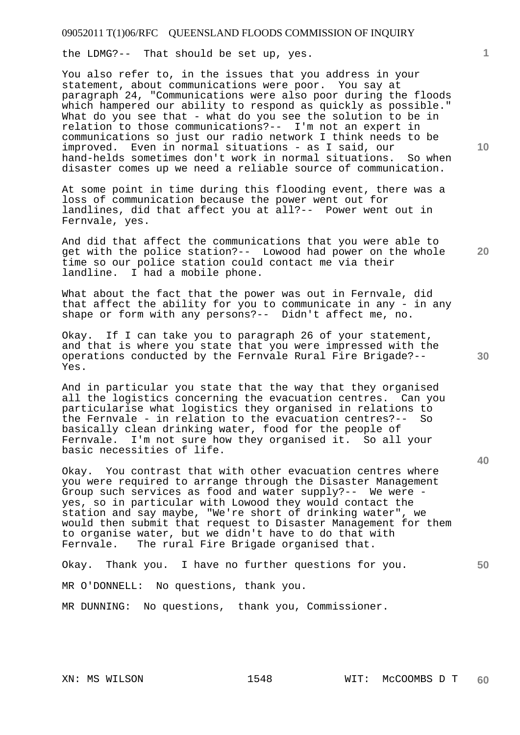the LDMG?-- That should be set up, yes.

You also refer to, in the issues that you address in your statement, about communications were poor. You say at paragraph 24, "Communications were also poor during the floods which hampered our ability to respond as quickly as possible." What do you see that - what do you see the solution to be in relation to those communications?-- I'm not an expert in communications so just our radio network I think needs to be improved. Even in normal situations - as I said, our hand-helds sometimes don't work in normal situations. So when disaster comes up we need a reliable source of communication.

At some point in time during this flooding event, there was a loss of communication because the power went out for landlines, did that affect you at all?-- Power went out in Fernvale, yes.

And did that affect the communications that you were able to get with the police station?-- Lowood had power on the whole time so our police station could contact me via their landline. I had a mobile phone.

What about the fact that the power was out in Fernvale, did that affect the ability for you to communicate in any - in any shape or form with any persons?-- Didn't affect me, no.

Okay. If I can take you to paragraph 26 of your statement, and that is where you state that you were impressed with the operations conducted by the Fernvale Rural Fire Brigade?-- Yes.

And in particular you state that the way that they organised all the logistics concerning the evacuation centres. Can you particularise what logistics they organised in relations to the Fernvale - in relation to the evacuation centres?-- So basically clean drinking water, food for the people of Fernvale. I'm not sure how they organised it. So all your basic necessities of life.

Okay. You contrast that with other evacuation centres where you were required to arrange through the Disaster Management Group such services as food and water supply?-- We were - yes, so in particular with Lowood they would contact the station and say maybe, "We're short of drinking water", we would then submit that request to Disaster Management for them to organise water, but we didn't have to do that with Fernvale. The rural Fire Brigade organised that.

Okay. Thank you. I have no further questions for you.

MR O'DONNELL: No questions, thank you.

MR DUNNING: No questions, thank you, Commissioner.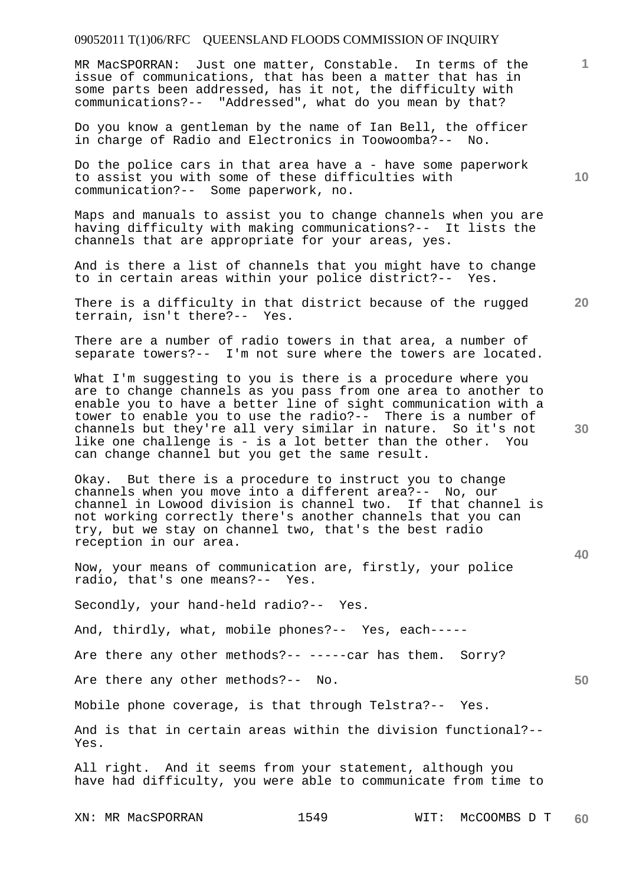MR MacSPORRAN: Just one matter, Constable. In terms of the issue of communications, that has been a matter that has in some parts been addressed, has it not, the difficulty with communications?-- "Addressed", what do you mean by that?

Do you know a gentleman by the name of Ian Bell, the officer in charge of Radio and Electronics in Toowoomba?-- No.

Do the police cars in that area have a - have some paperwork to assist you with some of these difficulties with communication?-- Some paperwork, no.

Maps and manuals to assist you to change channels when you are having difficulty with making communications?-- It lists the channels that are appropriate for your areas, yes.

And is there a list of channels that you might have to change to in certain areas within your police district?-- Yes.

There is a difficulty in that district because of the rugged terrain, isn't there?-- Yes.

There are a number of radio towers in that area, a number of separate towers?-- I'm not sure where the towers are located.

What I'm suggesting to you is there is a procedure where you are to change channels as you pass from one area to another to enable you to have a better line of sight communication with a tower to enable you to use the radio?-- There is a number of channels but they're all very similar in nature. So it's not like one challenge is - is a lot better than the other. You can change channel but you get the same result.

Okay. But there is a procedure to instruct you to change channels when you move into a different area?-- No, our channel in Lowood division is channel two. If that channel is not working correctly there's another channels that you can try, but we stay on channel two, that's the best radio reception in our area.

Now, your means of communication are, firstly, your police radio, that's one means?-- Yes.

Secondly, your hand-held radio?-- Yes.

And, thirdly, what, mobile phones?-- Yes, each-----

Are there any other methods?-- -----car has them. Sorry?

Are there any other methods?-- No.

Mobile phone coverage, is that through Telstra?-- Yes.

And is that in certain areas within the division functional?-- Yes.

All right. And it seems from your statement, although you have had difficulty, you were able to communicate from time to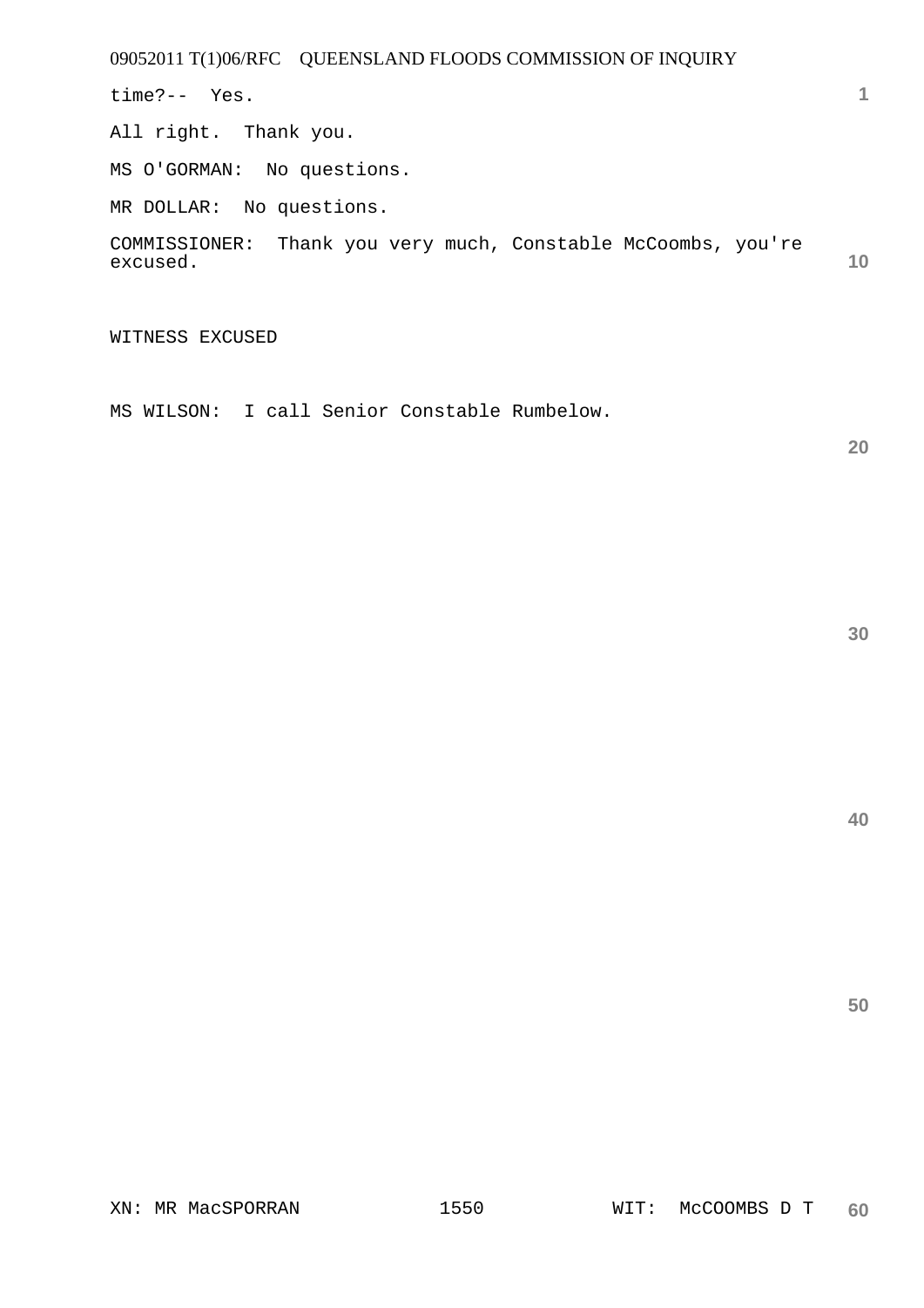time?-- Yes.

All right. Thank you.

MS O'GORMAN: No questions.

MR DOLLAR: No questions.

COMMISSIONER: Thank you very much, Constable McCoombs, you're excused.

WITNESS EXCUSED

MS WILSON: I call Senior Constable Rumbelow.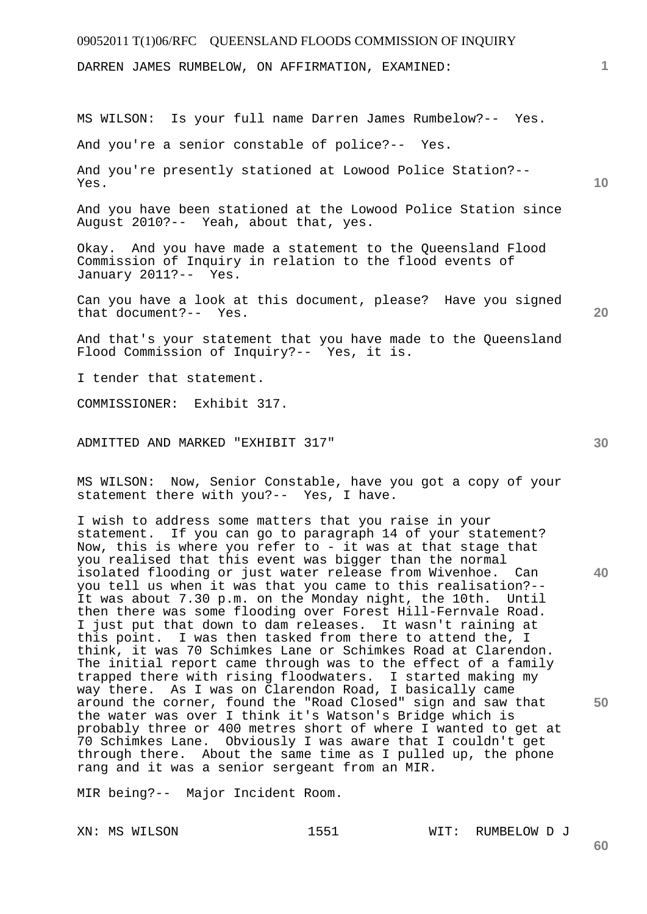DARREN JAMES RUMBELOW, ON AFFIRMATION, EXAMINED:

MS WILSON: Is your full name Darren James Rumbelow?-- Yes.

And you're a senior constable of police?-- Yes.

And you're presently stationed at Lowood Police Station?-- Yes.

And you have been stationed at the Lowood Police Station since August 2010?-- Yeah, about that, yes.

Okay. And you have made a statement to the Queensland Flood Commission of Inquiry in relation to the flood events of January 2011?-- Yes.

Can you have a look at this document, please? Have you signed that document?-- Yes.

And that's your statement that you have made to the Queensland Flood Commission of Inquiry?-- Yes, it is.

I tender that statement.

COMMISSIONER: Exhibit 317.

ADMITTED AND MARKED "EXHIBIT 317"

MS WILSON: Now, Senior Constable, have you got a copy of your statement there with you?-- Yes, I have.

I wish to address some matters that you raise in your statement. If you can go to paragraph 14 of your statement? Now, this is where you refer to - it was at that stage that you realised that this event was bigger than the normal isolated flooding or just water release from Wivenhoe. Can you tell us when it was that you came to this realisation?-- It was about 7.30 p.m. on the Monday night, the 10th. Until then there was some flooding over Forest Hill-Fernvale Road. I just put that down to dam releases. It wasn't raining at this point. I was then tasked from there to attend the, I think, it was 70 Schimkes Lane or Schimkes Road at Clarendon. The initial report came through was to the effect of a family trapped there with rising floodwaters. I started making my way there. As I was on Clarendon Road, I basically came around the corner, found the "Road Closed" sign and saw that the water was over I think it's Watson's Bridge which is probably three or 400 metres short of where I wanted to get at 70 Schimkes Lane. Obviously I was aware that I couldn't get through there. About the same time as I pulled up, the phone rang and it was a senior sergeant from an MIR.

MIR being?-- Major Incident Room.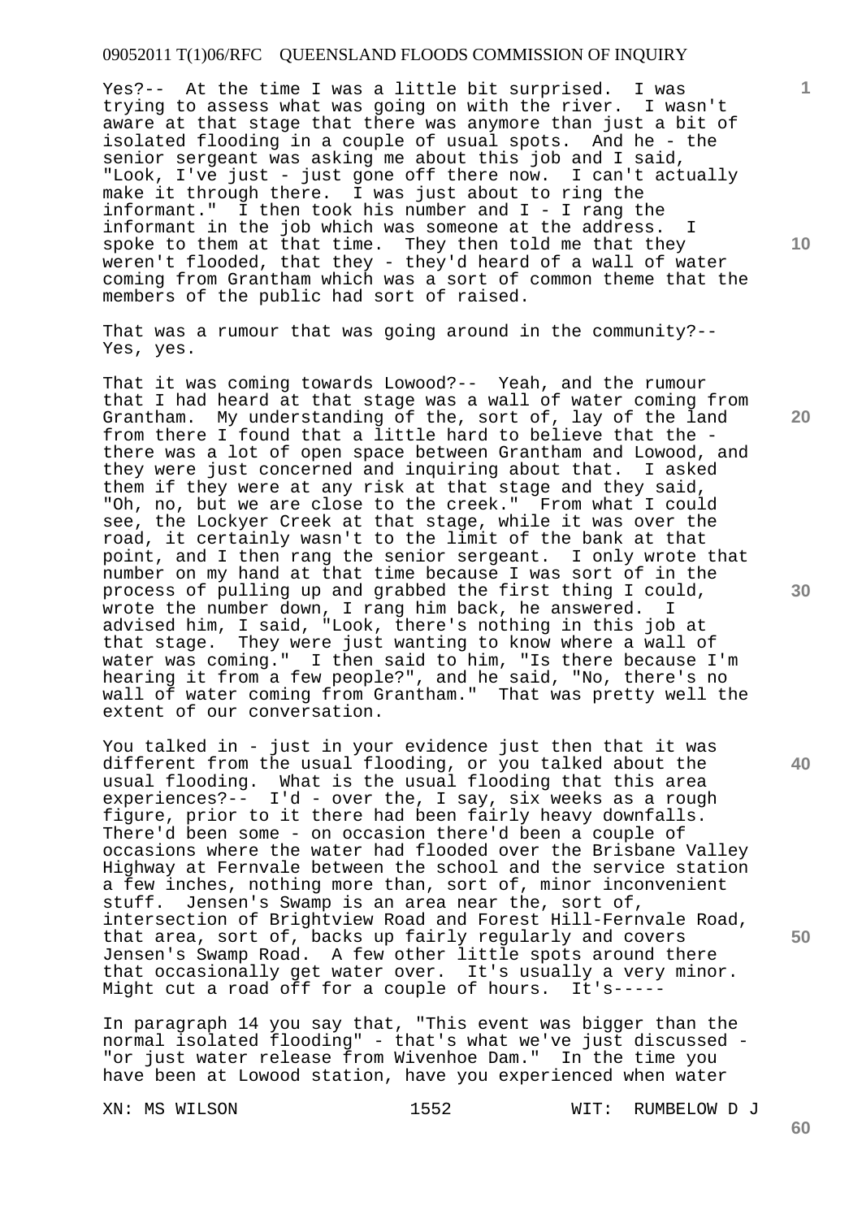Yes?-- At the time I was a little bit surprised. I was trying to assess what was going on with the river. I wasn't aware at that stage that there was anymore than just a bit of isolated flooding in a couple of usual spots. And he - the senior sergeant was asking me about this job and I said, "Look, I've just - just gone off there now. I can't actually make it through there. I was just about to ring the informant." I then took his number and I - I rang the informant in the job which was someone at the address. I spoke to them at that time. They then told me that they weren't flooded, that they - they'd heard of a wall of water coming from Grantham which was a sort of common theme that the members of the public had sort of raised.

That was a rumour that was going around in the community?-- Yes, yes.

That it was coming towards Lowood?-- Yeah, and the rumour that I had heard at that stage was a wall of water coming from Grantham. My understanding of the, sort of, lay of the land from there I found that a little hard to believe that the - there was a lot of open space between Grantham and Lowood, and they were just concerned and inquiring about that. I asked them if they were at any risk at that stage and they said, "Oh, no, but we are close to the creek." From what I could see, the Lockyer Creek at that stage, while it was over the road, it certainly wasn't to the limit of the bank at that point, and I then rang the senior sergeant. I only wrote that number on my hand at that time because I was sort of in the process of pulling up and grabbed the first thing I could, wrote the number down, I rang him back, he answered. I advised him, I said, "Look, there's nothing in this job at that stage. They were just wanting to know where a wall of water was coming." I then said to him, "Is there because I'm hearing it from a few people?", and he said, "No, there's no wall of water coming from Grantham." That was pretty well the extent of our conversation.

You talked in - just in your evidence just then that it was different from the usual flooding, or you talked about the usual flooding. What is the usual flooding that this area experiences?-- I'd - over the, I say, six weeks as a rough figure, prior to it there had been fairly heavy downfalls. There'd been some - on occasion there'd been a couple of occasions where the water had flooded over the Brisbane Valley Highway at Fernvale between the school and the service station a few inches, nothing more than, sort of, minor inconvenient stuff. Jensen's Swamp is an area near the, sort of, intersection of Brightview Road and Forest Hill-Fernvale Road, that area, sort of, backs up fairly regularly and covers Jensen's Swamp Road. A few other little spots around there that occasionally get water over. It's usually a very minor. Might cut a road off for a couple of hours. It's-----

In paragraph 14 you say that, "This event was bigger than the normal isolated flooding" - that's what we've just discussed - "or just water release from Wivenhoe Dam." In the time you have been at Lowood station, have you experienced when water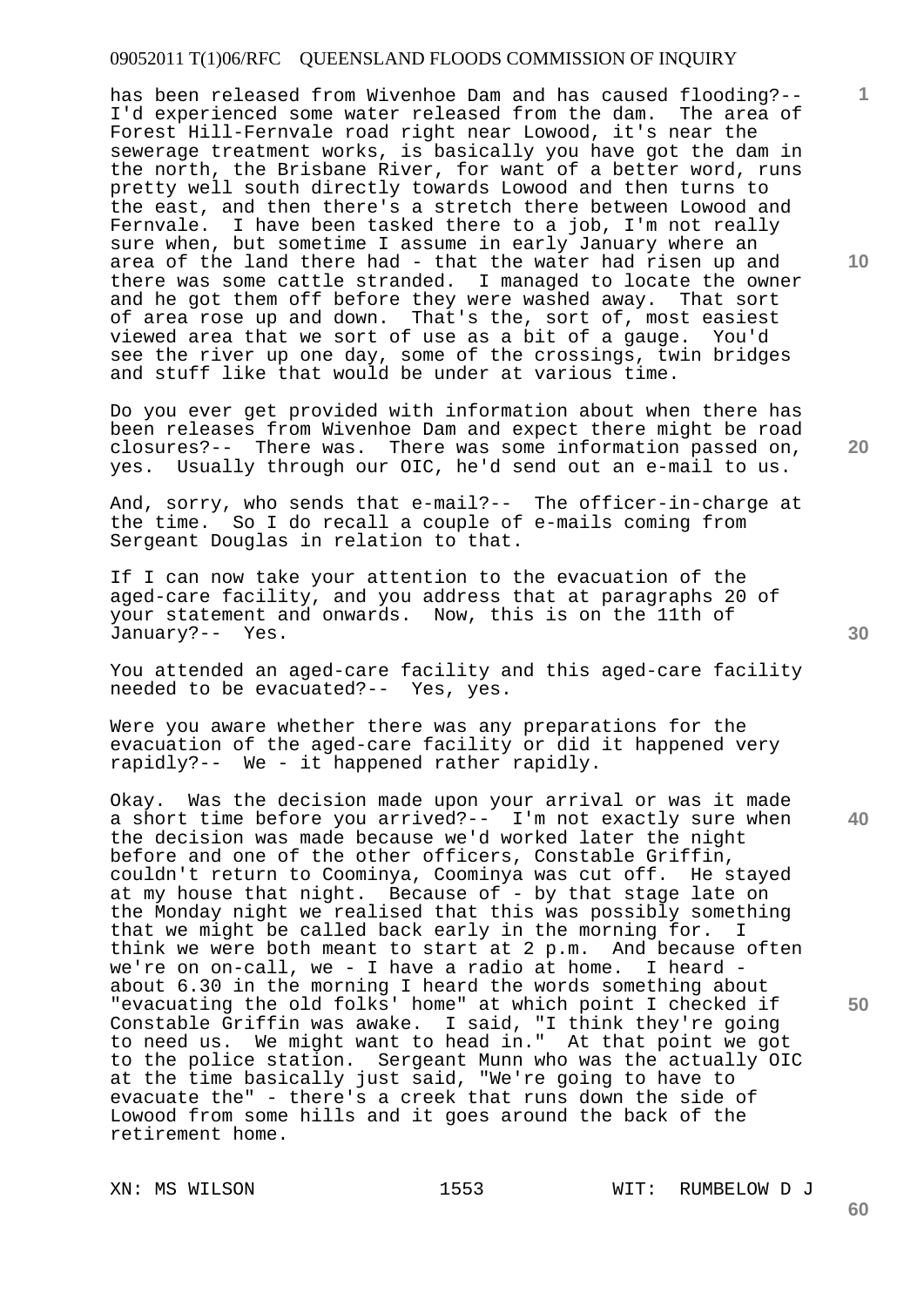has been released from Wivenhoe Dam and has caused flooding?-- I'd experienced some water released from the dam. The area of Forest Hill-Fernvale road right near Lowood, it's near the sewerage treatment works, is basically you have got the dam in the north, the Brisbane River, for want of a better word, runs pretty well south directly towards Lowood and then turns to the east, and then there's a stretch there between Lowood and Fernvale. I have been tasked there to a job, I'm not really sure when, but sometime I assume in early January where an area of the land there had - that the water had risen up and there was some cattle stranded. I managed to locate the owner and he got them off before they were washed away. That sort of area rose up and down. That's the, sort of, most easiest viewed area that we sort of use as a bit of a gauge. You'd see the river up one day, some of the crossings, twin bridges and stuff like that would be under at various time.

Do you ever get provided with information about when there has been releases from Wivenhoe Dam and expect there might be road closures?-- There was. There was some information passed on, yes. Usually through our OIC, he'd send out an e-mail to us.

And, sorry, who sends that e-mail?-- The officer-in-charge at the time. So I do recall a couple of e-mails coming from Sergeant Douglas in relation to that.

If I can now take your attention to the evacuation of the aged-care facility, and you address that at paragraphs 20 of your statement and onwards. Now, this is on the 11th of January?-- Yes.

You attended an aged-care facility and this aged-care facility needed to be evacuated?-- Yes, yes.

Were you aware whether there was any preparations for the evacuation of the aged-care facility or did it happened very rapidly?-- We - it happened rather rapidly.

Okay. Was the decision made upon your arrival or was it made a short time before you arrived?-- I'm not exactly sure when the decision was made because we'd worked later the night before and one of the other officers, Constable Griffin, couldn't return to Coominya, Coominya was cut off. He stayed at my house that night. Because of - by that stage late on the Monday night we realised that this was possibly something that we might be called back early in the morning for. I think we were both meant to start at 2 p.m. And because often we're on on-call, we - I have a radio at home. I heard - about 6.30 in the morning I heard the words something about "evacuating the old folks' home" at which point I checked if Constable Griffin was awake. I said, "I think they're going to need us. We might want to head in." At that point we got to the police station. Sergeant Munn who was the actually OIC at the time basically just said, "We're going to have to evacuate the" - there's a creek that runs down the side of Lowood from some hills and it goes around the back of the retirement home.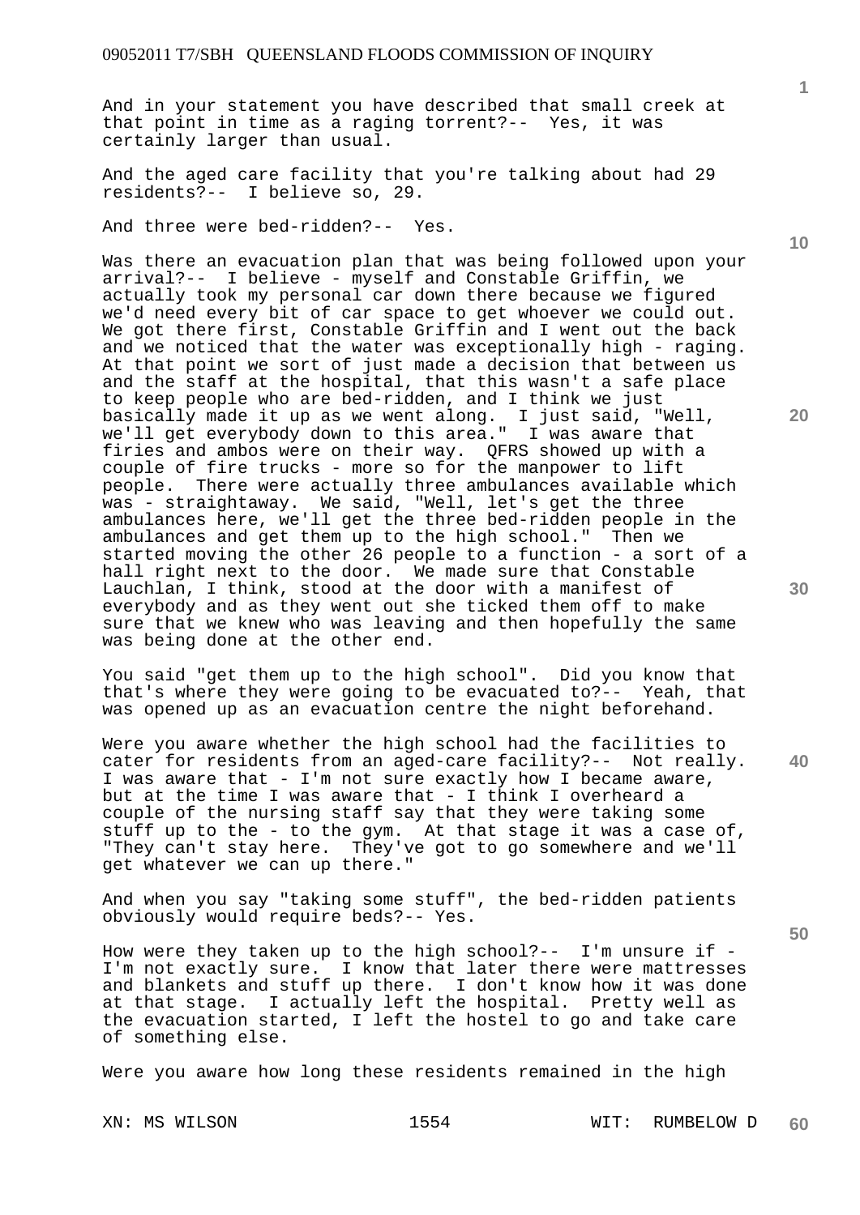And in your statement you have described that small creek at that point in time as a raging torrent?-- Yes, it was certainly larger than usual.

And the aged care facility that you're talking about had 29 residents?-- I believe so, 29.

And three were bed-ridden?-- Yes.

Was there an evacuation plan that was being followed upon your arrival?-- I believe - myself and Constable Griffin, we actually took my personal car down there because we figured we'd need every bit of car space to get whoever we could out. We got there first, Constable Griffin and I went out the back and we noticed that the water was exceptionally high - raging. At that point we sort of just made a decision that between us and the staff at the hospital, that this wasn't a safe place to keep people who are bed-ridden, and I think we just basically made it up as we went along. I just said, "Well, we'll get everybody down to this area." I was aware that firies and ambos were on their way. QFRS showed up with a couple of fire trucks - more so for the manpower to lift people. There were actually three ambulances available which was - straightaway. We said, "Well, let's get the three ambulances here, we'll get the three bed-ridden people in the ambulances and get them up to the high school." Then we started moving the other 26 people to a function - a sort of a hall right next to the door. We made sure that Constable Lauchlan, I think, stood at the door with a manifest of everybody and as they went out she ticked them off to make sure that we knew who was leaving and then hopefully the same was being done at the other end.

You said "get them up to the high school". Did you know that that's where they were going to be evacuated to?-- Yeah, that was opened up as an evacuation centre the night beforehand.

Were you aware whether the high school had the facilities to cater for residents from an aged-care facility?-- Not really. I was aware that - I'm not sure exactly how I became aware, but at the time I was aware that - I think I overheard a couple of the nursing staff say that they were taking some stuff up to the - to the gym. At that stage it was a case of, "They can't stay here. They've got to go somewhere and we'll get whatever we can up there."

And when you say "taking some stuff", the bed-ridden patients obviously would require beds?-- Yes.

How were they taken up to the high school?-- I'm unsure if - I'm not exactly sure. I know that later there were mattresses and blankets and stuff up there. I don't know how it was done at that stage. I actually left the hospital. Pretty well as the evacuation started, I left the hostel to go and take care of something else.

Were you aware how long these residents remained in the high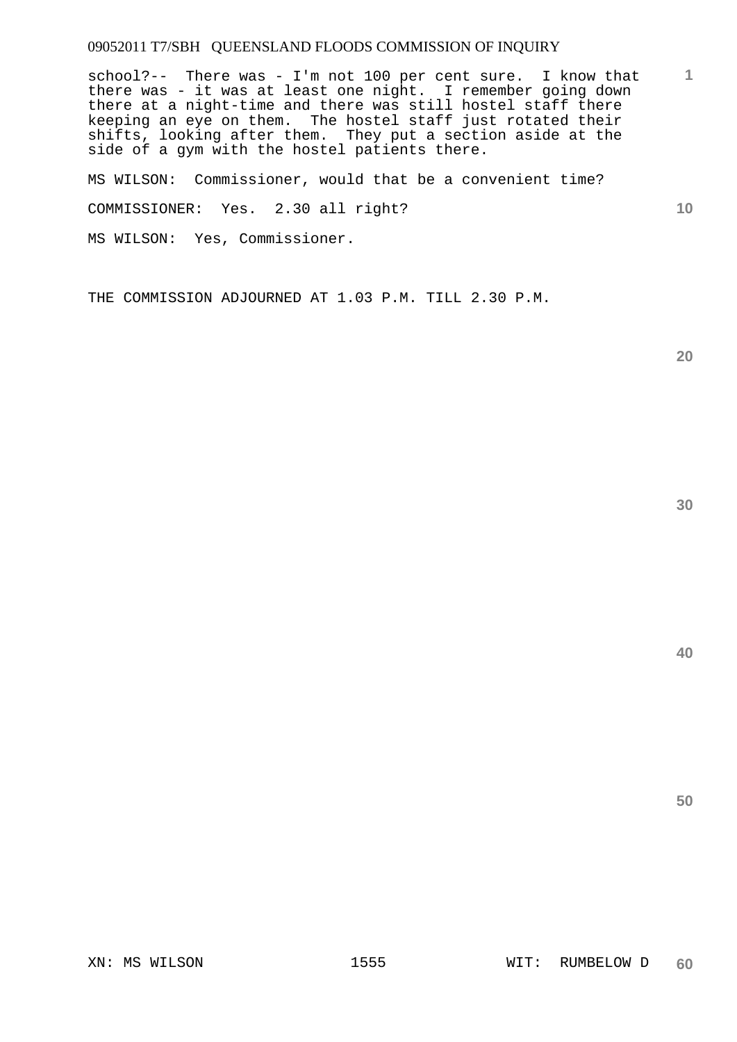school?-- There was - I'm not 100 per cent sure. I know that there was - it was at least one night. I remember going down there at a night-time and there was still hostel staff there keeping an eye on them. The hostel staff just rotated their shifts, looking after them. They put a section aside at the side of a gym with the hostel patients there.

MS WILSON: Commissioner, would that be a convenient time?

COMMISSIONER: Yes. 2.30 all right?

MS WILSON: Yes, Commissioner.

THE COMMISSION ADJOURNED AT 1.03 P.M. TILL 2.30 P.M.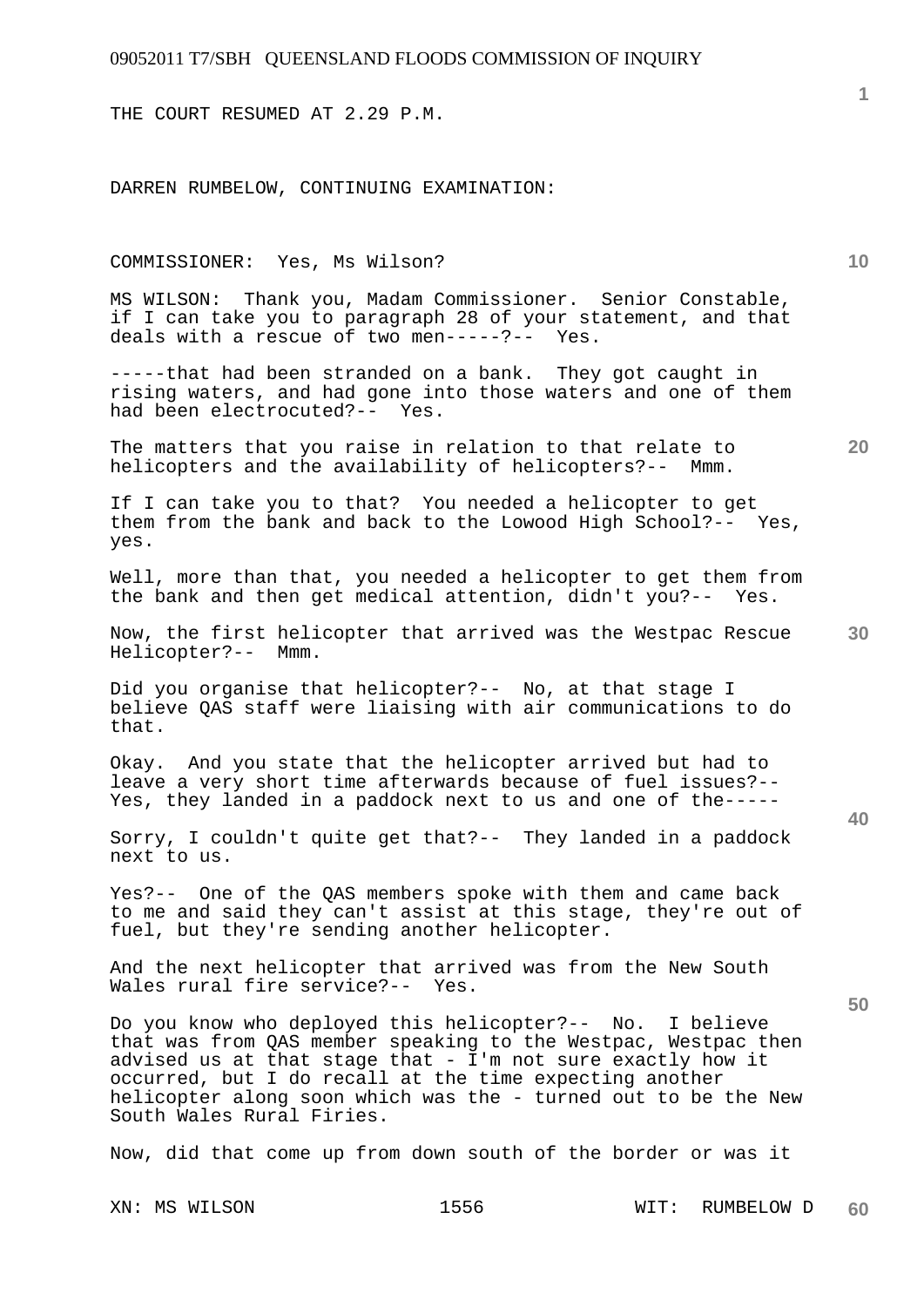THE COURT RESUMED AT 2.29 P.M.

DARREN RUMBELOW, CONTINUING EXAMINATION:

COMMISSIONER: Yes, Ms Wilson?

MS WILSON: Thank you, Madam Commissioner. Senior Constable, if I can take you to paragraph 28 of your statement, and that deals with a rescue of two men-----?-- Yes.

-----that had been stranded on a bank. They got caught in rising waters, and had gone into those waters and one of them had been electrocuted?-- Yes.

The matters that you raise in relation to that relate to helicopters and the availability of helicopters?-- Mmm.

If I can take you to that? You needed a helicopter to get them from the bank and back to the Lowood High School?-- Yes, yes.

Well, more than that, you needed a helicopter to get them from the bank and then get medical attention, didn't you?-- Yes.

Now, the first helicopter that arrived was the Westpac Rescue Helicopter?-- Mmm.

Did you organise that helicopter?-- No, at that stage I believe QAS staff were liaising with air communications to do that.

Okay. And you state that the helicopter arrived but had to leave a very short time afterwards because of fuel issues?-- Yes, they landed in a paddock next to us and one of the-----

Sorry, I couldn't quite get that?-- They landed in a paddock next to us.

Yes?-- One of the QAS members spoke with them and came back to me and said they can't assist at this stage, they're out of fuel, but they're sending another helicopter.

And the next helicopter that arrived was from the New South Wales rural fire service?-- Yes.

Do you know who deployed this helicopter?-- No. I believe that was from QAS member speaking to the Westpac, Westpac then advised us at that stage that - I'm not sure exactly how it occurred, but I do recall at the time expecting another helicopter along soon which was the - turned out to be the New South Wales Rural Firies.

Now, did that come up from down south of the border or was it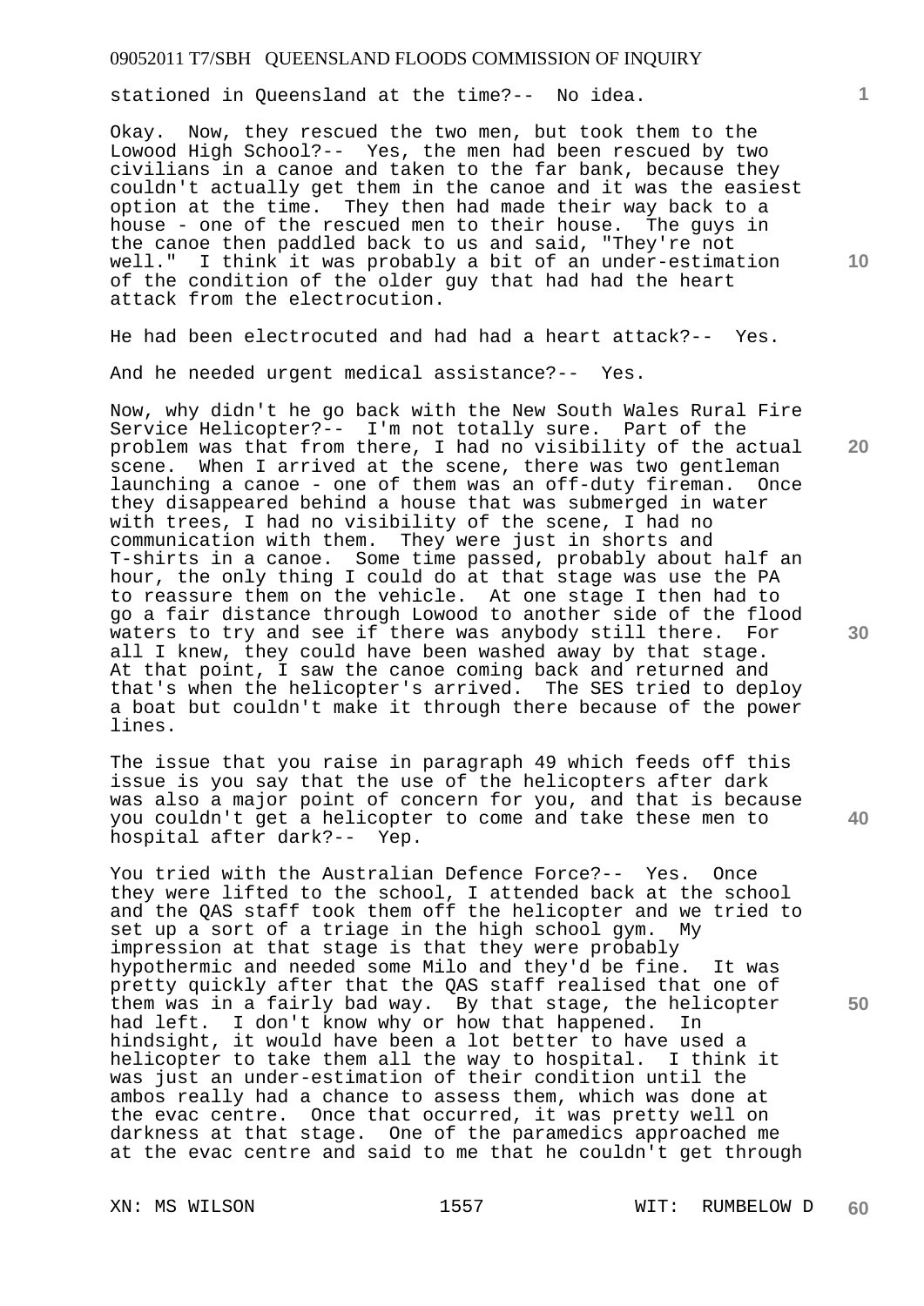stationed in Queensland at the time?-- No idea.

Okay. Now, they rescued the two men, but took them to the Lowood High School?-- Yes, the men had been rescued by two civilians in a canoe and taken to the far bank, because they couldn't actually get them in the canoe and it was the easiest option at the time. They then had made their way back to a house - one of the rescued men to their house. The guys in the canoe then paddled back to us and said, "They're not well." I think it was probably a bit of an under-estimation of the condition of the older guy that had had the heart attack from the electrocution.

He had been electrocuted and had had a heart attack?-- Yes.

And he needed urgent medical assistance?-- Yes.

Now, why didn't he go back with the New South Wales Rural Fire Service Helicopter?-- I'm not totally sure. Part of the problem was that from there, I had no visibility of the actual scene. When I arrived at the scene, there was two gentleman launching a canoe - one of them was an off-duty fireman. Once they disappeared behind a house that was submerged in water with trees, I had no visibility of the scene, I had no communication with them. They were just in shorts and T-shirts in a canoe. Some time passed, probably about half an hour, the only thing I could do at that stage was use the PA to reassure them on the vehicle. At one stage I then had to go a fair distance through Lowood to another side of the flood waters to try and see if there was anybody still there. For all I knew, they could have been washed away by that stage. At that point, I saw the canoe coming back and returned and that's when the helicopter's arrived. The SES tried to deploy a boat but couldn't make it through there because of the power lines.

The issue that you raise in paragraph 49 which feeds off this issue is you say that the use of the helicopters after dark was also a major point of concern for you, and that is because you couldn't get a helicopter to come and take these men to hospital after dark?-- Yep.

You tried with the Australian Defence Force?-- Yes. Once they were lifted to the school, I attended back at the school and the QAS staff took them off the helicopter and we tried to set up a sort of a triage in the high school gym. My impression at that stage is that they were probably hypothermic and needed some Milo and they'd be fine. It was pretty quickly after that the QAS staff realised that one of them was in a fairly bad way. By that stage, the helicopter had left. I don't know why or how that happened. In hindsight, it would have been a lot better to have used a helicopter to take them all the way to hospital. I think it was just an under-estimation of their condition until the ambos really had a chance to assess them, which was done at the evac centre. Once that occurred, it was pretty well on darkness at that stage. One of the paramedics approached me at the evac centre and said to me that he couldn't get through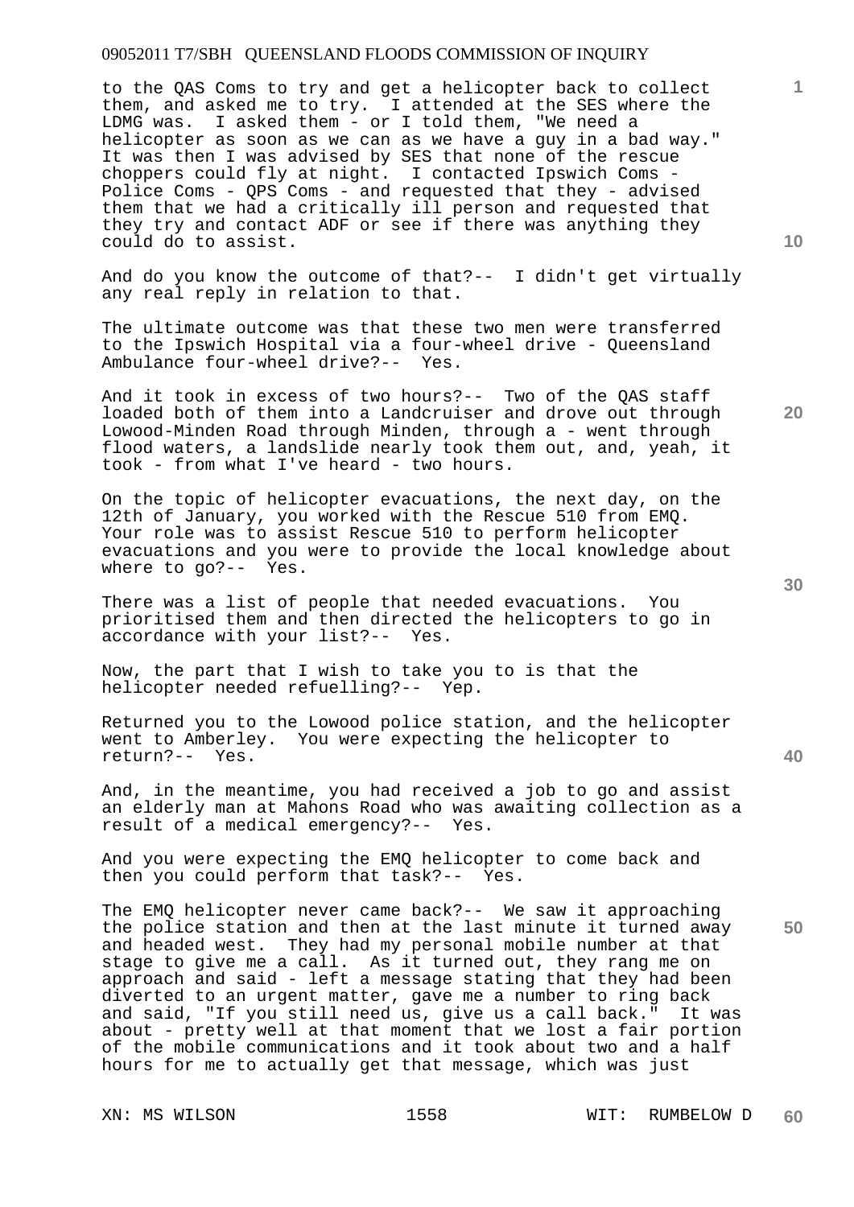to the QAS Coms to try and get a helicopter back to collect them, and asked me to try. I attended at the SES where the LDMG was. I asked them - or I told them, "We need a helicopter as soon as we can as we have a guy in a bad way." It was then I was advised by SES that none of the rescue choppers could fly at night. I contacted Ipswich Coms - Police Coms - QPS Coms - and requested that they - advised them that we had a critically ill person and requested that they try and contact ADF or see if there was anything they could do to assist.

And do you know the outcome of that?-- I didn't get virtually any real reply in relation to that.

The ultimate outcome was that these two men were transferred to the Ipswich Hospital via a four-wheel drive - Queensland Ambulance four-wheel drive?-- Yes.

And it took in excess of two hours?-- Two of the QAS staff loaded both of them into a Landcruiser and drove out through Lowood-Minden Road through Minden, through a - went through flood waters, a landslide nearly took them out, and, yeah, it took - from what I've heard - two hours.

On the topic of helicopter evacuations, the next day, on the 12th of January, you worked with the Rescue 510 from EMQ. Your role was to assist Rescue 510 to perform helicopter evacuations and you were to provide the local knowledge about where to go?-- Yes.

There was a list of people that needed evacuations. You prioritised them and then directed the helicopters to go in accordance with your list?-- Yes.

Now, the part that I wish to take you to is that the helicopter needed refuelling?-- Yep.

Returned you to the Lowood police station, and the helicopter went to Amberley. You were expecting the helicopter to return?-- Yes.

And, in the meantime, you had received a job to go and assist an elderly man at Mahons Road who was awaiting collection as a result of a medical emergency?-- Yes.

And you were expecting the EMQ helicopter to come back and then you could perform that task?-- Yes.

The EMQ helicopter never came back?-- We saw it approaching the police station and then at the last minute it turned away and headed west. They had my personal mobile number at that stage to give me a call. As it turned out, they rang me on approach and said - left a message stating that they had been diverted to an urgent matter, gave me a number to ring back and said, "If you still need us, give us a call back." It was about - pretty well at that moment that we lost a fair portion of the mobile communications and it took about two and a half hours for me to actually get that message, which was just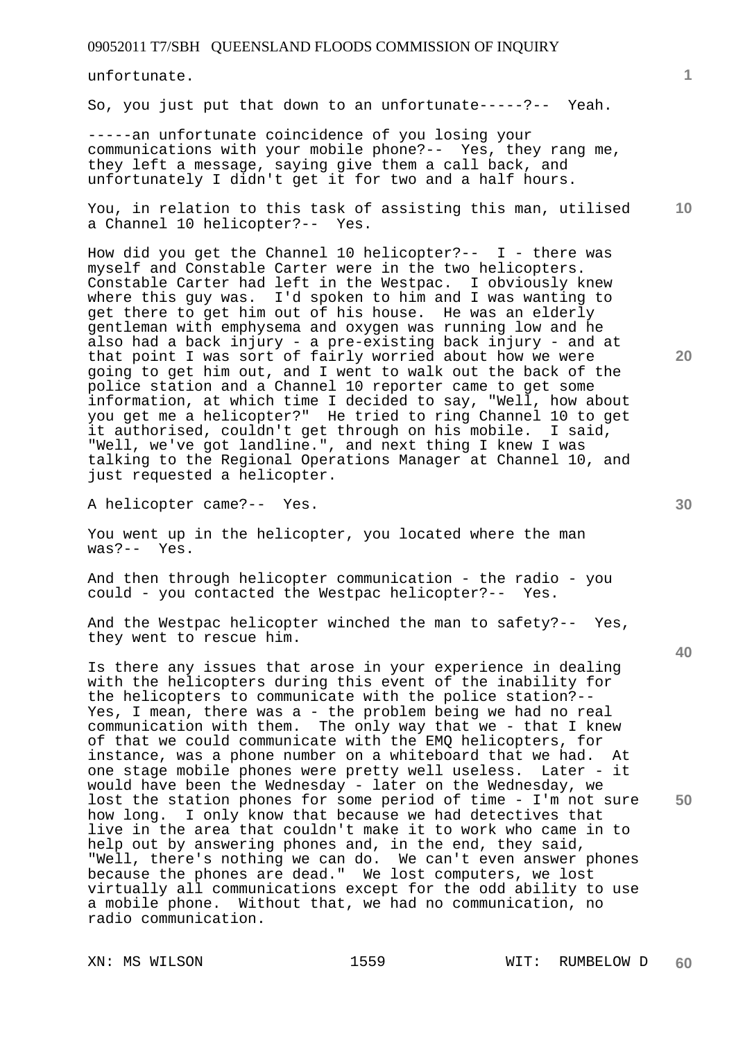unfortunate.

So, you just put that down to an unfortunate-----?-- Yeah.

-----an unfortunate coincidence of you losing your communications with your mobile phone?-- Yes, they rang me, they left a message, saying give them a call back, and unfortunately I didn't get it for two and a half hours.

You, in relation to this task of assisting this man, utilised a Channel 10 helicopter?-- Yes.

How did you get the Channel 10 helicopter?-- I - there was myself and Constable Carter were in the two helicopters. Constable Carter had left in the Westpac. I obviously knew where this guy was. I'd spoken to him and I was wanting to get there to get him out of his house. He was an elderly gentleman with emphysema and oxygen was running low and he also had a back injury - a pre-existing back injury - and at that point I was sort of fairly worried about how we were going to get him out, and I went to walk out the back of the police station and a Channel 10 reporter came to get some information, at which time I decided to say, "Well, how about you get me a helicopter?" He tried to ring Channel 10 to get it authorised, couldn't get through on his mobile. I said, "Well, we've got landline.", and next thing I knew I was talking to the Regional Operations Manager at Channel 10, and just requested a helicopter.

A helicopter came?-- Yes.

You went up in the helicopter, you located where the man was?-- Yes.

And then through helicopter communication - the radio - you could - you contacted the Westpac helicopter?-- Yes.

And the Westpac helicopter winched the man to safety?-- Yes, they went to rescue him.

Is there any issues that arose in your experience in dealing with the helicopters during this event of the inability for the helicopters to communicate with the police station?-- Yes, I mean, there was a - the problem being we had no real communication with them. The only way that we - that I knew of that we could communicate with the EMQ helicopters, for instance, was a phone number on a whiteboard that we had. At one stage mobile phones were pretty well useless. Later - it would have been the Wednesday - later on the Wednesday, we lost the station phones for some period of time - I'm not sure how long. I only know that because we had detectives that live in the area that couldn't make it to work who came in to help out by answering phones and, in the end, they said, "Well, there's nothing we can do. We can't even answer phones because the phones are dead." We lost computers, we lost virtually all communications except for the odd ability to use a mobile phone. Without that, we had no communication, no radio communication.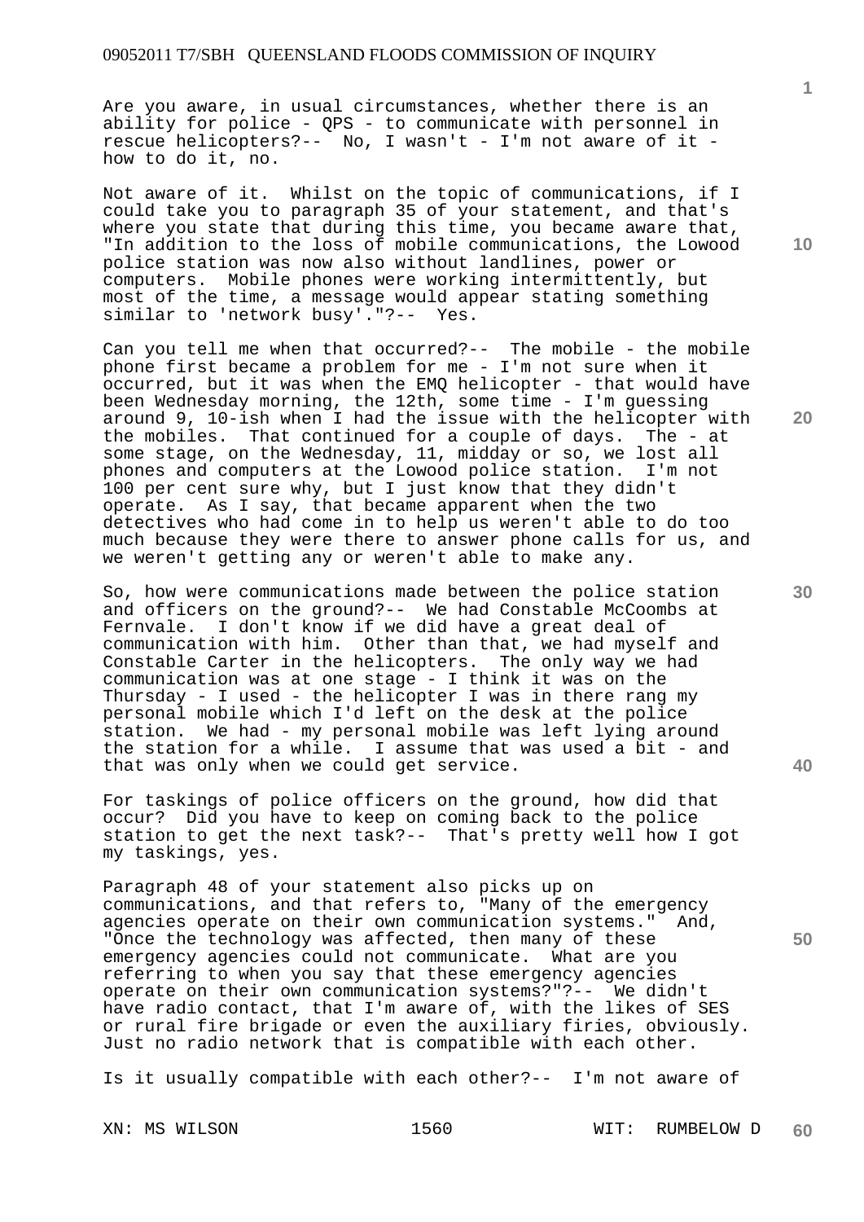Are you aware, in usual circumstances, whether there is an ability for police - QPS - to communicate with personnel in rescue helicopters?-- No, I wasn't - I'm not aware of it - how to do it, no.

Not aware of it. Whilst on the topic of communications, if I could take you to paragraph 35 of your statement, and that's where you state that during this time, you became aware that, "In addition to the loss of mobile communications, the Lowood police station was now also without landlines, power or computers. Mobile phones were working intermittently, but most of the time, a message would appear stating something similar to 'network busy'."?-- Yes.

Can you tell me when that occurred?-- The mobile - the mobile phone first became a problem for me - I'm not sure when it occurred, but it was when the EMQ helicopter - that would have been Wednesday morning, the 12th, some time - I'm guessing around 9, 10-ish when I had the issue with the helicopter with the mobiles. That continued for a couple of days. The - at some stage, on the Wednesday, 11, midday or so, we lost all phones and computers at the Lowood police station. I'm not 100 per cent sure why, but I just know that they didn't operate. As I say, that became apparent when the two detectives who had come in to help us weren't able to do too much because they were there to answer phone calls for us, and we weren't getting any or weren't able to make any.

So, how were communications made between the police station and officers on the ground?-- We had Constable McCoombs at Fernvale. I don't know if we did have a great deal of communication with him. Other than that, we had myself and Constable Carter in the helicopters. The only way we had communication was at one stage - I think it was on the Thursday - I used - the helicopter I was in there rang my personal mobile which I'd left on the desk at the police station. We had - my personal mobile was left lying around the station for a while. I assume that was used a bit - and that was only when we could get service.

For taskings of police officers on the ground, how did that occur? Did you have to keep on coming back to the police station to get the next task?-- That's pretty well how I got my taskings, yes.

Paragraph 48 of your statement also picks up on communications, and that refers to, "Many of the emergency agencies operate on their own communication systems." And, "Once the technology was affected, then many of these emergency agencies could not communicate. What are you referring to when you say that these emergency agencies operate on their own communication systems?"?-- We didn't have radio contact, that I'm aware of, with the likes of SES or rural fire brigade or even the auxiliary firies, obviously. Just no radio network that is compatible with each other.

Is it usually compatible with each other?-- I'm not aware of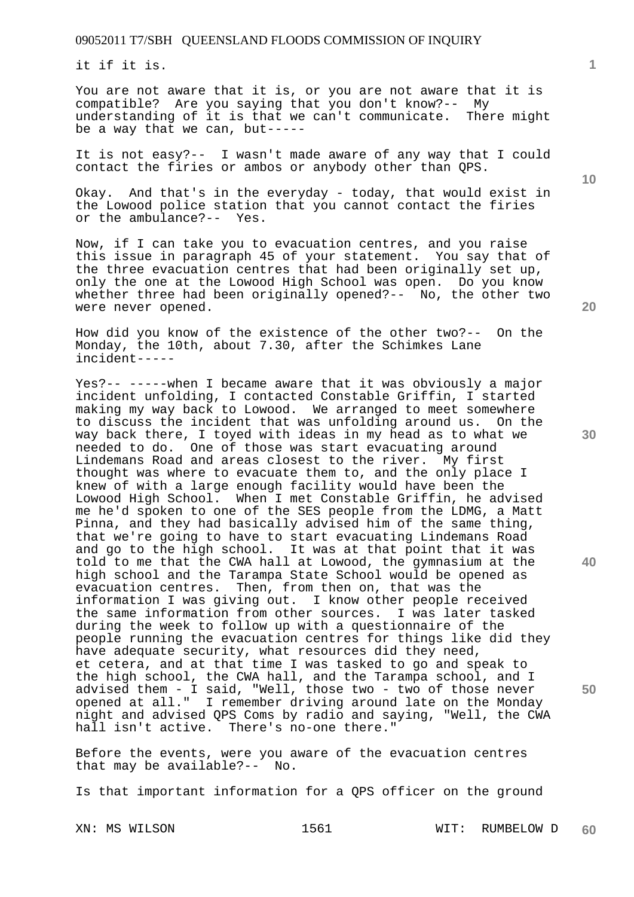it if it is.

You are not aware that it is, or you are not aware that it is compatible? Are you saying that you don't know?-- My understanding of it is that we can't communicate. There might be a way that we can, but-----

It is not easy?-- I wasn't made aware of any way that I could contact the firies or ambos or anybody other than QPS.

Okay. And that's in the everyday - today, that would exist in the Lowood police station that you cannot contact the firies or the ambulance?-- Yes.

Now, if I can take you to evacuation centres, and you raise this issue in paragraph 45 of your statement. You say that of the three evacuation centres that had been originally set up, only the one at the Lowood High School was open. Do you know whether three had been originally opened?-- No, the other two were never opened.

How did you know of the existence of the other two?-- On the Monday, the 10th, about 7.30, after the Schimkes Lane incident-----

Yes?-- -----when I became aware that it was obviously a major incident unfolding, I contacted Constable Griffin, I started making my way back to Lowood. We arranged to meet somewhere to discuss the incident that was unfolding around us. On the way back there, I toyed with ideas in my head as to what we needed to do. One of those was start evacuating around Lindemans Road and areas closest to the river. My first thought was where to evacuate them to, and the only place I knew of with a large enough facility would have been the Lowood High School. When I met Constable Griffin, he advised me he'd spoken to one of the SES people from the LDMG, a Matt Pinna, and they had basically advised him of the same thing, that we're going to have to start evacuating Lindemans Road and go to the high school. It was at that point that it was told to me that the CWA hall at Lowood, the gymnasium at the high school and the Tarampa State School would be opened as evacuation centres. Then, from then on, that was the information I was giving out. I know other people received the same information from other sources. I was later tasked during the week to follow up with a questionnaire of the people running the evacuation centres for things like did they have adequate security, what resources did they need, et cetera, and at that time I was tasked to go and speak to the high school, the CWA hall, and the Tarampa school, and I advised them - I said, "Well, those two - two of those never opened at all." I remember driving around late on the Monday night and advised QPS Coms by radio and saying, "Well, the CWA hall isn't active. There's no-one there."

Before the events, were you aware of the evacuation centres that may be available?-- No.

Is that important information for a QPS officer on the ground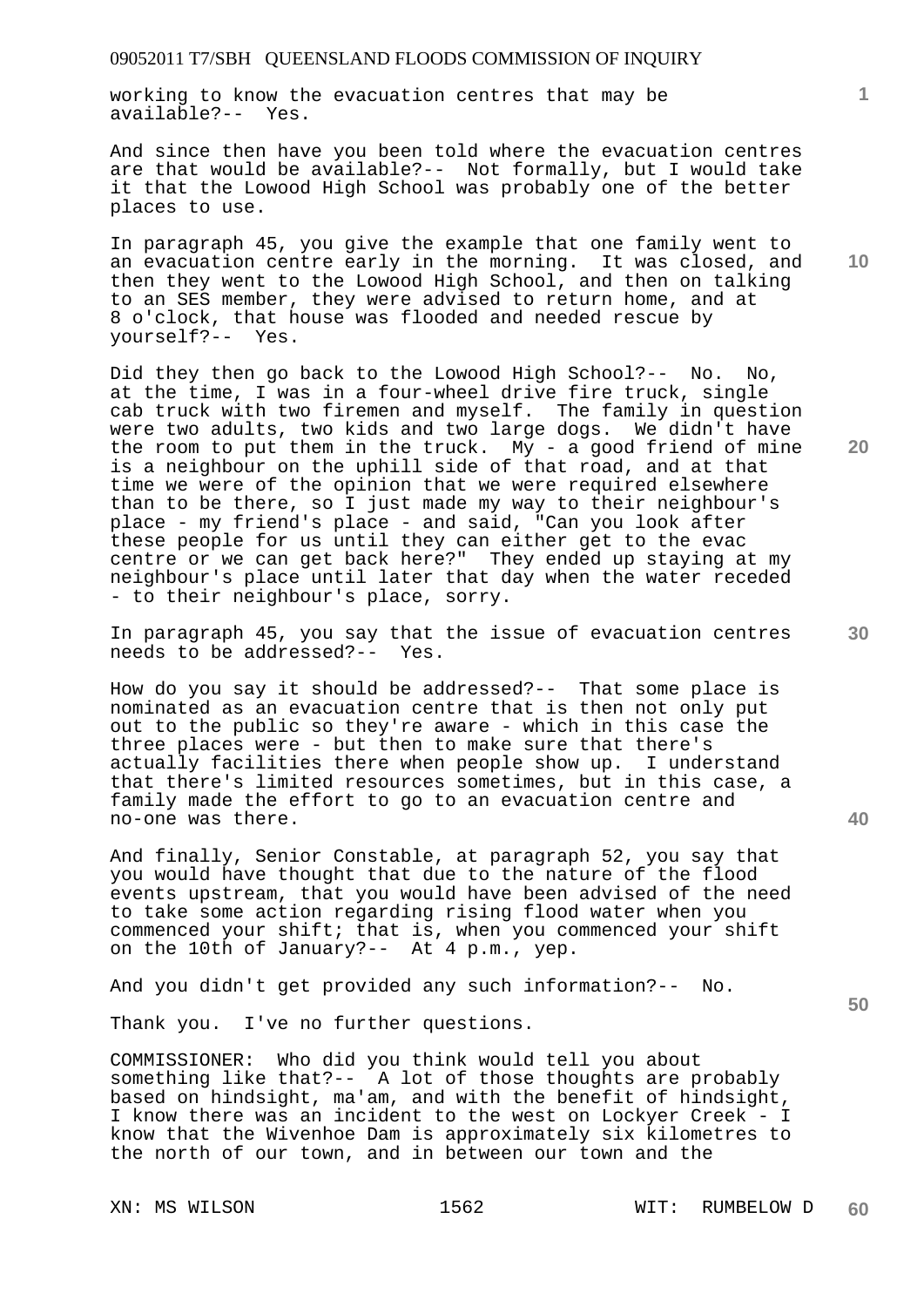working to know the evacuation centres that may be available?-- Yes.

And since then have you been told where the evacuation centres are that would be available?-- Not formally, but I would take it that the Lowood High School was probably one of the better places to use.

In paragraph 45, you give the example that one family went to an evacuation centre early in the morning. It was closed, and then they went to the Lowood High School, and then on talking to an SES member, they were advised to return home, and at 8 o'clock, that house was flooded and needed rescue by yourself?-- Yes.

Did they then go back to the Lowood High School?-- No. No, at the time, I was in a four-wheel drive fire truck, single cab truck with two firemen and myself. The family in question were two adults, two kids and two large dogs. We didn't have the room to put them in the truck. My - a good friend of mine is a neighbour on the uphill side of that road, and at that time we were of the opinion that we were required elsewhere than to be there, so I just made my way to their neighbour's place - my friend's place - and said, "Can you look after these people for us until they can either get to the evac centre or we can get back here?" They ended up staying at my neighbour's place until later that day when the water receded - to their neighbour's place, sorry.

In paragraph 45, you say that the issue of evacuation centres needs to be addressed?-- Yes.

How do you say it should be addressed?-- That some place is nominated as an evacuation centre that is then not only put out to the public so they're aware - which in this case the three places were - but then to make sure that there's actually facilities there when people show up. I understand that there's limited resources sometimes, but in this case, a family made the effort to go to an evacuation centre and no-one was there.

And finally, Senior Constable, at paragraph 52, you say that you would have thought that due to the nature of the flood events upstream, that you would have been advised of the need to take some action regarding rising flood water when you commenced your shift; that is, when you commenced your shift on the 10th of January?-- At 4 p.m., yep.

And you didn't get provided any such information?-- No.

Thank you. I've no further questions.

COMMISSIONER: Who did you think would tell you about something like that?-- A lot of those thoughts are probably based on hindsight, ma'am, and with the benefit of hindsight, I know there was an incident to the west on Lockyer Creek - I know that the Wivenhoe Dam is approximately six kilometres to the north of our town, and in between our town and the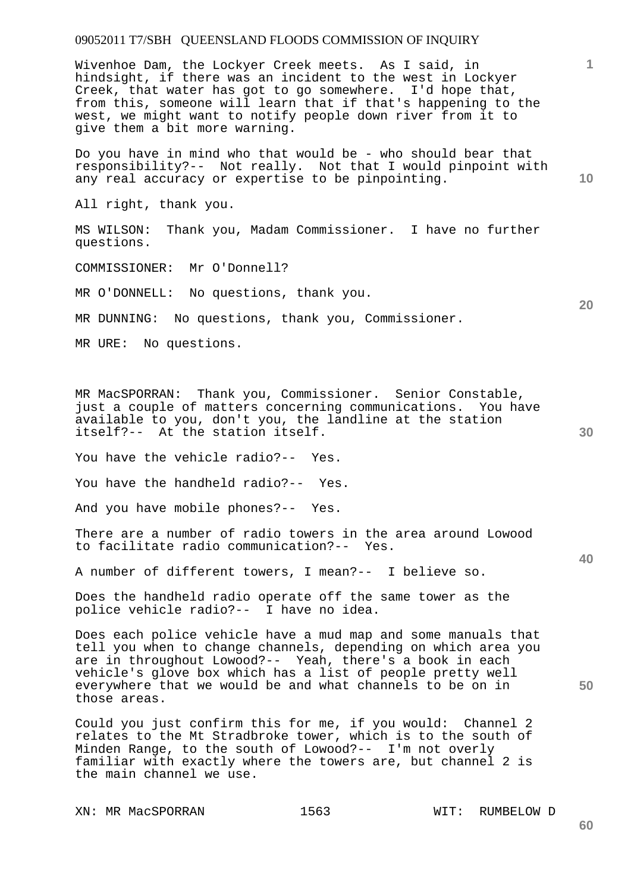Wivenhoe Dam, the Lockyer Creek meets. As I said, in hindsight, if there was an incident to the west in Lockyer Creek, that water has got to go somewhere. I'd hope that, from this, someone will learn that if that's happening to the west, we might want to notify people down river from it to give them a bit more warning.

Do you have in mind who that would be - who should bear that responsibility?-- Not really. Not that I would pinpoint with any real accuracy or expertise to be pinpointing.

All right, thank you.

MS WILSON: Thank you, Madam Commissioner. I have no further questions.

COMMISSIONER: Mr O'Donnell?

MR O'DONNELL: No questions, thank you.

MR DUNNING: No questions, thank you, Commissioner.

MR URE: No questions.

MR MacSPORRAN: Thank you, Commissioner. Senior Constable, just a couple of matters concerning communications. You have available to you, don't you, the landline at the station itself?-- At the station itself.

You have the vehicle radio?-- Yes.

You have the handheld radio?-- Yes.

And you have mobile phones?-- Yes.

There are a number of radio towers in the area around Lowood to facilitate radio communication?-- Yes.

A number of different towers, I mean?-- I believe so.

Does the handheld radio operate off the same tower as the police vehicle radio?-- I have no idea.

Does each police vehicle have a mud map and some manuals that tell you when to change channels, depending on which area you are in throughout Lowood?-- Yeah, there's a book in each vehicle's glove box which has a list of people pretty well everywhere that we would be and what channels to be on in those areas.

Could you just confirm this for me, if you would: Channel 2 relates to the Mt Stradbroke tower, which is to the south of Minden Range, to the south of Lowood?-- I'm not overly familiar with exactly where the towers are, but channel 2 is the main channel we use.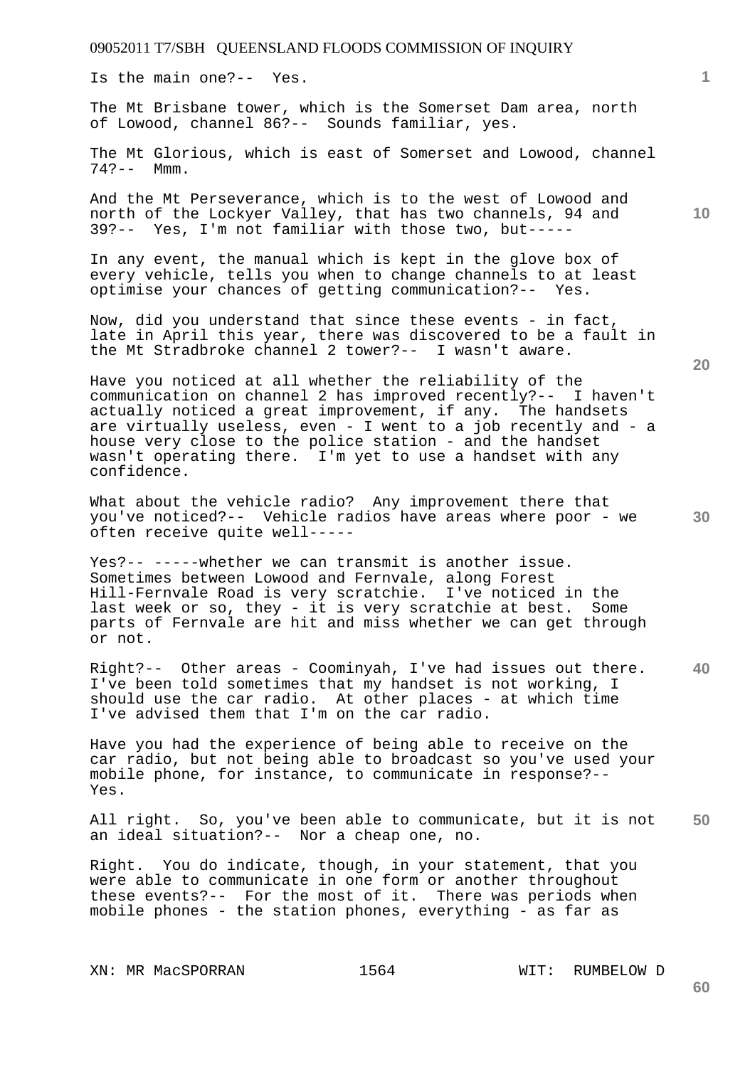Is the main one?-- Yes.

The Mt Brisbane tower, which is the Somerset Dam area, north of Lowood, channel 86?-- Sounds familiar, yes.

The Mt Glorious, which is east of Somerset and Lowood, channel 74?-- Mmm.

And the Mt Perseverance, which is to the west of Lowood and north of the Lockyer Valley, that has two channels, 94 and 39?-- Yes, I'm not familiar with those two, but-----

In any event, the manual which is kept in the glove box of every vehicle, tells you when to change channels to at least optimise your chances of getting communication?-- Yes.

Now, did you understand that since these events - in fact, late in April this year, there was discovered to be a fault in the Mt Stradbroke channel 2 tower?-- I wasn't aware.

Have you noticed at all whether the reliability of the communication on channel 2 has improved recently?-- I haven't actually noticed a great improvement, if any. The handsets are virtually useless, even - I went to a job recently and - a house very close to the police station - and the handset wasn't operating there. I'm yet to use a handset with any confidence.

What about the vehicle radio? Any improvement there that you've noticed?-- Vehicle radios have areas where poor - we often receive quite well-----

Yes?-- -----whether we can transmit is another issue. Sometimes between Lowood and Fernvale, along Forest Hill-Fernvale Road is very scratchie. I've noticed in the last week or so, they - it is very scratchie at best. Some parts of Fernvale are hit and miss whether we can get through or not.

Right?-- Other areas - Coominyah, I've had issues out there. I've been told sometimes that my handset is not working, I should use the car radio. At other places - at which time I've advised them that I'm on the car radio.

Have you had the experience of being able to receive on the car radio, but not being able to broadcast so you've used your mobile phone, for instance, to communicate in response?-- Yes.

All right. So, you've been able to communicate, but it is not an ideal situation?-- Nor a cheap one, no.

Right. You do indicate, though, in your statement, that you were able to communicate in one form or another throughout these events?-- For the most of it. There was periods when mobile phones - the station phones, everything - as far as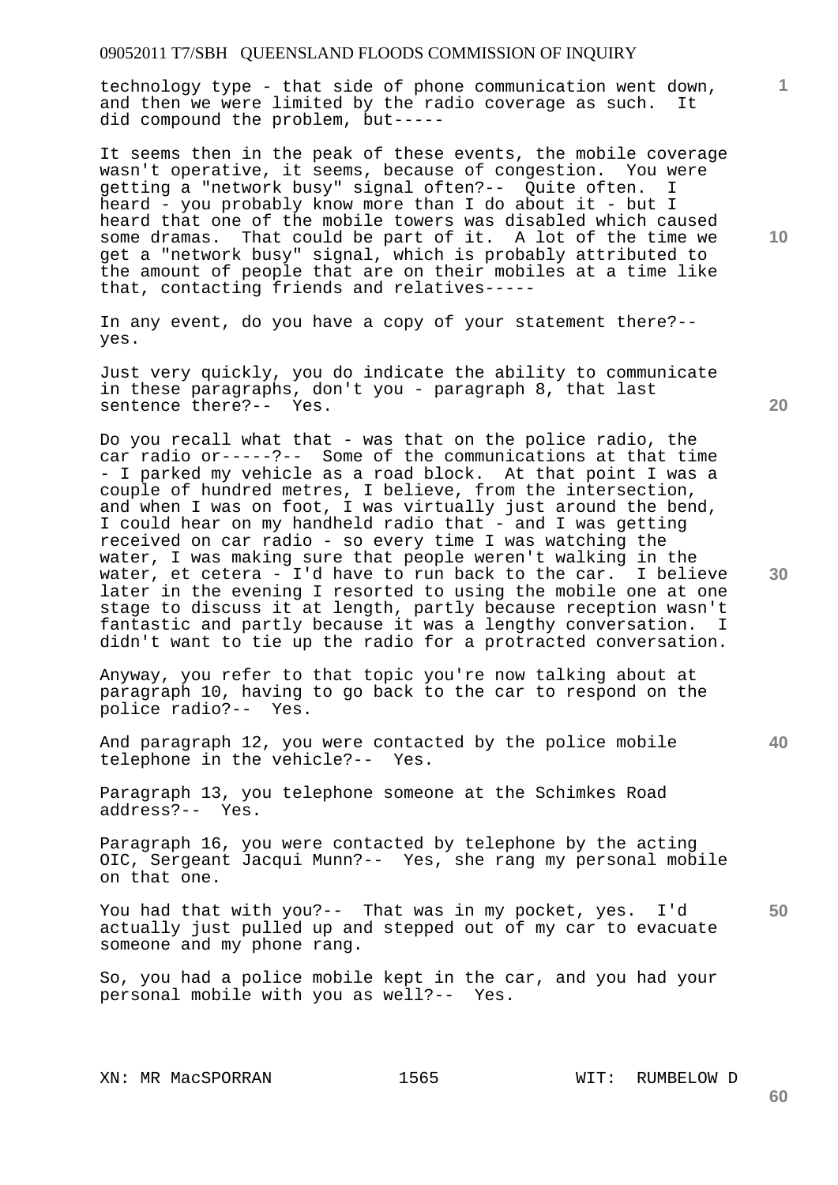technology type - that side of phone communication went down, and then we were limited by the radio coverage as such. It did compound the problem, but-----

It seems then in the peak of these events, the mobile coverage wasn't operative, it seems, because of congestion. You were getting a "network busy" signal often?-- Quite often. I heard - you probably know more than I do about it - but I heard that one of the mobile towers was disabled which caused some dramas. That could be part of it. A lot of the time we get a "network busy" signal, which is probably attributed to the amount of people that are on their mobiles at a time like that, contacting friends and relatives-----

In any event, do you have a copy of your statement there?-- yes.

Just very quickly, you do indicate the ability to communicate in these paragraphs, don't you - paragraph 8, that last sentence there?-- Yes.

Do you recall what that - was that on the police radio, the car radio or-----?-- Some of the communications at that time - I parked my vehicle as a road block. At that point I was a couple of hundred metres, I believe, from the intersection, and when I was on foot, I was virtually just around the bend, I could hear on my handheld radio that - and I was getting received on car radio - so every time I was watching the water, I was making sure that people weren't walking in the water, et cetera - I'd have to run back to the car. I believe later in the evening I resorted to using the mobile one at one stage to discuss it at length, partly because reception wasn't fantastic and partly because it was a lengthy conversation. I didn't want to tie up the radio for a protracted conversation.

Anyway, you refer to that topic you're now talking about at paragraph 10, having to go back to the car to respond on the police radio?-- Yes.

And paragraph 12, you were contacted by the police mobile telephone in the vehicle?-- Yes.

Paragraph 13, you telephone someone at the Schimkes Road address?-- Yes.

Paragraph 16, you were contacted by telephone by the acting OIC, Sergeant Jacqui Munn?-- Yes, she rang my personal mobile on that one.

You had that with you?-- That was in my pocket, yes. I'd actually just pulled up and stepped out of my car to evacuate someone and my phone rang.

So, you had a police mobile kept in the car, and you had your personal mobile with you as well?-- Yes.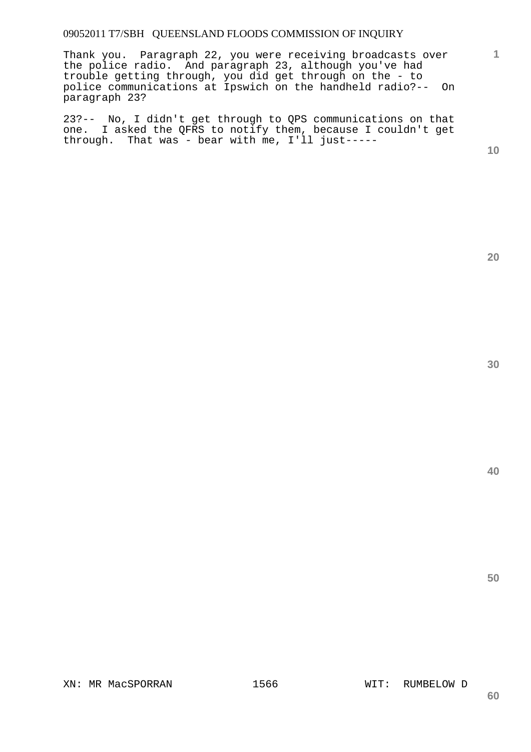Thank you. Paragraph 22, you were receiving broadcasts over the police radio. And paragraph 23, although you've had trouble getting through, you did get through on the - to police communications at Ipswich on the handheld radio?-- On paragraph 23?

23?-- No, I didn't get through to QPS communications on that one. I asked the QFRS to notify them, because I couldn't get through. That was - bear with me, I'll just-----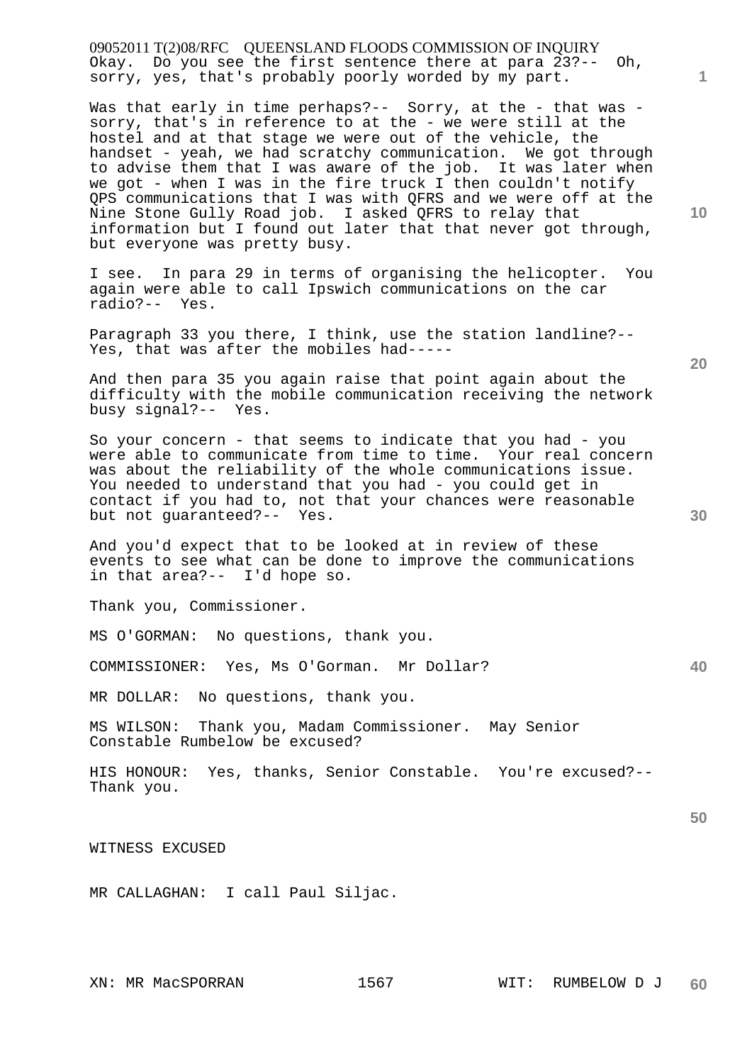Okay. Do you see the first sentence there at para 23?-- Oh, sorry, yes, that's probably poorly worded by my part.

Was that early in time perhaps?-- Sorry, at the - that was - sorry, that's in reference to at the - we were still at the hostel and at that stage we were out of the vehicle, the handset - yeah, we had scratchy communication. We got through to advise them that I was aware of the job. It was later when we got - when I was in the fire truck I then couldn't notify QPS communications that I was with QFRS and we were off at the Nine Stone Gully Road job. I asked QFRS to relay that information but I found out later that that never got through, but everyone was pretty busy.

I see. In para 29 in terms of organising the helicopter. You again were able to call Ipswich communications on the car radio?-- Yes.

Paragraph 33 you there, I think, use the station landline?-- Yes, that was after the mobiles had-----

And then para 35 you again raise that point again about the difficulty with the mobile communication receiving the network busy signal?-- Yes.

So your concern - that seems to indicate that you had - you were able to communicate from time to time. Your real concern was about the reliability of the whole communications issue. You needed to understand that you had - you could get in contact if you had to, not that your chances were reasonable but not guaranteed?-- Yes.

And you'd expect that to be looked at in review of these events to see what can be done to improve the communications in that area?-- I'd hope so.

Thank you, Commissioner.

MS O'GORMAN: No questions, thank you.

COMMISSIONER: Yes, Ms O'Gorman. Mr Dollar?

MR DOLLAR: No questions, thank you.

MS WILSON: Thank you, Madam Commissioner. May Senior Constable Rumbelow be excused?

HIS HONOUR: Yes, thanks, Senior Constable. You're excused?-- Thank you.

WITNESS EXCUSED

MR CALLAGHAN: I call Paul Siljac.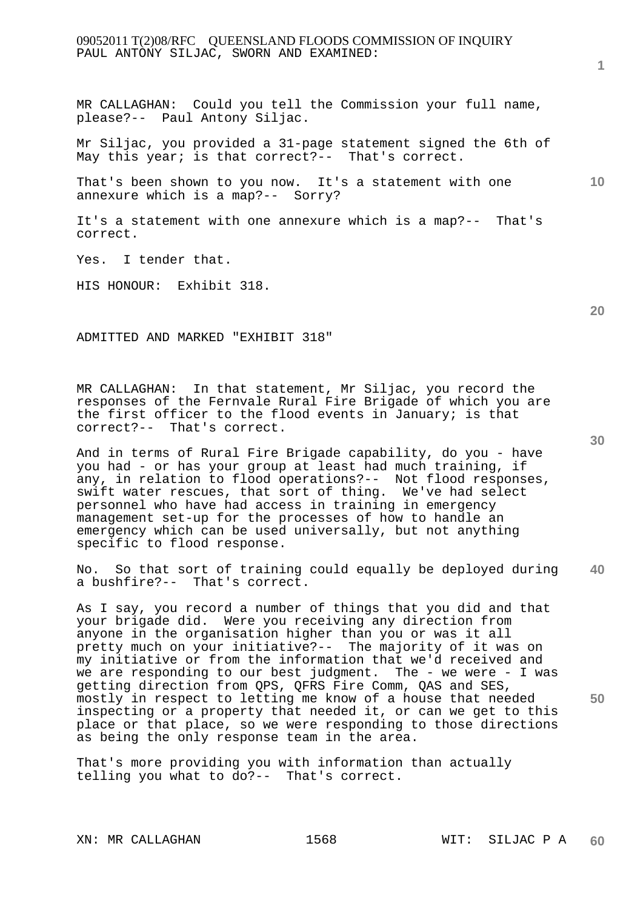PAUL ANTONY SILJAC, SWORN AND EXAMINED:

MR CALLAGHAN: Could you tell the Commission your full name, please?-- Paul Antony Siljac.

Mr Siljac, you provided a 31-page statement signed the 6th of May this year; is that correct?-- That's correct.

That's been shown to you now. It's a statement with one annexure which is a map?-- Sorry?

It's a statement with one annexure which is a map?-- That's correct.

Yes. I tender that.

HIS HONOUR: Exhibit 318.

ADMITTED AND MARKED "EXHIBIT 318"

MR CALLAGHAN: In that statement, Mr Siljac, you record the responses of the Fernvale Rural Fire Brigade of which you are the first officer to the flood events in January; is that correct?-- That's correct.

And in terms of Rural Fire Brigade capability, do you - have you had - or has your group at least had much training, if any, in relation to flood operations?-- Not flood responses, swift water rescues, that sort of thing. We've had select personnel who have had access in training in emergency management set-up for the processes of how to handle an emergency which can be used universally, but not anything specific to flood response.

No. So that sort of training could equally be deployed during a bushfire?-- That's correct.

As I say, you record a number of things that you did and that your brigade did. Were you receiving any direction from anyone in the organisation higher than you or was it all pretty much on your initiative?-- The majority of it was on my initiative or from the information that we'd received and we are responding to our best judgment. The - we were - I was getting direction from QPS, QFRS Fire Comm, QAS and SES, mostly in respect to letting me know of a house that needed inspecting or a property that needed it, or can we get to this place or that place, so we were responding to those directions as being the only response team in the area.

That's more providing you with information than actually telling you what to do?-- That's correct.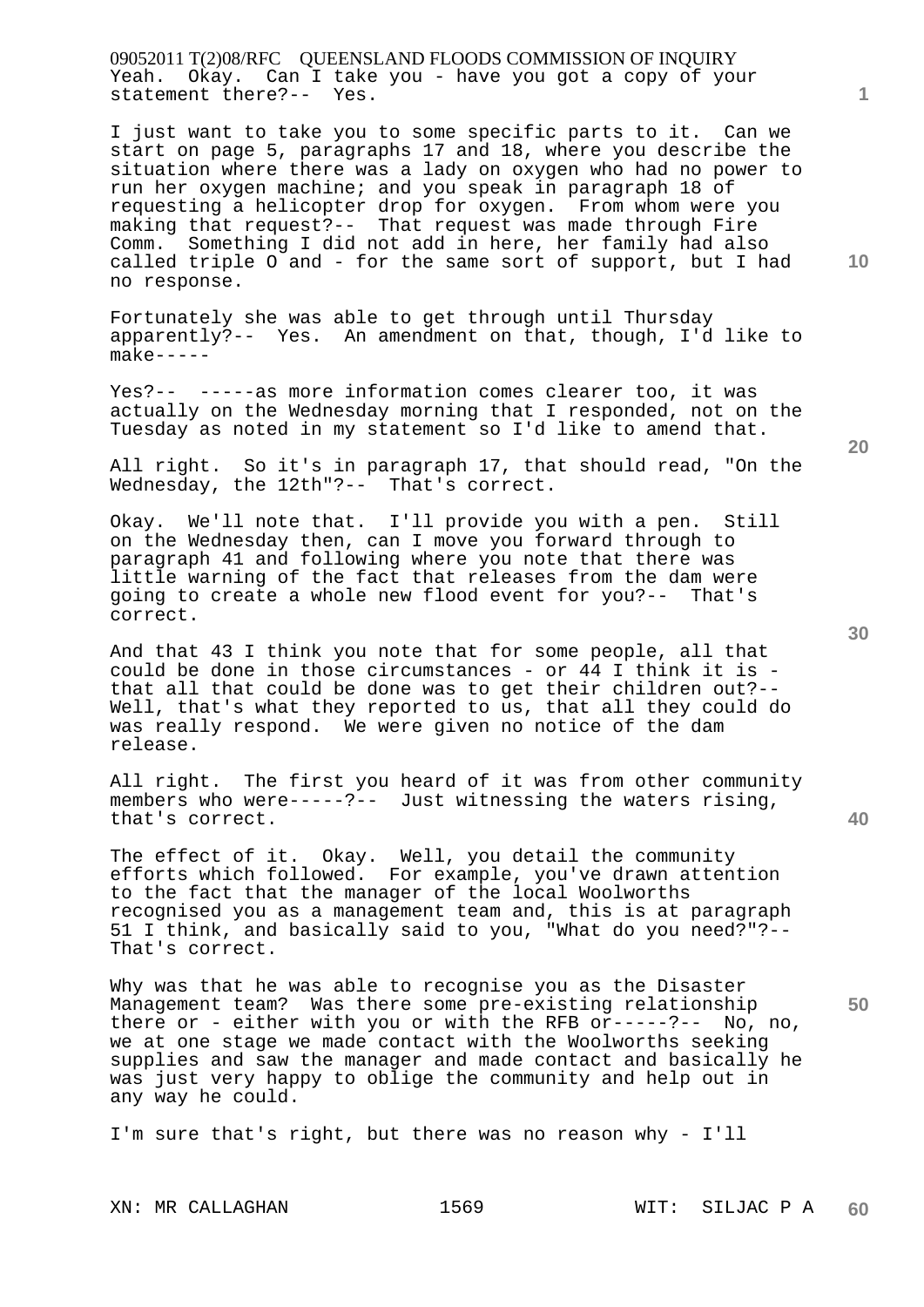Yeah. Okay. Can I take you - have you got a copy of your statement there?-- Yes.

I just want to take you to some specific parts to it. Can we start on page 5, paragraphs 17 and 18, where you describe the situation where there was a lady on oxygen who had no power to run her oxygen machine; and you speak in paragraph 18 of requesting a helicopter drop for oxygen. From whom were you making that request?-- That request was made through Fire Comm. Something I did not add in here, her family had also called triple O and - for the same sort of support, but I had no response.

Fortunately she was able to get through until Thursday apparently?-- Yes. An amendment on that, though, I'd like to make-----

Yes?-- -----as more information comes clearer too, it was actually on the Wednesday morning that I responded, not on the Tuesday as noted in my statement so I'd like to amend that.

All right. So it's in paragraph 17, that should read, "On the Wednesday, the 12th"?-- That's correct.

Okay. We'll note that. I'll provide you with a pen. Still on the Wednesday then, can I move you forward through to paragraph 41 and following where you note that there was little warning of the fact that releases from the dam were going to create a whole new flood event for you?-- That's correct.

And that 43 I think you note that for some people, all that could be done in those circumstances - or 44 I think it is - that all that could be done was to get their children out?-- Well, that's what they reported to us, that all they could do was really respond. We were given no notice of the dam release.

All right. The first you heard of it was from other community members who were-----?-- Just witnessing the waters rising, that's correct.

The effect of it. Okay. Well, you detail the community efforts which followed. For example, you've drawn attention to the fact that the manager of the local Woolworths recognised you as a management team and, this is at paragraph 51 I think, and basically said to you, "What do you need?"?-- That's correct.

Why was that he was able to recognise you as the Disaster Management team? Was there some pre-existing relationship there or - either with you or with the RFB or-----?-- No, no, we at one stage we made contact with the Woolworths seeking supplies and saw the manager and made contact and basically he was just very happy to oblige the community and help out in any way he could.

I'm sure that's right, but there was no reason why - I'll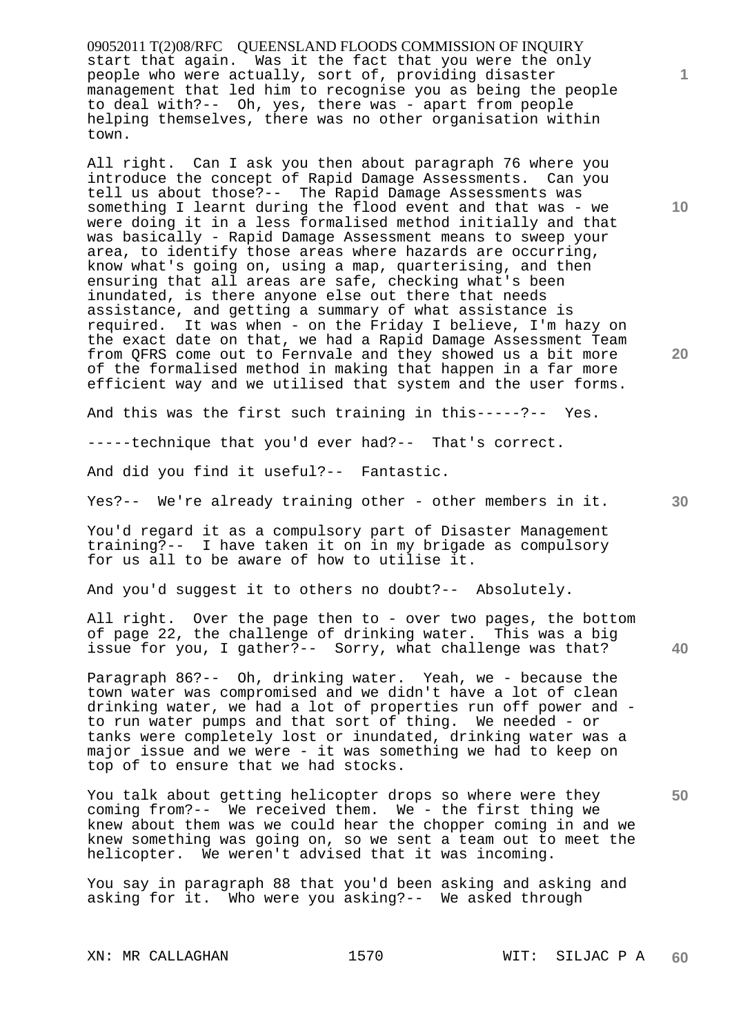start that again. Was it the fact that you were the only people who were actually, sort of, providing disaster management that led him to recognise you as being the people to deal with?-- Oh, yes, there was - apart from people helping themselves, there was no other organisation within town.

All right. Can I ask you then about paragraph 76 where you introduce the concept of Rapid Damage Assessments. Can you tell us about those?-- The Rapid Damage Assessments was something I learnt during the flood event and that was - we were doing it in a less formalised method initially and that was basically - Rapid Damage Assessment means to sweep your area, to identify those areas where hazards are occurring, know what's going on, using a map, quarterising, and then ensuring that all areas are safe, checking what's been inundated, is there anyone else out there that needs assistance, and getting a summary of what assistance is required. It was when - on the Friday I believe, I'm hazy on the exact date on that, we had a Rapid Damage Assessment Team from QFRS come out to Fernvale and they showed us a bit more of the formalised method in making that happen in a far more efficient way and we utilised that system and the user forms.

And this was the first such training in this-----?-- Yes.

-----technique that you'd ever had?-- That's correct.

And did you find it useful?-- Fantastic.

Yes?-- We're already training other - other members in it.

You'd regard it as a compulsory part of Disaster Management training?-- I have taken it on in my brigade as compulsory for us all to be aware of how to utilise it.

And you'd suggest it to others no doubt?-- Absolutely.

All right. Over the page then to - over two pages, the bottom of page 22, the challenge of drinking water. This was a big issue for you, I gather?-- Sorry, what challenge was that?

Paragraph 86?-- Oh, drinking water. Yeah, we - because the town water was compromised and we didn't have a lot of clean drinking water, we had a lot of properties run off power and - to run water pumps and that sort of thing. We needed - or tanks were completely lost or inundated, drinking water was a major issue and we were - it was something we had to keep on top of to ensure that we had stocks.

You talk about getting helicopter drops so where were they coming from?-- We received them. We - the first thing we knew about them was we could hear the chopper coming in and we knew something was going on, so we sent a team out to meet the helicopter. We weren't advised that it was incoming.

You say in paragraph 88 that you'd been asking and asking and asking for it. Who were you asking?-- We asked through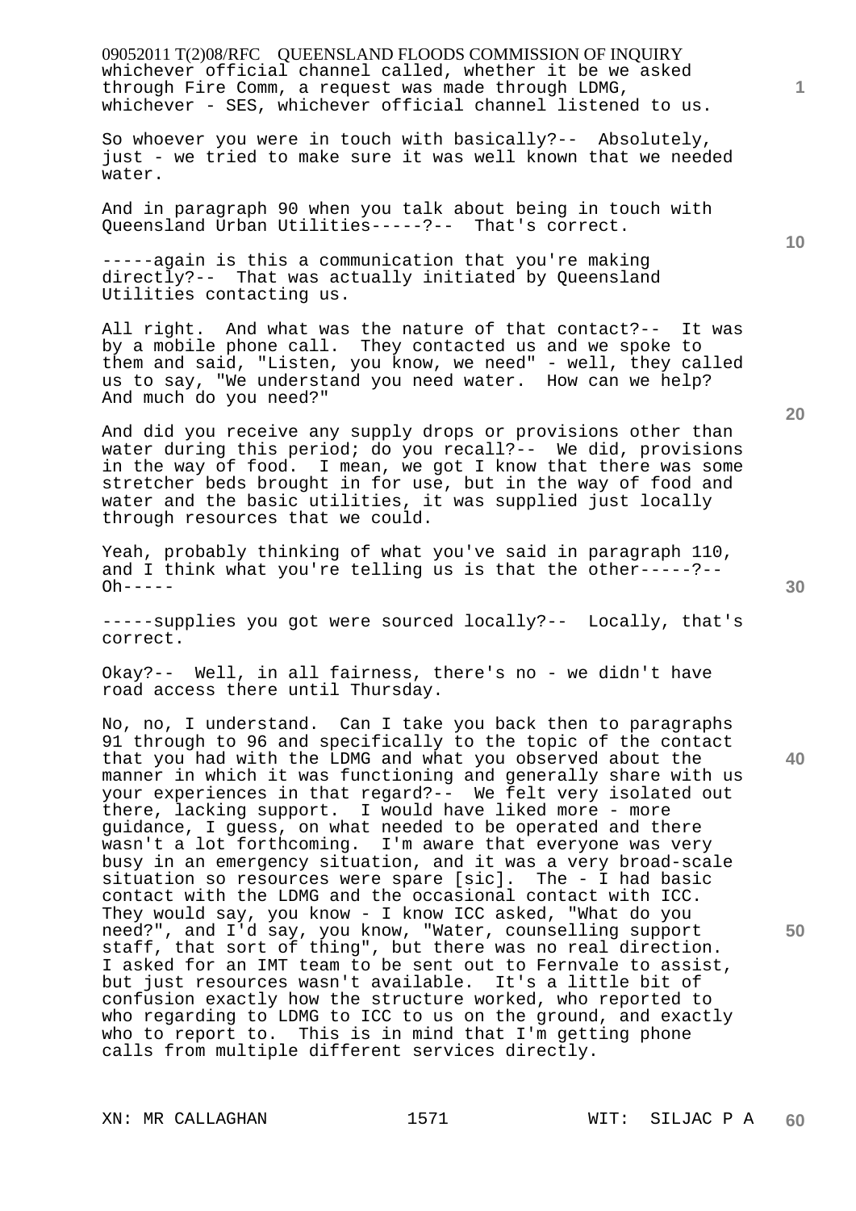whichever official channel called, whether it be we asked through Fire Comm, a request was made through LDMG, whichever - SES, whichever official channel listened to us.

So whoever you were in touch with basically?-- Absolutely, just - we tried to make sure it was well known that we needed water.

And in paragraph 90 when you talk about being in touch with Queensland Urban Utilities-----?-- That's correct.

-----again is this a communication that you're making directly?-- That was actually initiated by Queensland Utilities contacting us.

All right. And what was the nature of that contact?-- It was by a mobile phone call. They contacted us and we spoke to them and said, "Listen, you know, we need" - well, they called us to say, "We understand you need water. How can we help? And much do you need?"

And did you receive any supply drops or provisions other than water during this period; do you recall?-- We did, provisions in the way of food. I mean, we got I know that there was some stretcher beds brought in for use, but in the way of food and water and the basic utilities, it was supplied just locally through resources that we could.

Yeah, probably thinking of what you've said in paragraph 110, and I think what you're telling us is that the other-----?-- Oh-----

-----supplies you got were sourced locally?-- Locally, that's correct.

Okay?-- Well, in all fairness, there's no - we didn't have road access there until Thursday.

No, no, I understand. Can I take you back then to paragraphs 91 through to 96 and specifically to the topic of the contact that you had with the LDMG and what you observed about the manner in which it was functioning and generally share with us your experiences in that regard?-- We felt very isolated out there, lacking support. I would have liked more - more guidance, I guess, on what needed to be operated and there wasn't a lot forthcoming. I'm aware that everyone was very busy in an emergency situation, and it was a very broad-scale situation so resources were spare [sic]. The - I had basic contact with the LDMG and the occasional contact with ICC. They would say, you know - I know ICC asked, "What do you need?", and I'd say, you know, "Water, counselling support staff, that sort of thing", but there was no real direction. I asked for an IMT team to be sent out to Fernvale to assist, but just resources wasn't available. It's a little bit of confusion exactly how the structure worked, who reported to who regarding to LDMG to ICC to us on the ground, and exactly who to report to. This is in mind that I'm getting phone calls from multiple different services directly.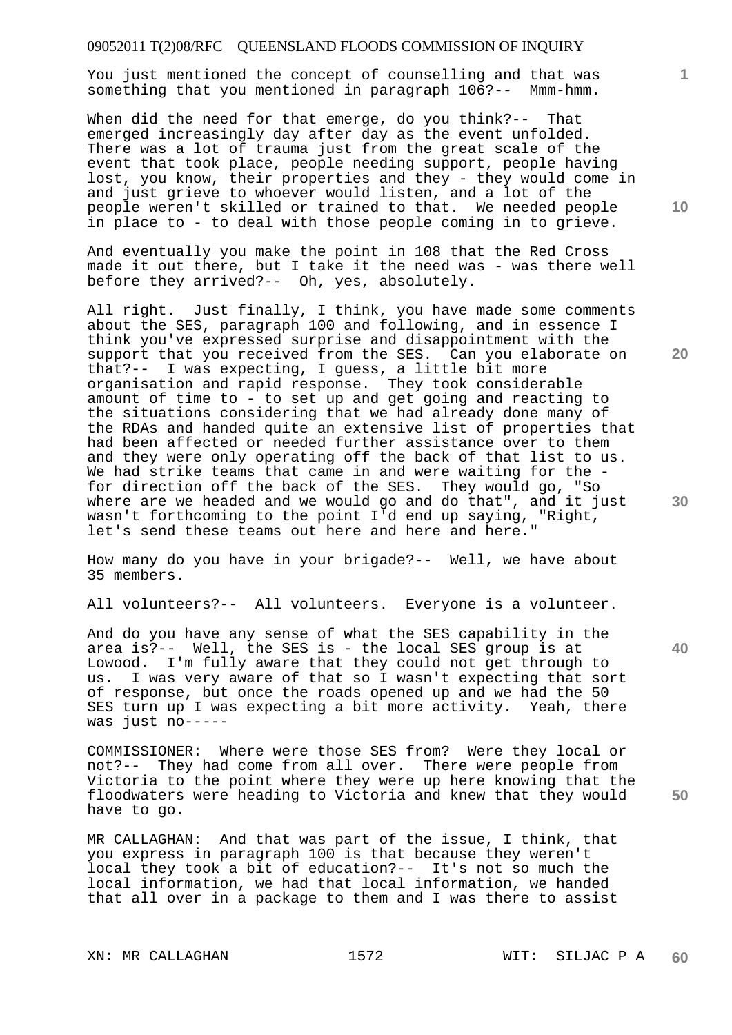You just mentioned the concept of counselling and that was something that you mentioned in paragraph 106?-- Mmm-hmm.

When did the need for that emerge, do you think?-- That emerged increasingly day after day as the event unfolded. There was a lot of trauma just from the great scale of the event that took place, people needing support, people having lost, you know, their properties and they - they would come in and just grieve to whoever would listen, and a lot of the people weren't skilled or trained to that. We needed people in place to - to deal with those people coming in to grieve.

And eventually you make the point in 108 that the Red Cross made it out there, but I take it the need was - was there well before they arrived?-- Oh, yes, absolutely.

All right. Just finally, I think, you have made some comments about the SES, paragraph 100 and following, and in essence I think you've expressed surprise and disappointment with the support that you received from the SES. Can you elaborate on that?-- I was expecting, I guess, a little bit more organisation and rapid response. They took considerable amount of time to - to set up and get going and reacting to the situations considering that we had already done many of the RDAs and handed quite an extensive list of properties that had been affected or needed further assistance over to them and they were only operating off the back of that list to us. We had strike teams that came in and were waiting for the - for direction off the back of the SES. They would go, "So where are we headed and we would go and do that", and it just wasn't forthcoming to the point I'd end up saying, "Right, let's send these teams out here and here and here."

How many do you have in your brigade?-- Well, we have about 35 members.

All volunteers?-- All volunteers. Everyone is a volunteer.

And do you have any sense of what the SES capability in the area is?-- Well, the SES is - the local SES group is at Lowood. I'm fully aware that they could not get through to us. I was very aware of that so I wasn't expecting that sort of response, but once the roads opened up and we had the 50 SES turn up I was expecting a bit more activity. Yeah, there was just no-----

COMMISSIONER: Where were those SES from? Were they local or not?-- They had come from all over. There were people from Victoria to the point where they were up here knowing that the floodwaters were heading to Victoria and knew that they would have to go.

MR CALLAGHAN: And that was part of the issue, I think, that you express in paragraph 100 is that because they weren't local they took a bit of education?-- It's not so much the local information, we had that local information, we handed that all over in a package to them and I was there to assist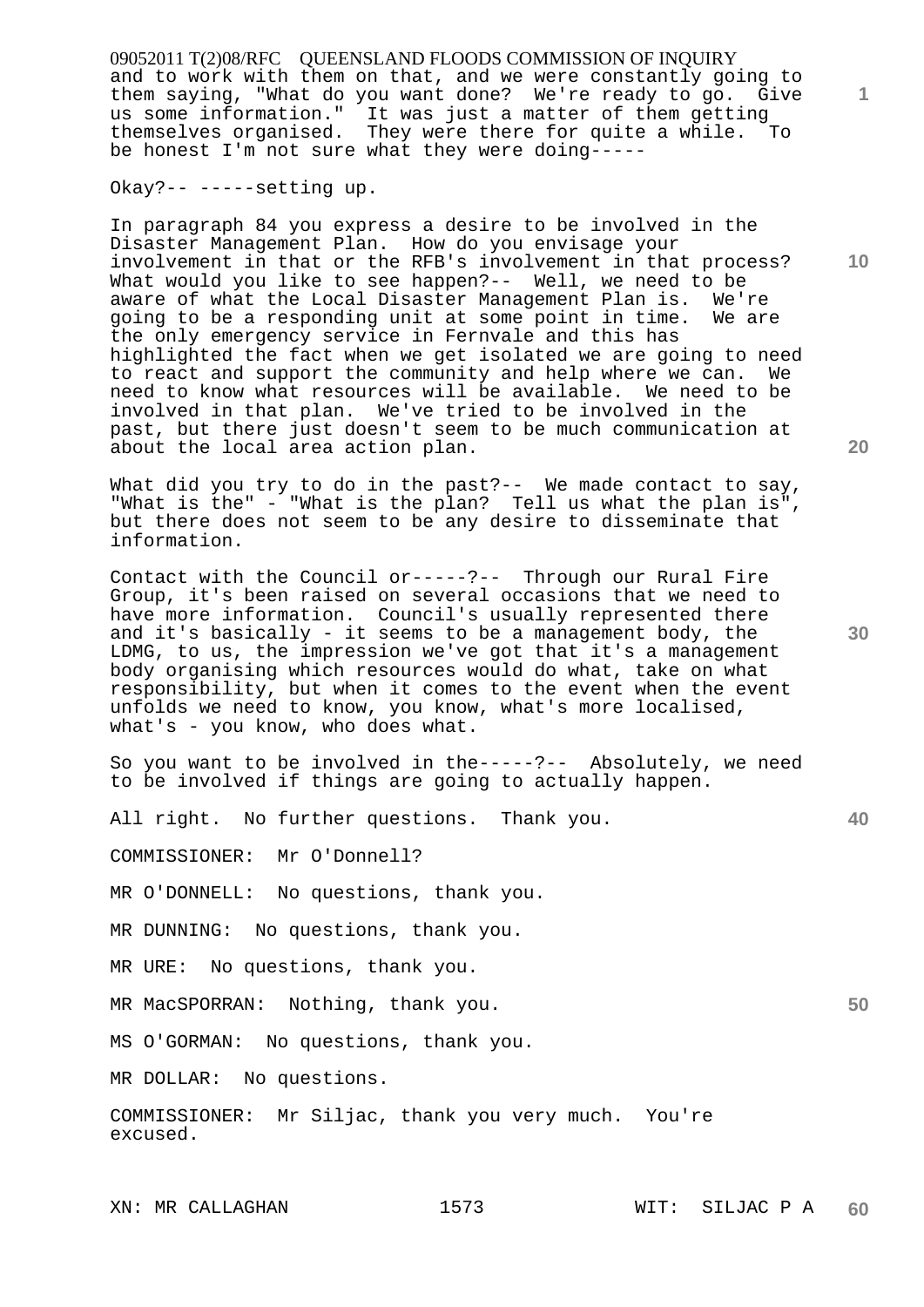and to work with them on that, and we were constantly going to them saying, "What do you want done? We're ready to go. Give us some information." It was just a matter of them getting themselves organised. They were there for quite a while. To be honest I'm not sure what they were doing-----

Okay?-- -----setting up.

In paragraph 84 you express a desire to be involved in the Disaster Management Plan. How do you envisage your involvement in that or the RFB's involvement in that process? What would you like to see happen?-- Well, we need to be aware of what the Local Disaster Management Plan is. We're going to be a responding unit at some point in time. We are the only emergency service in Fernvale and this has highlighted the fact when we get isolated we are going to need to react and support the community and help where we can. We need to know what resources will be available. We need to be involved in that plan. We've tried to be involved in the past, but there just doesn't seem to be much communication at about the local area action plan.

What did you try to do in the past?-- We made contact to say, "What is the" - "What is the plan? Tell us what the plan is", but there does not seem to be any desire to disseminate that information.

Contact with the Council or-----?-- Through our Rural Fire Group, it's been raised on several occasions that we need to have more information. Council's usually represented there and it's basically - it seems to be a management body, the LDMG, to us, the impression we've got that it's a management body organising which resources would do what, take on what responsibility, but when it comes to the event when the event unfolds we need to know, you know, what's more localised, what's - you know, who does what.

So you want to be involved in the-----?-- Absolutely, we need to be involved if things are going to actually happen.

All right. No further questions. Thank you.

COMMISSIONER: Mr O'Donnell?

MR O'DONNELL: No questions, thank you.

MR DUNNING: No questions, thank you.

MR URE: No questions, thank you.

MR MacSPORRAN: Nothing, thank you.

MS O'GORMAN: No questions, thank you.

MR DOLLAR: No questions.

COMMISSIONER: Mr Siljac, thank you very much. You're excused.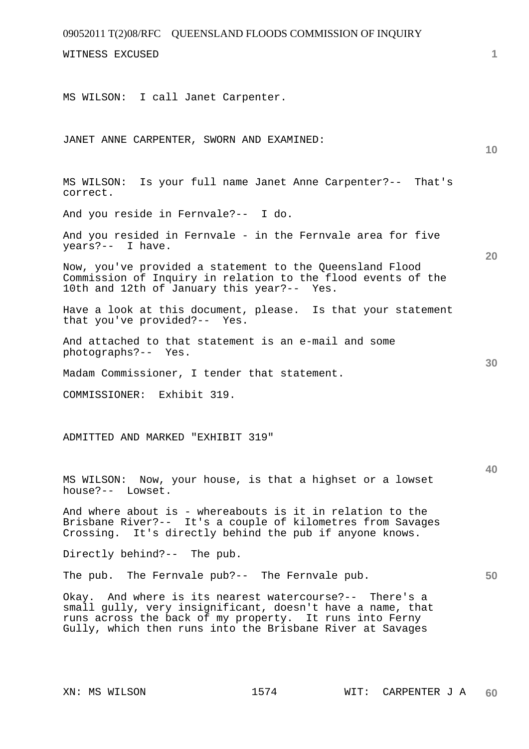WITNESS EXCUSED

MS WILSON: I call Janet Carpenter.

JANET ANNE CARPENTER, SWORN AND EXAMINED:

MS WILSON: Is your full name Janet Anne Carpenter?-- That's correct.

And you reside in Fernvale?-- I do.

And you resided in Fernvale - in the Fernvale area for five years?-- I have.

Now, you've provided a statement to the Queensland Flood Commission of Inquiry in relation to the flood events of the 10th and 12th of January this year?-- Yes.

Have a look at this document, please. Is that your statement that you've provided?-- Yes.

And attached to that statement is an e-mail and some photographs?-- Yes.

Madam Commissioner, I tender that statement.

COMMISSIONER: Exhibit 319.

ADMITTED AND MARKED "EXHIBIT 319"

MS WILSON: Now, your house, is that a highset or a lowset house?-- Lowset.

And where about is - whereabouts is it in relation to the Brisbane River?-- It's a couple of kilometres from Savages Crossing. It's directly behind the pub if anyone knows.

Directly behind?-- The pub.

The pub. The Fernvale pub?-- The Fernvale pub.

Okay. And where is its nearest watercourse?-- There's a small gully, very insignificant, doesn't have a name, that runs across the back of my property. It runs into Ferny Gully, which then runs into the Brisbane River at Savages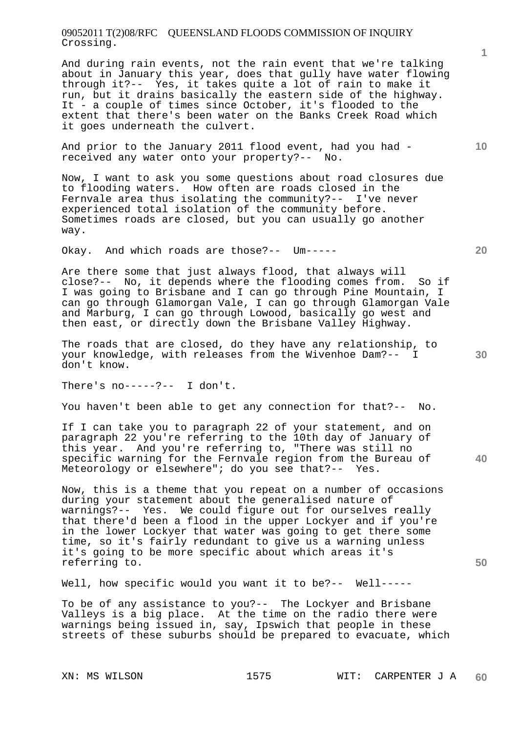Crossing.

And during rain events, not the rain event that we're talking about in January this year, does that gully have water flowing through it?-- Yes, it takes quite a lot of rain to make it run, but it drains basically the eastern side of the highway. It - a couple of times since October, it's flooded to the extent that there's been water on the Banks Creek Road which it goes underneath the culvert.

And prior to the January 2011 flood event, had you had - received any water onto your property?-- No.

Now, I want to ask you some questions about road closures due to flooding waters. How often are roads closed in the Fernvale area thus isolating the community?-- I've never experienced total isolation of the community before. Sometimes roads are closed, but you can usually go another way.

Okay. And which roads are those?-- Um-----

Are there some that just always flood, that always will close?-- No, it depends where the flooding comes from. So if I was going to Brisbane and I can go through Pine Mountain, I can go through Glamorgan Vale, I can go through Glamorgan Vale and Marburg, I can go through Lowood, basically go west and then east, or directly down the Brisbane Valley Highway.

The roads that are closed, do they have any relationship, to your knowledge, with releases from the Wivenhoe Dam?-- I don't know.

There's no-----?-- I don't.

You haven't been able to get any connection for that?-- No.

If I can take you to paragraph 22 of your statement, and on paragraph 22 you're referring to the 10th day of January of this year. And you're referring to, "There was still no specific warning for the Fernvale region from the Bureau of Meteorology or elsewhere"; do you see that?-- Yes.

Now, this is a theme that you repeat on a number of occasions during your statement about the generalised nature of warnings?-- Yes. We could figure out for ourselves really that there'd been a flood in the upper Lockyer and if you're in the lower Lockyer that water was going to get there some time, so it's fairly redundant to give us a warning unless it's going to be more specific about which areas it's referring to.

Well, how specific would you want it to be?-- Well-----

To be of any assistance to you?-- The Lockyer and Brisbane Valleys is a big place. At the time on the radio there were warnings being issued in, say, Ipswich that people in these streets of these suburbs should be prepared to evacuate, which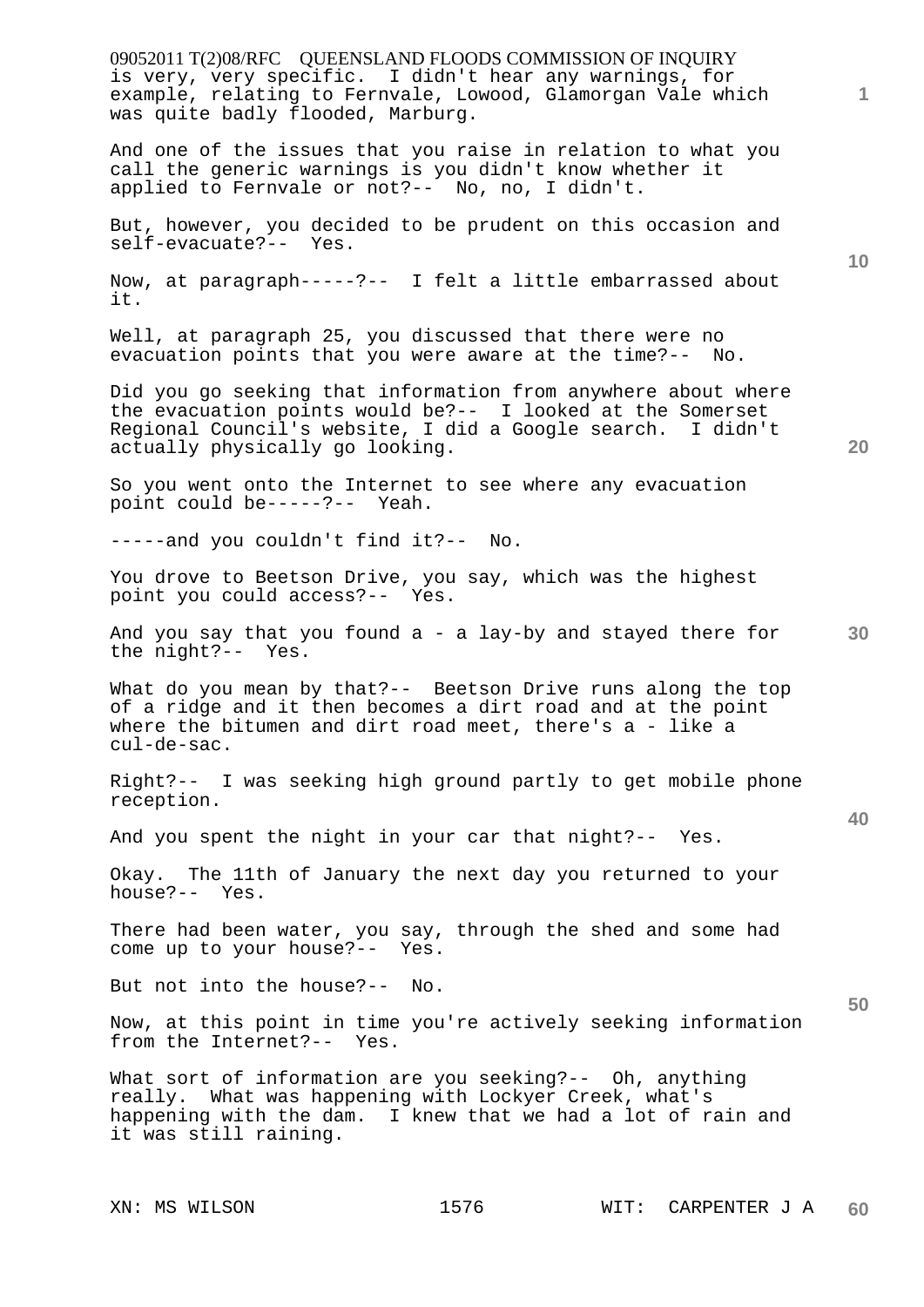is very, very specific. I didn't hear any warnings, for example, relating to Fernvale, Lowood, Glamorgan Vale which was quite badly flooded, Marburg.

And one of the issues that you raise in relation to what you call the generic warnings is you didn't know whether it applied to Fernvale or not?-- No, no, I didn't.

But, however, you decided to be prudent on this occasion and self-evacuate?-- Yes.

Now, at paragraph-----?-- I felt a little embarrassed about it.

Well, at paragraph 25, you discussed that there were no evacuation points that you were aware at the time?-- No.

Did you go seeking that information from anywhere about where the evacuation points would be?-- I looked at the Somerset Regional Council's website, I did a Google search. I didn't actually physically go looking.

So you went onto the Internet to see where any evacuation point could be-----?-- Yeah.

-----and you couldn't find it?-- No.

You drove to Beetson Drive, you say, which was the highest point you could access?-- Yes.

And you say that you found a - a lay-by and stayed there for the night?-- Yes.

What do you mean by that?-- Beetson Drive runs along the top of a ridge and it then becomes a dirt road and at the point where the bitumen and dirt road meet, there's a - like a cul-de-sac.

Right?-- I was seeking high ground partly to get mobile phone reception.

And you spent the night in your car that night?-- Yes.

Okay. The 11th of January the next day you returned to your house?-- Yes.

There had been water, you say, through the shed and some had come up to your house?-- Yes.

But not into the house?-- No.

Now, at this point in time you're actively seeking information from the Internet?-- Yes.

What sort of information are you seeking?-- Oh, anything really. What was happening with Lockyer Creek, what's happening with the dam. I knew that we had a lot of rain and it was still raining.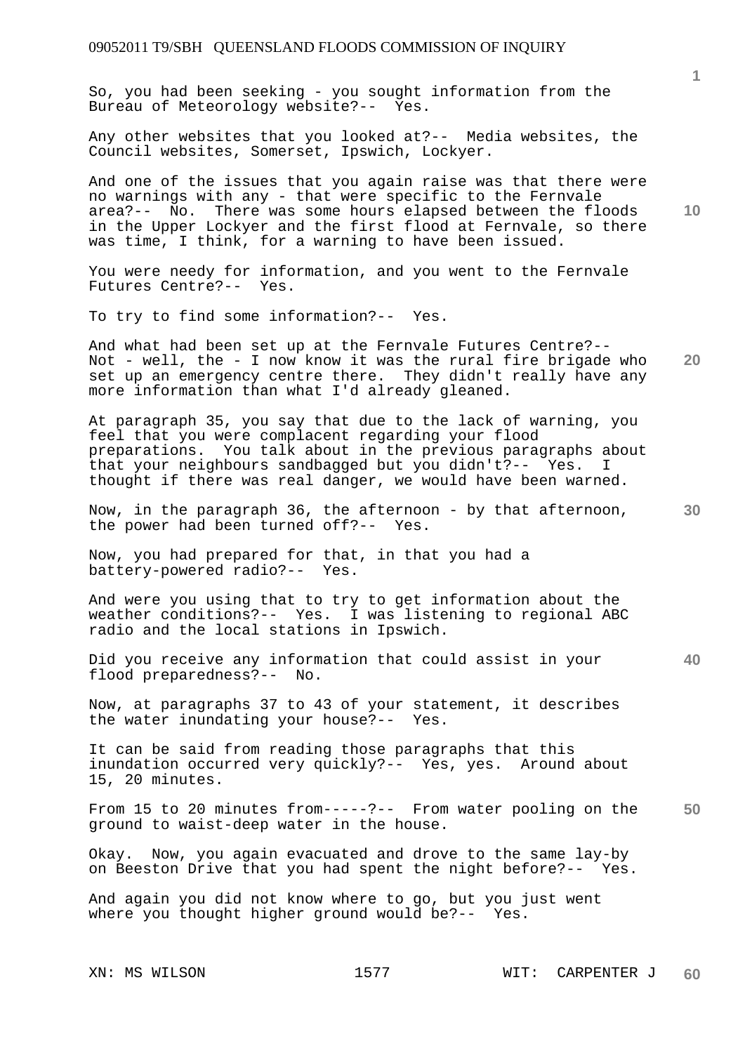So, you had been seeking - you sought information from the Bureau of Meteorology website?-- Yes.

Any other websites that you looked at?-- Media websites, the Council websites, Somerset, Ipswich, Lockyer.

And one of the issues that you again raise was that there were no warnings with any - that were specific to the Fernvale area?-- No. There was some hours elapsed between the floods in the Upper Lockyer and the first flood at Fernvale, so there was time, I think, for a warning to have been issued.

You were needy for information, and you went to the Fernvale Futures Centre?-- Yes.

To try to find some information?-- Yes.

And what had been set up at the Fernvale Futures Centre?-- Not - well, the - I now know it was the rural fire brigade who set up an emergency centre there. They didn't really have any more information than what I'd already gleaned.

At paragraph 35, you say that due to the lack of warning, you feel that you were complacent regarding your flood preparations. You talk about in the previous paragraphs about that your neighbours sandbagged but you didn't?-- Yes. I thought if there was real danger, we would have been warned.

Now, in the paragraph 36, the afternoon - by that afternoon, the power had been turned off?-- Yes.

Now, you had prepared for that, in that you had a battery-powered radio?-- Yes.

And were you using that to try to get information about the weather conditions?-- Yes. I was listening to regional ABC radio and the local stations in Ipswich.

Did you receive any information that could assist in your flood preparedness?-- No.

Now, at paragraphs 37 to 43 of your statement, it describes the water inundating your house?-- Yes.

It can be said from reading those paragraphs that this inundation occurred very quickly?-- Yes, yes. Around about 15, 20 minutes.

From 15 to 20 minutes from-----?-- From water pooling on the ground to waist-deep water in the house.

Okay. Now, you again evacuated and drove to the same lay-by on Beeston Drive that you had spent the night before?-- Yes.

And again you did not know where to go, but you just went where you thought higher ground would be?-- Yes.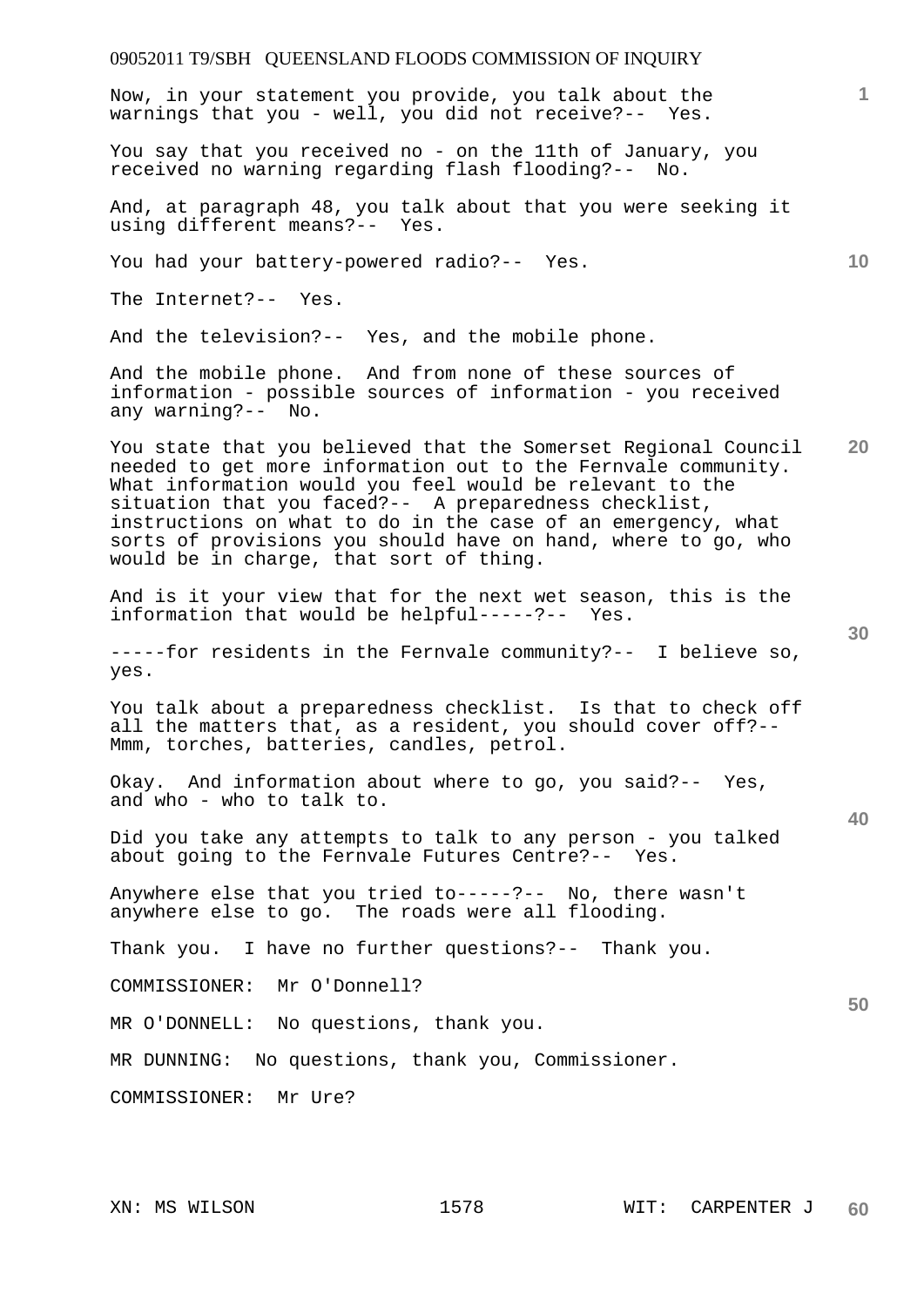Now, in your statement you provide, you talk about the warnings that you - well, you did not receive?-- Yes.

You say that you received no - on the 11th of January, you received no warning regarding flash flooding?-- No.

And, at paragraph 48, you talk about that you were seeking it using different means?-- Yes.

You had your battery-powered radio?-- Yes.

The Internet?-- Yes.

And the television?-- Yes, and the mobile phone.

And the mobile phone. And from none of these sources of information - possible sources of information - you received any warning?-- No.

You state that you believed that the Somerset Regional Council needed to get more information out to the Fernvale community. What information would you feel would be relevant to the situation that you faced?-- A preparedness checklist, instructions on what to do in the case of an emergency, what sorts of provisions you should have on hand, where to go, who would be in charge, that sort of thing.

And is it your view that for the next wet season, this is the information that would be helpful-----?-- Yes.

-----for residents in the Fernvale community?-- I believe so, yes.

You talk about a preparedness checklist. Is that to check off all the matters that, as a resident, you should cover off?-- Mmm, torches, batteries, candles, petrol.

Okay. And information about where to go, you said?-- Yes, and who - who to talk to.

Did you take any attempts to talk to any person - you talked about going to the Fernvale Futures Centre?-- Yes.

Anywhere else that you tried to-----?-- No, there wasn't anywhere else to go. The roads were all flooding.

Thank you. I have no further questions?-- Thank you.

COMMISSIONER: Mr O'Donnell?

MR O'DONNELL: No questions, thank you.

MR DUNNING: No questions, thank you, Commissioner.

COMMISSIONER: Mr Ure?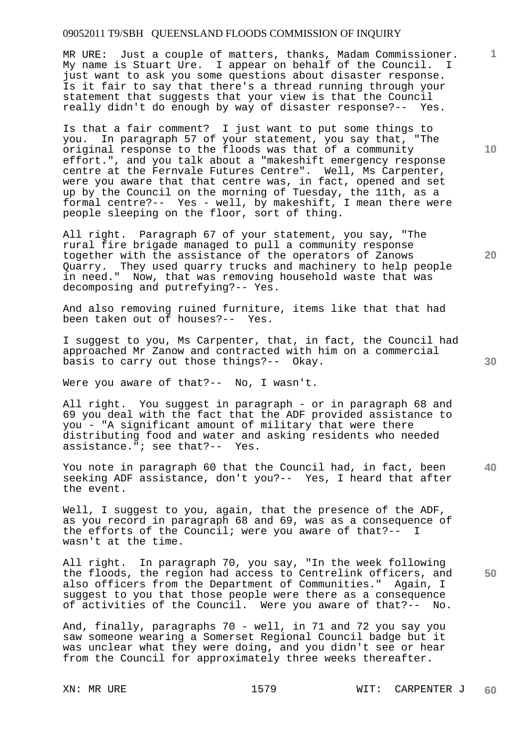MR URE: Just a couple of matters, thanks, Madam Commissioner. My name is Stuart Ure. I appear on behalf of the Council. I just want to ask you some questions about disaster response. Is it fair to say that there's a thread running through your statement that suggests that your view is that the Council really didn't do enough by way of disaster response?-- Yes.

Is that a fair comment? I just want to put some things to you. In paragraph 57 of your statement, you say that, "The original response to the floods was that of a community effort.", and you talk about a "makeshift emergency response centre at the Fernvale Futures Centre". Well, Ms Carpenter, were you aware that that centre was, in fact, opened and set up by the Council on the morning of Tuesday, the 11th, as a formal centre?-- Yes - well, by makeshift, I mean there were people sleeping on the floor, sort of thing.

All right. Paragraph 67 of your statement, you say, "The rural fire brigade managed to pull a community response together with the assistance of the operators of Zanows Quarry. They used quarry trucks and machinery to help people in need." Now, that was removing household waste that was decomposing and putrefying?-- Yes.

And also removing ruined furniture, items like that that had been taken out of houses?-- Yes.

I suggest to you, Ms Carpenter, that, in fact, the Council had approached Mr Zanow and contracted with him on a commercial basis to carry out those things?-- Okay.

Were you aware of that?-- No, I wasn't.

All right. You suggest in paragraph - or in paragraph 68 and 69 you deal with the fact that the ADF provided assistance to you - "A significant amount of military that were there distributing food and water and asking residents who needed assistance."; see that?-- Yes.

You note in paragraph 60 that the Council had, in fact, been seeking ADF assistance, don't you?-- Yes, I heard that after the event.

Well, I suggest to you, again, that the presence of the ADF, as you record in paragraph 68 and 69, was as a consequence of the efforts of the Council; were you aware of that?-- I wasn't at the time.

All right. In paragraph 70, you say, "In the week following the floods, the region had access to Centrelink officers, and also officers from the Department of Communities." Again, I suggest to you that those people were there as a consequence of activities of the Council. Were you aware of that?-- No.

And, finally, paragraphs 70 - well, in 71 and 72 you say you saw someone wearing a Somerset Regional Council badge but it was unclear what they were doing, and you didn't see or hear from the Council for approximately three weeks thereafter.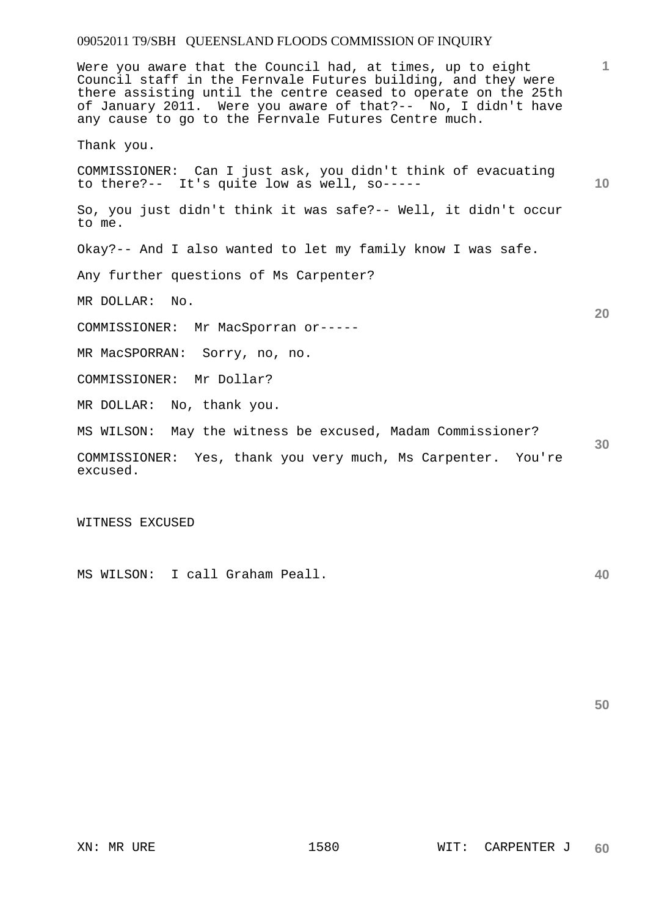Were you aware that the Council had, at times, up to eight Council staff in the Fernvale Futures building, and they were there assisting until the centre ceased to operate on the 25th of January 2011. Were you aware of that?-- No, I didn't have any cause to go to the Fernvale Futures Centre much.

Thank you.

COMMISSIONER: Can I just ask, you didn't think of evacuating to there?-- It's quite low as well, so-----

So, you just didn't think it was safe?-- Well, it didn't occur to me.

Okay?-- And I also wanted to let my family know I was safe.

Any further questions of Ms Carpenter?

MR DOLLAR: No.

COMMISSIONER: Mr MacSporran or-----

MR MacSPORRAN: Sorry, no, no.

COMMISSIONER: Mr Dollar?

MR DOLLAR: No, thank you.

MS WILSON: May the witness be excused, Madam Commissioner?

COMMISSIONER: Yes, thank you very much, Ms Carpenter. You're excused.

WITNESS EXCUSED

MS WILSON: I call Graham Peall.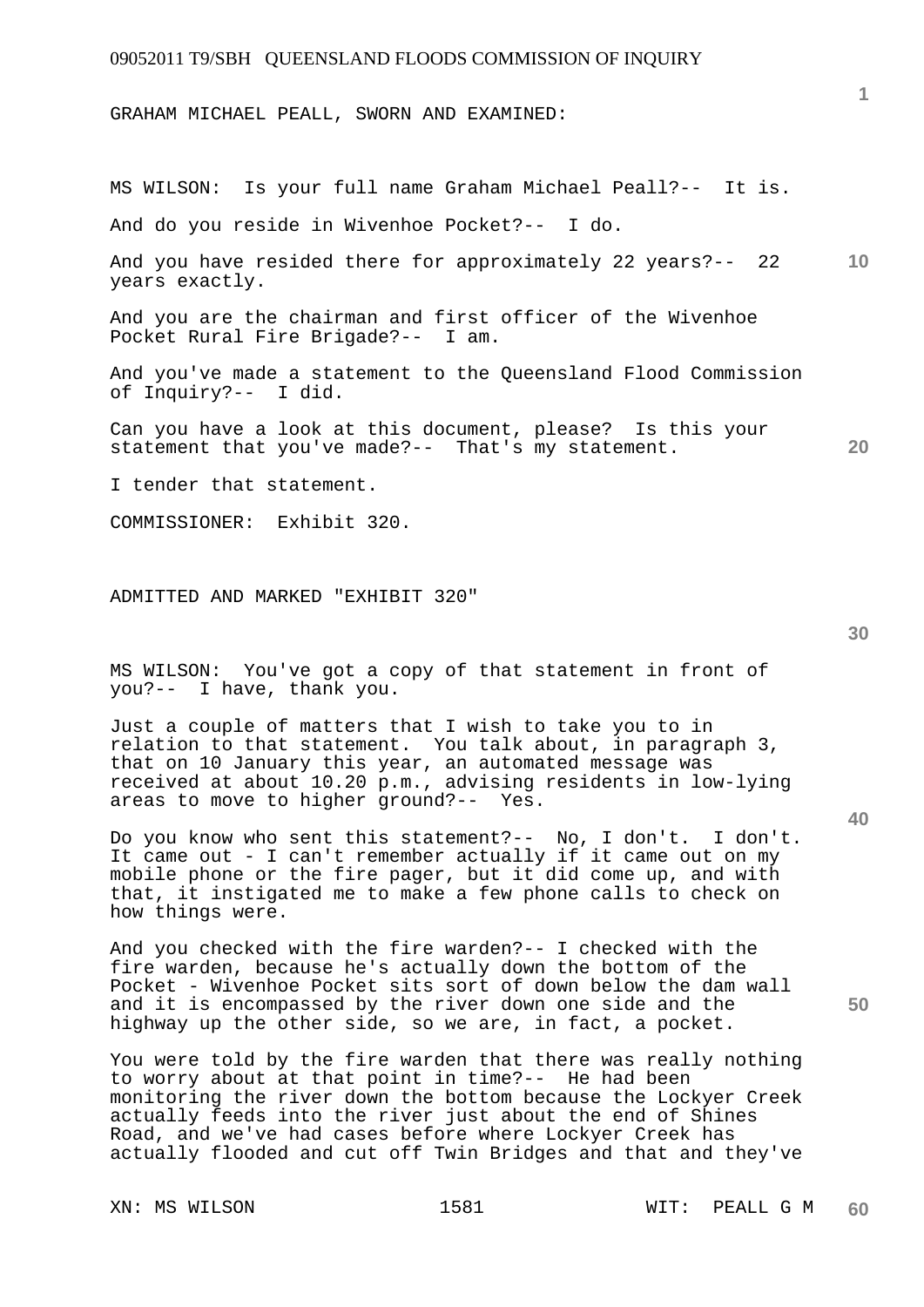GRAHAM MICHAEL PEALL, SWORN AND EXAMINED:

MS WILSON: Is your full name Graham Michael Peall?-- It is.

And do you reside in Wivenhoe Pocket?-- I do.

And you have resided there for approximately 22 years?-- 22 years exactly.

And you are the chairman and first officer of the Wivenhoe Pocket Rural Fire Brigade?-- I am.

And you've made a statement to the Queensland Flood Commission of Inquiry?-- I did.

Can you have a look at this document, please? Is this your statement that you've made?-- That's my statement.

I tender that statement.

COMMISSIONER: Exhibit 320.

ADMITTED AND MARKED "EXHIBIT 320"

MS WILSON: You've got a copy of that statement in front of you?-- I have, thank you.

Just a couple of matters that I wish to take you to in relation to that statement. You talk about, in paragraph 3, that on 10 January this year, an automated message was received at about 10.20 p.m., advising residents in low-lying areas to move to higher ground?-- Yes.

Do you know who sent this statement?-- No, I don't. I don't. It came out - I can't remember actually if it came out on my mobile phone or the fire pager, but it did come up, and with that, it instigated me to make a few phone calls to check on how things were.

And you checked with the fire warden?-- I checked with the fire warden, because he's actually down the bottom of the Pocket - Wivenhoe Pocket sits sort of down below the dam wall and it is encompassed by the river down one side and the highway up the other side, so we are, in fact, a pocket.

You were told by the fire warden that there was really nothing to worry about at that point in time?-- He had been monitoring the river down the bottom because the Lockyer Creek actually feeds into the river just about the end of Shines Road, and we've had cases before where Lockyer Creek has actually flooded and cut off Twin Bridges and that and they've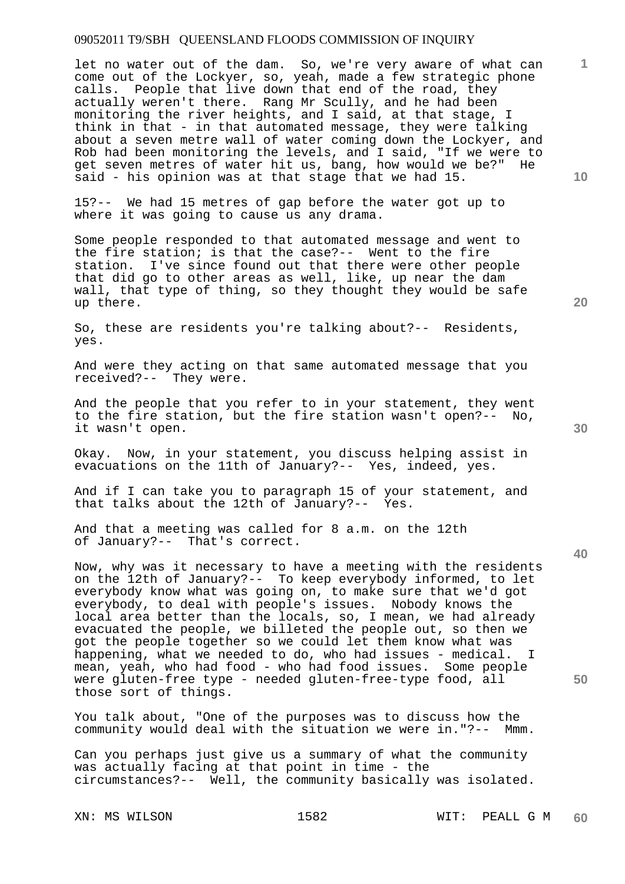let no water out of the dam. So, we're very aware of what can come out of the Lockyer, so, yeah, made a few strategic phone calls. People that live down that end of the road, they actually weren't there. Rang Mr Scully, and he had been monitoring the river heights, and I said, at that stage, I think in that - in that automated message, they were talking about a seven metre wall of water coming down the Lockyer, and Rob had been monitoring the levels, and I said, "If we were to get seven metres of water hit us, bang, how would we be?" He said - his opinion was at that stage that we had 15.

15?-- We had 15 metres of gap before the water got up to where it was going to cause us any drama.

Some people responded to that automated message and went to the fire station; is that the case?-- Went to the fire station. I've since found out that there were other people that did go to other areas as well, like, up near the dam wall, that type of thing, so they thought they would be safe up there.

So, these are residents you're talking about?-- Residents, yes.

And were they acting on that same automated message that you received?-- They were.

And the people that you refer to in your statement, they went to the fire station, but the fire station wasn't open?-- No, it wasn't open.

Okay. Now, in your statement, you discuss helping assist in evacuations on the 11th of January?-- Yes, indeed, yes.

And if I can take you to paragraph 15 of your statement, and that talks about the 12th of January?-- Yes.

And that a meeting was called for 8 a.m. on the 12th of January?-- That's correct.

Now, why was it necessary to have a meeting with the residents on the 12th of January?-- To keep everybody informed, to let everybody know what was going on, to make sure that we'd got everybody, to deal with people's issues. Nobody knows the local area better than the locals, so, I mean, we had already evacuated the people, we billeted the people out, so then we got the people together so we could let them know what was happening, what we needed to do, who had issues - medical. I mean, yeah, who had food - who had food issues. Some people were gluten-free type - needed gluten-free-type food, all those sort of things.

You talk about, "One of the purposes was to discuss how the community would deal with the situation we were in."?-- Mmm.

Can you perhaps just give us a summary of what the community was actually facing at that point in time - the circumstances?-- Well, the community basically was isolated.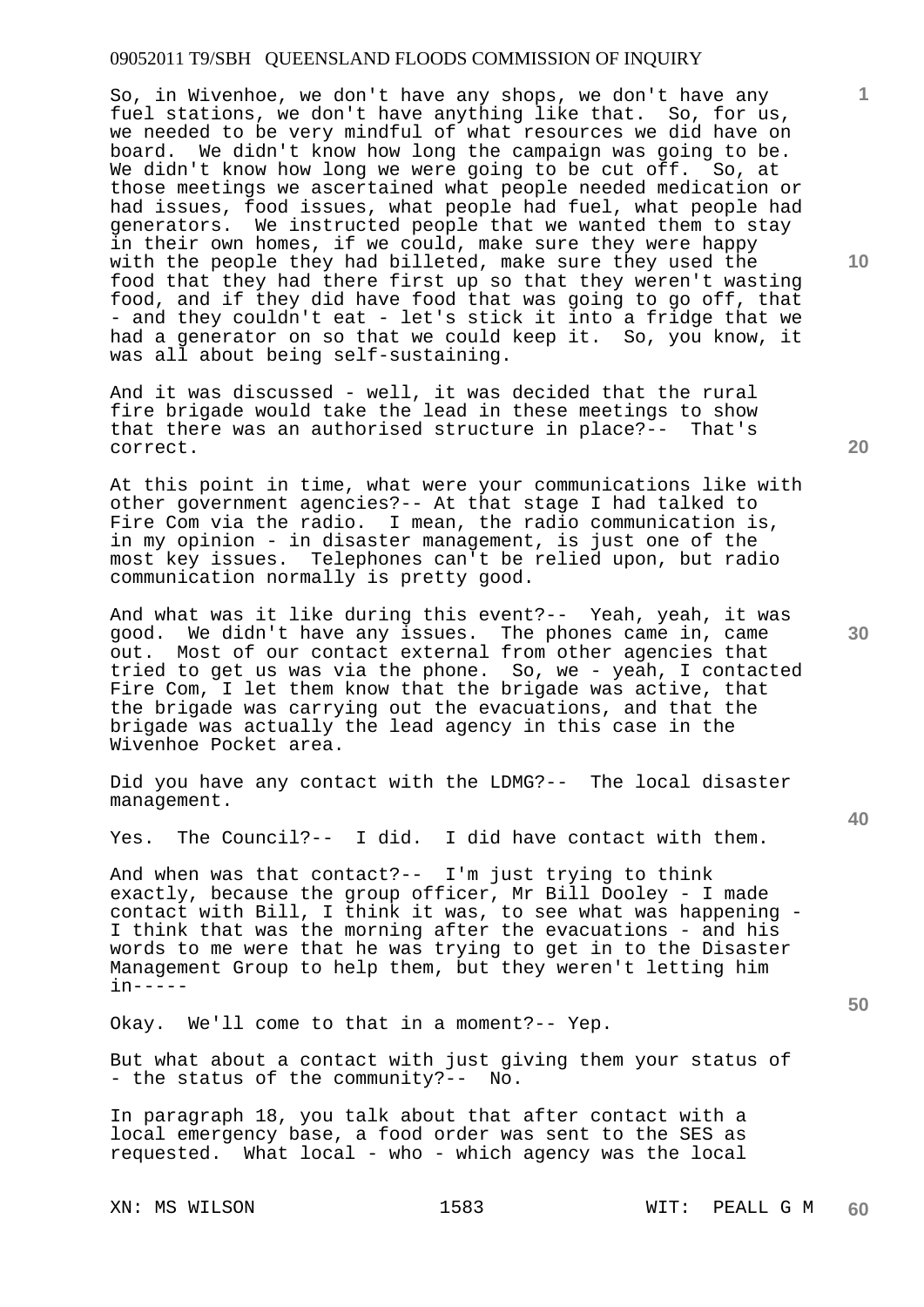So, in Wivenhoe, we don't have any shops, we don't have any fuel stations, we don't have anything like that. So, for us, we needed to be very mindful of what resources we did have on board. We didn't know how long the campaign was going to be. We didn't know how long we were going to be cut off. So, at those meetings we ascertained what people needed medication or had issues, food issues, what people had fuel, what people had generators. We instructed people that we wanted them to stay in their own homes, if we could, make sure they were happy with the people they had billeted, make sure they used the food that they had there first up so that they weren't wasting food, and if they did have food that was going to go off, that - and they couldn't eat - let's stick it into a fridge that we had a generator on so that we could keep it. So, you know, it was all about being self-sustaining.

And it was discussed - well, it was decided that the rural fire brigade would take the lead in these meetings to show that there was an authorised structure in place?-- That's correct.

At this point in time, what were your communications like with other government agencies?-- At that stage I had talked to Fire Com via the radio. I mean, the radio communication is, in my opinion - in disaster management, is just one of the most key issues. Telephones can't be relied upon, but radio communication normally is pretty good.

And what was it like during this event?-- Yeah, yeah, it was good. We didn't have any issues. The phones came in, came out. Most of our contact external from other agencies that tried to get us was via the phone. So, we - yeah, I contacted Fire Com, I let them know that the brigade was active, that the brigade was carrying out the evacuations, and that the brigade was actually the lead agency in this case in the Wivenhoe Pocket area.

Did you have any contact with the LDMG?-- The local disaster management.

Yes. The Council?-- I did. I did have contact with them.

And when was that contact?-- I'm just trying to think exactly, because the group officer, Mr Bill Dooley - I made contact with Bill, I think it was, to see what was happening - I think that was the morning after the evacuations - and his words to me were that he was trying to get in to the Disaster Management Group to help them, but they weren't letting him in-----

Okay. We'll come to that in a moment?-- Yep.

But what about a contact with just giving them your status of - the status of the community?-- No.

In paragraph 18, you talk about that after contact with a local emergency base, a food order was sent to the SES as requested. What local - who - which agency was the local

XN: MS WILSON WIT: PEALL G M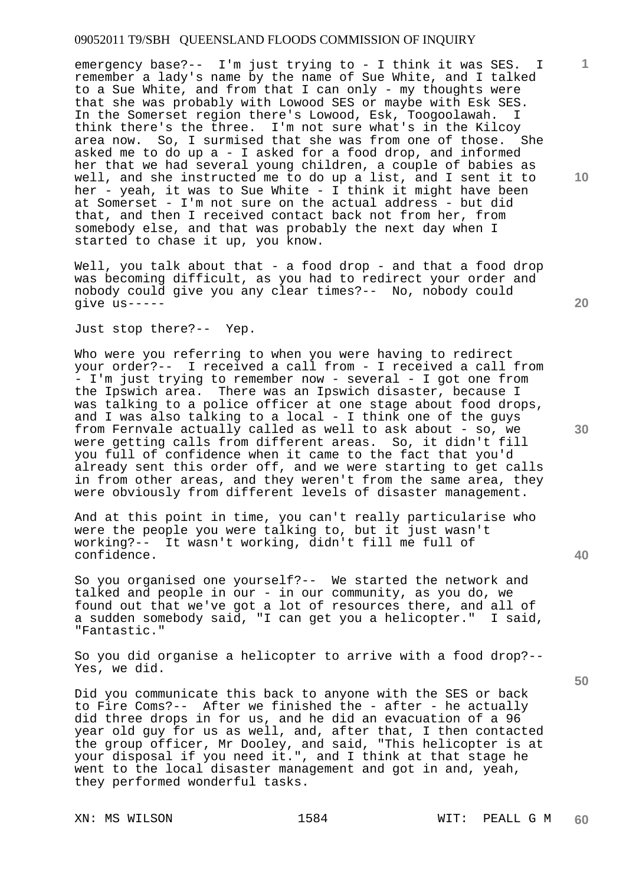emergency base?-- I'm just trying to - I think it was SES. I remember a lady's name by the name of Sue White, and I talked to a Sue White, and from that I can only - my thoughts were that she was probably with Lowood SES or maybe with Esk SES. In the Somerset region there's Lowood, Esk, Toogoolawah. I think there's the three. I'm not sure what's in the Kilcoy area now. So, I surmised that she was from one of those. She asked me to do up a - I asked for a food drop, and informed her that we had several young children, a couple of babies as well, and she instructed me to do up a list, and I sent it to her - yeah, it was to Sue White - I think it might have been at Somerset - I'm not sure on the actual address - but did that, and then I received contact back not from her, from somebody else, and that was probably the next day when I started to chase it up, you know.

Well, you talk about that - a food drop - and that a food drop was becoming difficult, as you had to redirect your order and nobody could give you any clear times?-- No, nobody could give us-----

Just stop there?-- Yep.

Who were you referring to when you were having to redirect your order?-- I received a call from - I received a call from - I'm just trying to remember now - several - I got one from the Ipswich area. There was an Ipswich disaster, because I was talking to a police officer at one stage about food drops, and I was also talking to a local - I think one of the guys from Fernvale actually called as well to ask about - so, we were getting calls from different areas. So, it didn't fill you full of confidence when it came to the fact that you'd already sent this order off, and we were starting to get calls in from other areas, and they weren't from the same area, they were obviously from different levels of disaster management.

And at this point in time, you can't really particularise who were the people you were talking to, but it just wasn't working?-- It wasn't working, didn't fill me full of confidence.

So you organised one yourself?-- We started the network and talked and people in our - in our community, as you do, we found out that we've got a lot of resources there, and all of a sudden somebody said, "I can get you a helicopter." I said, "Fantastic."

So you did organise a helicopter to arrive with a food drop?-- Yes, we did.

Did you communicate this back to anyone with the SES or back to Fire Coms?-- After we finished the - after - he actually did three drops in for us, and he did an evacuation of a 96 year old guy for us as well, and, after that, I then contacted the group officer, Mr Dooley, and said, "This helicopter is at your disposal if you need it.", and I think at that stage he went to the local disaster management and got in and, yeah, they performed wonderful tasks.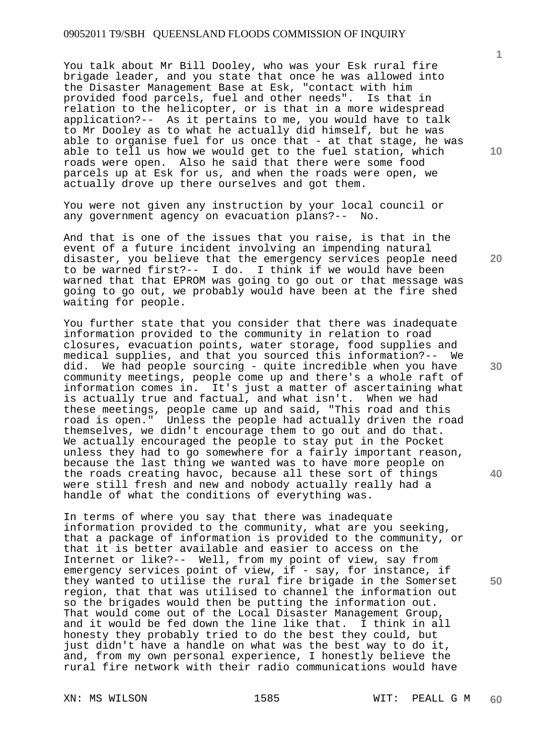You talk about Mr Bill Dooley, who was your Esk rural fire brigade leader, and you state that once he was allowed into the Disaster Management Base at Esk, "contact with him provided food parcels, fuel and other needs". Is that in relation to the helicopter, or is that in a more widespread application?-- As it pertains to me, you would have to talk to Mr Dooley as to what he actually did himself, but he was able to organise fuel for us once that - at that stage, he was able to tell us how we would get to the fuel station, which roads were open. Also he said that there were some food parcels up at Esk for us, and when the roads were open, we actually drove up there ourselves and got them.

You were not given any instruction by your local council or any government agency on evacuation plans?-- No.

And that is one of the issues that you raise, is that in the event of a future incident involving an impending natural disaster, you believe that the emergency services people need to be warned first?-- I do. I think if we would have been warned that that EPROM was going to go out or that message was going to go out, we probably would have been at the fire shed waiting for people.

You further state that you consider that there was inadequate information provided to the community in relation to road closures, evacuation points, water storage, food supplies and medical supplies, and that you sourced this information?-- We did. We had people sourcing - quite incredible when you have community meetings, people come up and there's a whole raft of information comes in. It's just a matter of ascertaining what is actually true and factual, and what isn't. When we had these meetings, people came up and said, "This road and this road is open." Unless the people had actually driven the road themselves, we didn't encourage them to go out and do that. We actually encouraged the people to stay put in the Pocket unless they had to go somewhere for a fairly important reason, because the last thing we wanted was to have more people on the roads creating havoc, because all these sort of things were still fresh and new and nobody actually really had a handle of what the conditions of everything was.

In terms of where you say that there was inadequate information provided to the community, what are you seeking, that a package of information is provided to the community, or that it is better available and easier to access on the Internet or like?-- Well, from my point of view, say from emergency services point of view, if - say, for instance, if they wanted to utilise the rural fire brigade in the Somerset region, that that was utilised to channel the information out so the brigades would then be putting the information out. That would come out of the Local Disaster Management Group, and it would be fed down the line like that. I think in all honesty they probably tried to do the best they could, but just didn't have a handle on what was the best way to do it, and, from my own personal experience, I honestly believe the rural fire network with their radio communications would have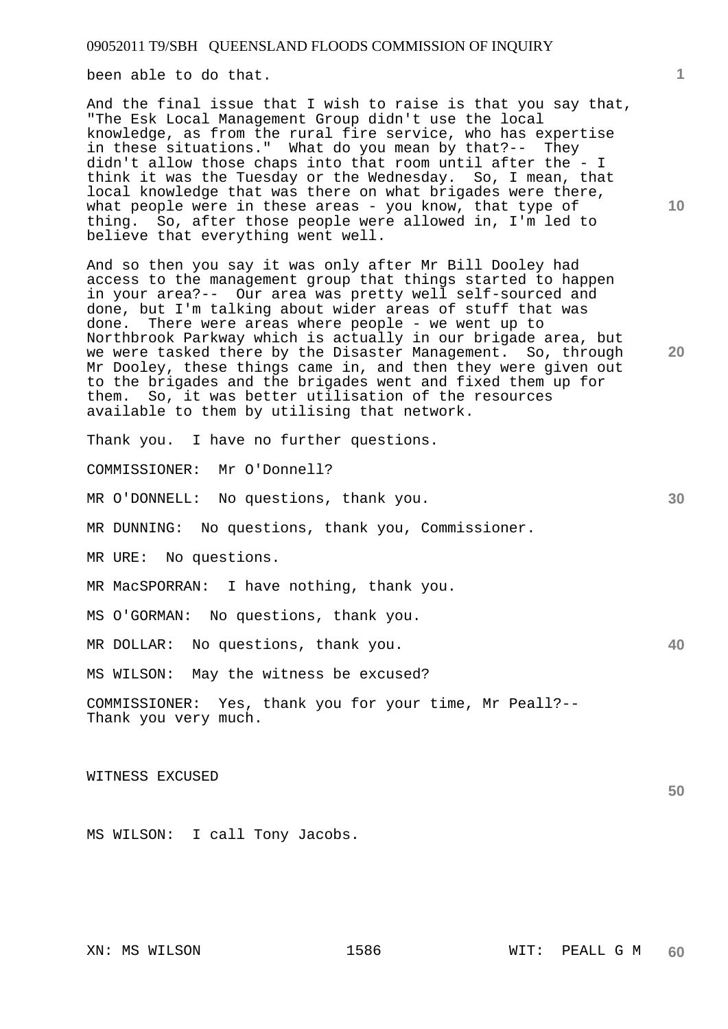been able to do that.

And the final issue that I wish to raise is that you say that, "The Esk Local Management Group didn't use the local knowledge, as from the rural fire service, who has expertise in these situations." What do you mean by that?-- They didn't allow those chaps into that room until after the - I think it was the Tuesday or the Wednesday. So, I mean, that local knowledge that was there on what brigades were there, what people were in these areas - you know, that type of thing. So, after those people were allowed in, I'm led to believe that everything went well.

And so then you say it was only after Mr Bill Dooley had access to the management group that things started to happen in your area?-- Our area was pretty well self-sourced and done, but I'm talking about wider areas of stuff that was done. There were areas where people - we went up to Northbrook Parkway which is actually in our brigade area, but we were tasked there by the Disaster Management. So, through Mr Dooley, these things came in, and then they were given out to the brigades and the brigades went and fixed them up for them. So, it was better utilisation of the resources available to them by utilising that network.

Thank you. I have no further questions.

COMMISSIONER: Mr O'Donnell?

MR O'DONNELL: No questions, thank you.

MR DUNNING: No questions, thank you, Commissioner.

MR URE: No questions.

MR MacSPORRAN: I have nothing, thank you.

MS O'GORMAN: No questions, thank you.

MR DOLLAR: No questions, thank you.

MS WILSON: May the witness be excused?

COMMISSIONER: Yes, thank you for your time, Mr Peall?-- Thank you very much.

WITNESS EXCUSED

MS WILSON: I call Tony Jacobs.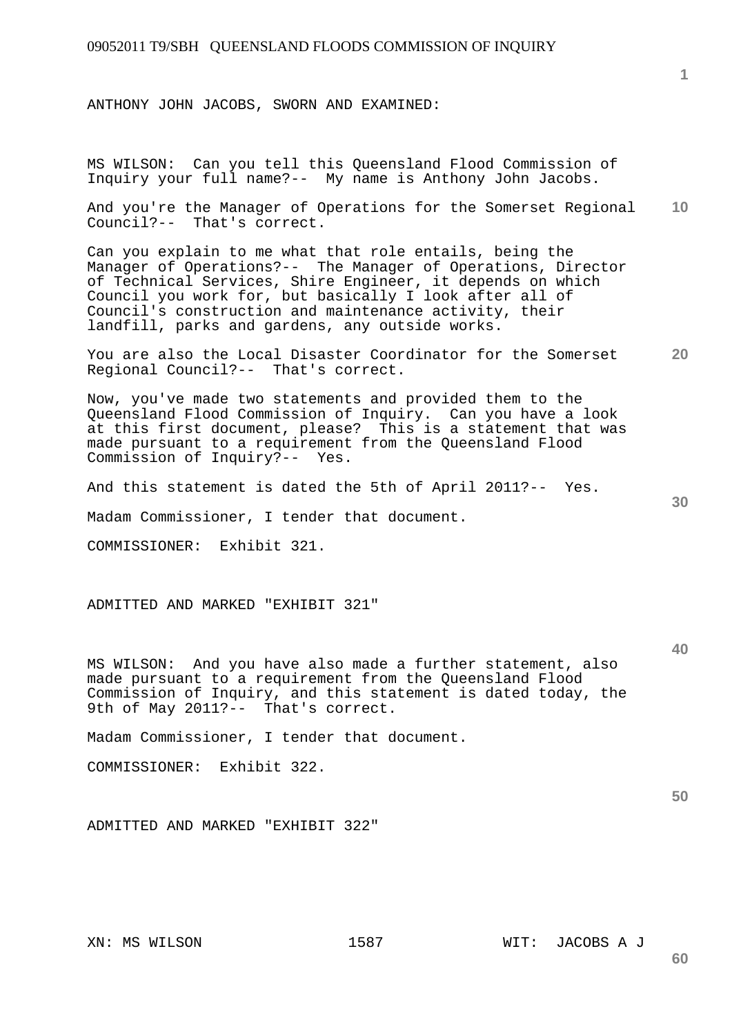ANTHONY JOHN JACOBS, SWORN AND EXAMINED:

MS WILSON: Can you tell this Queensland Flood Commission of Inquiry your full name?-- My name is Anthony John Jacobs.

And you're the Manager of Operations for the Somerset Regional Council?-- That's correct.

Can you explain to me what that role entails, being the Manager of Operations?-- The Manager of Operations, Director of Technical Services, Shire Engineer, it depends on which Council you work for, but basically I look after all of Council's construction and maintenance activity, their landfill, parks and gardens, any outside works.

You are also the Local Disaster Coordinator for the Somerset Regional Council?-- That's correct.

Now, you've made two statements and provided them to the Queensland Flood Commission of Inquiry. Can you have a look at this first document, please? This is a statement that was made pursuant to a requirement from the Queensland Flood Commission of Inquiry?-- Yes.

And this statement is dated the 5th of April 2011?-- Yes.

Madam Commissioner, I tender that document.

COMMISSIONER: Exhibit 321.

ADMITTED AND MARKED "EXHIBIT 321"

MS WILSON: And you have also made a further statement, also made pursuant to a requirement from the Queensland Flood Commission of Inquiry, and this statement is dated today, the 9th of May 2011?-- That's correct.

Madam Commissioner, I tender that document.

COMMISSIONER: Exhibit 322.

ADMITTED AND MARKED "EXHIBIT 322"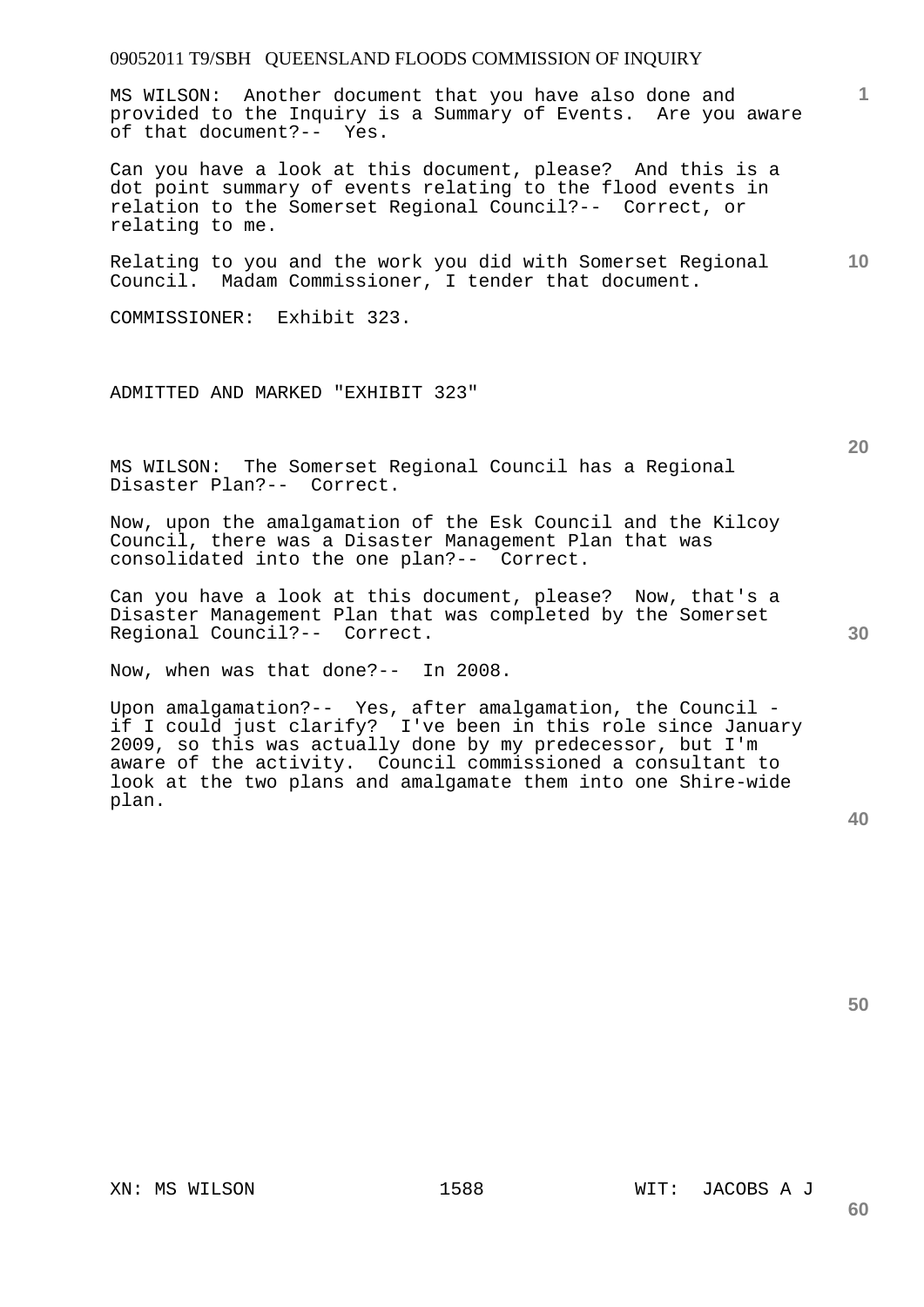MS WILSON: Another document that you have also done and provided to the Inquiry is a Summary of Events. Are you aware of that document?-- Yes.

Can you have a look at this document, please? And this is a dot point summary of events relating to the flood events in relation to the Somerset Regional Council?-- Correct, or relating to me.

Relating to you and the work you did with Somerset Regional Council. Madam Commissioner, I tender that document.

COMMISSIONER: Exhibit 323.

ADMITTED AND MARKED "EXHIBIT 323"

MS WILSON: The Somerset Regional Council has a Regional Disaster Plan?-- Correct.

Now, upon the amalgamation of the Esk Council and the Kilcoy Council, there was a Disaster Management Plan that was consolidated into the one plan?-- Correct.

Can you have a look at this document, please? Now, that's a Disaster Management Plan that was completed by the Somerset Regional Council?-- Correct.

Now, when was that done?-- In 2008.

Upon amalgamation?-- Yes, after amalgamation, the Council - if I could just clarify? I've been in this role since January 2009, so this was actually done by my predecessor, but I'm aware of the activity. Council commissioned a consultant to look at the two plans and amalgamate them into one Shire-wide plan.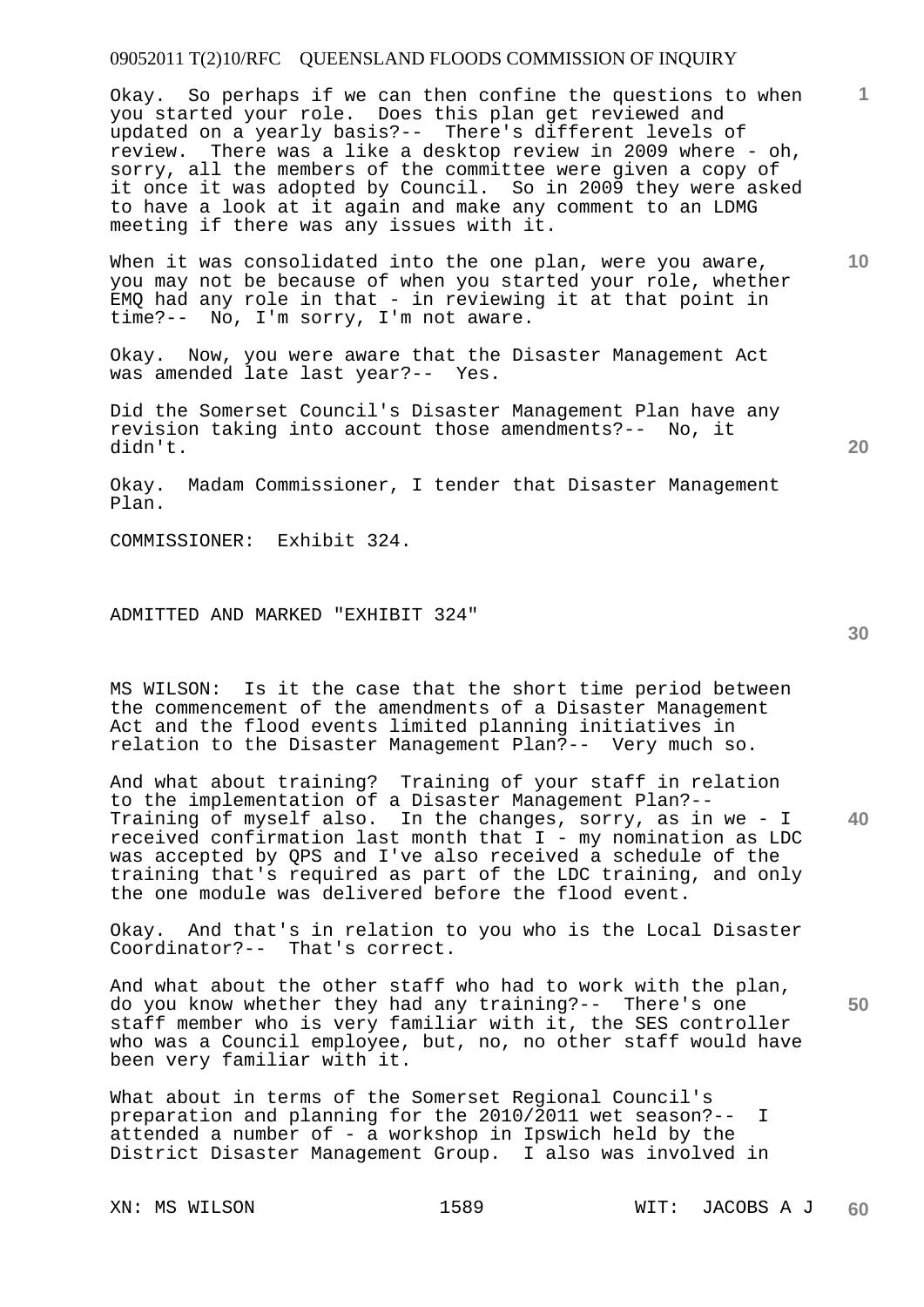Okay. So perhaps if we can then confine the questions to when you started your role. Does this plan get reviewed and updated on a yearly basis?-- There's different levels of review. There was a like a desktop review in 2009 where - oh, sorry, all the members of the committee were given a copy of it once it was adopted by Council. So in 2009 they were asked to have a look at it again and make any comment to an LDMG meeting if there was any issues with it.

When it was consolidated into the one plan, were you aware, you may not be because of when you started your role, whether EMQ had any role in that - in reviewing it at that point in time?-- No, I'm sorry, I'm not aware.

Okay. Now, you were aware that the Disaster Management Act was amended late last year?-- Yes.

Did the Somerset Council's Disaster Management Plan have any revision taking into account those amendments?-- No, it didn't.

Okay. Madam Commissioner, I tender that Disaster Management Plan.

COMMISSIONER: Exhibit 324.

ADMITTED AND MARKED "EXHIBIT 324"

MS WILSON: Is it the case that the short time period between the commencement of the amendments of a Disaster Management Act and the flood events limited planning initiatives in relation to the Disaster Management Plan?-- Very much so.

And what about training? Training of your staff in relation to the implementation of a Disaster Management Plan?-- Training of myself also. In the changes, sorry, as in we - I received confirmation last month that I - my nomination as LDC was accepted by QPS and I've also received a schedule of the training that's required as part of the LDC training, and only the one module was delivered before the flood event.

Okay. And that's in relation to you who is the Local Disaster Coordinator?-- That's correct.

And what about the other staff who had to work with the plan, do you know whether they had any training?-- There's one staff member who is very familiar with it, the SES controller who was a Council employee, but, no, no other staff would have been very familiar with it.

What about in terms of the Somerset Regional Council's preparation and planning for the 2010/2011 wet season?-- I attended a number of - a workshop in Ipswich held by the District Disaster Management Group. I also was involved in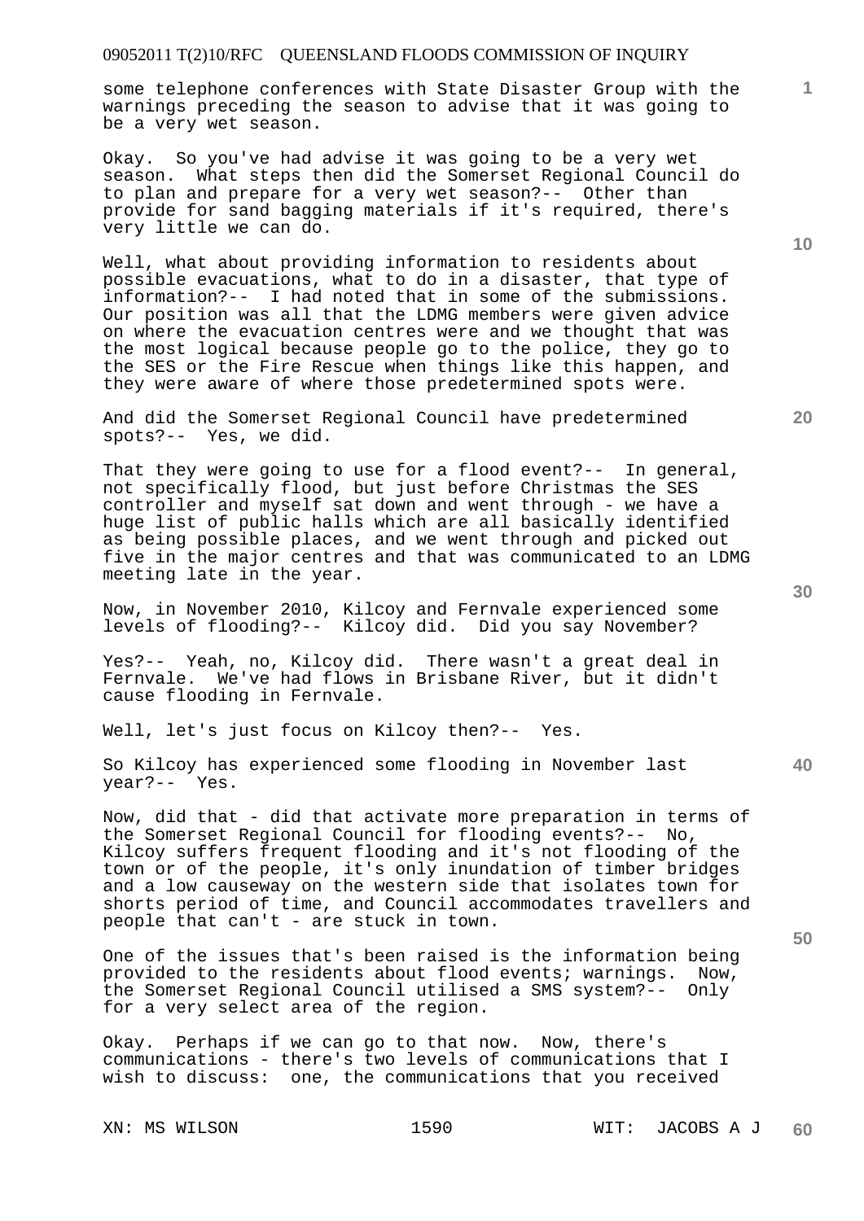some telephone conferences with State Disaster Group with the warnings preceding the season to advise that it was going to be a very wet season.

Okay. So you've had advise it was going to be a very wet season. What steps then did the Somerset Regional Council do to plan and prepare for a very wet season?-- Other than provide for sand bagging materials if it's required, there's very little we can do.

Well, what about providing information to residents about possible evacuations, what to do in a disaster, that type of information?-- I had noted that in some of the submissions. Our position was all that the LDMG members were given advice on where the evacuation centres were and we thought that was the most logical because people go to the police, they go to the SES or the Fire Rescue when things like this happen, and they were aware of where those predetermined spots were.

And did the Somerset Regional Council have predetermined spots?-- Yes, we did.

That they were going to use for a flood event?-- In general, not specifically flood, but just before Christmas the SES controller and myself sat down and went through - we have a huge list of public halls which are all basically identified as being possible places, and we went through and picked out five in the major centres and that was communicated to an LDMG meeting late in the year.

Now, in November 2010, Kilcoy and Fernvale experienced some levels of flooding?-- Kilcoy did. Did you say November?

Yes?-- Yeah, no, Kilcoy did. There wasn't a great deal in Fernvale. We've had flows in Brisbane River, but it didn't cause flooding in Fernvale.

Well, let's just focus on Kilcoy then?-- Yes.

So Kilcoy has experienced some flooding in November last year?-- Yes.

Now, did that - did that activate more preparation in terms of the Somerset Regional Council for flooding events?-- No, Kilcoy suffers frequent flooding and it's not flooding of the town or of the people, it's only inundation of timber bridges and a low causeway on the western side that isolates town for shorts period of time, and Council accommodates travellers and people that can't - are stuck in town.

One of the issues that's been raised is the information being provided to the residents about flood events; warnings. Now, the Somerset Regional Council utilised a SMS system?-- Only for a very select area of the region.

Okay. Perhaps if we can go to that now. Now, there's communications - there's two levels of communications that I wish to discuss: one, the communications that you received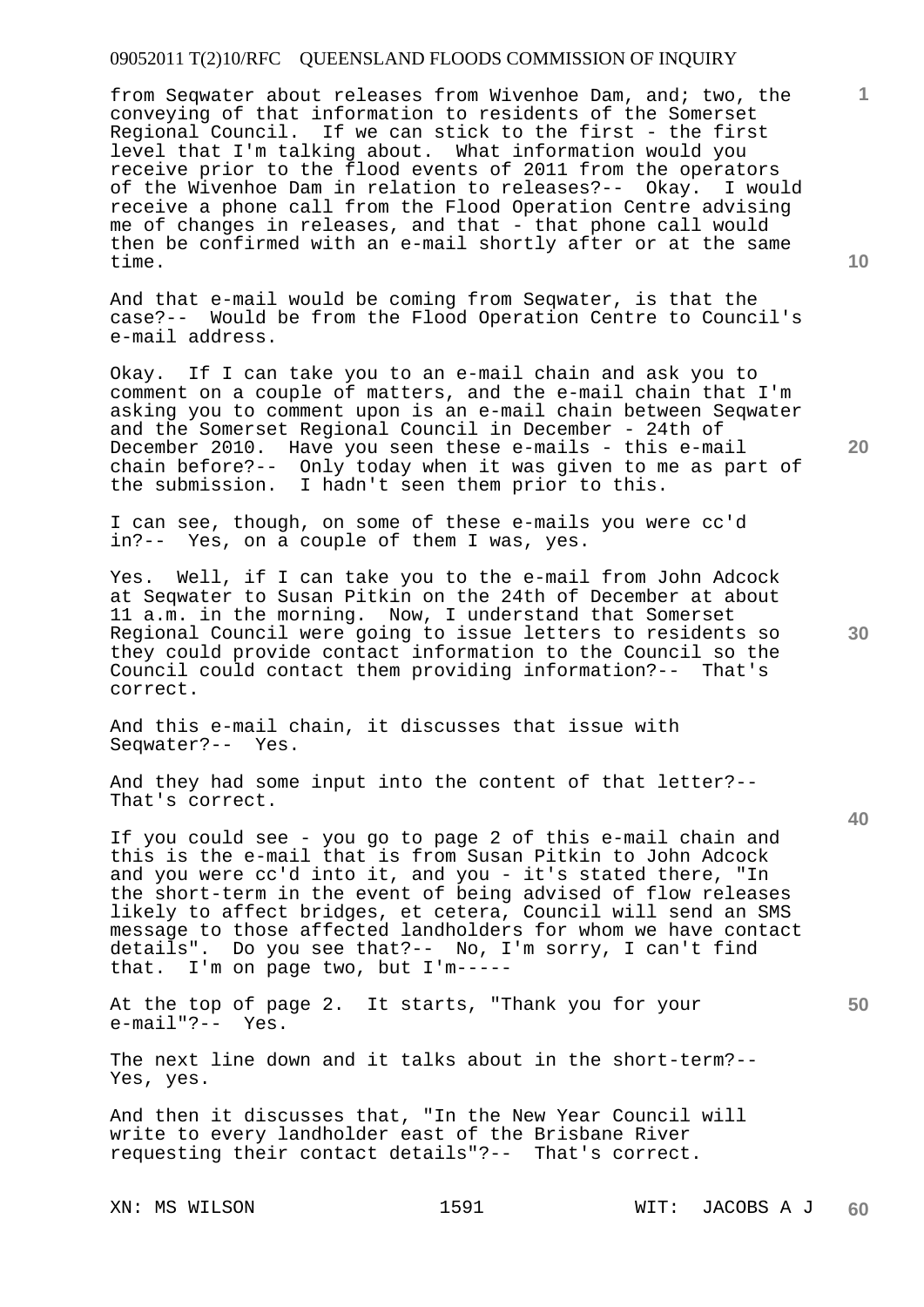from Seqwater about releases from Wivenhoe Dam, and; two, the conveying of that information to residents of the Somerset Regional Council. If we can stick to the first - the first level that I'm talking about. What information would you receive prior to the flood events of 2011 from the operators of the Wivenhoe Dam in relation to releases?-- Okay. I would receive a phone call from the Flood Operation Centre advising me of changes in releases, and that - that phone call would then be confirmed with an e-mail shortly after or at the same time.

And that e-mail would be coming from Seqwater, is that the case?-- Would be from the Flood Operation Centre to Council's e-mail address.

Okay. If I can take you to an e-mail chain and ask you to comment on a couple of matters, and the e-mail chain that I'm asking you to comment upon is an e-mail chain between Seqwater and the Somerset Regional Council in December - 24th of December 2010. Have you seen these e-mails - this e-mail chain before?-- Only today when it was given to me as part of the submission. I hadn't seen them prior to this.

I can see, though, on some of these e-mails you were cc'd in?-- Yes, on a couple of them I was, yes.

Yes. Well, if I can take you to the e-mail from John Adcock at Seqwater to Susan Pitkin on the 24th of December at about 11 a.m. in the morning. Now, I understand that Somerset Regional Council were going to issue letters to residents so they could provide contact information to the Council so the Council could contact them providing information?-- That's correct.

And this e-mail chain, it discusses that issue with Seqwater?-- Yes.

And they had some input into the content of that letter?-- That's correct.

If you could see - you go to page 2 of this e-mail chain and this is the e-mail that is from Susan Pitkin to John Adcock and you were cc'd into it, and you - it's stated there, "In the short-term in the event of being advised of flow releases likely to affect bridges, et cetera, Council will send an SMS message to those affected landholders for whom we have contact details". Do you see that?-- No, I'm sorry, I can't find that. I'm on page two, but I'm-----

At the top of page 2. It starts, "Thank you for your e-mail"?-- Yes.

The next line down and it talks about in the short-term?-- Yes, yes.

And then it discusses that, "In the New Year Council will write to every landholder east of the Brisbane River requesting their contact details"?-- That's correct.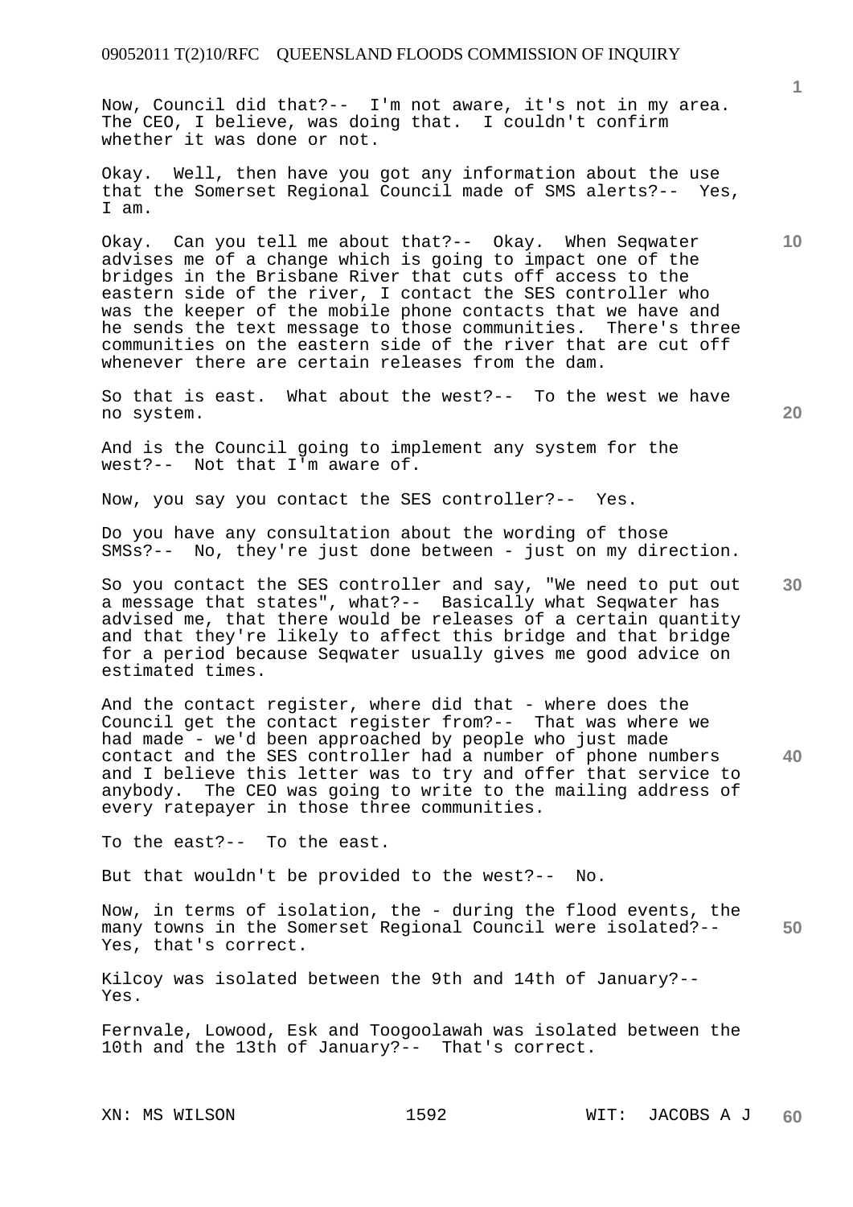Now, Council did that?-- I'm not aware, it's not in my area. The CEO, I believe, was doing that. I couldn't confirm whether it was done or not.

Okay. Well, then have you got any information about the use that the Somerset Regional Council made of SMS alerts?-- Yes, I am.

Okay. Can you tell me about that?-- Okay. When Seqwater advises me of a change which is going to impact one of the bridges in the Brisbane River that cuts off access to the eastern side of the river, I contact the SES controller who was the keeper of the mobile phone contacts that we have and he sends the text message to those communities. There's three communities on the eastern side of the river that are cut off whenever there are certain releases from the dam.

So that is east. What about the west?-- To the west we have no system.

And is the Council going to implement any system for the west?-- Not that I'm aware of.

Now, you say you contact the SES controller?-- Yes.

Do you have any consultation about the wording of those SMSs?-- No, they're just done between - just on my direction.

So you contact the SES controller and say, "We need to put out a message that states", what?-- Basically what Seqwater has advised me, that there would be releases of a certain quantity and that they're likely to affect this bridge and that bridge for a period because Seqwater usually gives me good advice on estimated times.

And the contact register, where did that - where does the Council get the contact register from?-- That was where we had made - we'd been approached by people who just made contact and the SES controller had a number of phone numbers and I believe this letter was to try and offer that service to anybody. The CEO was going to write to the mailing address of every ratepayer in those three communities.

To the east?-- To the east.

But that wouldn't be provided to the west?-- No.

Now, in terms of isolation, the - during the flood events, the many towns in the Somerset Regional Council were isolated?-- Yes, that's correct.

Kilcoy was isolated between the 9th and 14th of January?-- Yes.

Fernvale, Lowood, Esk and Toogoolawah was isolated between the 10th and the 13th of January?-- That's correct.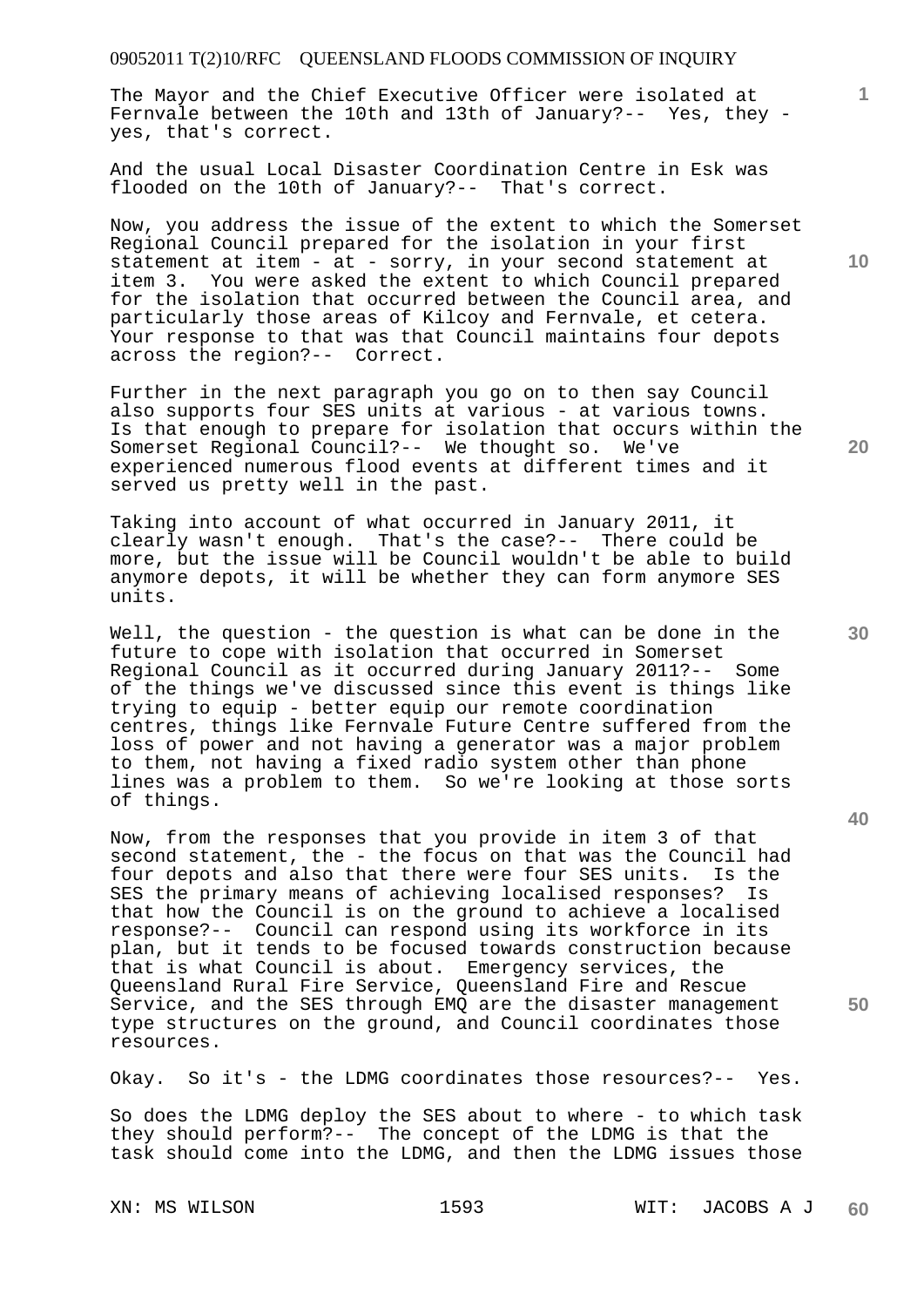The Mayor and the Chief Executive Officer were isolated at Fernvale between the 10th and 13th of January?-- Yes, they - yes, that's correct.

And the usual Local Disaster Coordination Centre in Esk was flooded on the 10th of January?-- That's correct.

Now, you address the issue of the extent to which the Somerset Regional Council prepared for the isolation in your first statement at item - at - sorry, in your second statement at item 3. You were asked the extent to which Council prepared for the isolation that occurred between the Council area, and particularly those areas of Kilcoy and Fernvale, et cetera. Your response to that was that Council maintains four depots across the region?-- Correct.

Further in the next paragraph you go on to then say Council also supports four SES units at various - at various towns. Is that enough to prepare for isolation that occurs within the Somerset Regional Council?-- We thought so. We've experienced numerous flood events at different times and it served us pretty well in the past.

Taking into account of what occurred in January 2011, it clearly wasn't enough. That's the case?-- There could be more, but the issue will be Council wouldn't be able to build anymore depots, it will be whether they can form anymore SES units.

Well, the question - the question is what can be done in the future to cope with isolation that occurred in Somerset Regional Council as it occurred during January 2011?-- Some of the things we've discussed since this event is things like trying to equip - better equip our remote coordination centres, things like Fernvale Future Centre suffered from the loss of power and not having a generator was a major problem to them, not having a fixed radio system other than phone lines was a problem to them. So we're looking at those sorts of things.

Now, from the responses that you provide in item 3 of that second statement, the - the focus on that was the Council had four depots and also that there were four SES units. Is the SES the primary means of achieving localised responses? Is that how the Council is on the ground to achieve a localised response?-- Council can respond using its workforce in its plan, but it tends to be focused towards construction because that is what Council is about. Emergency services, the Queensland Rural Fire Service, Queensland Fire and Rescue Service, and the SES through EMQ are the disaster management type structures on the ground, and Council coordinates those resources.

Okay. So it's - the LDMG coordinates those resources?-- Yes.

So does the LDMG deploy the SES about to where - to which task they should perform?-- The concept of the LDMG is that the task should come into the LDMG, and then the LDMG issues those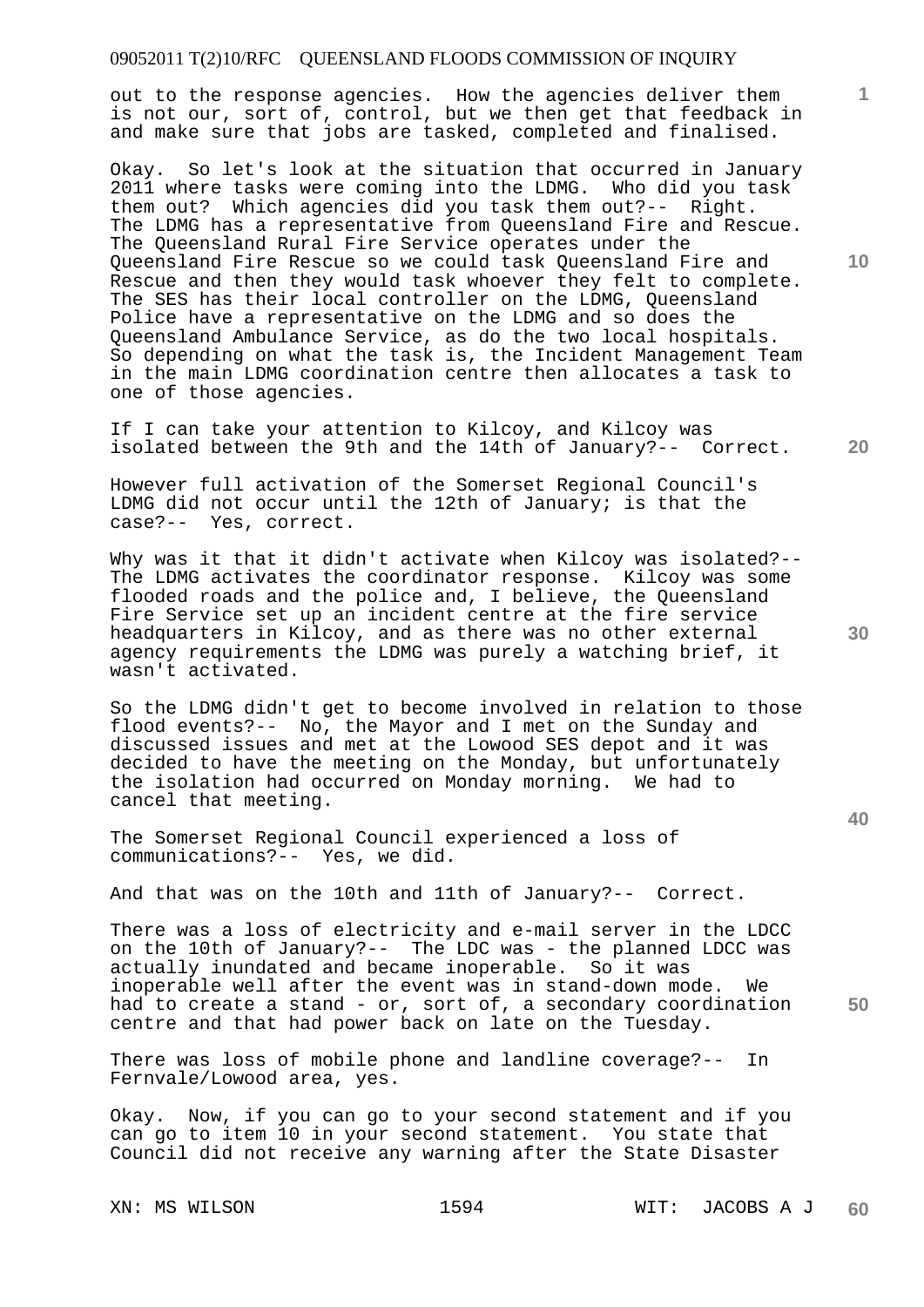out to the response agencies. How the agencies deliver them is not our, sort of, control, but we then get that feedback in and make sure that jobs are tasked, completed and finalised.

Okay. So let's look at the situation that occurred in January 2011 where tasks were coming into the LDMG. Who did you task them out? Which agencies did you task them out?-- Right. The LDMG has a representative from Queensland Fire and Rescue. The Queensland Rural Fire Service operates under the Queensland Fire Rescue so we could task Queensland Fire and Rescue and then they would task whoever they felt to complete. The SES has their local controller on the LDMG, Queensland Police have a representative on the LDMG and so does the Queensland Ambulance Service, as do the two local hospitals. So depending on what the task is, the Incident Management Team in the main LDMG coordination centre then allocates a task to one of those agencies.

If I can take your attention to Kilcoy, and Kilcoy was isolated between the 9th and the 14th of January?-- Correct.

However full activation of the Somerset Regional Council's LDMG did not occur until the 12th of January; is that the case?-- Yes, correct.

Why was it that it didn't activate when Kilcoy was isolated?-- The LDMG activates the coordinator response. Kilcoy was some flooded roads and the police and, I believe, the Queensland Fire Service set up an incident centre at the fire service headquarters in Kilcoy, and as there was no other external agency requirements the LDMG was purely a watching brief, it wasn't activated.

So the LDMG didn't get to become involved in relation to those flood events?-- No, the Mayor and I met on the Sunday and discussed issues and met at the Lowood SES depot and it was decided to have the meeting on the Monday, but unfortunately the isolation had occurred on Monday morning. We had to cancel that meeting.

The Somerset Regional Council experienced a loss of communications?-- Yes, we did.

And that was on the 10th and 11th of January?-- Correct.

There was a loss of electricity and e-mail server in the LDCC on the 10th of January?-- The LDC was - the planned LDCC was actually inundated and became inoperable. So it was inoperable well after the event was in stand-down mode. We had to create a stand - or, sort of, a secondary coordination centre and that had power back on late on the Tuesday.

There was loss of mobile phone and landline coverage?-- In Fernvale/Lowood area, yes.

Okay. Now, if you can go to your second statement and if you can go to item 10 in your second statement. You state that Council did not receive any warning after the State Disaster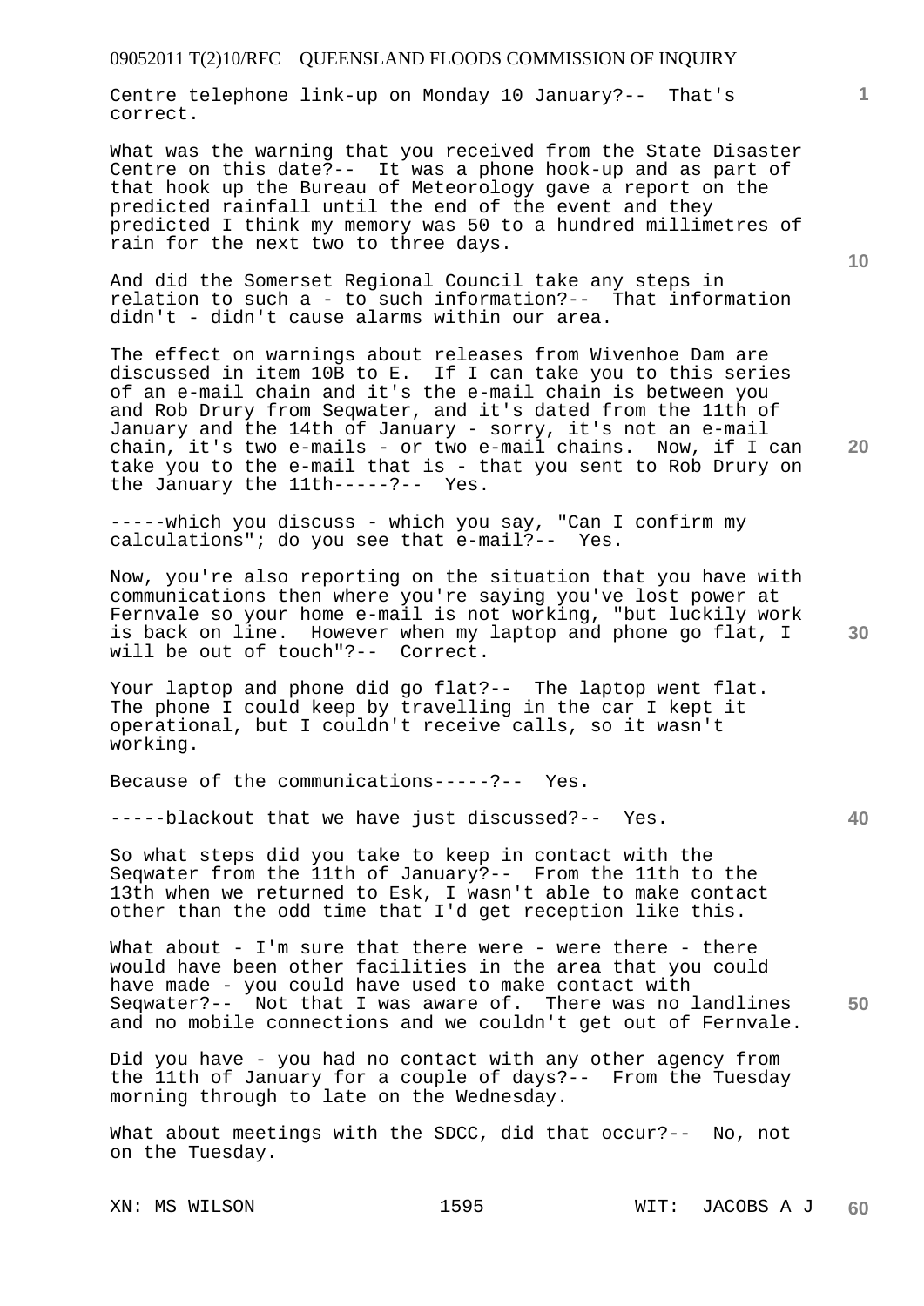Centre telephone link-up on Monday 10 January?-- That's correct.

What was the warning that you received from the State Disaster Centre on this date?-- It was a phone hook-up and as part of that hook up the Bureau of Meteorology gave a report on the predicted rainfall until the end of the event and they predicted I think my memory was 50 to a hundred millimetres of rain for the next two to three days.

And did the Somerset Regional Council take any steps in relation to such a - to such information?-- That information didn't - didn't cause alarms within our area.

The effect on warnings about releases from Wivenhoe Dam are discussed in item 10B to E. If I can take you to this series of an e-mail chain and it's the e-mail chain is between you and Rob Drury from Seqwater, and it's dated from the 11th of January and the 14th of January - sorry, it's not an e-mail chain, it's two e-mails - or two e-mail chains. Now, if I can take you to the e-mail that is - that you sent to Rob Drury on the January the 11th-----?-- Yes.

-----which you discuss - which you say, "Can I confirm my calculations"; do you see that e-mail?-- Yes.

Now, you're also reporting on the situation that you have with communications then where you're saying you've lost power at Fernvale so your home e-mail is not working, "but luckily work is back on line. However when my laptop and phone go flat, I will be out of touch"?-- Correct.

Your laptop and phone did go flat?-- The laptop went flat. The phone I could keep by travelling in the car I kept it operational, but I couldn't receive calls, so it wasn't working.

Because of the communications-----?-- Yes.

-----blackout that we have just discussed?-- Yes.

So what steps did you take to keep in contact with the Seqwater from the 11th of January?-- From the 11th to the 13th when we returned to Esk, I wasn't able to make contact other than the odd time that I'd get reception like this.

What about - I'm sure that there were - were there - there would have been other facilities in the area that you could have made - you could have used to make contact with Seqwater?-- Not that I was aware of. There was no landlines and no mobile connections and we couldn't get out of Fernvale.

Did you have - you had no contact with any other agency from the 11th of January for a couple of days?-- From the Tuesday morning through to late on the Wednesday.

What about meetings with the SDCC, did that occur?-- No, not on the Tuesday.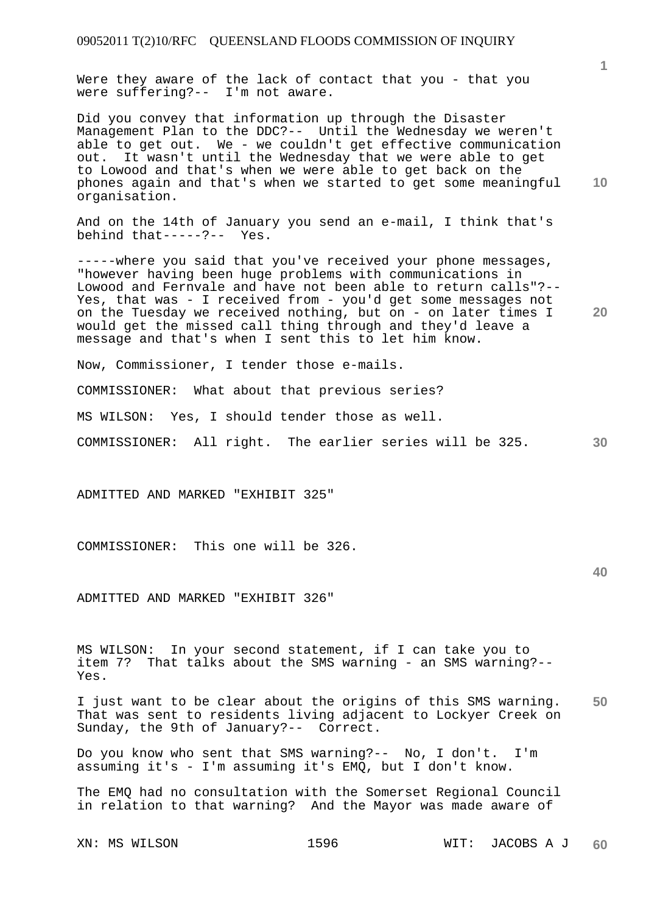Were they aware of the lack of contact that you - that you were suffering?-- I'm not aware.

Did you convey that information up through the Disaster Management Plan to the DDC?-- Until the Wednesday we weren't able to get out. We - we couldn't get effective communication out. It wasn't until the Wednesday that we were able to get to Lowood and that's when we were able to get back on the phones again and that's when we started to get some meaningful organisation.

And on the 14th of January you send an e-mail, I think that's behind that-----?-- Yes.

-----where you said that you've received your phone messages, "however having been huge problems with communications in Lowood and Fernvale and have not been able to return calls"?-- Yes, that was - I received from - you'd get some messages not on the Tuesday we received nothing, but on - on later times I would get the missed call thing through and they'd leave a message and that's when I sent this to let him know.

Now, Commissioner, I tender those e-mails.

COMMISSIONER: What about that previous series?

MS WILSON: Yes, I should tender those as well.

COMMISSIONER: All right. The earlier series will be 325.

ADMITTED AND MARKED "EXHIBIT 325"

COMMISSIONER: This one will be 326.

ADMITTED AND MARKED "EXHIBIT 326"

MS WILSON: In your second statement, if I can take you to item 7? That talks about the SMS warning - an SMS warning?-- Yes.

I just want to be clear about the origins of this SMS warning. That was sent to residents living adjacent to Lockyer Creek on Sunday, the 9th of January?-- Correct.

Do you know who sent that SMS warning?-- No, I don't. I'm assuming it's - I'm assuming it's EMQ, but I don't know.

The EMQ had no consultation with the Somerset Regional Council in relation to that warning? And the Mayor was made aware of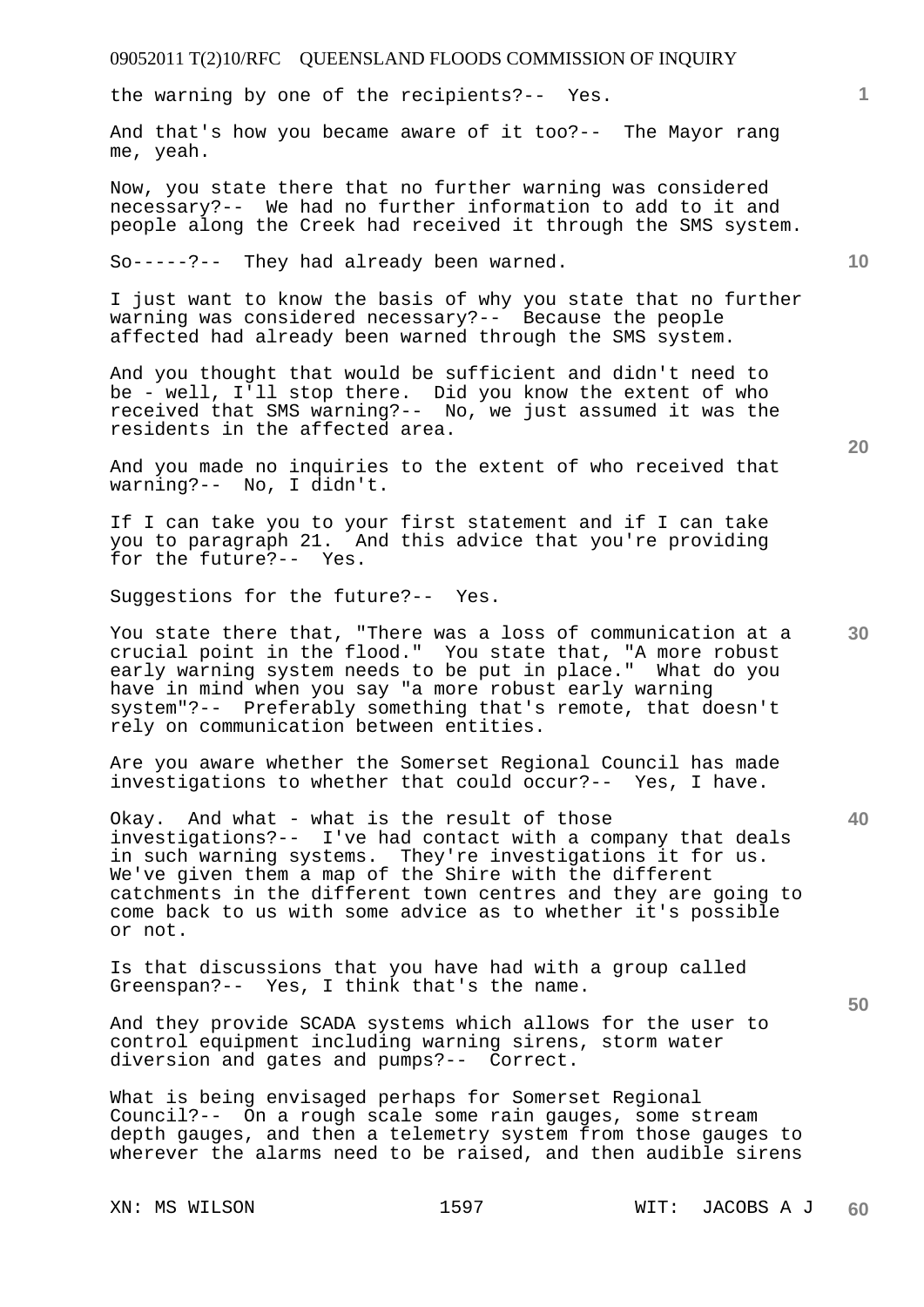the warning by one of the recipients?-- Yes.

And that's how you became aware of it too?-- The Mayor rang me, yeah.

Now, you state there that no further warning was considered necessary?-- We had no further information to add to it and people along the Creek had received it through the SMS system.

So-----?-- They had already been warned.

I just want to know the basis of why you state that no further warning was considered necessary?-- Because the people affected had already been warned through the SMS system.

And you thought that would be sufficient and didn't need to be - well, I'll stop there. Did you know the extent of who received that SMS warning?-- No, we just assumed it was the residents in the affected area.

And you made no inquiries to the extent of who received that warning?-- No, I didn't.

If I can take you to your first statement and if I can take you to paragraph 21. And this advice that you're providing for the future?-- Yes.

Suggestions for the future?-- Yes.

You state there that, "There was a loss of communication at a crucial point in the flood." You state that, "A more robust early warning system needs to be put in place." What do you have in mind when you say "a more robust early warning system"?-- Preferably something that's remote, that doesn't rely on communication between entities.

Are you aware whether the Somerset Regional Council has made investigations to whether that could occur?-- Yes, I have.

Okay. And what - what is the result of those investigations?-- I've had contact with a company that deals in such warning systems. They're investigations it for us. We've given them a map of the Shire with the different catchments in the different town centres and they are going to come back to us with some advice as to whether it's possible or not.

Is that discussions that you have had with a group called Greenspan?-- Yes, I think that's the name.

And they provide SCADA systems which allows for the user to control equipment including warning sirens, storm water diversion and gates and pumps?-- Correct.

What is being envisaged perhaps for Somerset Regional Council?-- On a rough scale some rain gauges, some stream depth gauges, and then a telemetry system from those gauges to wherever the alarms need to be raised, and then audible sirens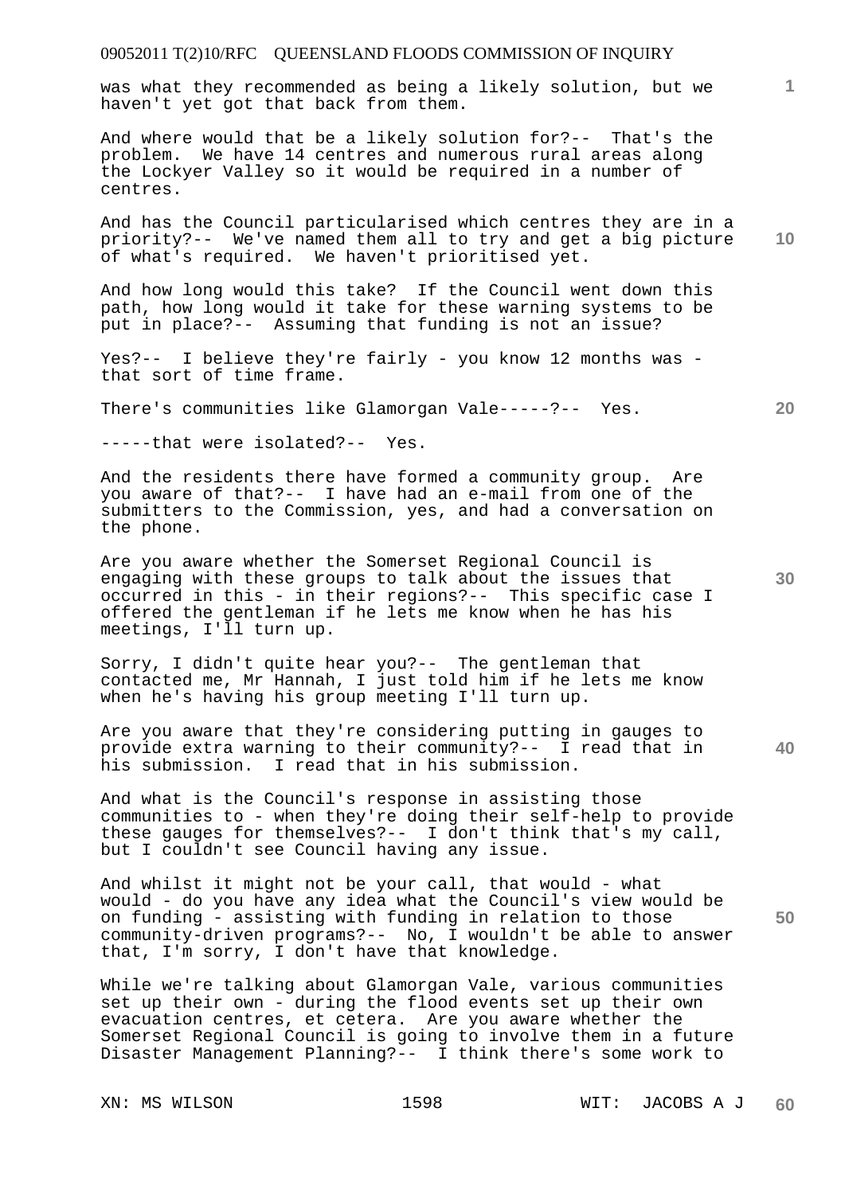was what they recommended as being a likely solution, but we haven't yet got that back from them.

And where would that be a likely solution for?-- That's the problem. We have 14 centres and numerous rural areas along the Lockyer Valley so it would be required in a number of centres.

And has the Council particularised which centres they are in a priority?-- We've named them all to try and get a big picture of what's required. We haven't prioritised yet.

And how long would this take? If the Council went down this path, how long would it take for these warning systems to be put in place?-- Assuming that funding is not an issue?

Yes?-- I believe they're fairly - you know 12 months was - that sort of time frame.

There's communities like Glamorgan Vale-----?-- Yes.

-----that were isolated?-- Yes.

And the residents there have formed a community group. Are you aware of that?-- I have had an e-mail from one of the submitters to the Commission, yes, and had a conversation on the phone.

Are you aware whether the Somerset Regional Council is engaging with these groups to talk about the issues that occurred in this - in their regions?-- This specific case I offered the gentleman if he lets me know when he has his meetings, I'll turn up.

Sorry, I didn't quite hear you?-- The gentleman that contacted me, Mr Hannah, I just told him if he lets me know when he's having his group meeting I'll turn up.

Are you aware that they're considering putting in gauges to provide extra warning to their community?-- I read that in his submission. I read that in his submission.

And what is the Council's response in assisting those communities to - when they're doing their self-help to provide these gauges for themselves?-- I don't think that's my call, but I couldn't see Council having any issue.

And whilst it might not be your call, that would - what would - do you have any idea what the Council's view would be on funding - assisting with funding in relation to those community-driven programs?-- No, I wouldn't be able to answer that, I'm sorry, I don't have that knowledge.

While we're talking about Glamorgan Vale, various communities set up their own - during the flood events set up their own evacuation centres, et cetera. Are you aware whether the Somerset Regional Council is going to involve them in a future Disaster Management Planning?-- I think there's some work to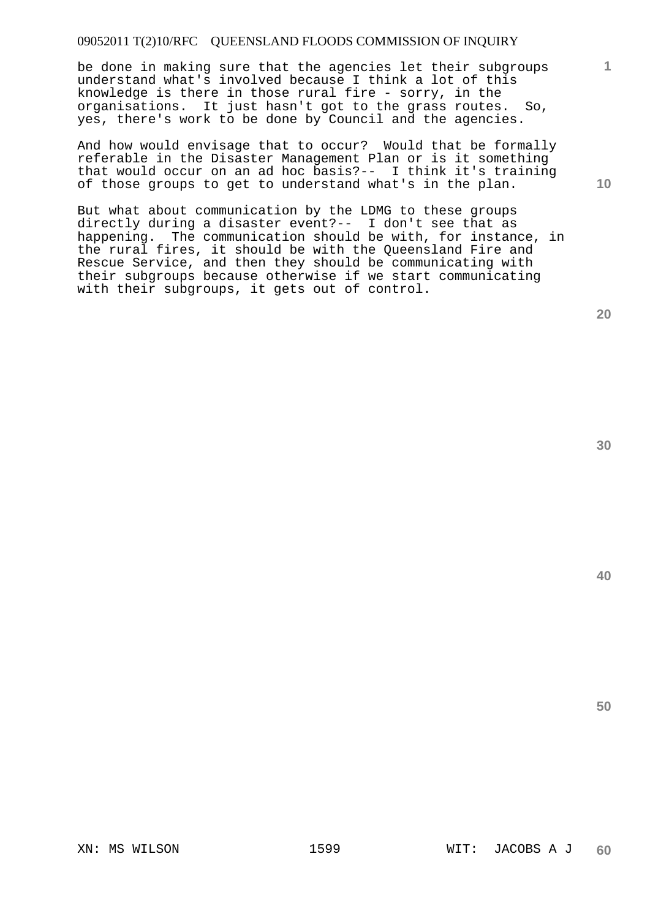be done in making sure that the agencies let their subgroups understand what's involved because I think a lot of this knowledge is there in those rural fire - sorry, in the organisations. It just hasn't got to the grass routes. So, yes, there's work to be done by Council and the agencies.

And how would envisage that to occur? Would that be formally referable in the Disaster Management Plan or is it something that would occur on an ad hoc basis?-- I think it's training of those groups to get to understand what's in the plan.

But what about communication by the LDMG to these groups directly during a disaster event?-- I don't see that as happening. The communication should be with, for instance, in the rural fires, it should be with the Queensland Fire and Rescue Service, and then they should be communicating with their subgroups because otherwise if we start communicating with their subgroups, it gets out of control.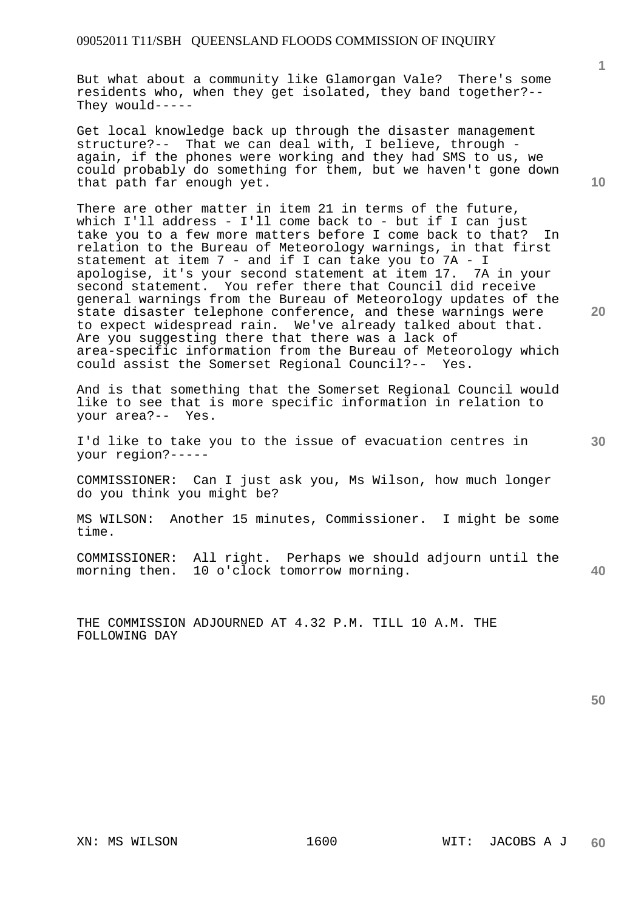But what about a community like Glamorgan Vale? There's some residents who, when they get isolated, they band together?-- They would-----

Get local knowledge back up through the disaster management structure?-- That we can deal with, I believe, through - again, if the phones were working and they had SMS to us, we could probably do something for them, but we haven't gone down that path far enough yet.

There are other matter in item 21 in terms of the future, which I'll address - I'll come back to - but if I can just take you to a few more matters before I come back to that? In relation to the Bureau of Meteorology warnings, in that first statement at item 7 - and if I can take you to 7A - I apologise, it's your second statement at item 17. 7A in your second statement. You refer there that Council did receive general warnings from the Bureau of Meteorology updates of the state disaster telephone conference, and these warnings were to expect widespread rain. We've already talked about that. Are you suggesting there that there was a lack of area-specific information from the Bureau of Meteorology which could assist the Somerset Regional Council?-- Yes.

And is that something that the Somerset Regional Council would like to see that is more specific information in relation to your area?-- Yes.

I'd like to take you to the issue of evacuation centres in your region?-----

COMMISSIONER: Can I just ask you, Ms Wilson, how much longer do you think you might be?

MS WILSON: Another 15 minutes, Commissioner. I might be some time.

COMMISSIONER: All right. Perhaps we should adjourn until the morning then. 10 o'clock tomorrow morning.

THE COMMISSION ADJOURNED AT 4.32 P.M. TILL 10 A.M. THE FOLLOWING DAY